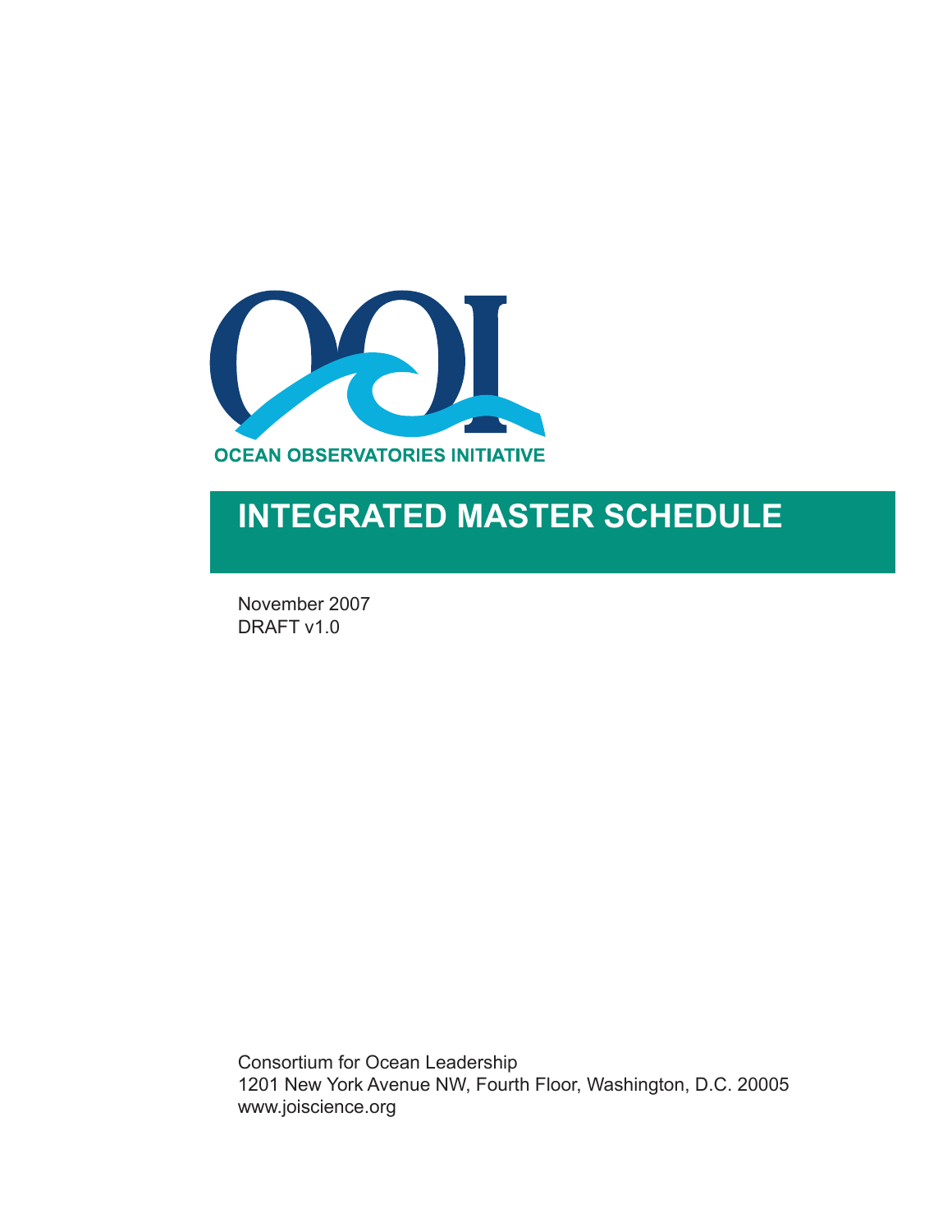OCEAN OBSERVATORIES INITIATIVE

# INTEGRATED MASTER SCHEDULE

November 2007
DRAFT v1.0

Consortium for Ocean Leadership
1201 New York Avenue NW, Fourth Floor, Washington, D.C. 20005
www.joiscience.org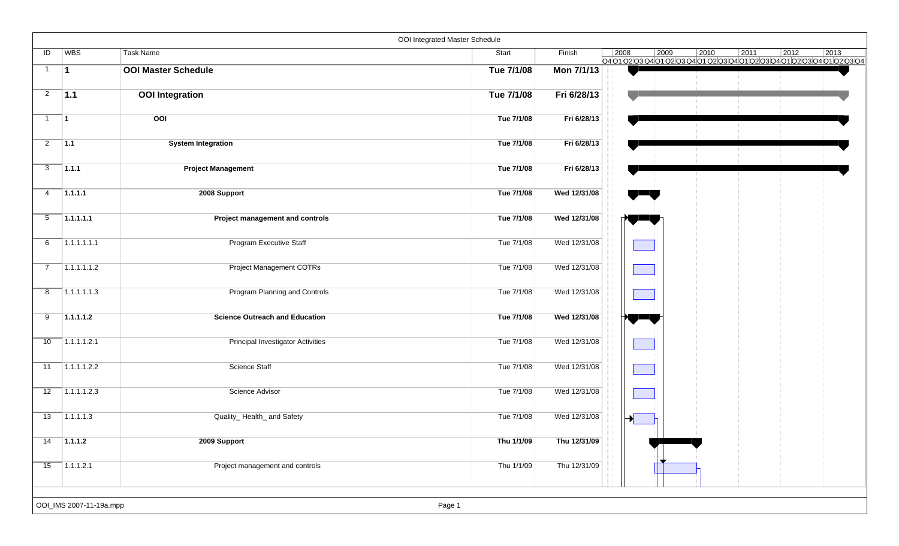# OOI Integrated Master Schedule

| ID | WBS | Task Name | Start | Finish |
|---|---|---|---|---|
| 1 | **1** | **OOI Master Schedule** | **Tue 7/1/08** | **Mon 7/1/13** |
| 2 | **1.1** | **OOI Integration** | **Tue 7/1/08** | **Fri 6/28/13** |
| 1 | **1** | **OOI** | **Tue 7/1/08** | **Fri 6/28/13** |
| 2 | **1.1** | **System Integration** | **Tue 7/1/08** | **Fri 6/28/13** |
| 3 | **1.1.1** | **Project Management** | **Tue 7/1/08** | **Fri 6/28/13** |
| 4 | **1.1.1.1** | **2008 Support** | **Tue 7/1/08** | **Wed 12/31/08** |
| 5 | **1.1.1.1.1** | **Project management and controls** | **Tue 7/1/08** | **Wed 12/31/08** |
| 6 | 1.1.1.1.1.1 | Program Executive Staff | Tue 7/1/08 | Wed 12/31/08 |
| 7 | 1.1.1.1.1.2 | Project Management COTRs | Tue 7/1/08 | Wed 12/31/08 |
| 8 | 1.1.1.1.1.3 | Program Planning and Controls | Tue 7/1/08 | Wed 12/31/08 |
| 9 | **1.1.1.1.2** | **Science Outreach and Education** | **Tue 7/1/08** | **Wed 12/31/08** |
| 10 | 1.1.1.1.2.1 | Principal Investigator Activities | Tue 7/1/08 | Wed 12/31/08 |
| 11 | 1.1.1.1.2.2 | Science Staff | Tue 7/1/08 | Wed 12/31/08 |
| 12 | 1.1.1.1.2.3 | Science Advisor | Tue 7/1/08 | Wed 12/31/08 |
| 13 | 1.1.1.1.3 | Quality_ Health_ and Safety | Tue 7/1/08 | Wed 12/31/08 |
| 14 | **1.1.1.2** | **2009 Support** | **Thu 1/1/09** | **Thu 12/31/09** |
| 15 | 1.1.1.2.1 | Project management and controls | Thu 1/1/09 | Thu 12/31/09 |

OOI_IMS 2007-11-19a.mpp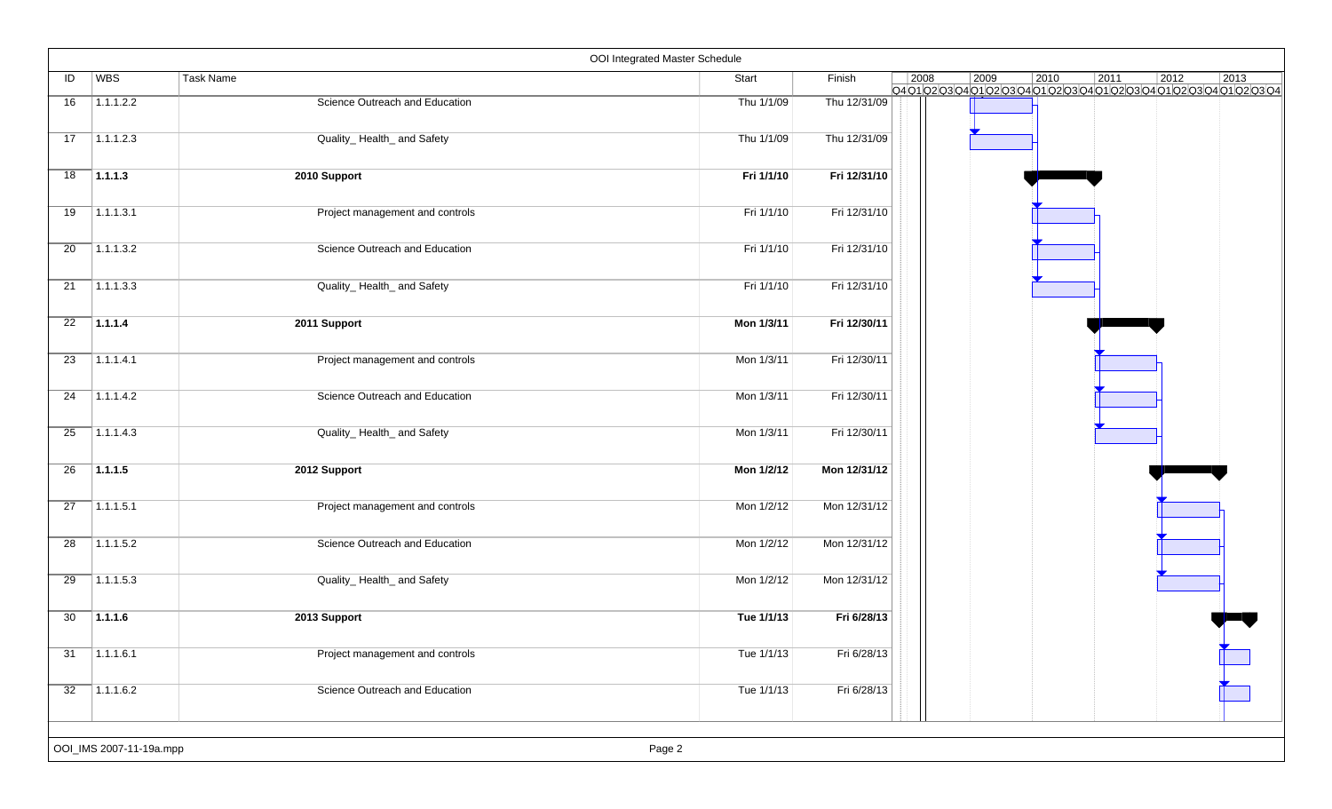# OOI Integrated Master Schedule

| ID | WBS | Task Name | Start | Finish |
|---|---|---|---|---|
| 16 | 1.1.1.2.2 | Science Outreach and Education | Thu 1/1/09 | Thu 12/31/09 |
| 17 | 1.1.1.2.3 | Quality_ Health_ and Safety | Thu 1/1/09 | Thu 12/31/09 |
| 18 | **1.1.1.3** | **2010 Support** | **Fri 1/1/10** | **Fri 12/31/10** |
| 19 | 1.1.1.3.1 | Project management and controls | Fri 1/1/10 | Fri 12/31/10 |
| 20 | 1.1.1.3.2 | Science Outreach and Education | Fri 1/1/10 | Fri 12/31/10 |
| 21 | 1.1.1.3.3 | Quality_ Health_ and Safety | Fri 1/1/10 | Fri 12/31/10 |
| 22 | **1.1.1.4** | **2011 Support** | **Mon 1/3/11** | **Fri 12/30/11** |
| 23 | 1.1.1.4.1 | Project management and controls | Mon 1/3/11 | Fri 12/30/11 |
| 24 | 1.1.1.4.2 | Science Outreach and Education | Mon 1/3/11 | Fri 12/30/11 |
| 25 | 1.1.1.4.3 | Quality_ Health_ and Safety | Mon 1/3/11 | Fri 12/30/11 |
| 26 | **1.1.1.5** | **2012 Support** | **Mon 1/2/12** | **Mon 12/31/12** |
| 27 | 1.1.1.5.1 | Project management and controls | Mon 1/2/12 | Mon 12/31/12 |
| 28 | 1.1.1.5.2 | Science Outreach and Education | Mon 1/2/12 | Mon 12/31/12 |
| 29 | 1.1.1.5.3 | Quality_ Health_ and Safety | Mon 1/2/12 | Mon 12/31/12 |
| 30 | **1.1.1.6** | **2013 Support** | **Tue 1/1/13** | **Fri 6/28/13** |
| 31 | 1.1.1.6.1 | Project management and controls | Tue 1/1/13 | Fri 6/28/13 |
| 32 | 1.1.1.6.2 | Science Outreach and Education | Tue 1/1/13 | Fri 6/28/13 |

OOI_IMS 2007-11-19a.mpp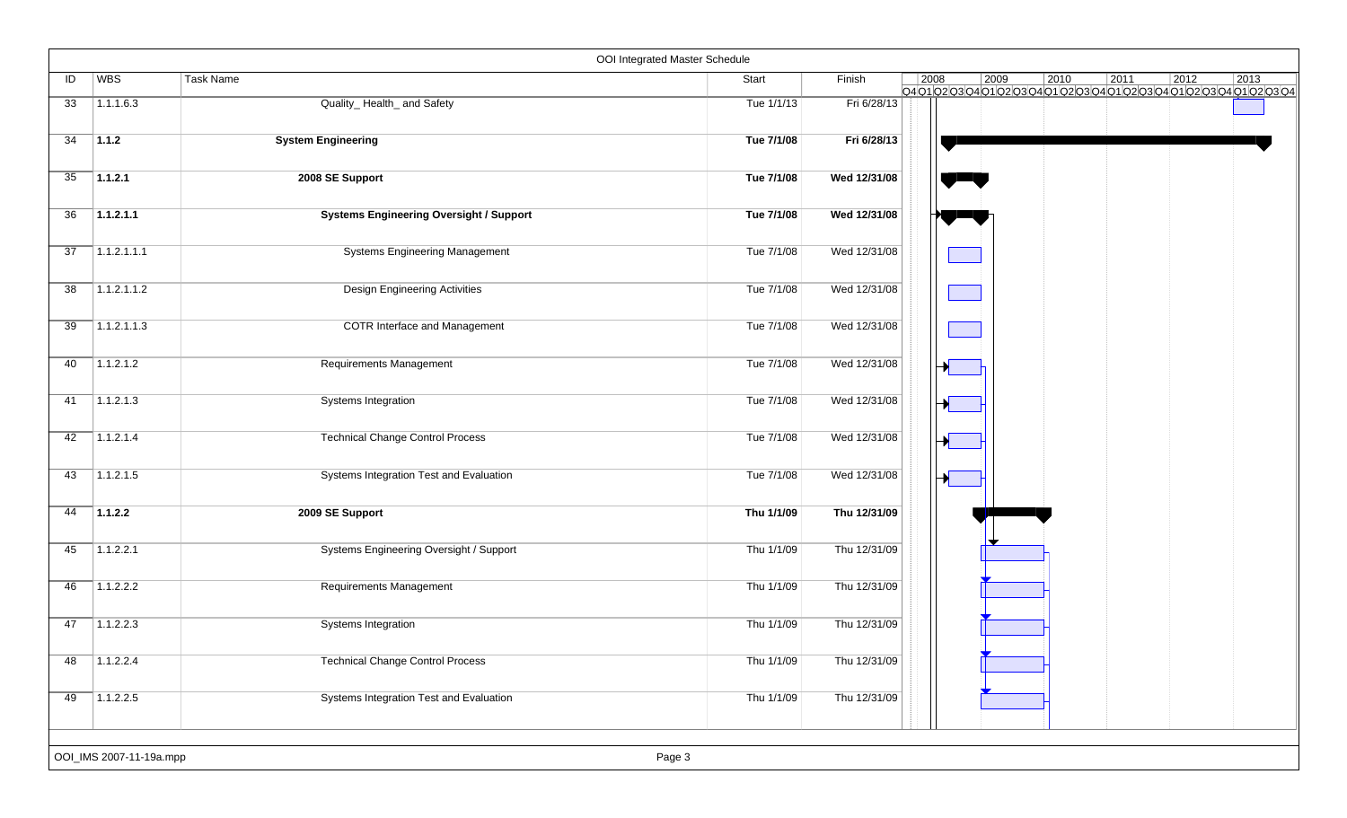# OOI Integrated Master Schedule

| ID | WBS | Task Name | Start | Finish |
|---|---|---|---|---|
| 33 | 1.1.1.6.3 | Quality_ Health_ and Safety | Tue 1/1/13 | Fri 6/28/13 |
| 34 | **1.1.2** | **System Engineering** | **Tue 7/1/08** | **Fri 6/28/13** |
| 35 | **1.1.2.1** | **2008 SE Support** | **Tue 7/1/08** | **Wed 12/31/08** |
| 36 | **1.1.2.1.1** | **Systems Engineering Oversight / Support** | **Tue 7/1/08** | **Wed 12/31/08** |
| 37 | 1.1.2.1.1.1 | Systems Engineering Management | Tue 7/1/08 | Wed 12/31/08 |
| 38 | 1.1.2.1.1.2 | Design Engineering Activities | Tue 7/1/08 | Wed 12/31/08 |
| 39 | 1.1.2.1.1.3 | COTR Interface and Management | Tue 7/1/08 | Wed 12/31/08 |
| 40 | 1.1.2.1.2 | Requirements Management | Tue 7/1/08 | Wed 12/31/08 |
| 41 | 1.1.2.1.3 | Systems Integration | Tue 7/1/08 | Wed 12/31/08 |
| 42 | 1.1.2.1.4 | Technical Change Control Process | Tue 7/1/08 | Wed 12/31/08 |
| 43 | 1.1.2.1.5 | Systems Integration Test and Evaluation | Tue 7/1/08 | Wed 12/31/08 |
| 44 | **1.1.2.2** | **2009 SE Support** | **Thu 1/1/09** | **Thu 12/31/09** |
| 45 | 1.1.2.2.1 | Systems Engineering Oversight / Support | Thu 1/1/09 | Thu 12/31/09 |
| 46 | 1.1.2.2.2 | Requirements Management | Thu 1/1/09 | Thu 12/31/09 |
| 47 | 1.1.2.2.3 | Systems Integration | Thu 1/1/09 | Thu 12/31/09 |
| 48 | 1.1.2.2.4 | Technical Change Control Process | Thu 1/1/09 | Thu 12/31/09 |
| 49 | 1.1.2.2.5 | Systems Integration Test and Evaluation | Thu 1/1/09 | Thu 12/31/09 |

OOI_IMS 2007-11-19a.mpp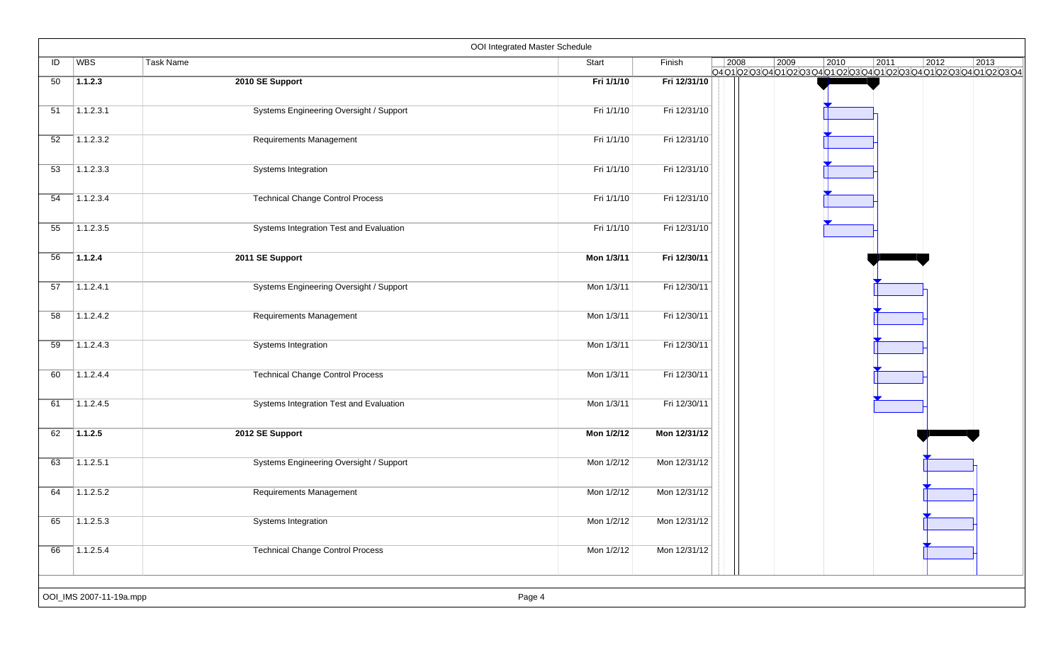# OOI Integrated Master Schedule

| ID | WBS | Task Name | Start | Finish |
|---|---|---|---|---|
| 50 | **1.1.2.3** | **2010 SE Support** | **Fri 1/1/10** | **Fri 12/31/10** |
| 51 | 1.1.2.3.1 | Systems Engineering Oversight / Support | Fri 1/1/10 | Fri 12/31/10 |
| 52 | 1.1.2.3.2 | Requirements Management | Fri 1/1/10 | Fri 12/31/10 |
| 53 | 1.1.2.3.3 | Systems Integration | Fri 1/1/10 | Fri 12/31/10 |
| 54 | 1.1.2.3.4 | Technical Change Control Process | Fri 1/1/10 | Fri 12/31/10 |
| 55 | 1.1.2.3.5 | Systems Integration Test and Evaluation | Fri 1/1/10 | Fri 12/31/10 |
| 56 | **1.1.2.4** | **2011 SE Support** | **Mon 1/3/11** | **Fri 12/30/11** |
| 57 | 1.1.2.4.1 | Systems Engineering Oversight / Support | Mon 1/3/11 | Fri 12/30/11 |
| 58 | 1.1.2.4.2 | Requirements Management | Mon 1/3/11 | Fri 12/30/11 |
| 59 | 1.1.2.4.3 | Systems Integration | Mon 1/3/11 | Fri 12/30/11 |
| 60 | 1.1.2.4.4 | Technical Change Control Process | Mon 1/3/11 | Fri 12/30/11 |
| 61 | 1.1.2.4.5 | Systems Integration Test and Evaluation | Mon 1/3/11 | Fri 12/30/11 |
| 62 | **1.1.2.5** | **2012 SE Support** | **Mon 1/2/12** | **Mon 12/31/12** |
| 63 | 1.1.2.5.1 | Systems Engineering Oversight / Support | Mon 1/2/12 | Mon 12/31/12 |
| 64 | 1.1.2.5.2 | Requirements Management | Mon 1/2/12 | Mon 12/31/12 |
| 65 | 1.1.2.5.3 | Systems Integration | Mon 1/2/12 | Mon 12/31/12 |
| 66 | 1.1.2.5.4 | Technical Change Control Process | Mon 1/2/12 | Mon 12/31/12 |

OOI_IMS 2007-11-19a.mpp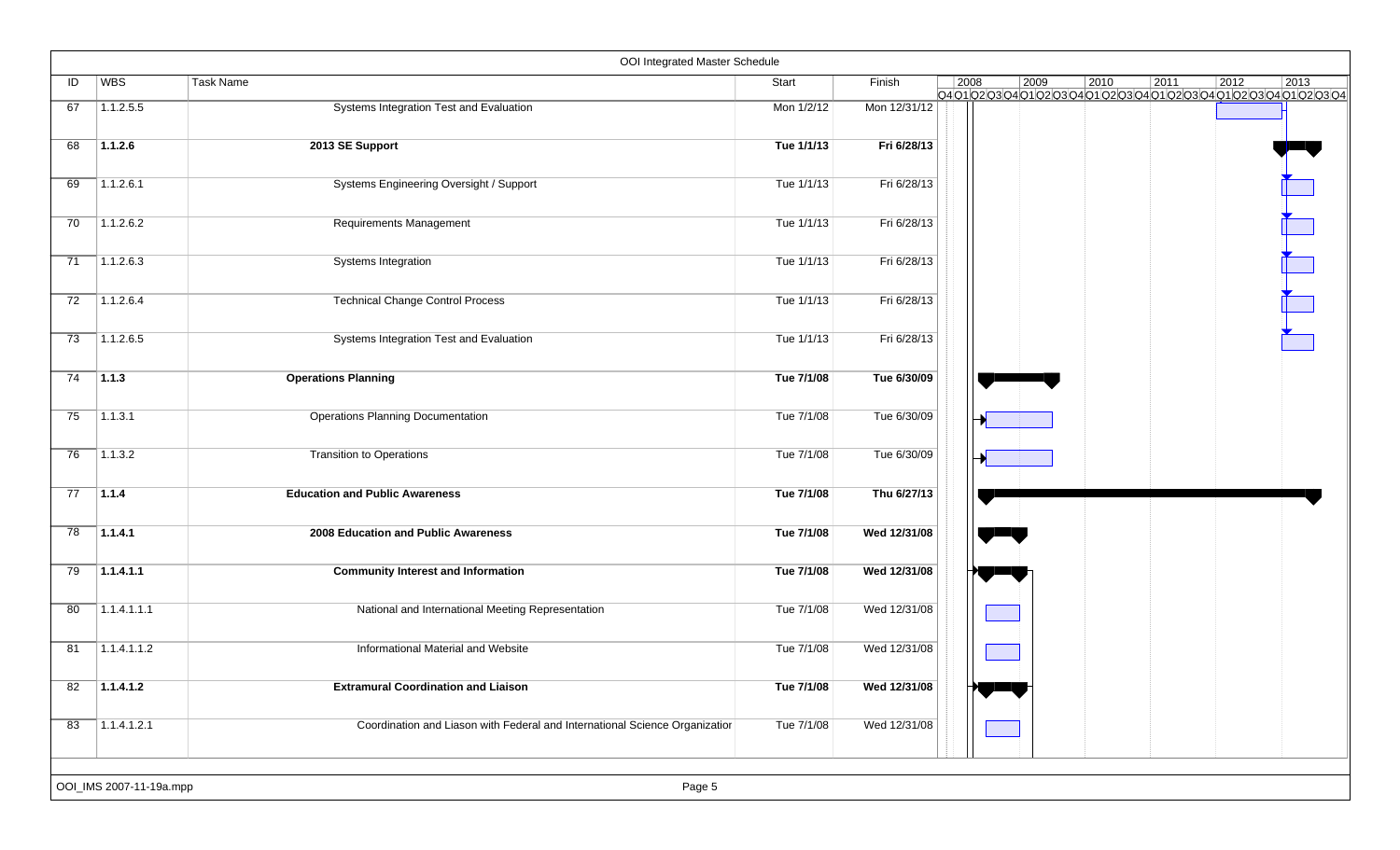# OOI Integrated Master Schedule

| ID | WBS | Task Name | Start | Finish |
|---|---|---|---|---|
| 67 | 1.1.2.5.5 | Systems Integration Test and Evaluation | Mon 1/2/12 | Mon 12/31/12 |
| 68 | **1.1.2.6** | **2013 SE Support** | **Tue 1/1/13** | **Fri 6/28/13** |
| 69 | 1.1.2.6.1 | Systems Engineering Oversight / Support | Tue 1/1/13 | Fri 6/28/13 |
| 70 | 1.1.2.6.2 | Requirements Management | Tue 1/1/13 | Fri 6/28/13 |
| 71 | 1.1.2.6.3 | Systems Integration | Tue 1/1/13 | Fri 6/28/13 |
| 72 | 1.1.2.6.4 | Technical Change Control Process | Tue 1/1/13 | Fri 6/28/13 |
| 73 | 1.1.2.6.5 | Systems Integration Test and Evaluation | Tue 1/1/13 | Fri 6/28/13 |
| 74 | **1.1.3** | **Operations Planning** | **Tue 7/1/08** | **Tue 6/30/09** |
| 75 | 1.1.3.1 | Operations Planning Documentation | Tue 7/1/08 | Tue 6/30/09 |
| 76 | 1.1.3.2 | Transition to Operations | Tue 7/1/08 | Tue 6/30/09 |
| 77 | **1.1.4** | **Education and Public Awareness** | **Tue 7/1/08** | **Thu 6/27/13** |
| 78 | **1.1.4.1** | **2008 Education and Public Awareness** | **Tue 7/1/08** | **Wed 12/31/08** |
| 79 | **1.1.4.1.1** | **Community Interest and Information** | **Tue 7/1/08** | **Wed 12/31/08** |
| 80 | 1.1.4.1.1.1 | National and International Meeting Representation | Tue 7/1/08 | Wed 12/31/08 |
| 81 | 1.1.4.1.1.2 | Informational Material and Website | Tue 7/1/08 | Wed 12/31/08 |
| 82 | **1.1.4.1.2** | **Extramural Coordination and Liaison** | **Tue 7/1/08** | **Wed 12/31/08** |
| 83 | 1.1.4.1.2.1 | Coordination and Liason with Federal and International Science Organizatior | Tue 7/1/08 | Wed 12/31/08 |

OOI_IMS 2007-11-19a.mpp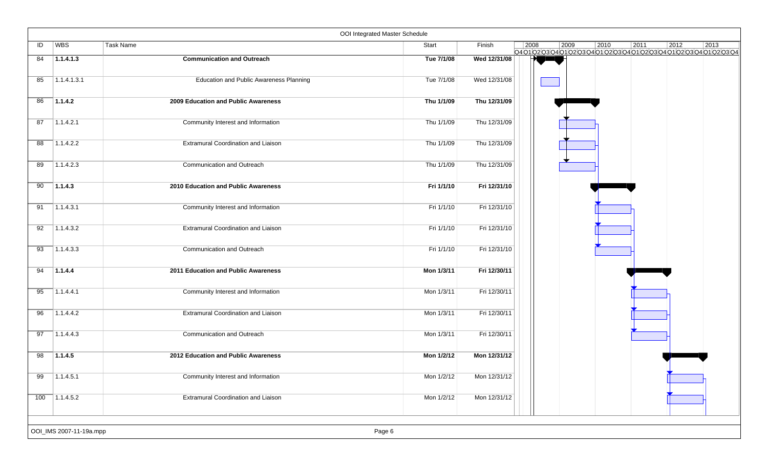## OOI Integrated Master Schedule

| ID | WBS | Task Name | Start | Finish |
|---|---|---|---|---|
| 84 | **1.1.4.1.3** | **Communication and Outreach** | **Tue 7/1/08** | **Wed 12/31/08** |
| 85 | 1.1.4.1.3.1 | Education and Public Awareness Planning | Tue 7/1/08 | Wed 12/31/08 |
| 86 | **1.1.4.2** | **2009 Education and Public Awareness** | **Thu 1/1/09** | **Thu 12/31/09** |
| 87 | 1.1.4.2.1 | Community Interest and Information | Thu 1/1/09 | Thu 12/31/09 |
| 88 | 1.1.4.2.2 | Extramural Coordination and Liaison | Thu 1/1/09 | Thu 12/31/09 |
| 89 | 1.1.4.2.3 | Communication and Outreach | Thu 1/1/09 | Thu 12/31/09 |
| 90 | **1.1.4.3** | **2010 Education and Public Awareness** | **Fri 1/1/10** | **Fri 12/31/10** |
| 91 | 1.1.4.3.1 | Community Interest and Information | Fri 1/1/10 | Fri 12/31/10 |
| 92 | 1.1.4.3.2 | Extramural Coordination and Liaison | Fri 1/1/10 | Fri 12/31/10 |
| 93 | 1.1.4.3.3 | Communication and Outreach | Fri 1/1/10 | Fri 12/31/10 |
| 94 | **1.1.4.4** | **2011 Education and Public Awareness** | **Mon 1/3/11** | **Fri 12/30/11** |
| 95 | 1.1.4.4.1 | Community Interest and Information | Mon 1/3/11 | Fri 12/30/11 |
| 96 | 1.1.4.4.2 | Extramural Coordination and Liaison | Mon 1/3/11 | Fri 12/30/11 |
| 97 | 1.1.4.4.3 | Communication and Outreach | Mon 1/3/11 | Fri 12/30/11 |
| 98 | **1.1.4.5** | **2012 Education and Public Awareness** | **Mon 1/2/12** | **Mon 12/31/12** |
| 99 | 1.1.4.5.1 | Community Interest and Information | Mon 1/2/12 | Mon 12/31/12 |
| 100 | 1.1.4.5.2 | Extramural Coordination and Liaison | Mon 1/2/12 | Mon 12/31/12 |

OOI_IMS 2007-11-19a.mpp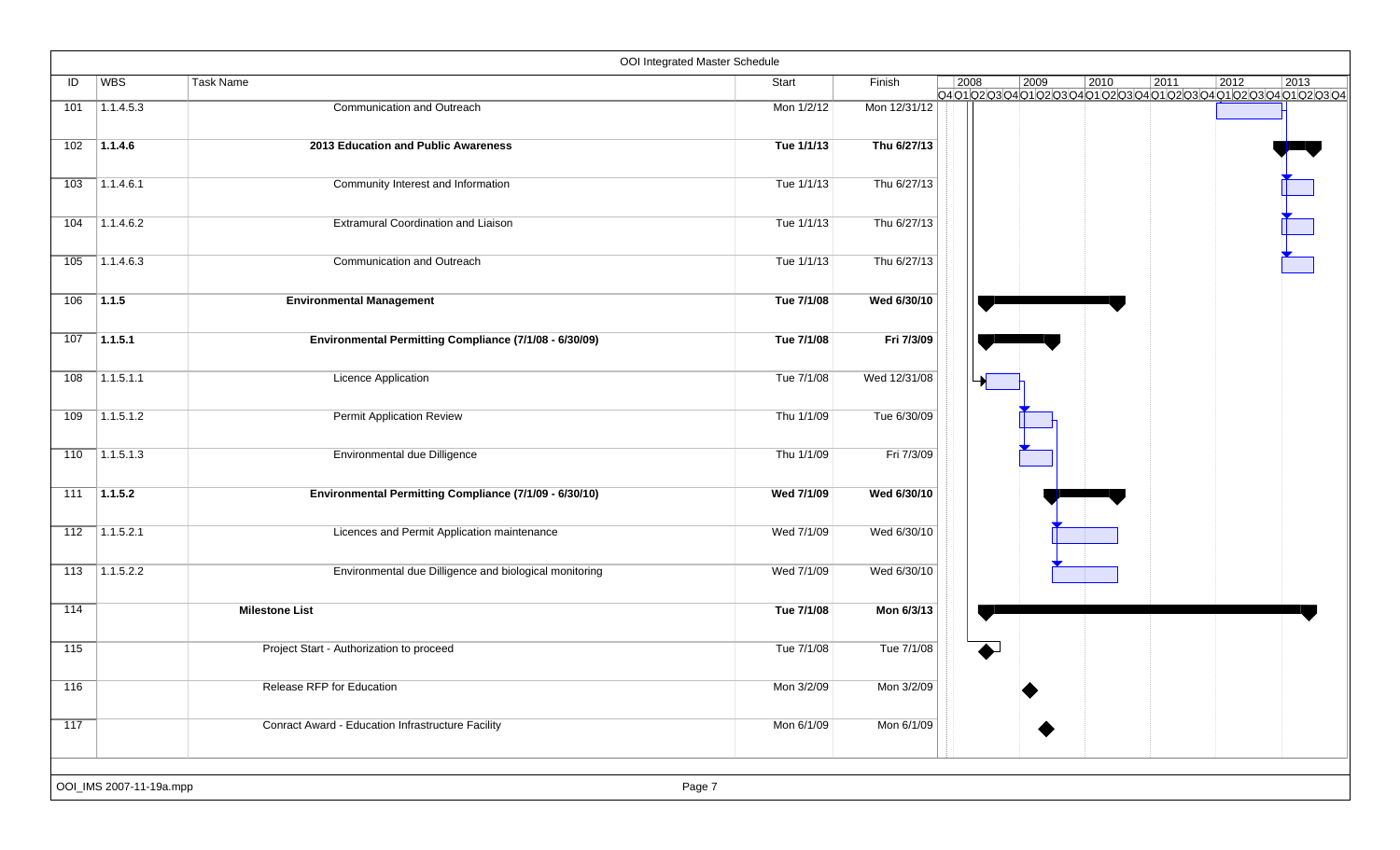# OOI Integrated Master Schedule

| ID | WBS | Task Name | Start | Finish |
|---|---|---|---|---|
| 101 | 1.1.4.5.3 | Communication and Outreach | Mon 1/2/12 | Mon 12/31/12 |
| 102 | **1.1.4.6** | **2013 Education and Public Awareness** | **Tue 1/1/13** | **Thu 6/27/13** |
| 103 | 1.1.4.6.1 | Community Interest and Information | Tue 1/1/13 | Thu 6/27/13 |
| 104 | 1.1.4.6.2 | Extramural Coordination and Liaison | Tue 1/1/13 | Thu 6/27/13 |
| 105 | 1.1.4.6.3 | Communication and Outreach | Tue 1/1/13 | Thu 6/27/13 |
| 106 | **1.1.5** | **Environmental Management** | **Tue 7/1/08** | **Wed 6/30/10** |
| 107 | **1.1.5.1** | **Environmental Permitting Compliance (7/1/08 - 6/30/09)** | **Tue 7/1/08** | **Fri 7/3/09** |
| 108 | 1.1.5.1.1 | Licence Application | Tue 7/1/08 | Wed 12/31/08 |
| 109 | 1.1.5.1.2 | Permit Application Review | Thu 1/1/09 | Tue 6/30/09 |
| 110 | 1.1.5.1.3 | Environmental due Dilligence | Thu 1/1/09 | Fri 7/3/09 |
| 111 | **1.1.5.2** | **Environmental Permitting Compliance (7/1/09 - 6/30/10)** | **Wed 7/1/09** | **Wed 6/30/10** |
| 112 | 1.1.5.2.1 | Licences and Permit Application maintenance | Wed 7/1/09 | Wed 6/30/10 |
| 113 | 1.1.5.2.2 | Environmental due Dilligence and biological monitoring | Wed 7/1/09 | Wed 6/30/10 |
| 114 | | **Milestone List** | **Tue 7/1/08** | **Mon 6/3/13** |
| 115 | | Project Start - Authorization to proceed | Tue 7/1/08 | Tue 7/1/08 |
| 116 | | Release RFP for Education | Mon 3/2/09 | Mon 3/2/09 |
| 117 | | Conract Award - Education Infrastructure Facility | Mon 6/1/09 | Mon 6/1/09 |

OOI_IMS 2007-11-19a.mpp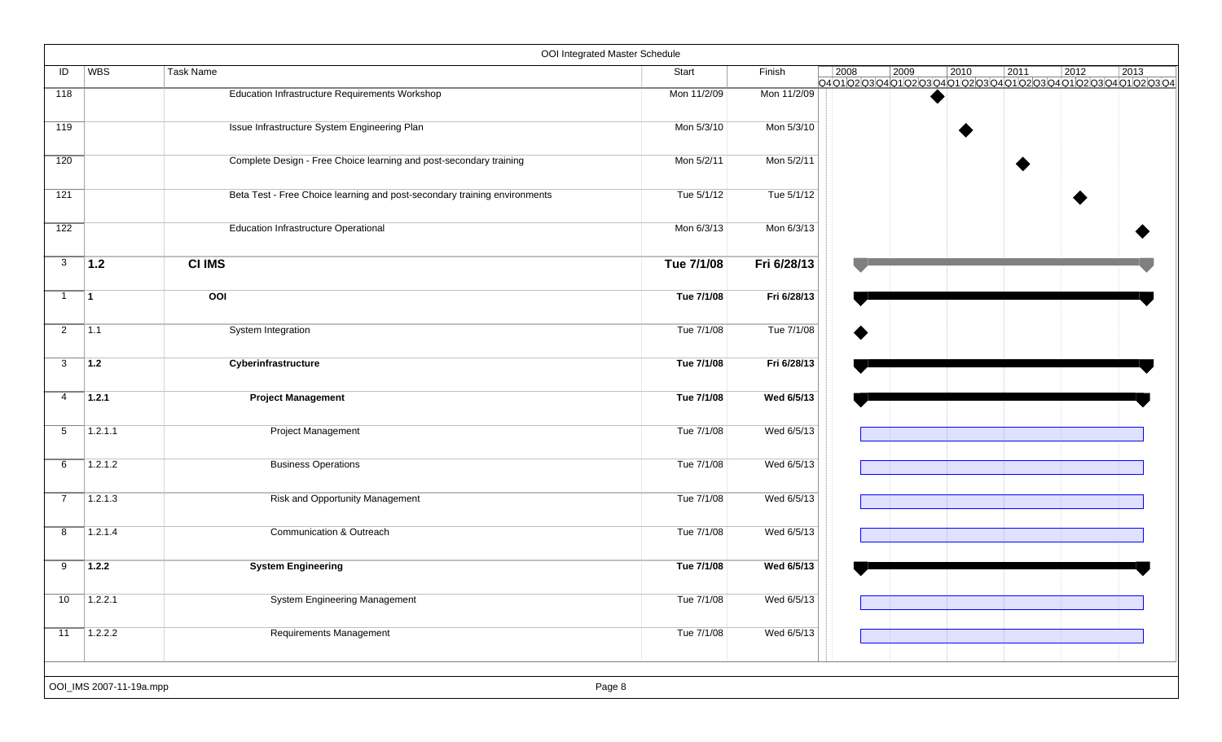# OOI Integrated Master Schedule

| ID | WBS | Task Name | Start | Finish |
|---|---|---|---|---|
| 118 | | Education Infrastructure Requirements Workshop | Mon 11/2/09 | Mon 11/2/09 |
| 119 | | Issue Infrastructure System Engineering Plan | Mon 5/3/10 | Mon 5/3/10 |
| 120 | | Complete Design - Free Choice learning and post-secondary training | Mon 5/2/11 | Mon 5/2/11 |
| 121 | | Beta Test - Free Choice learning and post-secondary training environments | Tue 5/1/12 | Tue 5/1/12 |
| 122 | | Education Infrastructure Operational | Mon 6/3/13 | Mon 6/3/13 |
| 3 | **1.2** | **CI IMS** | **Tue 7/1/08** | **Fri 6/28/13** |
| 1 | **1** | **OOI** | **Tue 7/1/08** | **Fri 6/28/13** |
| 2 | 1.1 | System Integration | Tue 7/1/08 | Tue 7/1/08 |
| 3 | **1.2** | **Cyberinfrastructure** | **Tue 7/1/08** | **Fri 6/28/13** |
| 4 | **1.2.1** | **Project Management** | **Tue 7/1/08** | **Wed 6/5/13** |
| 5 | 1.2.1.1 | Project Management | Tue 7/1/08 | Wed 6/5/13 |
| 6 | 1.2.1.2 | Business Operations | Tue 7/1/08 | Wed 6/5/13 |
| 7 | 1.2.1.3 | Risk and Opportunity Management | Tue 7/1/08 | Wed 6/5/13 |
| 8 | 1.2.1.4 | Communication & Outreach | Tue 7/1/08 | Wed 6/5/13 |
| 9 | **1.2.2** | **System Engineering** | **Tue 7/1/08** | **Wed 6/5/13** |
| 10 | 1.2.2.1 | System Engineering Management | Tue 7/1/08 | Wed 6/5/13 |
| 11 | 1.2.2.2 | Requirements Management | Tue 7/1/08 | Wed 6/5/13 |

OOI_IMS 2007-11-19a.mpp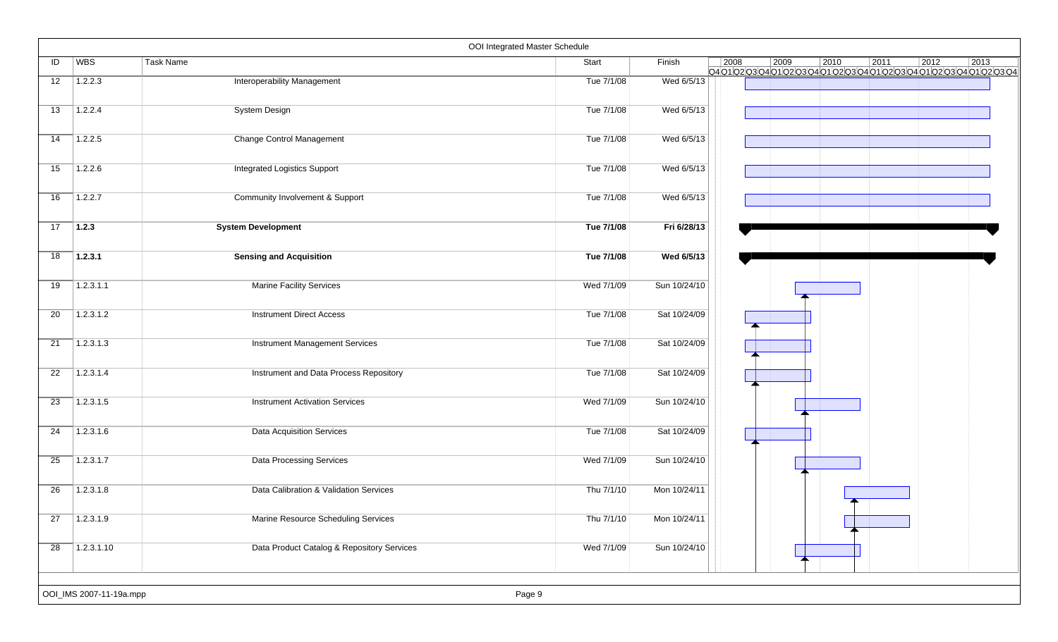# OOI Integrated Master Schedule

| ID | WBS | Task Name | Start | Finish |
|---|---|---|---|---|
| 12 | 1.2.2.3 | Interoperability Management | Tue 7/1/08 | Wed 6/5/13 |
| 13 | 1.2.2.4 | System Design | Tue 7/1/08 | Wed 6/5/13 |
| 14 | 1.2.2.5 | Change Control Management | Tue 7/1/08 | Wed 6/5/13 |
| 15 | 1.2.2.6 | Integrated Logistics Support | Tue 7/1/08 | Wed 6/5/13 |
| 16 | 1.2.2.7 | Community Involvement & Support | Tue 7/1/08 | Wed 6/5/13 |
| 17 | **1.2.3** | **System Development** | **Tue 7/1/08** | **Fri 6/28/13** |
| 18 | **1.2.3.1** | **Sensing and Acquisition** | **Tue 7/1/08** | **Wed 6/5/13** |
| 19 | 1.2.3.1.1 | Marine Facility Services | Wed 7/1/09 | Sun 10/24/10 |
| 20 | 1.2.3.1.2 | Instrument Direct Access | Tue 7/1/08 | Sat 10/24/09 |
| 21 | 1.2.3.1.3 | Instrument Management Services | Tue 7/1/08 | Sat 10/24/09 |
| 22 | 1.2.3.1.4 | Instrument and Data Process Repository | Tue 7/1/08 | Sat 10/24/09 |
| 23 | 1.2.3.1.5 | Instrument Activation Services | Wed 7/1/09 | Sun 10/24/10 |
| 24 | 1.2.3.1.6 | Data Acquisition Services | Tue 7/1/08 | Sat 10/24/09 |
| 25 | 1.2.3.1.7 | Data Processing Services | Wed 7/1/09 | Sun 10/24/10 |
| 26 | 1.2.3.1.8 | Data Calibration & Validation Services | Thu 7/1/10 | Mon 10/24/11 |
| 27 | 1.2.3.1.9 | Marine Resource Scheduling Services | Thu 7/1/10 | Mon 10/24/11 |
| 28 | 1.2.3.1.10 | Data Product Catalog & Repository Services | Wed 7/1/09 | Sun 10/24/10 |

OOI_IMS 2007-11-19a.mpp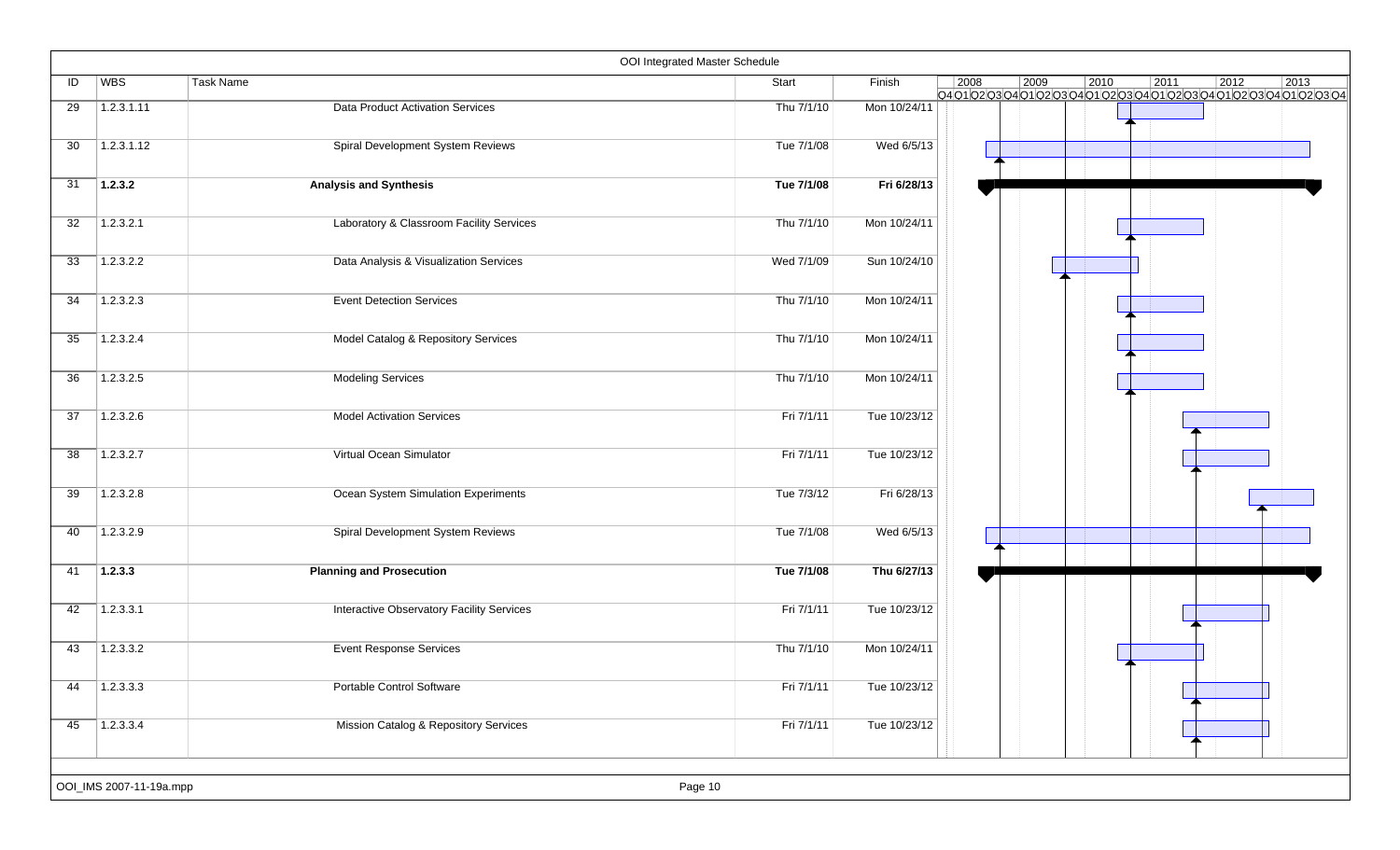# OOI Integrated Master Schedule

| ID | WBS | Task Name | Start | Finish |
|---|---|---|---|---|
| 29 | 1.2.3.1.11 | Data Product Activation Services | Thu 7/1/10 | Mon 10/24/11 |
| 30 | 1.2.3.1.12 | Spiral Development System Reviews | Tue 7/1/08 | Wed 6/5/13 |
| 31 | **1.2.3.2** | **Analysis and Synthesis** | **Tue 7/1/08** | **Fri 6/28/13** |
| 32 | 1.2.3.2.1 | Laboratory & Classroom Facility Services | Thu 7/1/10 | Mon 10/24/11 |
| 33 | 1.2.3.2.2 | Data Analysis & Visualization Services | Wed 7/1/09 | Sun 10/24/10 |
| 34 | 1.2.3.2.3 | Event Detection Services | Thu 7/1/10 | Mon 10/24/11 |
| 35 | 1.2.3.2.4 | Model Catalog & Repository Services | Thu 7/1/10 | Mon 10/24/11 |
| 36 | 1.2.3.2.5 | Modeling Services | Thu 7/1/10 | Mon 10/24/11 |
| 37 | 1.2.3.2.6 | Model Activation Services | Fri 7/1/11 | Tue 10/23/12 |
| 38 | 1.2.3.2.7 | Virtual Ocean Simulator | Fri 7/1/11 | Tue 10/23/12 |
| 39 | 1.2.3.2.8 | Ocean System Simulation Experiments | Tue 7/3/12 | Fri 6/28/13 |
| 40 | 1.2.3.2.9 | Spiral Development System Reviews | Tue 7/1/08 | Wed 6/5/13 |
| 41 | **1.2.3.3** | **Planning and Prosecution** | **Tue 7/1/08** | **Thu 6/27/13** |
| 42 | 1.2.3.3.1 | Interactive Observatory Facility Services | Fri 7/1/11 | Tue 10/23/12 |
| 43 | 1.2.3.3.2 | Event Response Services | Thu 7/1/10 | Mon 10/24/11 |
| 44 | 1.2.3.3.3 | Portable Control Software | Fri 7/1/11 | Tue 10/23/12 |
| 45 | 1.2.3.3.4 | Mission Catalog & Repository Services | Fri 7/1/11 | Tue 10/23/12 |

OOI_IMS 2007-11-19a.mpp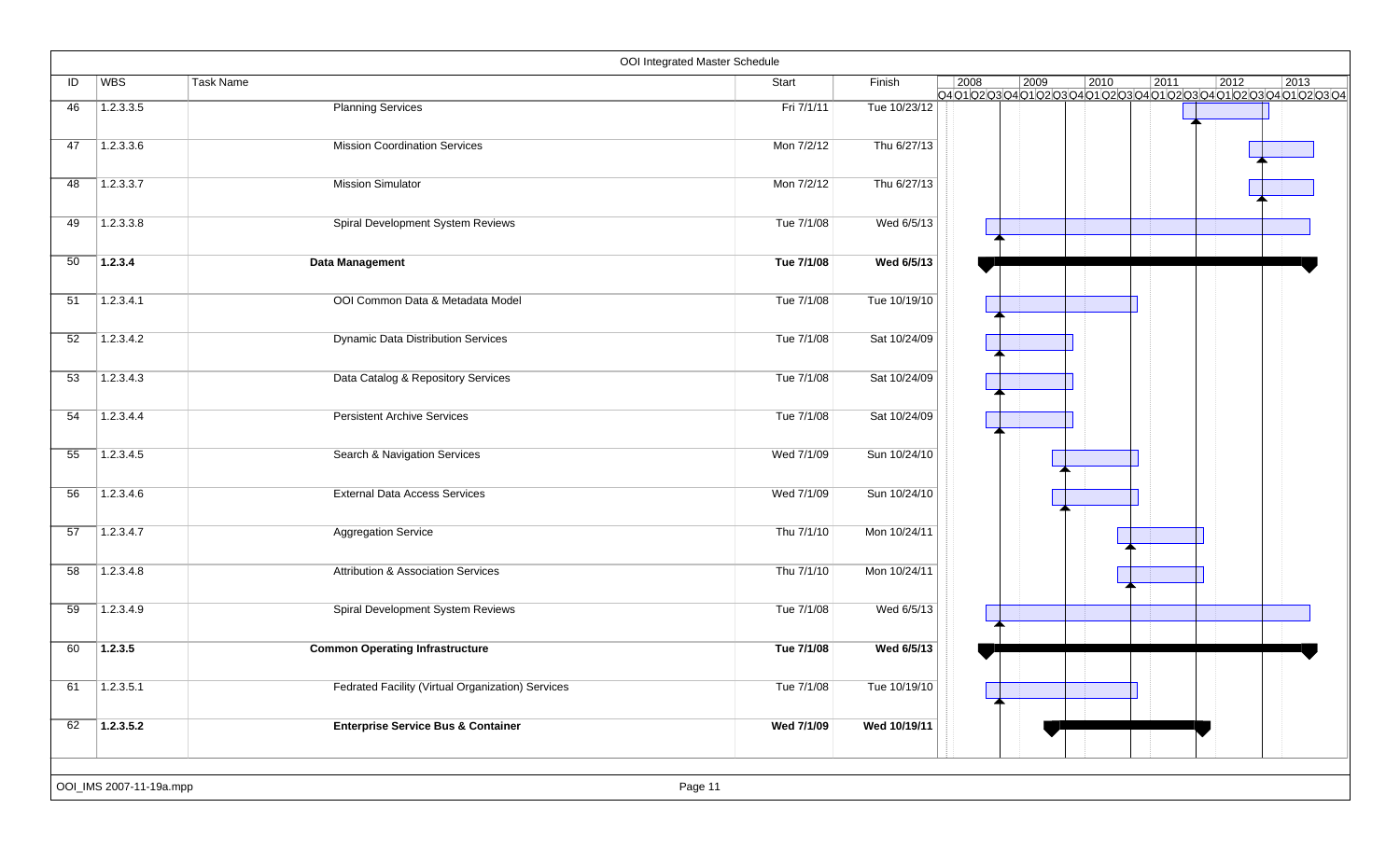OOI Integrated Master Schedule

| ID | WBS | Task Name | Start | Finish |
|---|---|---|---|---|
| 46 | 1.2.3.3.5 | Planning Services | Fri 7/1/11 | Tue 10/23/12 |
| 47 | 1.2.3.3.6 | Mission Coordination Services | Mon 7/2/12 | Thu 6/27/13 |
| 48 | 1.2.3.3.7 | Mission Simulator | Mon 7/2/12 | Thu 6/27/13 |
| 49 | 1.2.3.3.8 | Spiral Development System Reviews | Tue 7/1/08 | Wed 6/5/13 |
| 50 | **1.2.3.4** | **Data Management** | **Tue 7/1/08** | **Wed 6/5/13** |
| 51 | 1.2.3.4.1 | OOI Common Data & Metadata Model | Tue 7/1/08 | Tue 10/19/10 |
| 52 | 1.2.3.4.2 | Dynamic Data Distribution Services | Tue 7/1/08 | Sat 10/24/09 |
| 53 | 1.2.3.4.3 | Data Catalog & Repository Services | Tue 7/1/08 | Sat 10/24/09 |
| 54 | 1.2.3.4.4 | Persistent Archive Services | Tue 7/1/08 | Sat 10/24/09 |
| 55 | 1.2.3.4.5 | Search & Navigation Services | Wed 7/1/09 | Sun 10/24/10 |
| 56 | 1.2.3.4.6 | External Data Access Services | Wed 7/1/09 | Sun 10/24/10 |
| 57 | 1.2.3.4.7 | Aggregation Service | Thu 7/1/10 | Mon 10/24/11 |
| 58 | 1.2.3.4.8 | Attribution & Association Services | Thu 7/1/10 | Mon 10/24/11 |
| 59 | 1.2.3.4.9 | Spiral Development System Reviews | Tue 7/1/08 | Wed 6/5/13 |
| 60 | **1.2.3.5** | **Common Operating Infrastructure** | **Tue 7/1/08** | **Wed 6/5/13** |
| 61 | 1.2.3.5.1 | Fedrated Facility (Virtual Organization) Services | Tue 7/1/08 | Tue 10/19/10 |
| 62 | **1.2.3.5.2** | **Enterprise Service Bus & Container** | **Wed 7/1/09** | **Wed 10/19/11** |

OOI_IMS 2007-11-19a.mpp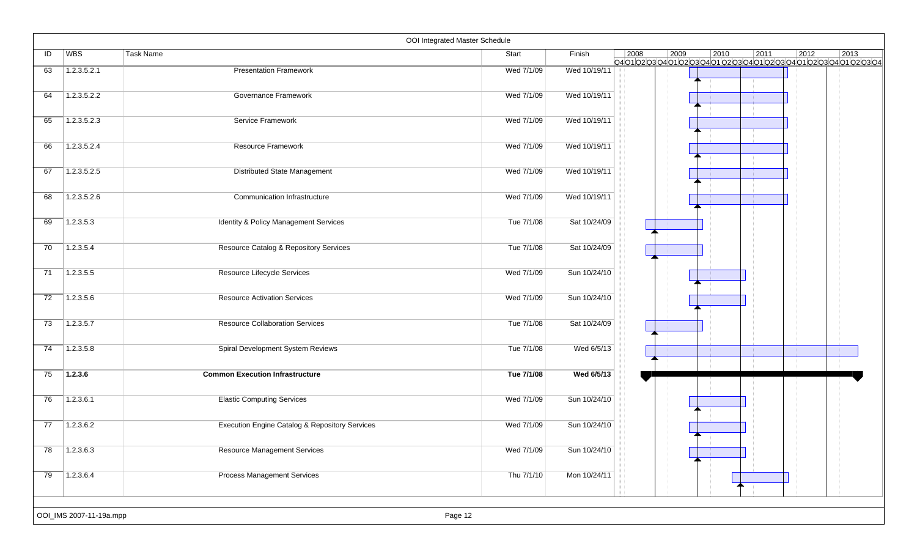OOI Integrated Master Schedule

| ID | WBS | Task Name | Start | Finish |
|---|---|---|---|---|
| 63 | 1.2.3.5.2.1 | Presentation Framework | Wed 7/1/09 | Wed 10/19/11 |
| 64 | 1.2.3.5.2.2 | Governance Framework | Wed 7/1/09 | Wed 10/19/11 |
| 65 | 1.2.3.5.2.3 | Service Framework | Wed 7/1/09 | Wed 10/19/11 |
| 66 | 1.2.3.5.2.4 | Resource Framework | Wed 7/1/09 | Wed 10/19/11 |
| 67 | 1.2.3.5.2.5 | Distributed State Management | Wed 7/1/09 | Wed 10/19/11 |
| 68 | 1.2.3.5.2.6 | Communication Infrastructure | Wed 7/1/09 | Wed 10/19/11 |
| 69 | 1.2.3.5.3 | Identity & Policy Management Services | Tue 7/1/08 | Sat 10/24/09 |
| 70 | 1.2.3.5.4 | Resource Catalog & Repository Services | Tue 7/1/08 | Sat 10/24/09 |
| 71 | 1.2.3.5.5 | Resource Lifecycle Services | Wed 7/1/09 | Sun 10/24/10 |
| 72 | 1.2.3.5.6 | Resource Activation Services | Wed 7/1/09 | Sun 10/24/10 |
| 73 | 1.2.3.5.7 | Resource Collaboration Services | Tue 7/1/08 | Sat 10/24/09 |
| 74 | 1.2.3.5.8 | Spiral Development System Reviews | Tue 7/1/08 | Wed 6/5/13 |
| **75** | **1.2.3.6** | **Common Execution Infrastructure** | **Tue 7/1/08** | **Wed 6/5/13** |
| 76 | 1.2.3.6.1 | Elastic Computing Services | Wed 7/1/09 | Sun 10/24/10 |
| 77 | 1.2.3.6.2 | Execution Engine Catalog & Repository Services | Wed 7/1/09 | Sun 10/24/10 |
| 78 | 1.2.3.6.3 | Resource Management Services | Wed 7/1/09 | Sun 10/24/10 |
| 79 | 1.2.3.6.4 | Process Management Services | Thu 7/1/10 | Mon 10/24/11 |

OOI_IMS 2007-11-19a.mpp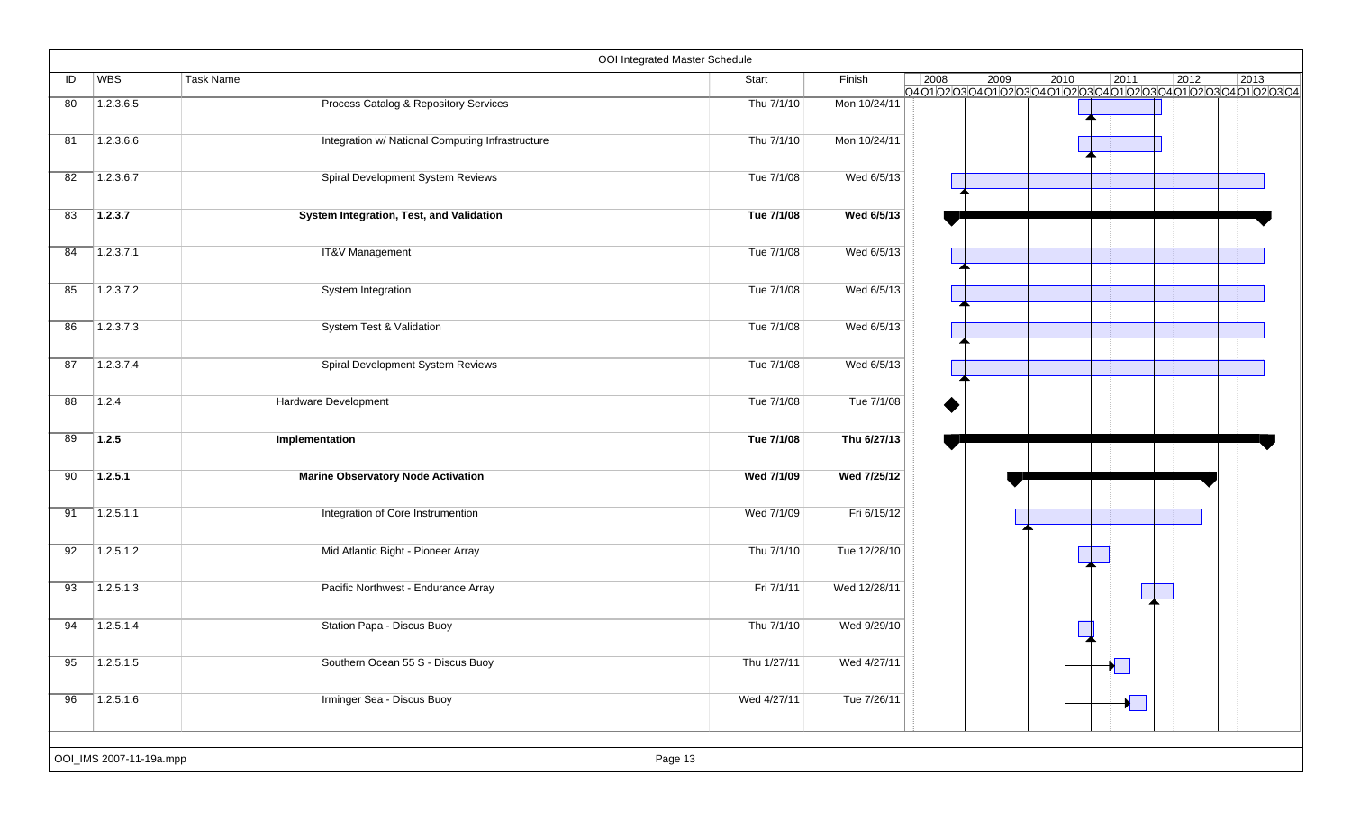OOI Integrated Master Schedule

| ID | WBS | Task Name | Start | Finish |
|---|---|---|---|---|
| 80 | 1.2.3.6.5 | Process Catalog & Repository Services | Thu 7/1/10 | Mon 10/24/11 |
| 81 | 1.2.3.6.6 | Integration w/ National Computing Infrastructure | Thu 7/1/10 | Mon 10/24/11 |
| 82 | 1.2.3.6.7 | Spiral Development System Reviews | Tue 7/1/08 | Wed 6/5/13 |
| 83 | **1.2.3.7** | **System Integration, Test, and Validation** | **Tue 7/1/08** | **Wed 6/5/13** |
| 84 | 1.2.3.7.1 | IT&V Management | Tue 7/1/08 | Wed 6/5/13 |
| 85 | 1.2.3.7.2 | System Integration | Tue 7/1/08 | Wed 6/5/13 |
| 86 | 1.2.3.7.3 | System Test & Validation | Tue 7/1/08 | Wed 6/5/13 |
| 87 | 1.2.3.7.4 | Spiral Development System Reviews | Tue 7/1/08 | Wed 6/5/13 |
| 88 | 1.2.4 | Hardware Development | Tue 7/1/08 | Tue 7/1/08 |
| 89 | **1.2.5** | **Implementation** | **Tue 7/1/08** | **Thu 6/27/13** |
| 90 | **1.2.5.1** | **Marine Observatory Node Activation** | **Wed 7/1/09** | **Wed 7/25/12** |
| 91 | 1.2.5.1.1 | Integration of Core Instrumention | Wed 7/1/09 | Fri 6/15/12 |
| 92 | 1.2.5.1.2 | Mid Atlantic Bight - Pioneer Array | Thu 7/1/10 | Tue 12/28/10 |
| 93 | 1.2.5.1.3 | Pacific Northwest - Endurance Array | Fri 7/1/11 | Wed 12/28/11 |
| 94 | 1.2.5.1.4 | Station Papa - Discus Buoy | Thu 7/1/10 | Wed 9/29/10 |
| 95 | 1.2.5.1.5 | Southern Ocean 55 S - Discus Buoy | Thu 1/27/11 | Wed 4/27/11 |
| 96 | 1.2.5.1.6 | Irminger Sea - Discus Buoy | Wed 4/27/11 | Tue 7/26/11 |

OOI_IMS 2007-11-19a.mpp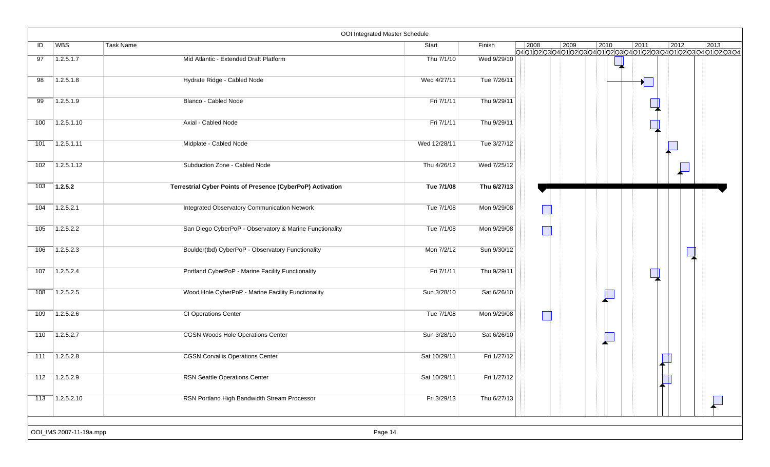# OOI Integrated Master Schedule

| ID | WBS | Task Name | Start | Finish |
|---|---|---|---|---|
| 97 | 1.2.5.1.7 | Mid Atlantic - Extended Draft Platform | Thu 7/1/10 | Wed 9/29/10 |
| 98 | 1.2.5.1.8 | Hydrate Ridge - Cabled Node | Wed 4/27/11 | Tue 7/26/11 |
| 99 | 1.2.5.1.9 | Blanco - Cabled Node | Fri 7/1/11 | Thu 9/29/11 |
| 100 | 1.2.5.1.10 | Axial - Cabled Node | Fri 7/1/11 | Thu 9/29/11 |
| 101 | 1.2.5.1.11 | Midplate - Cabled Node | Wed 12/28/11 | Tue 3/27/12 |
| 102 | 1.2.5.1.12 | Subduction Zone - Cabled Node | Thu 4/26/12 | Wed 7/25/12 |
| 103 | **1.2.5.2** | **Terrestrial Cyber Points of Presence (CyberPoP) Activation** | **Tue 7/1/08** | **Thu 6/27/13** |
| 104 | 1.2.5.2.1 | Integrated Observatory Communication Network | Tue 7/1/08 | Mon 9/29/08 |
| 105 | 1.2.5.2.2 | San Diego CyberPoP - Observatory & Marine Functionality | Tue 7/1/08 | Mon 9/29/08 |
| 106 | 1.2.5.2.3 | Boulder(tbd) CyberPoP - Observatory Functionality | Mon 7/2/12 | Sun 9/30/12 |
| 107 | 1.2.5.2.4 | Portland CyberPoP - Marine Facility Functionality | Fri 7/1/11 | Thu 9/29/11 |
| 108 | 1.2.5.2.5 | Wood Hole CyberPoP - Marine Facility Functionality | Sun 3/28/10 | Sat 6/26/10 |
| 109 | 1.2.5.2.6 | CI Operations Center | Tue 7/1/08 | Mon 9/29/08 |
| 110 | 1.2.5.2.7 | CGSN Woods Hole Operations Center | Sun 3/28/10 | Sat 6/26/10 |
| 111 | 1.2.5.2.8 | CGSN Corvallis Operations Center | Sat 10/29/11 | Fri 1/27/12 |
| 112 | 1.2.5.2.9 | RSN Seattle Operations Center | Sat 10/29/11 | Fri 1/27/12 |
| 113 | 1.2.5.2.10 | RSN Portland High Bandwidth Stream Processor | Fri 3/29/13 | Thu 6/27/13 |

OOI_IMS 2007-11-19a.mpp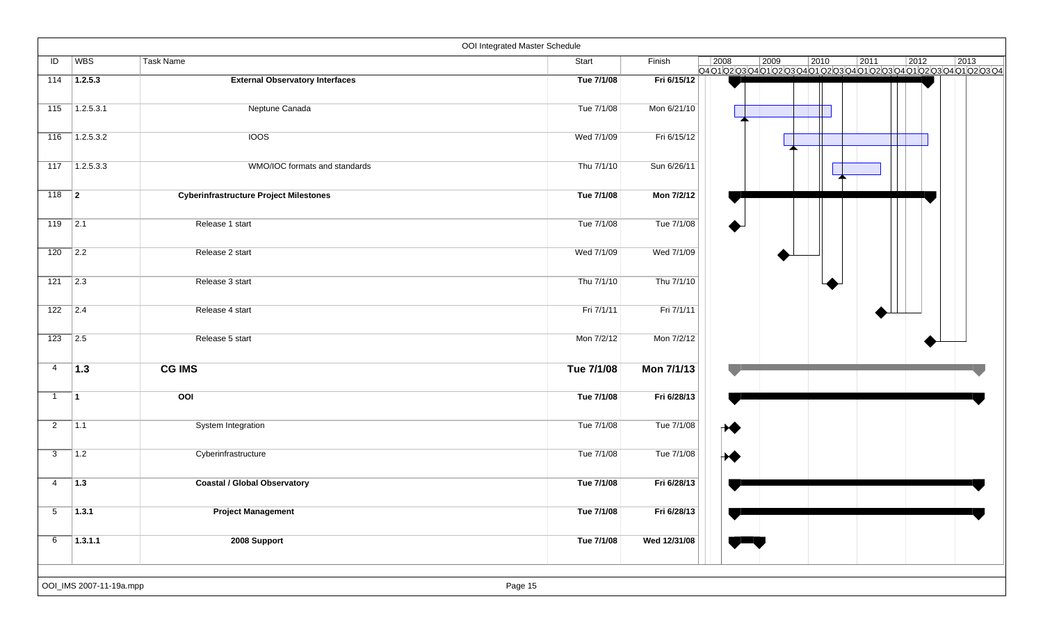OOI Integrated Master Schedule

| ID | WBS | Task Name | Start | Finish |
|---|---|---|---|---|
| 114 | **1.2.5.3** | **External Observatory Interfaces** | **Tue 7/1/08** | **Fri 6/15/12** |
| 115 | 1.2.5.3.1 | Neptune Canada | Tue 7/1/08 | Mon 6/21/10 |
| 116 | 1.2.5.3.2 | IOOS | Wed 7/1/09 | Fri 6/15/12 |
| 117 | 1.2.5.3.3 | WMO/IOC formats and standards | Thu 7/1/10 | Sun 6/26/11 |
| 118 | **2** | **Cyberinfrastructure Project Milestones** | **Tue 7/1/08** | **Mon 7/2/12** |
| 119 | 2.1 | Release 1 start | Tue 7/1/08 | Tue 7/1/08 |
| 120 | 2.2 | Release 2 start | Wed 7/1/09 | Wed 7/1/09 |
| 121 | 2.3 | Release 3 start | Thu 7/1/10 | Thu 7/1/10 |
| 122 | 2.4 | Release 4 start | Fri 7/1/11 | Fri 7/1/11 |
| 123 | 2.5 | Release 5 start | Mon 7/2/12 | Mon 7/2/12 |
| 4 | **1.3** | **CG IMS** | **Tue 7/1/08** | **Mon 7/1/13** |
| 1 | **1** | **OOI** | **Tue 7/1/08** | **Fri 6/28/13** |
| 2 | 1.1 | System Integration | Tue 7/1/08 | Tue 7/1/08 |
| 3 | 1.2 | Cyberinfrastructure | Tue 7/1/08 | Tue 7/1/08 |
| 4 | **1.3** | **Coastal / Global Observatory** | **Tue 7/1/08** | **Fri 6/28/13** |
| 5 | **1.3.1** | **Project Management** | **Tue 7/1/08** | **Fri 6/28/13** |
| 6 | **1.3.1.1** | **2008 Support** | **Tue 7/1/08** | **Wed 12/31/08** |

OOI_IMS 2007-11-19a.mpp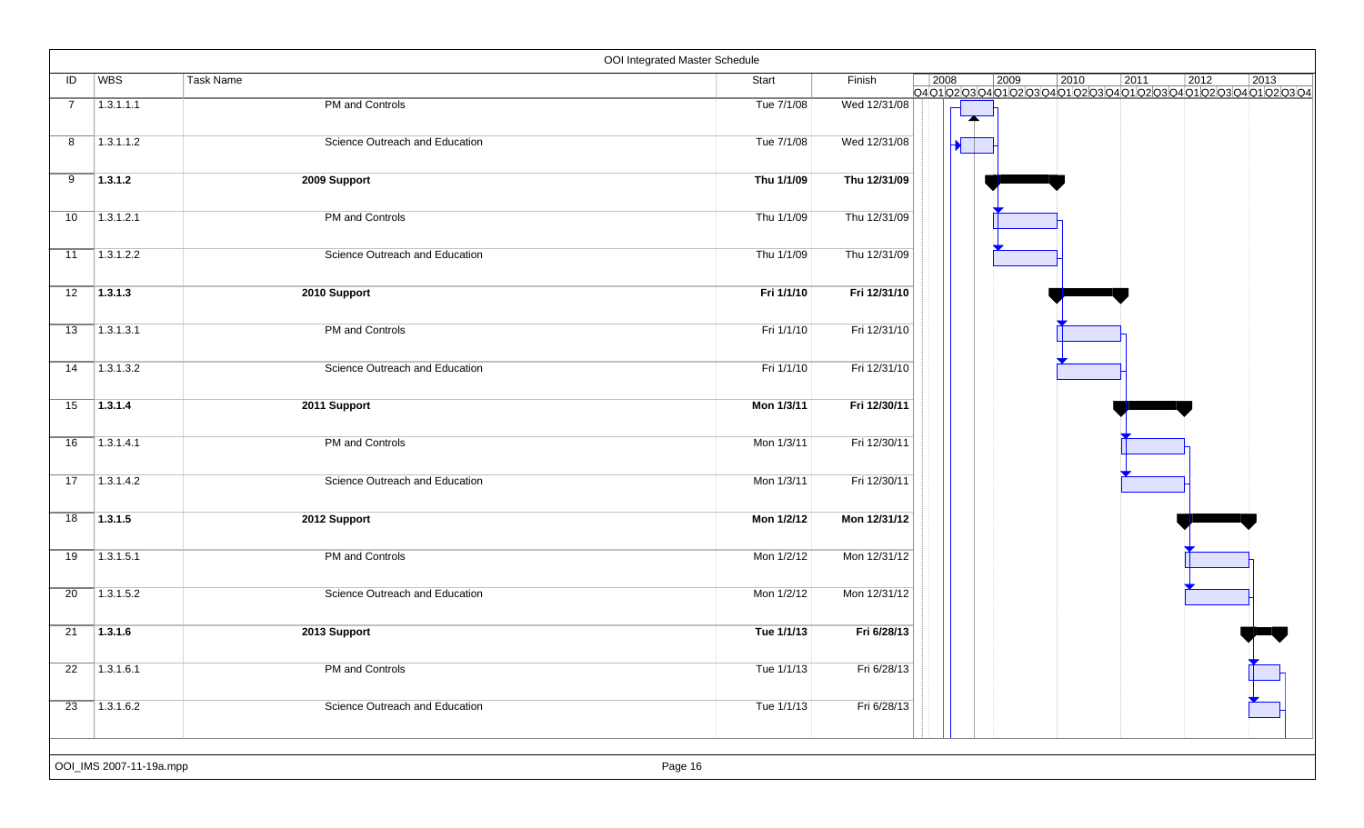## OOI Integrated Master Schedule

| ID | WBS | Task Name | Start | Finish |
|---|---|---|---|---|
| 7 | 1.3.1.1.1 | PM and Controls | Tue 7/1/08 | Wed 12/31/08 |
| 8 | 1.3.1.1.2 | Science Outreach and Education | Tue 7/1/08 | Wed 12/31/08 |
| 9 | **1.3.1.2** | **2009 Support** | **Thu 1/1/09** | **Thu 12/31/09** |
| 10 | 1.3.1.2.1 | PM and Controls | Thu 1/1/09 | Thu 12/31/09 |
| 11 | 1.3.1.2.2 | Science Outreach and Education | Thu 1/1/09 | Thu 12/31/09 |
| 12 | **1.3.1.3** | **2010 Support** | **Fri 1/1/10** | **Fri 12/31/10** |
| 13 | 1.3.1.3.1 | PM and Controls | Fri 1/1/10 | Fri 12/31/10 |
| 14 | 1.3.1.3.2 | Science Outreach and Education | Fri 1/1/10 | Fri 12/31/10 |
| 15 | **1.3.1.4** | **2011 Support** | **Mon 1/3/11** | **Fri 12/30/11** |
| 16 | 1.3.1.4.1 | PM and Controls | Mon 1/3/11 | Fri 12/30/11 |
| 17 | 1.3.1.4.2 | Science Outreach and Education | Mon 1/3/11 | Fri 12/30/11 |
| 18 | **1.3.1.5** | **2012 Support** | **Mon 1/2/12** | **Mon 12/31/12** |
| 19 | 1.3.1.5.1 | PM and Controls | Mon 1/2/12 | Mon 12/31/12 |
| 20 | 1.3.1.5.2 | Science Outreach and Education | Mon 1/2/12 | Mon 12/31/12 |
| 21 | **1.3.1.6** | **2013 Support** | **Tue 1/1/13** | **Fri 6/28/13** |
| 22 | 1.3.1.6.1 | PM and Controls | Tue 1/1/13 | Fri 6/28/13 |
| 23 | 1.3.1.6.2 | Science Outreach and Education | Tue 1/1/13 | Fri 6/28/13 |

OOI_IMS 2007-11-19a.mpp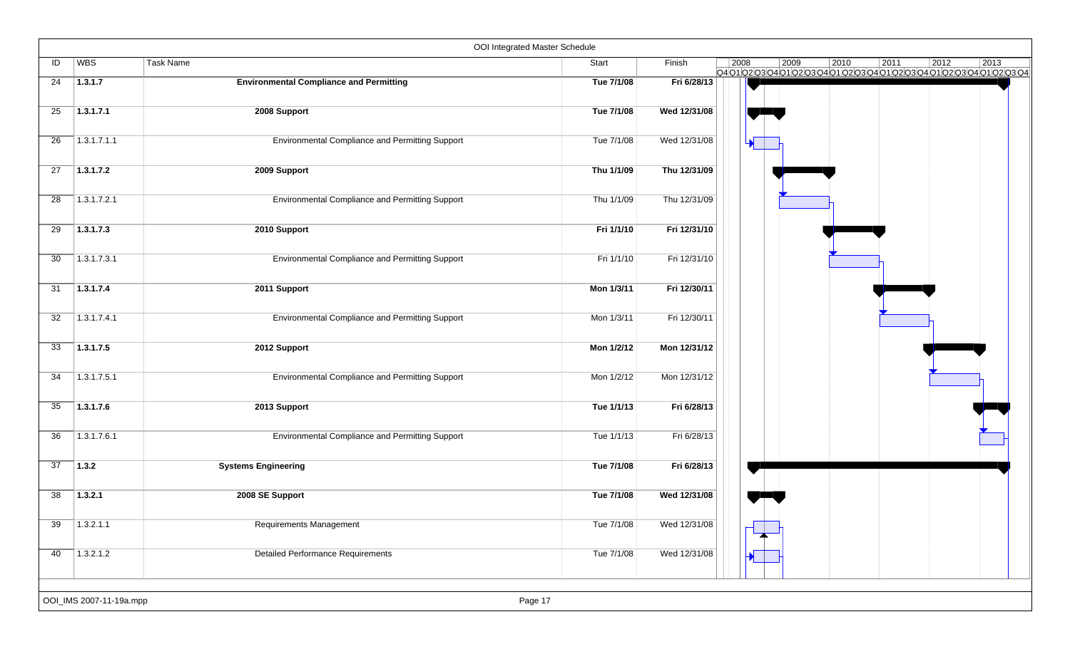OOI Integrated Master Schedule

| ID | WBS | Task Name | Start | Finish |
|---|---|---|---|---|
| 24 | **1.3.1.7** | **Environmental Compliance and Permitting** | **Tue 7/1/08** | **Fri 6/28/13** |
| 25 | **1.3.1.7.1** | **2008 Support** | **Tue 7/1/08** | **Wed 12/31/08** |
| 26 | 1.3.1.7.1.1 | Environmental Compliance and Permitting Support | Tue 7/1/08 | Wed 12/31/08 |
| 27 | **1.3.1.7.2** | **2009 Support** | **Thu 1/1/09** | **Thu 12/31/09** |
| 28 | 1.3.1.7.2.1 | Environmental Compliance and Permitting Support | Thu 1/1/09 | Thu 12/31/09 |
| 29 | **1.3.1.7.3** | **2010 Support** | **Fri 1/1/10** | **Fri 12/31/10** |
| 30 | 1.3.1.7.3.1 | Environmental Compliance and Permitting Support | Fri 1/1/10 | Fri 12/31/10 |
| 31 | **1.3.1.7.4** | **2011 Support** | **Mon 1/3/11** | **Fri 12/30/11** |
| 32 | 1.3.1.7.4.1 | Environmental Compliance and Permitting Support | Mon 1/3/11 | Fri 12/30/11 |
| 33 | **1.3.1.7.5** | **2012 Support** | **Mon 1/2/12** | **Mon 12/31/12** |
| 34 | 1.3.1.7.5.1 | Environmental Compliance and Permitting Support | Mon 1/2/12 | Mon 12/31/12 |
| 35 | **1.3.1.7.6** | **2013 Support** | **Tue 1/1/13** | **Fri 6/28/13** |
| 36 | 1.3.1.7.6.1 | Environmental Compliance and Permitting Support | Tue 1/1/13 | Fri 6/28/13 |
| 37 | **1.3.2** | **Systems Engineering** | **Tue 7/1/08** | **Fri 6/28/13** |
| 38 | **1.3.2.1** | **2008 SE Support** | **Tue 7/1/08** | **Wed 12/31/08** |
| 39 | 1.3.2.1.1 | Requirements Management | Tue 7/1/08 | Wed 12/31/08 |
| 40 | 1.3.2.1.2 | Detailed Performance Requirements | Tue 7/1/08 | Wed 12/31/08 |

OOI_IMS 2007-11-19a.mpp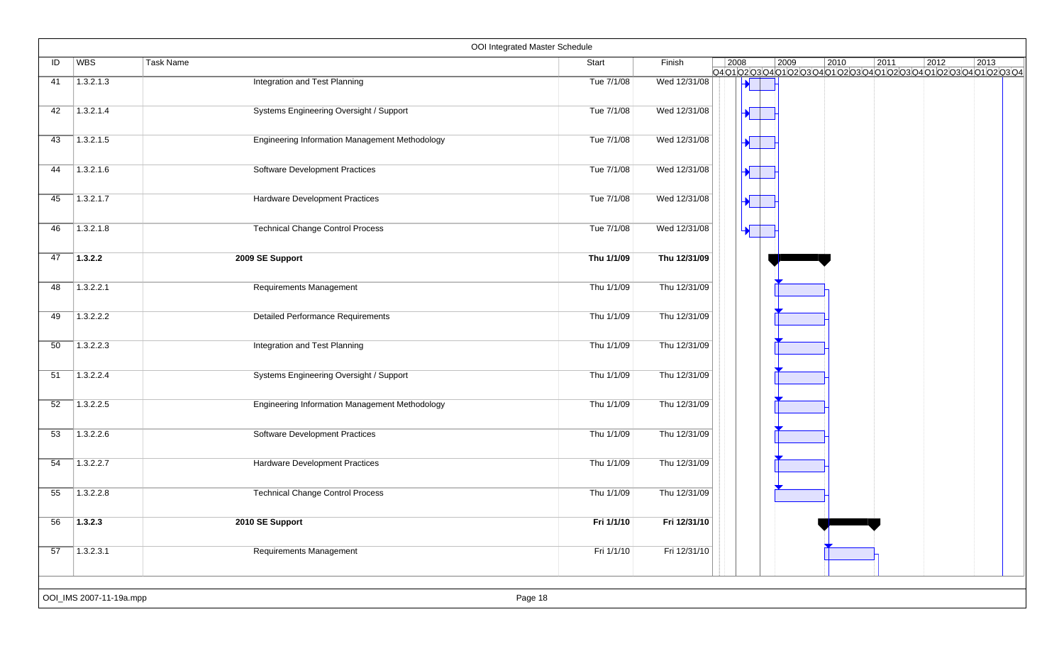# OOI Integrated Master Schedule

| ID | WBS | Task Name | Start | Finish |
|---|---|---|---|---|
| 41 | 1.3.2.1.3 | Integration and Test Planning | Tue 7/1/08 | Wed 12/31/08 |
| 42 | 1.3.2.1.4 | Systems Engineering Oversight / Support | Tue 7/1/08 | Wed 12/31/08 |
| 43 | 1.3.2.1.5 | Engineering Information Management Methodology | Tue 7/1/08 | Wed 12/31/08 |
| 44 | 1.3.2.1.6 | Software Development Practices | Tue 7/1/08 | Wed 12/31/08 |
| 45 | 1.3.2.1.7 | Hardware Development Practices | Tue 7/1/08 | Wed 12/31/08 |
| 46 | 1.3.2.1.8 | Technical Change Control Process | Tue 7/1/08 | Wed 12/31/08 |
| 47 | **1.3.2.2** | **2009 SE Support** | **Thu 1/1/09** | **Thu 12/31/09** |
| 48 | 1.3.2.2.1 | Requirements Management | Thu 1/1/09 | Thu 12/31/09 |
| 49 | 1.3.2.2.2 | Detailed Performance Requirements | Thu 1/1/09 | Thu 12/31/09 |
| 50 | 1.3.2.2.3 | Integration and Test Planning | Thu 1/1/09 | Thu 12/31/09 |
| 51 | 1.3.2.2.4 | Systems Engineering Oversight / Support | Thu 1/1/09 | Thu 12/31/09 |
| 52 | 1.3.2.2.5 | Engineering Information Management Methodology | Thu 1/1/09 | Thu 12/31/09 |
| 53 | 1.3.2.2.6 | Software Development Practices | Thu 1/1/09 | Thu 12/31/09 |
| 54 | 1.3.2.2.7 | Hardware Development Practices | Thu 1/1/09 | Thu 12/31/09 |
| 55 | 1.3.2.2.8 | Technical Change Control Process | Thu 1/1/09 | Thu 12/31/09 |
| 56 | **1.3.2.3** | **2010 SE Support** | **Fri 1/1/10** | **Fri 12/31/10** |
| 57 | 1.3.2.3.1 | Requirements Management | Fri 1/1/10 | Fri 12/31/10 |

OOI_IMS 2007-11-19a.mpp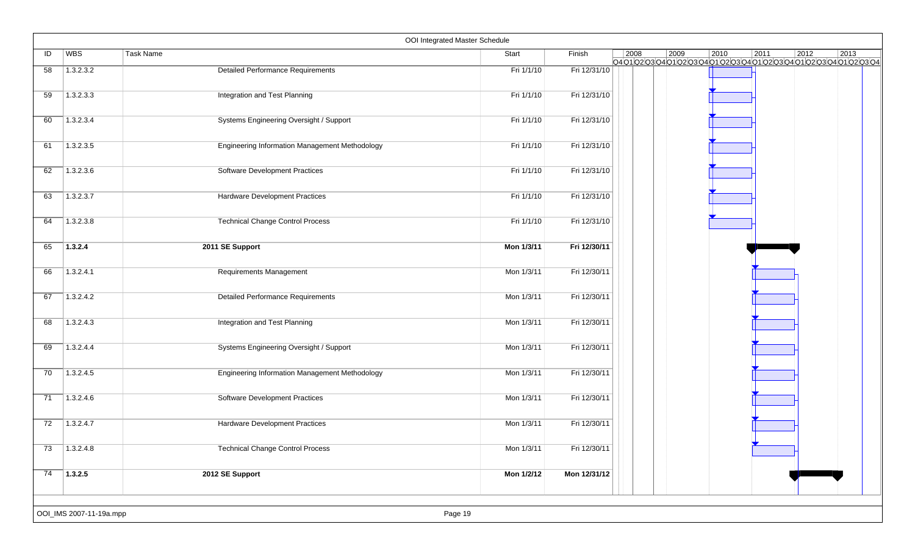# OOI Integrated Master Schedule

| ID | WBS | Task Name | Start | Finish |
|---|---|---|---|---|
| 58 | 1.3.2.3.2 | Detailed Performance Requirements | Fri 1/1/10 | Fri 12/31/10 |
| 59 | 1.3.2.3.3 | Integration and Test Planning | Fri 1/1/10 | Fri 12/31/10 |
| 60 | 1.3.2.3.4 | Systems Engineering Oversight / Support | Fri 1/1/10 | Fri 12/31/10 |
| 61 | 1.3.2.3.5 | Engineering Information Management Methodology | Fri 1/1/10 | Fri 12/31/10 |
| 62 | 1.3.2.3.6 | Software Development Practices | Fri 1/1/10 | Fri 12/31/10 |
| 63 | 1.3.2.3.7 | Hardware Development Practices | Fri 1/1/10 | Fri 12/31/10 |
| 64 | 1.3.2.3.8 | Technical Change Control Process | Fri 1/1/10 | Fri 12/31/10 |
| 65 | **1.3.2.4** | **2011 SE Support** | **Mon 1/3/11** | **Fri 12/30/11** |
| 66 | 1.3.2.4.1 | Requirements Management | Mon 1/3/11 | Fri 12/30/11 |
| 67 | 1.3.2.4.2 | Detailed Performance Requirements | Mon 1/3/11 | Fri 12/30/11 |
| 68 | 1.3.2.4.3 | Integration and Test Planning | Mon 1/3/11 | Fri 12/30/11 |
| 69 | 1.3.2.4.4 | Systems Engineering Oversight / Support | Mon 1/3/11 | Fri 12/30/11 |
| 70 | 1.3.2.4.5 | Engineering Information Management Methodology | Mon 1/3/11 | Fri 12/30/11 |
| 71 | 1.3.2.4.6 | Software Development Practices | Mon 1/3/11 | Fri 12/30/11 |
| 72 | 1.3.2.4.7 | Hardware Development Practices | Mon 1/3/11 | Fri 12/30/11 |
| 73 | 1.3.2.4.8 | Technical Change Control Process | Mon 1/3/11 | Fri 12/30/11 |
| 74 | **1.3.2.5** | **2012 SE Support** | **Mon 1/2/12** | **Mon 12/31/12** |

OOI_IMS 2007-11-19a.mpp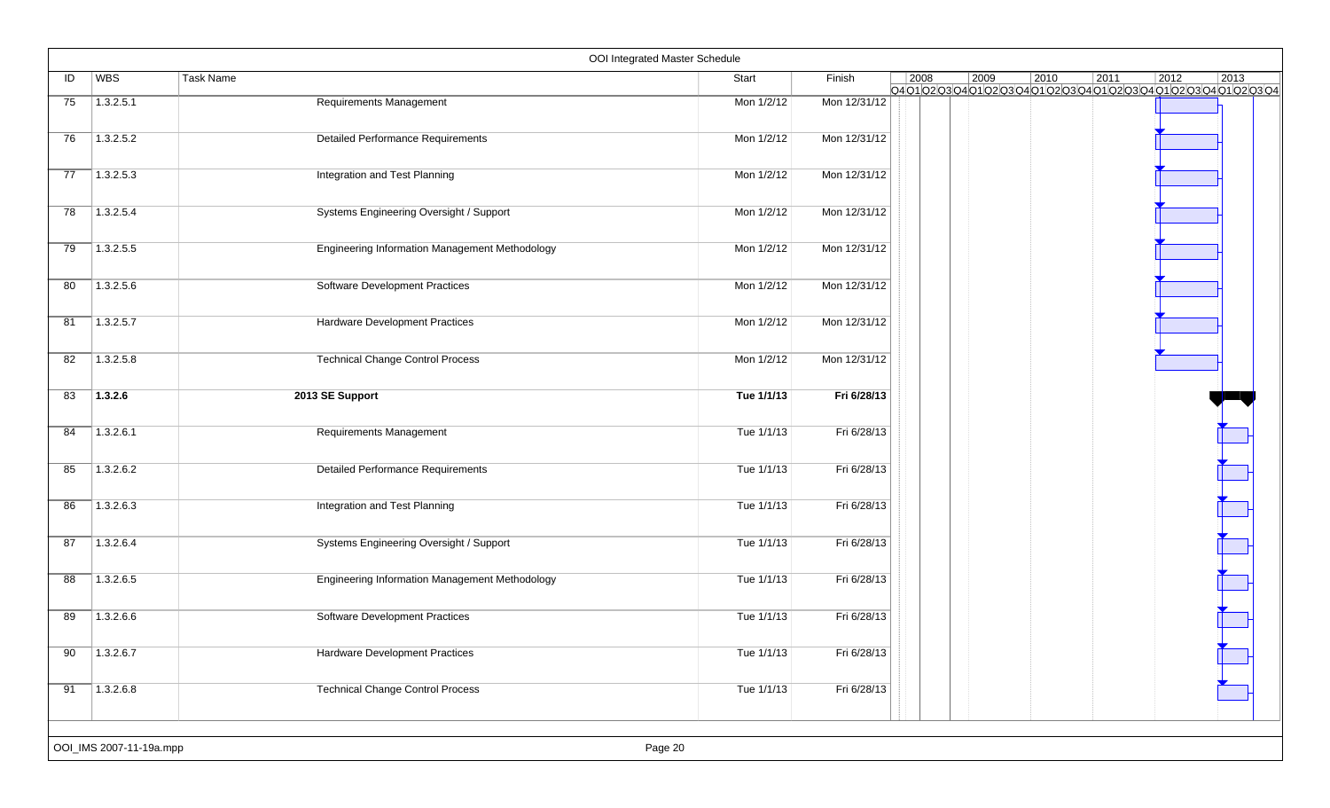## OOI Integrated Master Schedule

| ID | WBS | Task Name | Start | Finish |
|---|---|---|---|---|
| 75 | 1.3.2.5.1 | Requirements Management | Mon 1/2/12 | Mon 12/31/12 |
| 76 | 1.3.2.5.2 | Detailed Performance Requirements | Mon 1/2/12 | Mon 12/31/12 |
| 77 | 1.3.2.5.3 | Integration and Test Planning | Mon 1/2/12 | Mon 12/31/12 |
| 78 | 1.3.2.5.4 | Systems Engineering Oversight / Support | Mon 1/2/12 | Mon 12/31/12 |
| 79 | 1.3.2.5.5 | Engineering Information Management Methodology | Mon 1/2/12 | Mon 12/31/12 |
| 80 | 1.3.2.5.6 | Software Development Practices | Mon 1/2/12 | Mon 12/31/12 |
| 81 | 1.3.2.5.7 | Hardware Development Practices | Mon 1/2/12 | Mon 12/31/12 |
| 82 | 1.3.2.5.8 | Technical Change Control Process | Mon 1/2/12 | Mon 12/31/12 |
| 83 | **1.3.2.6** | **2013 SE Support** | **Tue 1/1/13** | **Fri 6/28/13** |
| 84 | 1.3.2.6.1 | Requirements Management | Tue 1/1/13 | Fri 6/28/13 |
| 85 | 1.3.2.6.2 | Detailed Performance Requirements | Tue 1/1/13 | Fri 6/28/13 |
| 86 | 1.3.2.6.3 | Integration and Test Planning | Tue 1/1/13 | Fri 6/28/13 |
| 87 | 1.3.2.6.4 | Systems Engineering Oversight / Support | Tue 1/1/13 | Fri 6/28/13 |
| 88 | 1.3.2.6.5 | Engineering Information Management Methodology | Tue 1/1/13 | Fri 6/28/13 |
| 89 | 1.3.2.6.6 | Software Development Practices | Tue 1/1/13 | Fri 6/28/13 |
| 90 | 1.3.2.6.7 | Hardware Development Practices | Tue 1/1/13 | Fri 6/28/13 |
| 91 | 1.3.2.6.8 | Technical Change Control Process | Tue 1/1/13 | Fri 6/28/13 |

OOI_IMS 2007-11-19a.mpp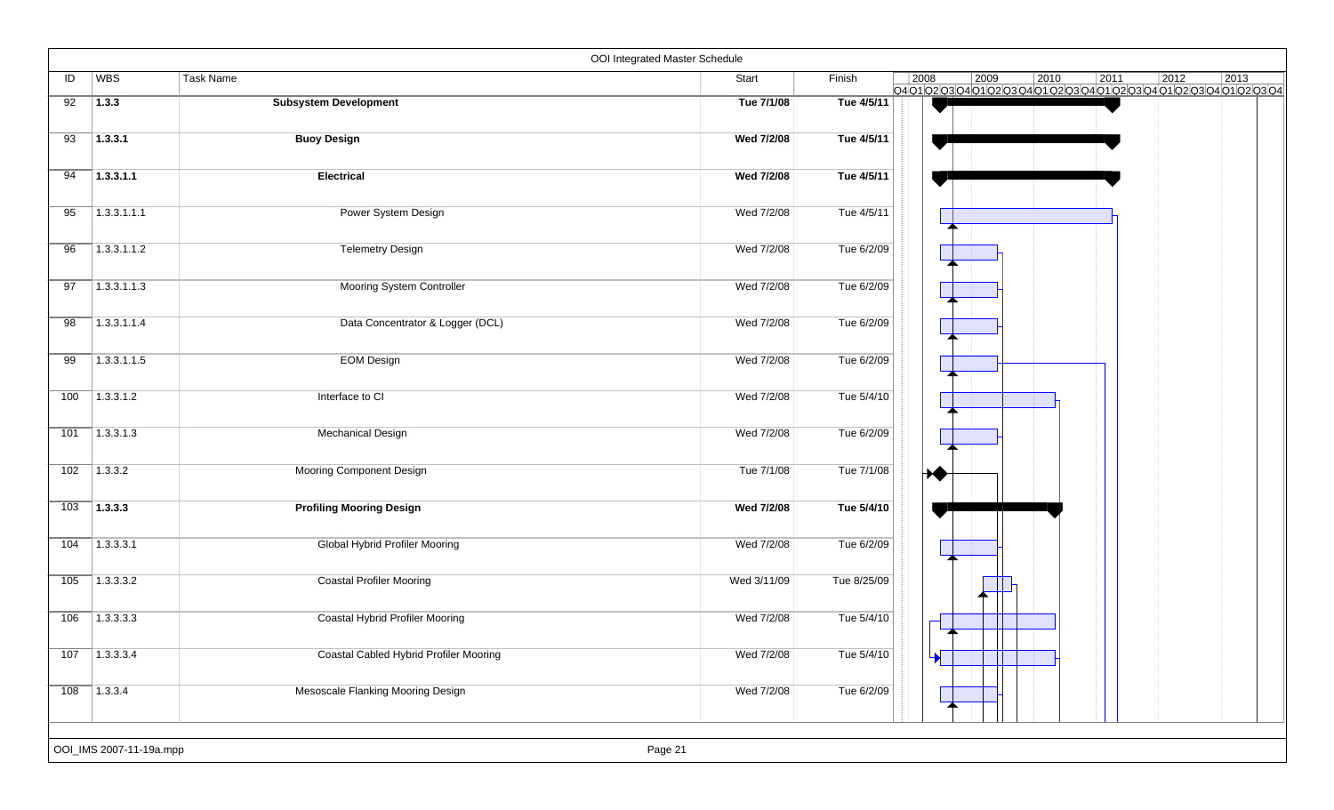# OOI Integrated Master Schedule

| ID | WBS | Task Name | Start | Finish |
|---|---|---|---|---|
| 92 | **1.3.3** | **Subsystem Development** | **Tue 7/1/08** | **Tue 4/5/11** |
| 93 | **1.3.3.1** | **Buoy Design** | **Wed 7/2/08** | **Tue 4/5/11** |
| 94 | **1.3.3.1.1** | **Electrical** | **Wed 7/2/08** | **Tue 4/5/11** |
| 95 | 1.3.3.1.1.1 | Power System Design | Wed 7/2/08 | Tue 4/5/11 |
| 96 | 1.3.3.1.1.2 | Telemetry Design | Wed 7/2/08 | Tue 6/2/09 |
| 97 | 1.3.3.1.1.3 | Mooring System Controller | Wed 7/2/08 | Tue 6/2/09 |
| 98 | 1.3.3.1.1.4 | Data Concentrator & Logger (DCL) | Wed 7/2/08 | Tue 6/2/09 |
| 99 | 1.3.3.1.1.5 | EOM Design | Wed 7/2/08 | Tue 6/2/09 |
| 100 | 1.3.3.1.2 | Interface to CI | Wed 7/2/08 | Tue 5/4/10 |
| 101 | 1.3.3.1.3 | Mechanical Design | Wed 7/2/08 | Tue 6/2/09 |
| 102 | 1.3.3.2 | Mooring Component Design | Tue 7/1/08 | Tue 7/1/08 |
| 103 | **1.3.3.3** | **Profiling Mooring Design** | **Wed 7/2/08** | **Tue 5/4/10** |
| 104 | 1.3.3.3.1 | Global Hybrid Profiler Mooring | Wed 7/2/08 | Tue 6/2/09 |
| 105 | 1.3.3.3.2 | Coastal Profiler Mooring | Wed 3/11/09 | Tue 8/25/09 |
| 106 | 1.3.3.3.3 | Coastal Hybrid Profiler Mooring | Wed 7/2/08 | Tue 5/4/10 |
| 107 | 1.3.3.3.4 | Coastal Cabled Hybrid Profiler Mooring | Wed 7/2/08 | Tue 5/4/10 |
| 108 | 1.3.3.4 | Mesoscale Flanking Mooring Design | Wed 7/2/08 | Tue 6/2/09 |

OOI_IMS 2007-11-19a.mpp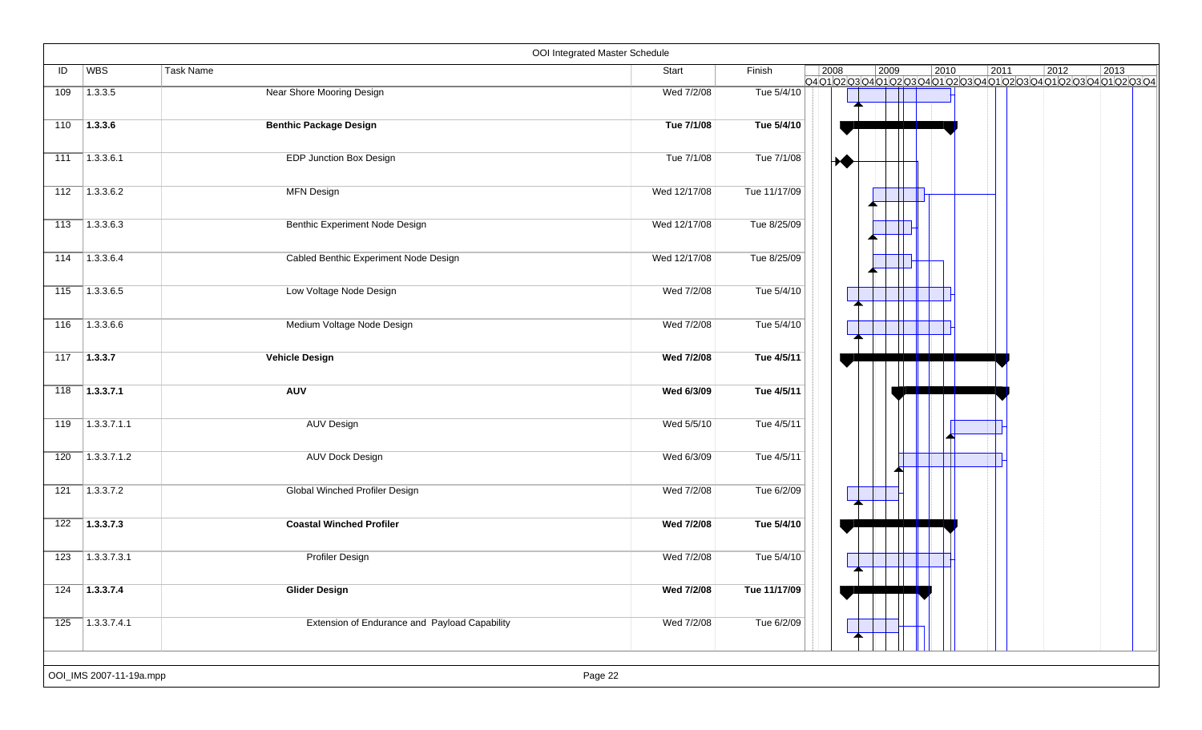# OOI Integrated Master Schedule

| ID | WBS | Task Name | Start | Finish |
|---|---|---|---|---|
| 109 | 1.3.3.5 | Near Shore Mooring Design | Wed 7/2/08 | Tue 5/4/10 |
| 110 | **1.3.3.6** | **Benthic Package Design** | **Tue 7/1/08** | **Tue 5/4/10** |
| 111 | 1.3.3.6.1 | EDP Junction Box Design | Tue 7/1/08 | Tue 7/1/08 |
| 112 | 1.3.3.6.2 | MFN Design | Wed 12/17/08 | Tue 11/17/09 |
| 113 | 1.3.3.6.3 | Benthic Experiment Node Design | Wed 12/17/08 | Tue 8/25/09 |
| 114 | 1.3.3.6.4 | Cabled Benthic Experiment Node Design | Wed 12/17/08 | Tue 8/25/09 |
| 115 | 1.3.3.6.5 | Low Voltage Node Design | Wed 7/2/08 | Tue 5/4/10 |
| 116 | 1.3.3.6.6 | Medium Voltage Node Design | Wed 7/2/08 | Tue 5/4/10 |
| 117 | **1.3.3.7** | **Vehicle Design** | **Wed 7/2/08** | **Tue 4/5/11** |
| 118 | **1.3.3.7.1** | **AUV** | **Wed 6/3/09** | **Tue 4/5/11** |
| 119 | 1.3.3.7.1.1 | AUV Design | Wed 5/5/10 | Tue 4/5/11 |
| 120 | 1.3.3.7.1.2 | AUV Dock Design | Wed 6/3/09 | Tue 4/5/11 |
| 121 | 1.3.3.7.2 | Global Winched Profiler Design | Wed 7/2/08 | Tue 6/2/09 |
| 122 | **1.3.3.7.3** | **Coastal Winched Profiler** | **Wed 7/2/08** | **Tue 5/4/10** |
| 123 | 1.3.3.7.3.1 | Profiler Design | Wed 7/2/08 | Tue 5/4/10 |
| 124 | **1.3.3.7.4** | **Glider Design** | **Wed 7/2/08** | **Tue 11/17/09** |
| 125 | 1.3.3.7.4.1 | Extension of Endurance and Payload Capability | Wed 7/2/08 | Tue 6/2/09 |

OOI_IMS 2007-11-19a.mpp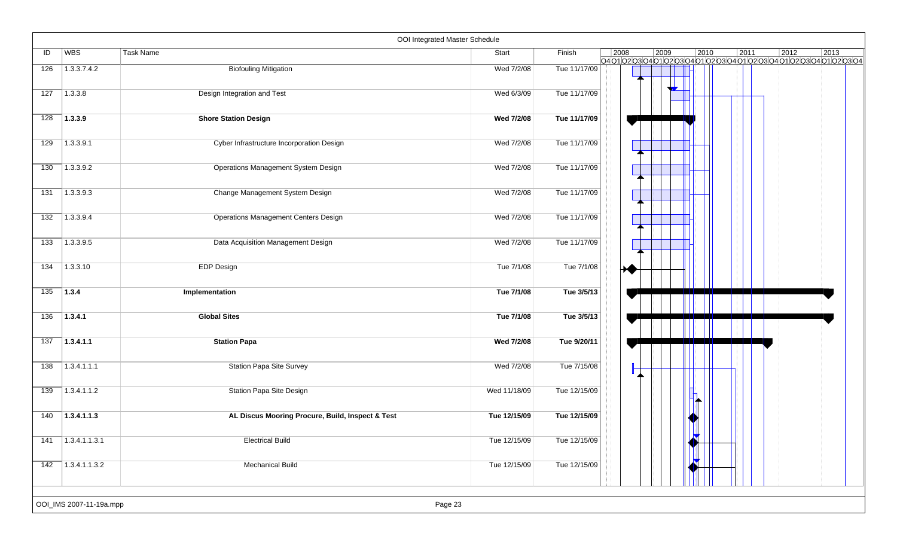## OOI Integrated Master Schedule

| ID | WBS | Task Name | Start | Finish |
|---|---|---|---|---|
| 126 | 1.3.3.7.4.2 | Biofouling Mitigation | Wed 7/2/08 | Tue 11/17/09 |
| 127 | 1.3.3.8 | Design Integration and Test | Wed 6/3/09 | Tue 11/17/09 |
| 128 | **1.3.3.9** | **Shore Station Design** | **Wed 7/2/08** | **Tue 11/17/09** |
| 129 | 1.3.3.9.1 | Cyber Infrastructure Incorporation Design | Wed 7/2/08 | Tue 11/17/09 |
| 130 | 1.3.3.9.2 | Operations Management System Design | Wed 7/2/08 | Tue 11/17/09 |
| 131 | 1.3.3.9.3 | Change Management System Design | Wed 7/2/08 | Tue 11/17/09 |
| 132 | 1.3.3.9.4 | Operations Management Centers Design | Wed 7/2/08 | Tue 11/17/09 |
| 133 | 1.3.3.9.5 | Data Acquisition Management Design | Wed 7/2/08 | Tue 11/17/09 |
| 134 | 1.3.3.10 | EDP Design | Tue 7/1/08 | Tue 7/1/08 |
| 135 | **1.3.4** | **Implementation** | **Tue 7/1/08** | **Tue 3/5/13** |
| 136 | **1.3.4.1** | **Global Sites** | **Tue 7/1/08** | **Tue 3/5/13** |
| 137 | **1.3.4.1.1** | **Station Papa** | **Wed 7/2/08** | **Tue 9/20/11** |
| 138 | 1.3.4.1.1.1 | Station Papa Site Survey | Wed 7/2/08 | Tue 7/15/08 |
| 139 | 1.3.4.1.1.2 | Station Papa Site Design | Wed 11/18/09 | Tue 12/15/09 |
| 140 | **1.3.4.1.1.3** | **AL Discus Mooring Procure, Build, Inspect & Test** | **Tue 12/15/09** | **Tue 12/15/09** |
| 141 | 1.3.4.1.1.3.1 | Electrical Build | Tue 12/15/09 | Tue 12/15/09 |
| 142 | 1.3.4.1.1.3.2 | Mechanical Build | Tue 12/15/09 | Tue 12/15/09 |

OOI_IMS 2007-11-19a.mpp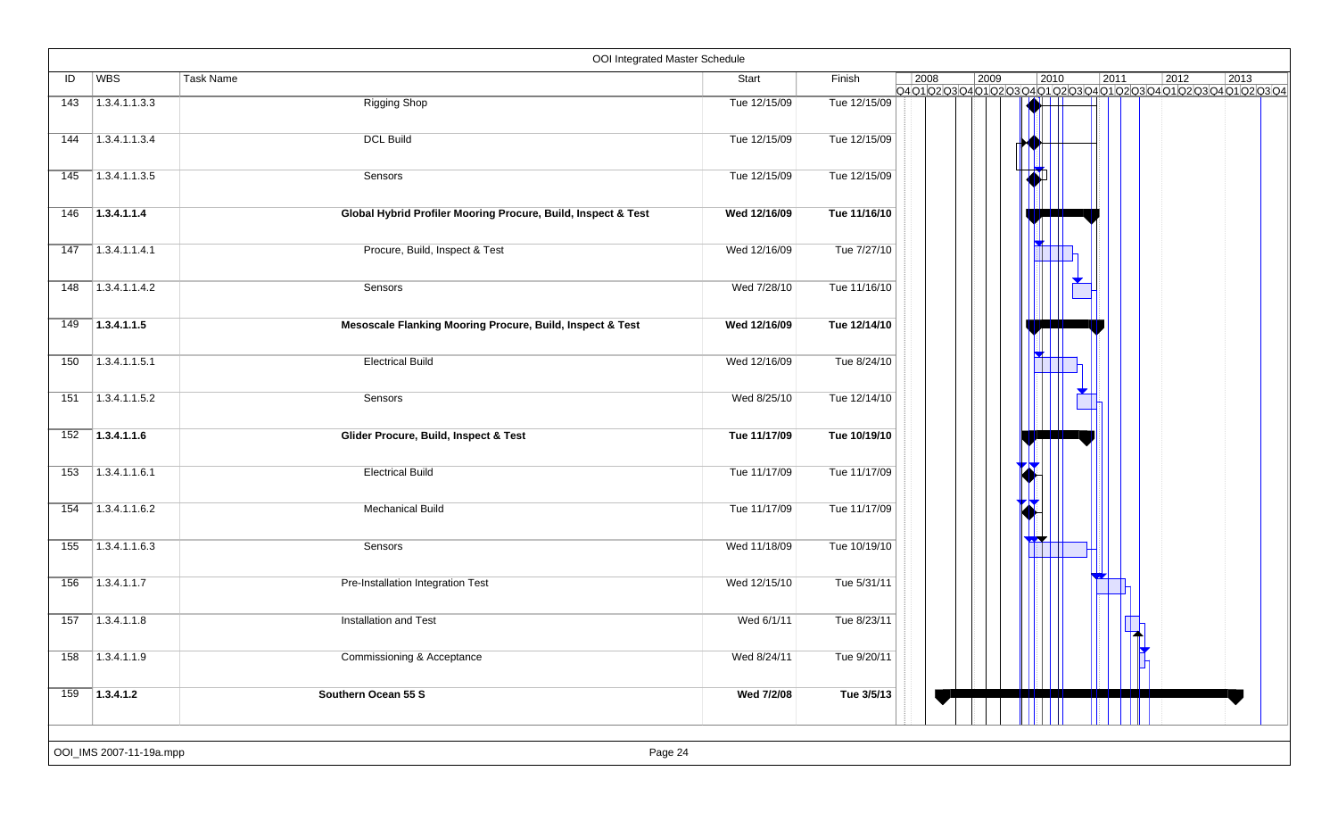# OOI Integrated Master Schedule

| ID | WBS | Task Name | Start | Finish |
|---|---|---|---|---|
| 143 | 1.3.4.1.1.3.3 | Rigging Shop | Tue 12/15/09 | Tue 12/15/09 |
| 144 | 1.3.4.1.1.3.4 | DCL Build | Tue 12/15/09 | Tue 12/15/09 |
| 145 | 1.3.4.1.1.3.5 | Sensors | Tue 12/15/09 | Tue 12/15/09 |
| 146 | **1.3.4.1.1.4** | **Global Hybrid Profiler Mooring Procure, Build, Inspect & Test** | **Wed 12/16/09** | **Tue 11/16/10** |
| 147 | 1.3.4.1.1.4.1 | Procure, Build, Inspect & Test | Wed 12/16/09 | Tue 7/27/10 |
| 148 | 1.3.4.1.1.4.2 | Sensors | Wed 7/28/10 | Tue 11/16/10 |
| 149 | **1.3.4.1.1.5** | **Mesoscale Flanking Mooring Procure, Build, Inspect & Test** | **Wed 12/16/09** | **Tue 12/14/10** |
| 150 | 1.3.4.1.1.5.1 | Electrical Build | Wed 12/16/09 | Tue 8/24/10 |
| 151 | 1.3.4.1.1.5.2 | Sensors | Wed 8/25/10 | Tue 12/14/10 |
| 152 | **1.3.4.1.1.6** | **Glider Procure, Build, Inspect & Test** | **Tue 11/17/09** | **Tue 10/19/10** |
| 153 | 1.3.4.1.1.6.1 | Electrical Build | Tue 11/17/09 | Tue 11/17/09 |
| 154 | 1.3.4.1.1.6.2 | Mechanical Build | Tue 11/17/09 | Tue 11/17/09 |
| 155 | 1.3.4.1.1.6.3 | Sensors | Wed 11/18/09 | Tue 10/19/10 |
| 156 | 1.3.4.1.1.7 | Pre-Installation Integration Test | Wed 12/15/10 | Tue 5/31/11 |
| 157 | 1.3.4.1.1.8 | Installation and Test | Wed 6/1/11 | Tue 8/23/11 |
| 158 | 1.3.4.1.1.9 | Commissioning & Acceptance | Wed 8/24/11 | Tue 9/20/11 |
| 159 | **1.3.4.1.2** | **Southern Ocean 55 S** | **Wed 7/2/08** | **Tue 3/5/13** |

OOI_IMS 2007-11-19a.mpp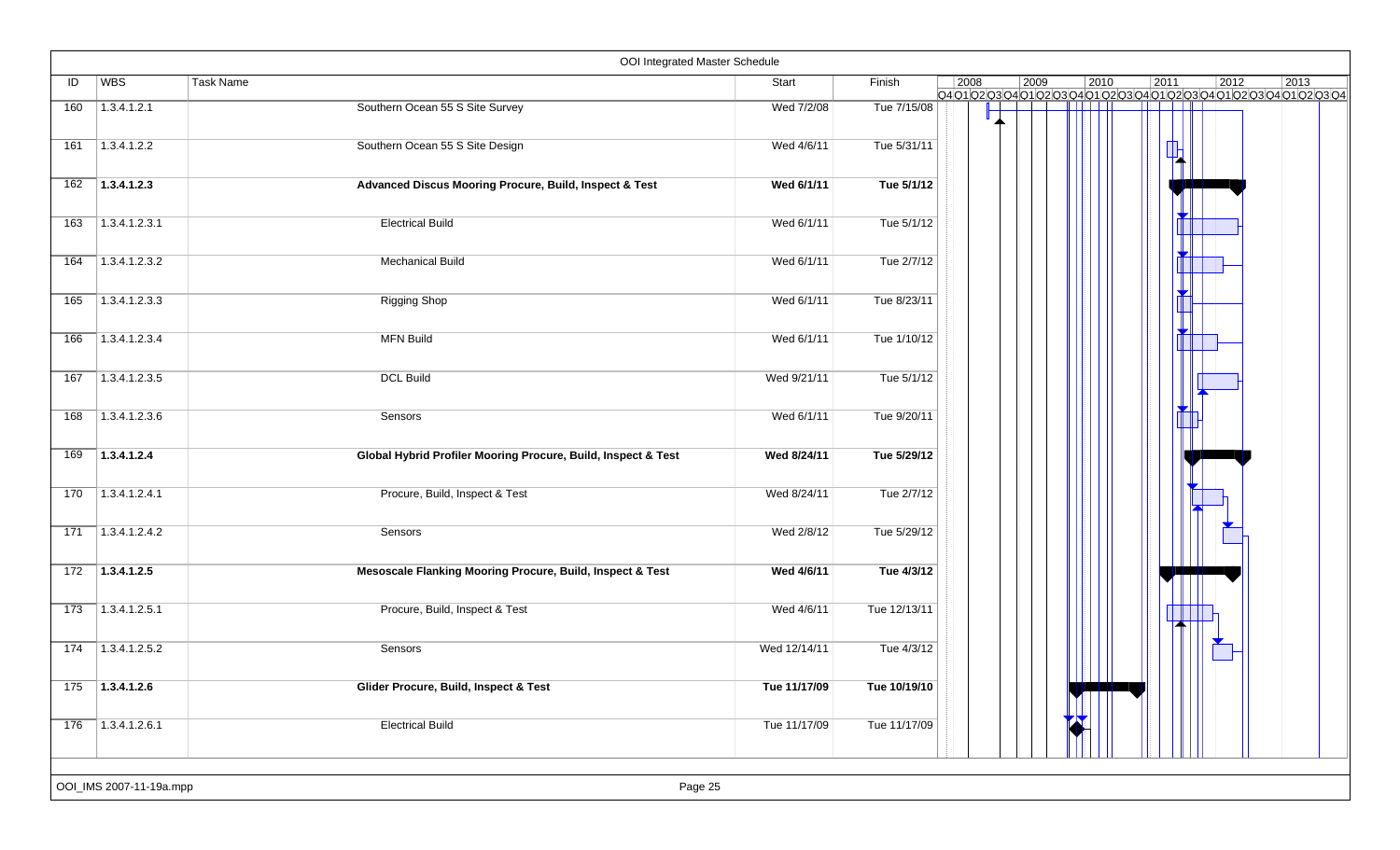# OOI Integrated Master Schedule

| ID | WBS | Task Name | Start | Finish |
|---|---|---|---|---|
| 160 | 1.3.4.1.2.1 | Southern Ocean 55 S Site Survey | Wed 7/2/08 | Tue 7/15/08 |
| 161 | 1.3.4.1.2.2 | Southern Ocean 55 S Site Design | Wed 4/6/11 | Tue 5/31/11 |
| 162 | **1.3.4.1.2.3** | **Advanced Discus Mooring Procure, Build, Inspect & Test** | **Wed 6/1/11** | **Tue 5/1/12** |
| 163 | 1.3.4.1.2.3.1 | Electrical Build | Wed 6/1/11 | Tue 5/1/12 |
| 164 | 1.3.4.1.2.3.2 | Mechanical Build | Wed 6/1/11 | Tue 2/7/12 |
| 165 | 1.3.4.1.2.3.3 | Rigging Shop | Wed 6/1/11 | Tue 8/23/11 |
| 166 | 1.3.4.1.2.3.4 | MFN Build | Wed 6/1/11 | Tue 1/10/12 |
| 167 | 1.3.4.1.2.3.5 | DCL Build | Wed 9/21/11 | Tue 5/1/12 |
| 168 | 1.3.4.1.2.3.6 | Sensors | Wed 6/1/11 | Tue 9/20/11 |
| 169 | **1.3.4.1.2.4** | **Global Hybrid Profiler Mooring Procure, Build, Inspect & Test** | **Wed 8/24/11** | **Tue 5/29/12** |
| 170 | 1.3.4.1.2.4.1 | Procure, Build, Inspect & Test | Wed 8/24/11 | Tue 2/7/12 |
| 171 | 1.3.4.1.2.4.2 | Sensors | Wed 2/8/12 | Tue 5/29/12 |
| 172 | **1.3.4.1.2.5** | **Mesoscale Flanking Mooring Procure, Build, Inspect & Test** | **Wed 4/6/11** | **Tue 4/3/12** |
| 173 | 1.3.4.1.2.5.1 | Procure, Build, Inspect & Test | Wed 4/6/11 | Tue 12/13/11 |
| 174 | 1.3.4.1.2.5.2 | Sensors | Wed 12/14/11 | Tue 4/3/12 |
| 175 | **1.3.4.1.2.6** | **Glider Procure, Build, Inspect & Test** | **Tue 11/17/09** | **Tue 10/19/10** |
| 176 | 1.3.4.1.2.6.1 | Electrical Build | Tue 11/17/09 | Tue 11/17/09 |

OOI_IMS 2007-11-19a.mpp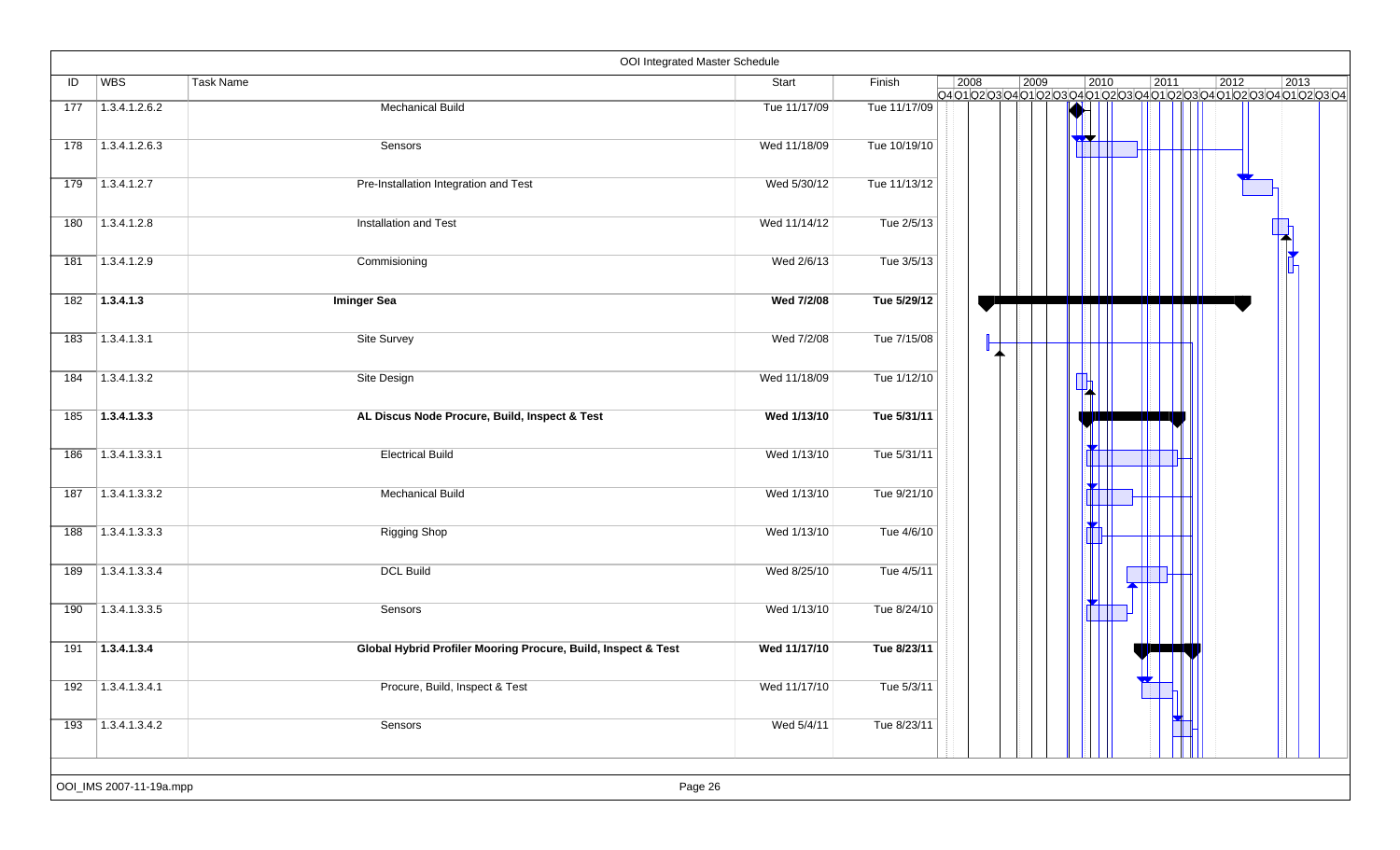# OOI Integrated Master Schedule

| ID | WBS | Task Name | Start | Finish |
|---|---|---|---|---|
| 177 | 1.3.4.1.2.6.2 | Mechanical Build | Tue 11/17/09 | Tue 11/17/09 |
| 178 | 1.3.4.1.2.6.3 | Sensors | Wed 11/18/09 | Tue 10/19/10 |
| 179 | 1.3.4.1.2.7 | Pre-Installation Integration and Test | Wed 5/30/12 | Tue 11/13/12 |
| 180 | 1.3.4.1.2.8 | Installation and Test | Wed 11/14/12 | Tue 2/5/13 |
| 181 | 1.3.4.1.2.9 | Commisioning | Wed 2/6/13 | Tue 3/5/13 |
| **182** | **1.3.4.1.3** | **Iminger Sea** | **Wed 7/2/08** | **Tue 5/29/12** |
| 183 | 1.3.4.1.3.1 | Site Survey | Wed 7/2/08 | Tue 7/15/08 |
| 184 | 1.3.4.1.3.2 | Site Design | Wed 11/18/09 | Tue 1/12/10 |
| **185** | **1.3.4.1.3.3** | **AL Discus Node Procure, Build, Inspect & Test** | **Wed 1/13/10** | **Tue 5/31/11** |
| 186 | 1.3.4.1.3.3.1 | Electrical Build | Wed 1/13/10 | Tue 5/31/11 |
| 187 | 1.3.4.1.3.3.2 | Mechanical Build | Wed 1/13/10 | Tue 9/21/10 |
| 188 | 1.3.4.1.3.3.3 | Rigging Shop | Wed 1/13/10 | Tue 4/6/10 |
| 189 | 1.3.4.1.3.3.4 | DCL Build | Wed 8/25/10 | Tue 4/5/11 |
| 190 | 1.3.4.1.3.3.5 | Sensors | Wed 1/13/10 | Tue 8/24/10 |
| **191** | **1.3.4.1.3.4** | **Global Hybrid Profiler Mooring Procure, Build, Inspect & Test** | **Wed 11/17/10** | **Tue 8/23/11** |
| 192 | 1.3.4.1.3.4.1 | Procure, Build, Inspect & Test | Wed 11/17/10 | Tue 5/3/11 |
| 193 | 1.3.4.1.3.4.2 | Sensors | Wed 5/4/11 | Tue 8/23/11 |

OOI_IMS 2007-11-19a.mpp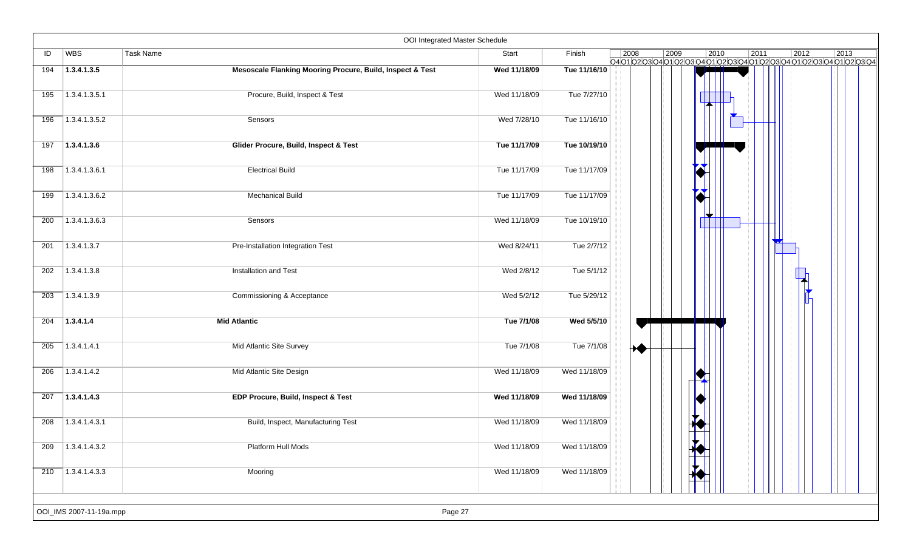# OOI Integrated Master Schedule

| ID | WBS | Task Name | Start | Finish |
|---|---|---|---|---|
| 194 | **1.3.4.1.3.5** | **Mesoscale Flanking Mooring Procure, Build, Inspect & Test** | **Wed 11/18/09** | **Tue 11/16/10** |
| 195 | 1.3.4.1.3.5.1 | Procure, Build, Inspect & Test | Wed 11/18/09 | Tue 7/27/10 |
| 196 | 1.3.4.1.3.5.2 | Sensors | Wed 7/28/10 | Tue 11/16/10 |
| 197 | **1.3.4.1.3.6** | **Glider Procure, Build, Inspect & Test** | **Tue 11/17/09** | **Tue 10/19/10** |
| 198 | 1.3.4.1.3.6.1 | Electrical Build | Tue 11/17/09 | Tue 11/17/09 |
| 199 | 1.3.4.1.3.6.2 | Mechanical Build | Tue 11/17/09 | Tue 11/17/09 |
| 200 | 1.3.4.1.3.6.3 | Sensors | Wed 11/18/09 | Tue 10/19/10 |
| 201 | 1.3.4.1.3.7 | Pre-Installation Integration Test | Wed 8/24/11 | Tue 2/7/12 |
| 202 | 1.3.4.1.3.8 | Installation and Test | Wed 2/8/12 | Tue 5/1/12 |
| 203 | 1.3.4.1.3.9 | Commissioning & Acceptance | Wed 5/2/12 | Tue 5/29/12 |
| 204 | **1.3.4.1.4** | **Mid Atlantic** | **Tue 7/1/08** | **Wed 5/5/10** |
| 205 | 1.3.4.1.4.1 | Mid Atlantic Site Survey | Tue 7/1/08 | Tue 7/1/08 |
| 206 | 1.3.4.1.4.2 | Mid Atlantic Site Design | Wed 11/18/09 | Wed 11/18/09 |
| 207 | **1.3.4.1.4.3** | **EDP Procure, Build, Inspect & Test** | **Wed 11/18/09** | **Wed 11/18/09** |
| 208 | 1.3.4.1.4.3.1 | Build, Inspect, Manufacturing Test | Wed 11/18/09 | Wed 11/18/09 |
| 209 | 1.3.4.1.4.3.2 | Platform Hull Mods | Wed 11/18/09 | Wed 11/18/09 |
| 210 | 1.3.4.1.4.3.3 | Mooring | Wed 11/18/09 | Wed 11/18/09 |

OOI_IMS 2007-11-19a.mpp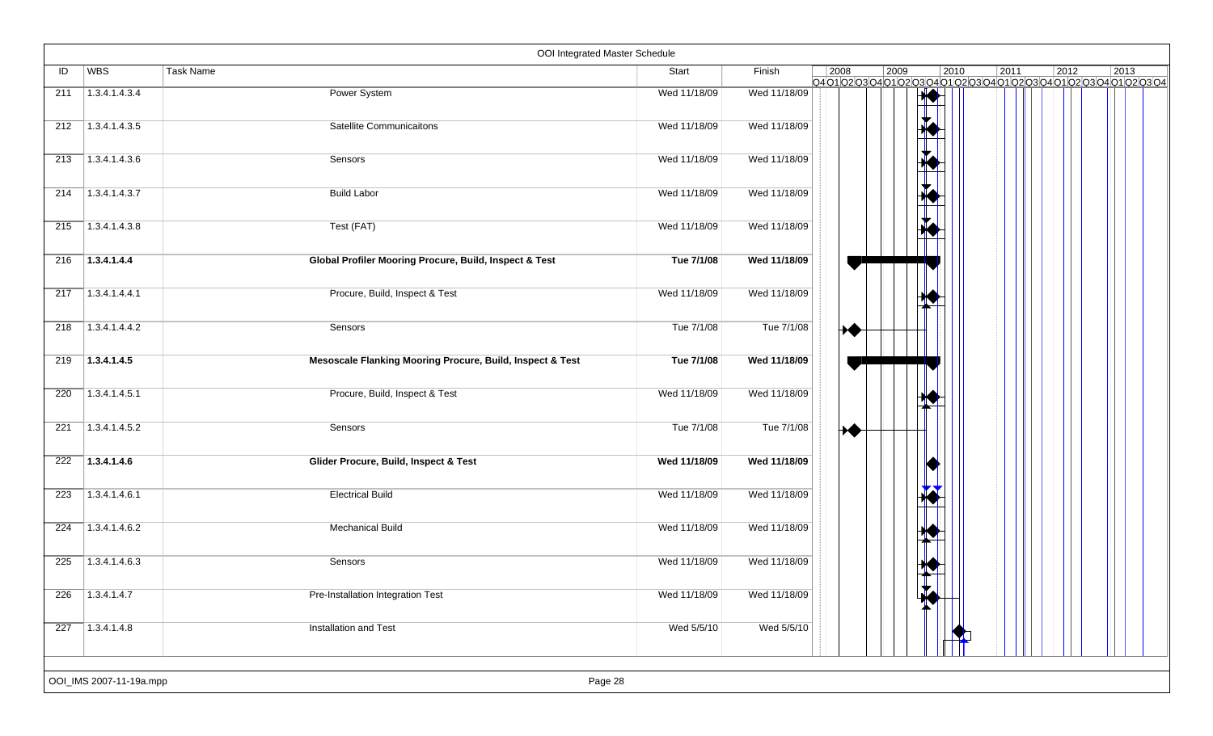# OOI Integrated Master Schedule

| ID | WBS | Task Name | Start | Finish |
|---|---|---|---|---|
| 211 | 1.3.4.1.4.3.4 | Power System | Wed 11/18/09 | Wed 11/18/09 |
| 212 | 1.3.4.1.4.3.5 | Satellite Communicaitons | Wed 11/18/09 | Wed 11/18/09 |
| 213 | 1.3.4.1.4.3.6 | Sensors | Wed 11/18/09 | Wed 11/18/09 |
| 214 | 1.3.4.1.4.3.7 | Build Labor | Wed 11/18/09 | Wed 11/18/09 |
| 215 | 1.3.4.1.4.3.8 | Test (FAT) | Wed 11/18/09 | Wed 11/18/09 |
| 216 | **1.3.4.1.4.4** | **Global Profiler Mooring Procure, Build, Inspect & Test** | **Tue 7/1/08** | **Wed 11/18/09** |
| 217 | 1.3.4.1.4.4.1 | Procure, Build, Inspect & Test | Wed 11/18/09 | Wed 11/18/09 |
| 218 | 1.3.4.1.4.4.2 | Sensors | Tue 7/1/08 | Tue 7/1/08 |
| 219 | **1.3.4.1.4.5** | **Mesoscale Flanking Mooring Procure, Build, Inspect & Test** | **Tue 7/1/08** | **Wed 11/18/09** |
| 220 | 1.3.4.1.4.5.1 | Procure, Build, Inspect & Test | Wed 11/18/09 | Wed 11/18/09 |
| 221 | 1.3.4.1.4.5.2 | Sensors | Tue 7/1/08 | Tue 7/1/08 |
| 222 | **1.3.4.1.4.6** | **Glider Procure, Build, Inspect & Test** | **Wed 11/18/09** | **Wed 11/18/09** |
| 223 | 1.3.4.1.4.6.1 | Electrical Build | Wed 11/18/09 | Wed 11/18/09 |
| 224 | 1.3.4.1.4.6.2 | Mechanical Build | Wed 11/18/09 | Wed 11/18/09 |
| 225 | 1.3.4.1.4.6.3 | Sensors | Wed 11/18/09 | Wed 11/18/09 |
| 226 | 1.3.4.1.4.7 | Pre-Installation Integration Test | Wed 11/18/09 | Wed 11/18/09 |
| 227 | 1.3.4.1.4.8 | Installation and Test | Wed 5/5/10 | Wed 5/5/10 |

OOI_IMS 2007-11-19a.mpp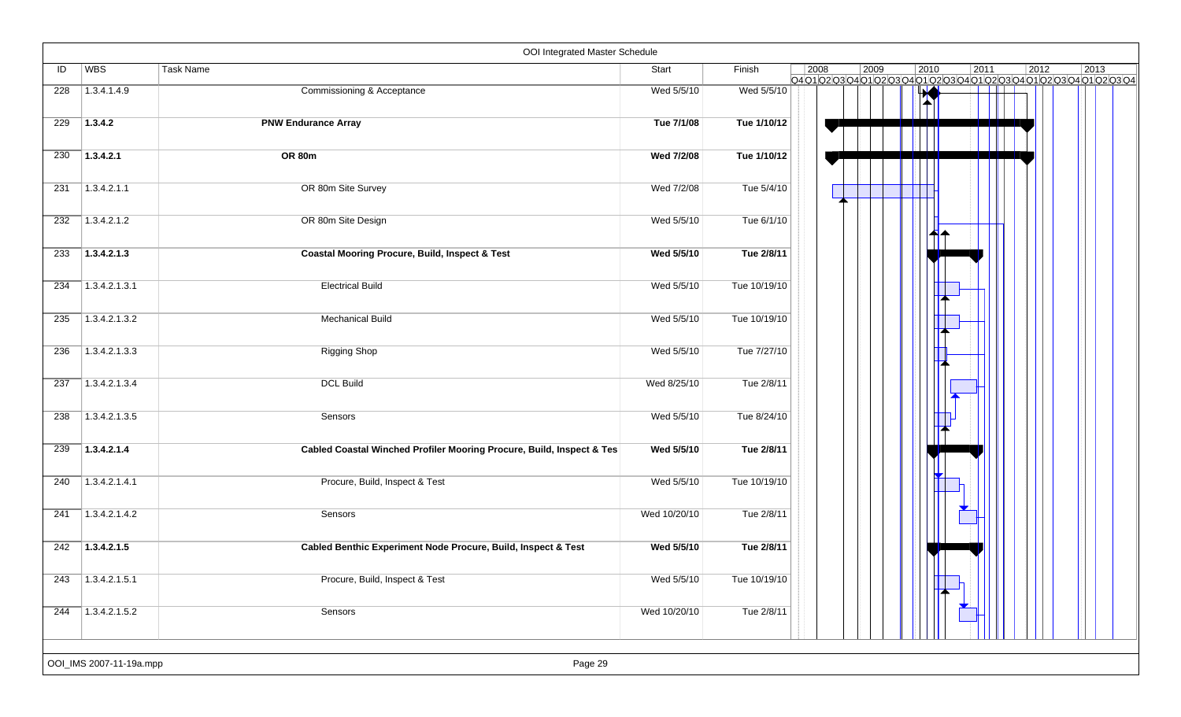# OOI Integrated Master Schedule

| ID | WBS | Task Name | Start | Finish |
|---|---|---|---|---|
| 228 | 1.3.4.1.4.9 | Commissioning & Acceptance | Wed 5/5/10 | Wed 5/5/10 |
| 229 | **1.3.4.2** | **PNW Endurance Array** | **Tue 7/1/08** | **Tue 1/10/12** |
| 230 | **1.3.4.2.1** | **OR 80m** | **Wed 7/2/08** | **Tue 1/10/12** |
| 231 | 1.3.4.2.1.1 | OR 80m Site Survey | Wed 7/2/08 | Tue 5/4/10 |
| 232 | 1.3.4.2.1.2 | OR 80m Site Design | Wed 5/5/10 | Tue 6/1/10 |
| 233 | **1.3.4.2.1.3** | **Coastal Mooring Procure, Build, Inspect & Test** | **Wed 5/5/10** | **Tue 2/8/11** |
| 234 | 1.3.4.2.1.3.1 | Electrical Build | Wed 5/5/10 | Tue 10/19/10 |
| 235 | 1.3.4.2.1.3.2 | Mechanical Build | Wed 5/5/10 | Tue 10/19/10 |
| 236 | 1.3.4.2.1.3.3 | Rigging Shop | Wed 5/5/10 | Tue 7/27/10 |
| 237 | 1.3.4.2.1.3.4 | DCL Build | Wed 8/25/10 | Tue 2/8/11 |
| 238 | 1.3.4.2.1.3.5 | Sensors | Wed 5/5/10 | Tue 8/24/10 |
| 239 | **1.3.4.2.1.4** | **Cabled Coastal Winched Profiler Mooring Procure, Build, Inspect & Tes** | **Wed 5/5/10** | **Tue 2/8/11** |
| 240 | 1.3.4.2.1.4.1 | Procure, Build, Inspect & Test | Wed 5/5/10 | Tue 10/19/10 |
| 241 | 1.3.4.2.1.4.2 | Sensors | Wed 10/20/10 | Tue 2/8/11 |
| 242 | **1.3.4.2.1.5** | **Cabled Benthic Experiment Node Procure, Build, Inspect & Test** | **Wed 5/5/10** | **Tue 2/8/11** |
| 243 | 1.3.4.2.1.5.1 | Procure, Build, Inspect & Test | Wed 5/5/10 | Tue 10/19/10 |
| 244 | 1.3.4.2.1.5.2 | Sensors | Wed 10/20/10 | Tue 2/8/11 |

OOI_IMS 2007-11-19a.mpp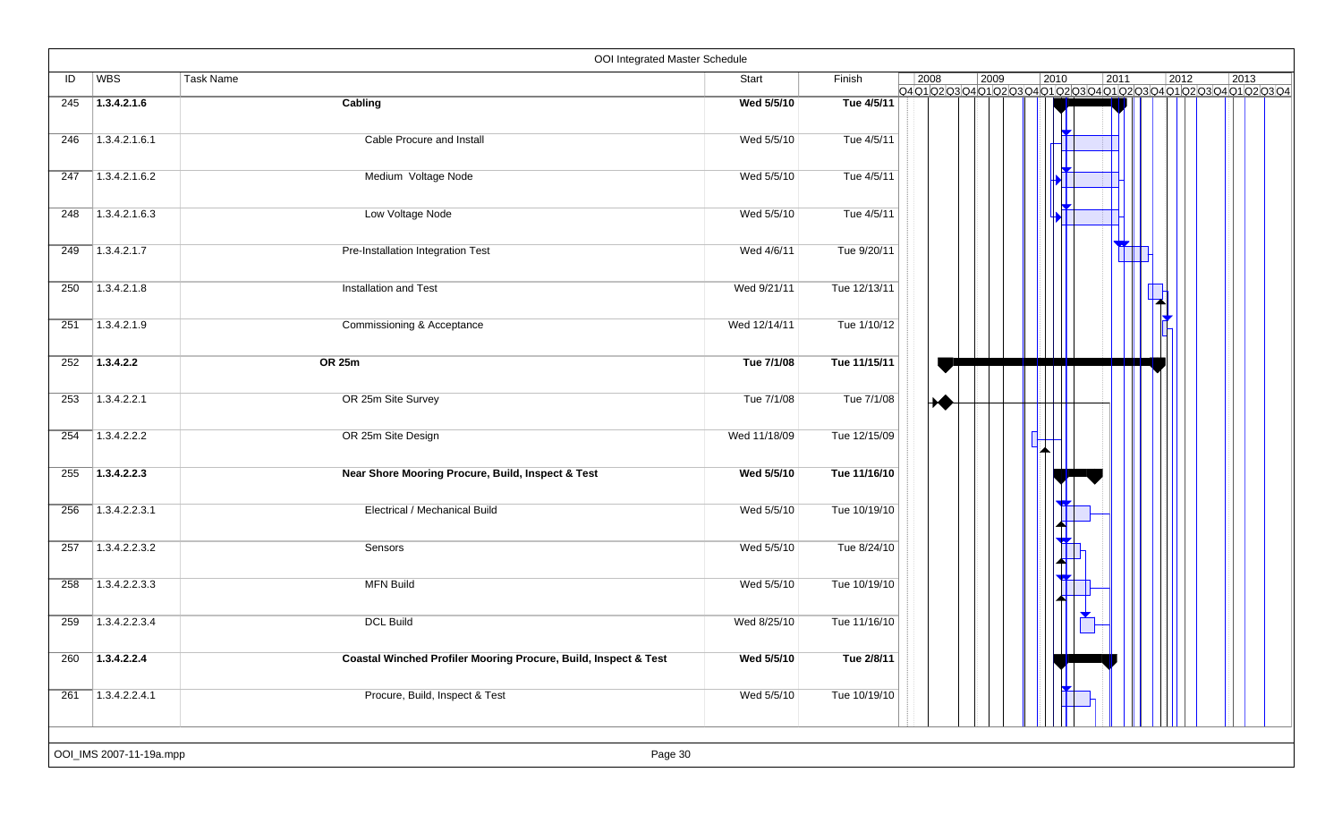# OOI Integrated Master Schedule

| ID | WBS | Task Name | Start | Finish |
|---|---|---|---|---|
| 245 | **1.3.4.2.1.6** | **Cabling** | **Wed 5/5/10** | **Tue 4/5/11** |
| 246 | 1.3.4.2.1.6.1 | Cable Procure and Install | Wed 5/5/10 | Tue 4/5/11 |
| 247 | 1.3.4.2.1.6.2 | Medium Voltage Node | Wed 5/5/10 | Tue 4/5/11 |
| 248 | 1.3.4.2.1.6.3 | Low Voltage Node | Wed 5/5/10 | Tue 4/5/11 |
| 249 | 1.3.4.2.1.7 | Pre-Installation Integration Test | Wed 4/6/11 | Tue 9/20/11 |
| 250 | 1.3.4.2.1.8 | Installation and Test | Wed 9/21/11 | Tue 12/13/11 |
| 251 | 1.3.4.2.1.9 | Commissioning & Acceptance | Wed 12/14/11 | Tue 1/10/12 |
| 252 | **1.3.4.2.2** | **OR 25m** | **Tue 7/1/08** | **Tue 11/15/11** |
| 253 | 1.3.4.2.2.1 | OR 25m Site Survey | Tue 7/1/08 | Tue 7/1/08 |
| 254 | 1.3.4.2.2.2 | OR 25m Site Design | Wed 11/18/09 | Tue 12/15/09 |
| 255 | **1.3.4.2.2.3** | **Near Shore Mooring Procure, Build, Inspect & Test** | **Wed 5/5/10** | **Tue 11/16/10** |
| 256 | 1.3.4.2.2.3.1 | Electrical / Mechanical Build | Wed 5/5/10 | Tue 10/19/10 |
| 257 | 1.3.4.2.2.3.2 | Sensors | Wed 5/5/10 | Tue 8/24/10 |
| 258 | 1.3.4.2.2.3.3 | MFN Build | Wed 5/5/10 | Tue 10/19/10 |
| 259 | 1.3.4.2.2.3.4 | DCL Build | Wed 8/25/10 | Tue 11/16/10 |
| 260 | **1.3.4.2.2.4** | **Coastal Winched Profiler Mooring Procure, Build, Inspect & Test** | **Wed 5/5/10** | **Tue 2/8/11** |
| 261 | 1.3.4.2.2.4.1 | Procure, Build, Inspect & Test | Wed 5/5/10 | Tue 10/19/10 |

OOI_IMS 2007-11-19a.mpp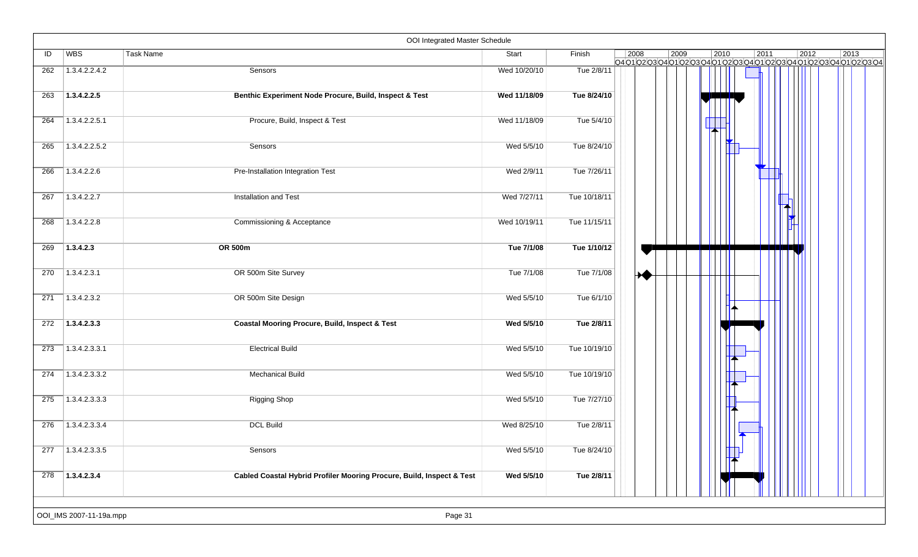# OOI Integrated Master Schedule

| ID | WBS | Task Name | Start | Finish |
|---|---|---|---|---|
| 262 | 1.3.4.2.2.4.2 | Sensors | Wed 10/20/10 | Tue 2/8/11 |
| 263 | **1.3.4.2.2.5** | **Benthic Experiment Node Procure, Build, Inspect & Test** | **Wed 11/18/09** | **Tue 8/24/10** |
| 264 | 1.3.4.2.2.5.1 | Procure, Build, Inspect & Test | Wed 11/18/09 | Tue 5/4/10 |
| 265 | 1.3.4.2.2.5.2 | Sensors | Wed 5/5/10 | Tue 8/24/10 |
| 266 | 1.3.4.2.2.6 | Pre-Installation Integration Test | Wed 2/9/11 | Tue 7/26/11 |
| 267 | 1.3.4.2.2.7 | Installation and Test | Wed 7/27/11 | Tue 10/18/11 |
| 268 | 1.3.4.2.2.8 | Commissioning & Acceptance | Wed 10/19/11 | Tue 11/15/11 |
| 269 | **1.3.4.2.3** | **OR 500m** | **Tue 7/1/08** | **Tue 1/10/12** |
| 270 | 1.3.4.2.3.1 | OR 500m Site Survey | Tue 7/1/08 | Tue 7/1/08 |
| 271 | 1.3.4.2.3.2 | OR 500m Site Design | Wed 5/5/10 | Tue 6/1/10 |
| 272 | **1.3.4.2.3.3** | **Coastal Mooring Procure, Build, Inspect & Test** | **Wed 5/5/10** | **Tue 2/8/11** |
| 273 | 1.3.4.2.3.3.1 | Electrical Build | Wed 5/5/10 | Tue 10/19/10 |
| 274 | 1.3.4.2.3.3.2 | Mechanical Build | Wed 5/5/10 | Tue 10/19/10 |
| 275 | 1.3.4.2.3.3.3 | Rigging Shop | Wed 5/5/10 | Tue 7/27/10 |
| 276 | 1.3.4.2.3.3.4 | DCL Build | Wed 8/25/10 | Tue 2/8/11 |
| 277 | 1.3.4.2.3.3.5 | Sensors | Wed 5/5/10 | Tue 8/24/10 |
| 278 | **1.3.4.2.3.4** | **Cabled Coastal Hybrid Profiler Mooring Procure, Build, Inspect & Test** | **Wed 5/5/10** | **Tue 2/8/11** |

OOI_IMS 2007-11-19a.mpp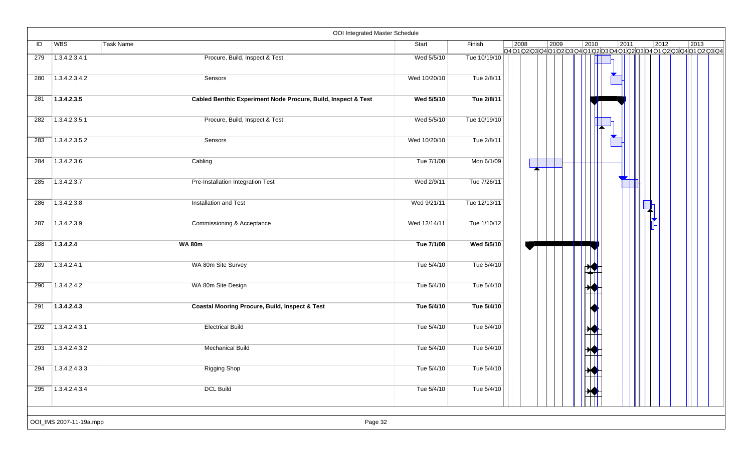OOI Integrated Master Schedule

| ID | WBS | Task Name | Start | Finish |
|---|---|---|---|---|
| 279 | 1.3.4.2.3.4.1 | Procure, Build, Inspect & Test | Wed 5/5/10 | Tue 10/19/10 |
| 280 | 1.3.4.2.3.4.2 | Sensors | Wed 10/20/10 | Tue 2/8/11 |
| 281 | **1.3.4.2.3.5** | **Cabled Benthic Experiment Node Procure, Build, Inspect & Test** | **Wed 5/5/10** | **Tue 2/8/11** |
| 282 | 1.3.4.2.3.5.1 | Procure, Build, Inspect & Test | Wed 5/5/10 | Tue 10/19/10 |
| 283 | 1.3.4.2.3.5.2 | Sensors | Wed 10/20/10 | Tue 2/8/11 |
| 284 | 1.3.4.2.3.6 | Cabling | Tue 7/1/08 | Mon 6/1/09 |
| 285 | 1.3.4.2.3.7 | Pre-Installation Integration Test | Wed 2/9/11 | Tue 7/26/11 |
| 286 | 1.3.4.2.3.8 | Installation and Test | Wed 9/21/11 | Tue 12/13/11 |
| 287 | 1.3.4.2.3.9 | Commissioning & Acceptance | Wed 12/14/11 | Tue 1/10/12 |
| 288 | **1.3.4.2.4** | **WA 80m** | **Tue 7/1/08** | **Wed 5/5/10** |
| 289 | 1.3.4.2.4.1 | WA 80m Site Survey | Tue 5/4/10 | Tue 5/4/10 |
| 290 | 1.3.4.2.4.2 | WA 80m Site Design | Tue 5/4/10 | Tue 5/4/10 |
| 291 | **1.3.4.2.4.3** | **Coastal Mooring Procure, Build, Inspect & Test** | **Tue 5/4/10** | **Tue 5/4/10** |
| 292 | 1.3.4.2.4.3.1 | Electrical Build | Tue 5/4/10 | Tue 5/4/10 |
| 293 | 1.3.4.2.4.3.2 | Mechanical Build | Tue 5/4/10 | Tue 5/4/10 |
| 294 | 1.3.4.2.4.3.3 | Rigging Shop | Tue 5/4/10 | Tue 5/4/10 |
| 295 | 1.3.4.2.4.3.4 | DCL Build | Tue 5/4/10 | Tue 5/4/10 |

OOI_IMS 2007-11-19a.mpp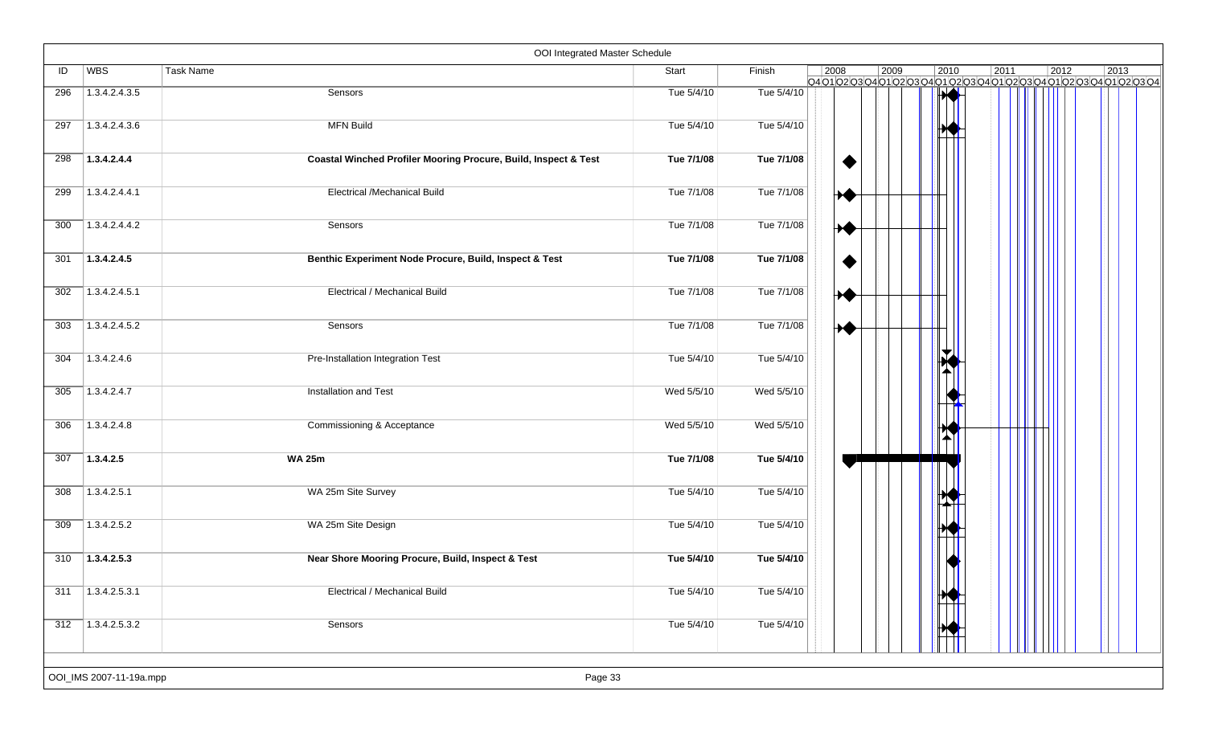# OOI Integrated Master Schedule

| ID | WBS | Task Name | Start | Finish |
|---|---|---|---|---|
| 296 | 1.3.4.2.4.3.5 | Sensors | Tue 5/4/10 | Tue 5/4/10 |
| 297 | 1.3.4.2.4.3.6 | MFN Build | Tue 5/4/10 | Tue 5/4/10 |
| 298 | **1.3.4.2.4.4** | **Coastal Winched Profiler Mooring Procure, Build, Inspect & Test** | **Tue 7/1/08** | **Tue 7/1/08** |
| 299 | 1.3.4.2.4.4.1 | Electrical /Mechanical Build | Tue 7/1/08 | Tue 7/1/08 |
| 300 | 1.3.4.2.4.4.2 | Sensors | Tue 7/1/08 | Tue 7/1/08 |
| 301 | **1.3.4.2.4.5** | **Benthic Experiment Node Procure, Build, Inspect & Test** | **Tue 7/1/08** | **Tue 7/1/08** |
| 302 | 1.3.4.2.4.5.1 | Electrical / Mechanical Build | Tue 7/1/08 | Tue 7/1/08 |
| 303 | 1.3.4.2.4.5.2 | Sensors | Tue 7/1/08 | Tue 7/1/08 |
| 304 | 1.3.4.2.4.6 | Pre-Installation Integration Test | Tue 5/4/10 | Tue 5/4/10 |
| 305 | 1.3.4.2.4.7 | Installation and Test | Wed 5/5/10 | Wed 5/5/10 |
| 306 | 1.3.4.2.4.8 | Commissioning & Acceptance | Wed 5/5/10 | Wed 5/5/10 |
| 307 | **1.3.4.2.5** | **WA 25m** | **Tue 7/1/08** | **Tue 5/4/10** |
| 308 | 1.3.4.2.5.1 | WA 25m Site Survey | Tue 5/4/10 | Tue 5/4/10 |
| 309 | 1.3.4.2.5.2 | WA 25m Site Design | Tue 5/4/10 | Tue 5/4/10 |
| 310 | **1.3.4.2.5.3** | **Near Shore Mooring Procure, Build, Inspect & Test** | **Tue 5/4/10** | **Tue 5/4/10** |
| 311 | 1.3.4.2.5.3.1 | Electrical / Mechanical Build | Tue 5/4/10 | Tue 5/4/10 |
| 312 | 1.3.4.2.5.3.2 | Sensors | Tue 5/4/10 | Tue 5/4/10 |

OOI_IMS 2007-11-19a.mpp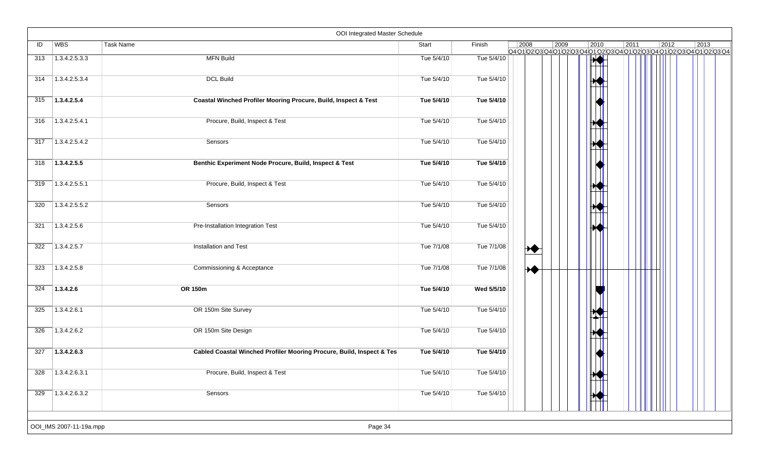# OOI Integrated Master Schedule

| ID | WBS | Task Name | Start | Finish |
|---|---|---|---|---|
| 313 | 1.3.4.2.5.3.3 | MFN Build | Tue 5/4/10 | Tue 5/4/10 |
| 314 | 1.3.4.2.5.3.4 | DCL Build | Tue 5/4/10 | Tue 5/4/10 |
| 315 | **1.3.4.2.5.4** | **Coastal Winched Profiler Mooring Procure, Build, Inspect & Test** | **Tue 5/4/10** | **Tue 5/4/10** |
| 316 | 1.3.4.2.5.4.1 | Procure, Build, Inspect & Test | Tue 5/4/10 | Tue 5/4/10 |
| 317 | 1.3.4.2.5.4.2 | Sensors | Tue 5/4/10 | Tue 5/4/10 |
| 318 | **1.3.4.2.5.5** | **Benthic Experiment Node Procure, Build, Inspect & Test** | **Tue 5/4/10** | **Tue 5/4/10** |
| 319 | 1.3.4.2.5.5.1 | Procure, Build, Inspect & Test | Tue 5/4/10 | Tue 5/4/10 |
| 320 | 1.3.4.2.5.5.2 | Sensors | Tue 5/4/10 | Tue 5/4/10 |
| 321 | 1.3.4.2.5.6 | Pre-Installation Integration Test | Tue 5/4/10 | Tue 5/4/10 |
| 322 | 1.3.4.2.5.7 | Installation and Test | Tue 7/1/08 | Tue 7/1/08 |
| 323 | 1.3.4.2.5.8 | Commissioning & Acceptance | Tue 7/1/08 | Tue 7/1/08 |
| 324 | **1.3.4.2.6** | **OR 150m** | **Tue 5/4/10** | **Wed 5/5/10** |
| 325 | 1.3.4.2.6.1 | OR 150m Site Survey | Tue 5/4/10 | Tue 5/4/10 |
| 326 | 1.3.4.2.6.2 | OR 150m Site Design | Tue 5/4/10 | Tue 5/4/10 |
| 327 | **1.3.4.2.6.3** | **Cabled Coastal Winched Profiler Mooring Procure, Build, Inspect & Tes** | **Tue 5/4/10** | **Tue 5/4/10** |
| 328 | 1.3.4.2.6.3.1 | Procure, Build, Inspect & Test | Tue 5/4/10 | Tue 5/4/10 |
| 329 | 1.3.4.2.6.3.2 | Sensors | Tue 5/4/10 | Tue 5/4/10 |

OOI_IMS 2007-11-19a.mpp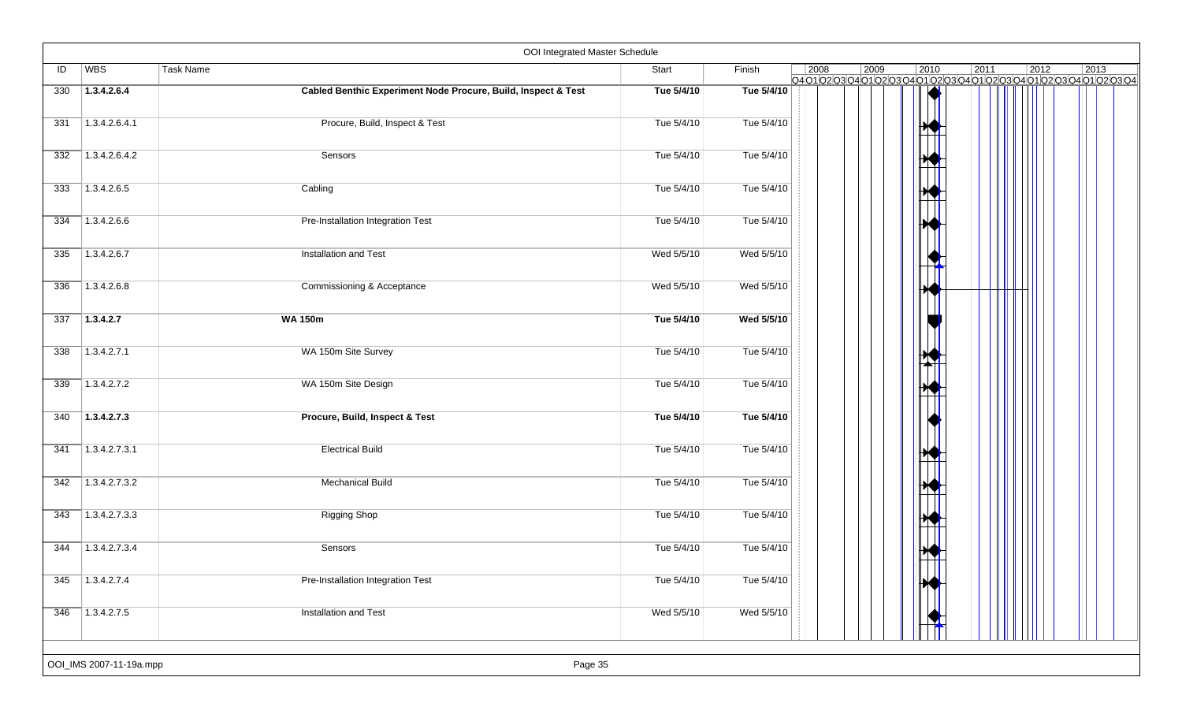# OOI Integrated Master Schedule

| ID | WBS | Task Name | Start | Finish |
|---|---|---|---|---|
| 330 | **1.3.4.2.6.4** | **Cabled Benthic Experiment Node Procure, Build, Inspect & Test** | **Tue 5/4/10** | **Tue 5/4/10** |
| 331 | 1.3.4.2.6.4.1 | Procure, Build, Inspect & Test | Tue 5/4/10 | Tue 5/4/10 |
| 332 | 1.3.4.2.6.4.2 | Sensors | Tue 5/4/10 | Tue 5/4/10 |
| 333 | 1.3.4.2.6.5 | Cabling | Tue 5/4/10 | Tue 5/4/10 |
| 334 | 1.3.4.2.6.6 | Pre-Installation Integration Test | Tue 5/4/10 | Tue 5/4/10 |
| 335 | 1.3.4.2.6.7 | Installation and Test | Wed 5/5/10 | Wed 5/5/10 |
| 336 | 1.3.4.2.6.8 | Commissioning & Acceptance | Wed 5/5/10 | Wed 5/5/10 |
| 337 | **1.3.4.2.7** | **WA 150m** | **Tue 5/4/10** | **Wed 5/5/10** |
| 338 | 1.3.4.2.7.1 | WA 150m Site Survey | Tue 5/4/10 | Tue 5/4/10 |
| 339 | 1.3.4.2.7.2 | WA 150m Site Design | Tue 5/4/10 | Tue 5/4/10 |
| 340 | **1.3.4.2.7.3** | **Procure, Build, Inspect & Test** | **Tue 5/4/10** | **Tue 5/4/10** |
| 341 | 1.3.4.2.7.3.1 | Electrical Build | Tue 5/4/10 | Tue 5/4/10 |
| 342 | 1.3.4.2.7.3.2 | Mechanical Build | Tue 5/4/10 | Tue 5/4/10 |
| 343 | 1.3.4.2.7.3.3 | Rigging Shop | Tue 5/4/10 | Tue 5/4/10 |
| 344 | 1.3.4.2.7.3.4 | Sensors | Tue 5/4/10 | Tue 5/4/10 |
| 345 | 1.3.4.2.7.4 | Pre-Installation Integration Test | Tue 5/4/10 | Tue 5/4/10 |
| 346 | 1.3.4.2.7.5 | Installation and Test | Wed 5/5/10 | Wed 5/5/10 |

OOI_IMS 2007-11-19a.mpp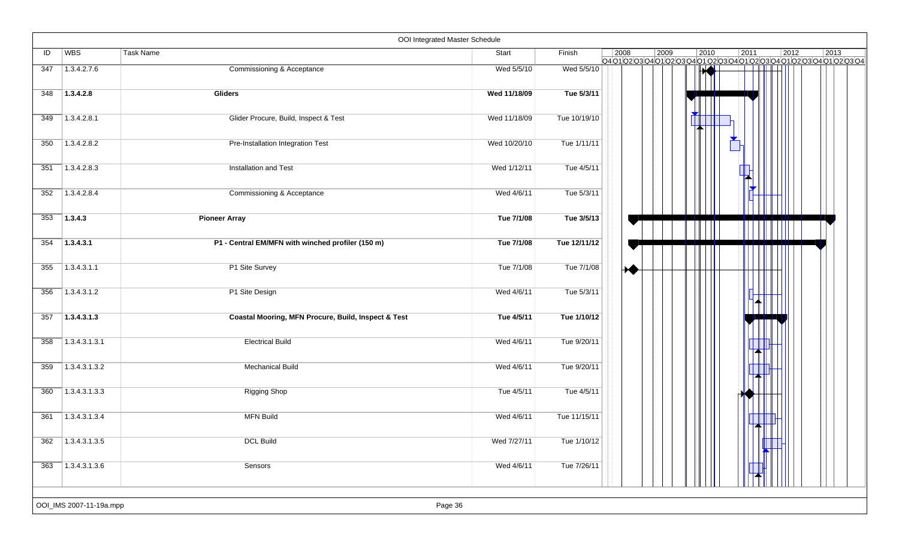## OOI Integrated Master Schedule

| ID | WBS | Task Name | Start | Finish |
|---|---|---|---|---|
| 347 | 1.3.4.2.7.6 | Commissioning & Acceptance | Wed 5/5/10 | Wed 5/5/10 |
| 348 | **1.3.4.2.8** | **Gliders** | **Wed 11/18/09** | **Tue 5/3/11** |
| 349 | 1.3.4.2.8.1 | Glider Procure, Build, Inspect & Test | Wed 11/18/09 | Tue 10/19/10 |
| 350 | 1.3.4.2.8.2 | Pre-Installation Integration Test | Wed 10/20/10 | Tue 1/11/11 |
| 351 | 1.3.4.2.8.3 | Installation and Test | Wed 1/12/11 | Tue 4/5/11 |
| 352 | 1.3.4.2.8.4 | Commissioning & Acceptance | Wed 4/6/11 | Tue 5/3/11 |
| 353 | **1.3.4.3** | **Pioneer Array** | **Tue 7/1/08** | **Tue 3/5/13** |
| 354 | **1.3.4.3.1** | **P1 - Central EM/MFN with winched profiler (150 m)** | **Tue 7/1/08** | **Tue 12/11/12** |
| 355 | 1.3.4.3.1.1 | P1 Site Survey | Tue 7/1/08 | Tue 7/1/08 |
| 356 | 1.3.4.3.1.2 | P1 Site Design | Wed 4/6/11 | Tue 5/3/11 |
| 357 | **1.3.4.3.1.3** | **Coastal Mooring, MFN Procure, Build, Inspect & Test** | **Tue 4/5/11** | **Tue 1/10/12** |
| 358 | 1.3.4.3.1.3.1 | Electrical Build | Wed 4/6/11 | Tue 9/20/11 |
| 359 | 1.3.4.3.1.3.2 | Mechanical Build | Wed 4/6/11 | Tue 9/20/11 |
| 360 | 1.3.4.3.1.3.3 | Rigging Shop | Tue 4/5/11 | Tue 4/5/11 |
| 361 | 1.3.4.3.1.3.4 | MFN Build | Wed 4/6/11 | Tue 11/15/11 |
| 362 | 1.3.4.3.1.3.5 | DCL Build | Wed 7/27/11 | Tue 1/10/12 |
| 363 | 1.3.4.3.1.3.6 | Sensors | Wed 4/6/11 | Tue 7/26/11 |

OOI_IMS 2007-11-19a.mpp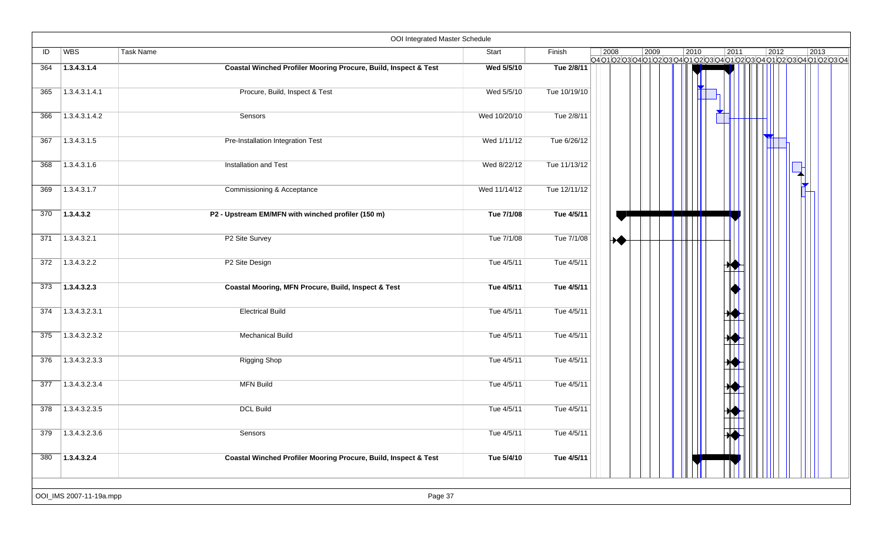OOI Integrated Master Schedule

| ID | WBS | Task Name | Start | Finish |
|---|---|---|---|---|
| 364 | **1.3.4.3.1.4** | **Coastal Winched Profiler Mooring Procure, Build, Inspect & Test** | **Wed 5/5/10** | **Tue 2/8/11** |
| 365 | 1.3.4.3.1.4.1 | Procure, Build, Inspect & Test | Wed 5/5/10 | Tue 10/19/10 |
| 366 | 1.3.4.3.1.4.2 | Sensors | Wed 10/20/10 | Tue 2/8/11 |
| 367 | 1.3.4.3.1.5 | Pre-Installation Integration Test | Wed 1/11/12 | Tue 6/26/12 |
| 368 | 1.3.4.3.1.6 | Installation and Test | Wed 8/22/12 | Tue 11/13/12 |
| 369 | 1.3.4.3.1.7 | Commissioning & Acceptance | Wed 11/14/12 | Tue 12/11/12 |
| 370 | **1.3.4.3.2** | **P2 - Upstream EM/MFN with winched profiler (150 m)** | **Tue 7/1/08** | **Tue 4/5/11** |
| 371 | 1.3.4.3.2.1 | P2 Site Survey | Tue 7/1/08 | Tue 7/1/08 |
| 372 | 1.3.4.3.2.2 | P2 Site Design | Tue 4/5/11 | Tue 4/5/11 |
| 373 | **1.3.4.3.2.3** | **Coastal Mooring, MFN Procure, Build, Inspect & Test** | **Tue 4/5/11** | **Tue 4/5/11** |
| 374 | 1.3.4.3.2.3.1 | Electrical Build | Tue 4/5/11 | Tue 4/5/11 |
| 375 | 1.3.4.3.2.3.2 | Mechanical Build | Tue 4/5/11 | Tue 4/5/11 |
| 376 | 1.3.4.3.2.3.3 | Rigging Shop | Tue 4/5/11 | Tue 4/5/11 |
| 377 | 1.3.4.3.2.3.4 | MFN Build | Tue 4/5/11 | Tue 4/5/11 |
| 378 | 1.3.4.3.2.3.5 | DCL Build | Tue 4/5/11 | Tue 4/5/11 |
| 379 | 1.3.4.3.2.3.6 | Sensors | Tue 4/5/11 | Tue 4/5/11 |
| 380 | **1.3.4.3.2.4** | **Coastal Winched Profiler Mooring Procure, Build, Inspect & Test** | **Tue 5/4/10** | **Tue 4/5/11** |

OOI_IMS 2007-11-19a.mpp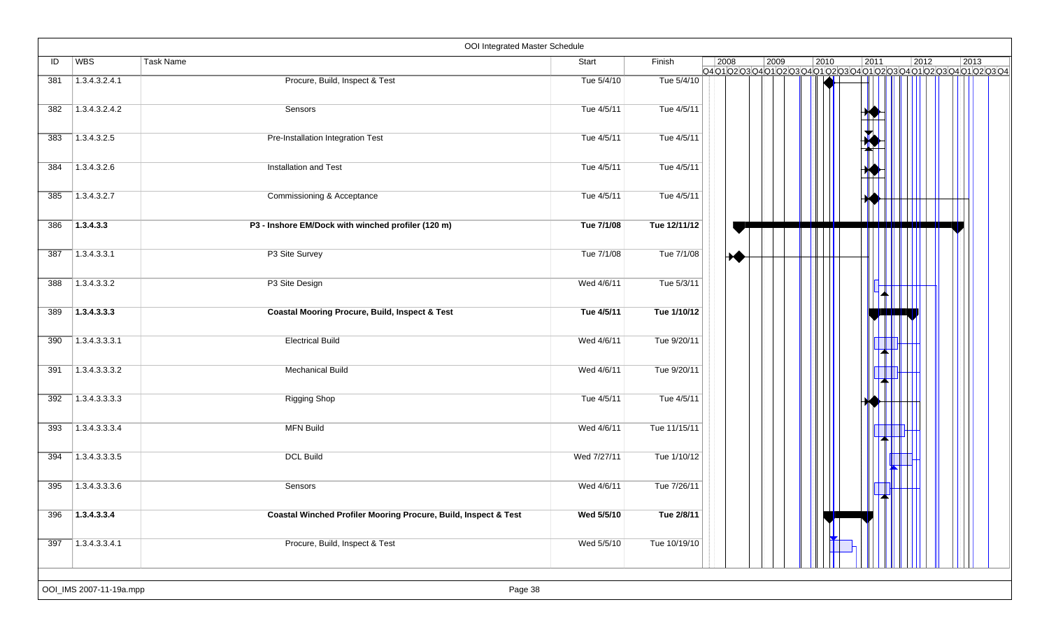# OOI Integrated Master Schedule

| ID | WBS | Task Name | Start | Finish |
|---|---|---|---|---|
| 381 | 1.3.4.3.2.4.1 | Procure, Build, Inspect & Test | Tue 5/4/10 | Tue 5/4/10 |
| 382 | 1.3.4.3.2.4.2 | Sensors | Tue 4/5/11 | Tue 4/5/11 |
| 383 | 1.3.4.3.2.5 | Pre-Installation Integration Test | Tue 4/5/11 | Tue 4/5/11 |
| 384 | 1.3.4.3.2.6 | Installation and Test | Tue 4/5/11 | Tue 4/5/11 |
| 385 | 1.3.4.3.2.7 | Commissioning & Acceptance | Tue 4/5/11 | Tue 4/5/11 |
| 386 | **1.3.4.3.3** | **P3 - Inshore EM/Dock with winched profiler (120 m)** | **Tue 7/1/08** | **Tue 12/11/12** |
| 387 | 1.3.4.3.3.1 | P3 Site Survey | Tue 7/1/08 | Tue 7/1/08 |
| 388 | 1.3.4.3.3.2 | P3 Site Design | Wed 4/6/11 | Tue 5/3/11 |
| 389 | **1.3.4.3.3.3** | **Coastal Mooring Procure, Build, Inspect & Test** | **Tue 4/5/11** | **Tue 1/10/12** |
| 390 | 1.3.4.3.3.3.1 | Electrical Build | Wed 4/6/11 | Tue 9/20/11 |
| 391 | 1.3.4.3.3.3.2 | Mechanical Build | Wed 4/6/11 | Tue 9/20/11 |
| 392 | 1.3.4.3.3.3.3 | Rigging Shop | Tue 4/5/11 | Tue 4/5/11 |
| 393 | 1.3.4.3.3.3.4 | MFN Build | Wed 4/6/11 | Tue 11/15/11 |
| 394 | 1.3.4.3.3.3.5 | DCL Build | Wed 7/27/11 | Tue 1/10/12 |
| 395 | 1.3.4.3.3.3.6 | Sensors | Wed 4/6/11 | Tue 7/26/11 |
| 396 | **1.3.4.3.3.4** | **Coastal Winched Profiler Mooring Procure, Build, Inspect & Test** | **Wed 5/5/10** | **Tue 2/8/11** |
| 397 | 1.3.4.3.3.4.1 | Procure, Build, Inspect & Test | Wed 5/5/10 | Tue 10/19/10 |

OOI_IMS 2007-11-19a.mpp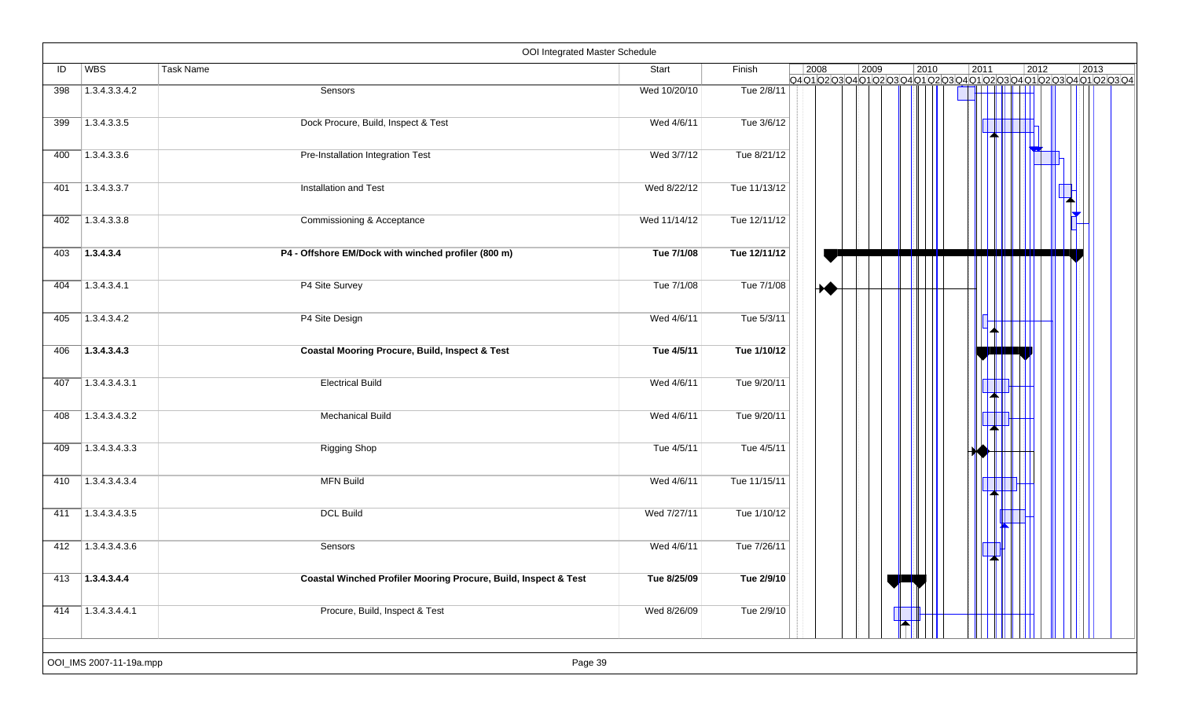# OOI Integrated Master Schedule

| ID | WBS | Task Name | Start | Finish |
|---|---|---|---|---|
| 398 | 1.3.4.3.3.4.2 | Sensors | Wed 10/20/10 | Tue 2/8/11 |
| 399 | 1.3.4.3.3.5 | Dock Procure, Build, Inspect & Test | Wed 4/6/11 | Tue 3/6/12 |
| 400 | 1.3.4.3.3.6 | Pre-Installation Integration Test | Wed 3/7/12 | Tue 8/21/12 |
| 401 | 1.3.4.3.3.7 | Installation and Test | Wed 8/22/12 | Tue 11/13/12 |
| 402 | 1.3.4.3.3.8 | Commissioning & Acceptance | Wed 11/14/12 | Tue 12/11/12 |
| 403 | **1.3.4.3.4** | **P4 - Offshore EM/Dock with winched profiler (800 m)** | **Tue 7/1/08** | **Tue 12/11/12** |
| 404 | 1.3.4.3.4.1 | P4 Site Survey | Tue 7/1/08 | Tue 7/1/08 |
| 405 | 1.3.4.3.4.2 | P4 Site Design | Wed 4/6/11 | Tue 5/3/11 |
| 406 | **1.3.4.3.4.3** | **Coastal Mooring Procure, Build, Inspect & Test** | **Tue 4/5/11** | **Tue 1/10/12** |
| 407 | 1.3.4.3.4.3.1 | Electrical Build | Wed 4/6/11 | Tue 9/20/11 |
| 408 | 1.3.4.3.4.3.2 | Mechanical Build | Wed 4/6/11 | Tue 9/20/11 |
| 409 | 1.3.4.3.4.3.3 | Rigging Shop | Tue 4/5/11 | Tue 4/5/11 |
| 410 | 1.3.4.3.4.3.4 | MFN Build | Wed 4/6/11 | Tue 11/15/11 |
| 411 | 1.3.4.3.4.3.5 | DCL Build | Wed 7/27/11 | Tue 1/10/12 |
| 412 | 1.3.4.3.4.3.6 | Sensors | Wed 4/6/11 | Tue 7/26/11 |
| 413 | **1.3.4.3.4.4** | **Coastal Winched Profiler Mooring Procure, Build, Inspect & Test** | **Tue 8/25/09** | **Tue 2/9/10** |
| 414 | 1.3.4.3.4.4.1 | Procure, Build, Inspect & Test | Wed 8/26/09 | Tue 2/9/10 |

OOI_IMS 2007-11-19a.mpp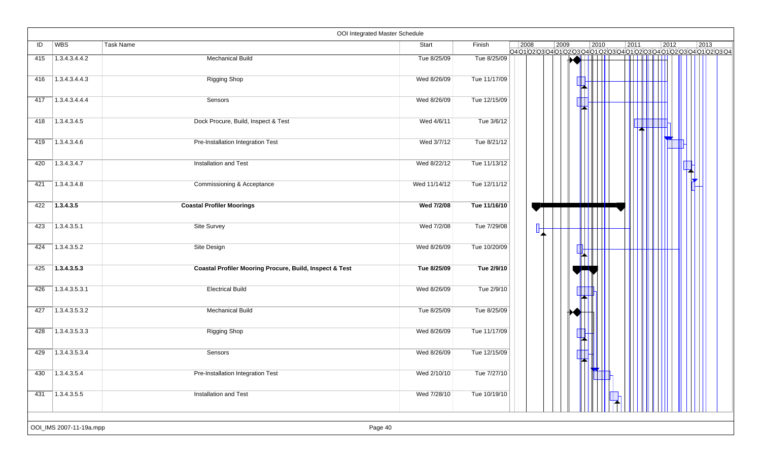# OOI Integrated Master Schedule

| ID | WBS | Task Name | Start | Finish |
|---|---|---|---|---|
| 415 | 1.3.4.3.4.4.2 | Mechanical Build | Tue 8/25/09 | Tue 8/25/09 |
| 416 | 1.3.4.3.4.4.3 | Rigging Shop | Wed 8/26/09 | Tue 11/17/09 |
| 417 | 1.3.4.3.4.4.4 | Sensors | Wed 8/26/09 | Tue 12/15/09 |
| 418 | 1.3.4.3.4.5 | Dock Procure, Build, Inspect & Test | Wed 4/6/11 | Tue 3/6/12 |
| 419 | 1.3.4.3.4.6 | Pre-Installation Integration Test | Wed 3/7/12 | Tue 8/21/12 |
| 420 | 1.3.4.3.4.7 | Installation and Test | Wed 8/22/12 | Tue 11/13/12 |
| 421 | 1.3.4.3.4.8 | Commissioning & Acceptance | Wed 11/14/12 | Tue 12/11/12 |
| 422 | **1.3.4.3.5** | **Coastal Profiler Moorings** | **Wed 7/2/08** | **Tue 11/16/10** |
| 423 | 1.3.4.3.5.1 | Site Survey | Wed 7/2/08 | Tue 7/29/08 |
| 424 | 1.3.4.3.5.2 | Site Design | Wed 8/26/09 | Tue 10/20/09 |
| 425 | **1.3.4.3.5.3** | **Coastal Profiler Mooring Procure, Build, Inspect & Test** | **Tue 8/25/09** | **Tue 2/9/10** |
| 426 | 1.3.4.3.5.3.1 | Electrical Build | Wed 8/26/09 | Tue 2/9/10 |
| 427 | 1.3.4.3.5.3.2 | Mechanical Build | Tue 8/25/09 | Tue 8/25/09 |
| 428 | 1.3.4.3.5.3.3 | Rigging Shop | Wed 8/26/09 | Tue 11/17/09 |
| 429 | 1.3.4.3.5.3.4 | Sensors | Wed 8/26/09 | Tue 12/15/09 |
| 430 | 1.3.4.3.5.4 | Pre-Installation Integration Test | Wed 2/10/10 | Tue 7/27/10 |
| 431 | 1.3.4.3.5.5 | Installation and Test | Wed 7/28/10 | Tue 10/19/10 |

OOI_IMS 2007-11-19a.mpp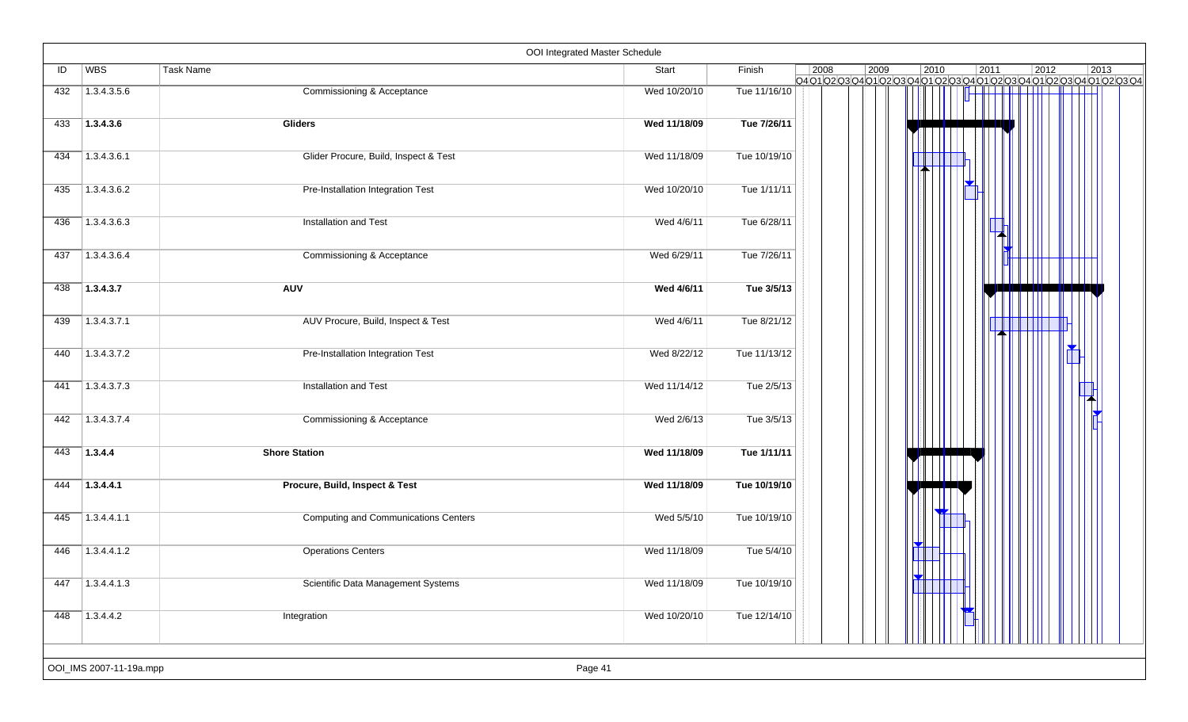# OOI Integrated Master Schedule

| ID | WBS | Task Name | Start | Finish |
|---|---|---|---|---|
| 432 | 1.3.4.3.5.6 | Commissioning & Acceptance | Wed 10/20/10 | Tue 11/16/10 |
| 433 | **1.3.4.3.6** | **Gliders** | **Wed 11/18/09** | **Tue 7/26/11** |
| 434 | 1.3.4.3.6.1 | Glider Procure, Build, Inspect & Test | Wed 11/18/09 | Tue 10/19/10 |
| 435 | 1.3.4.3.6.2 | Pre-Installation Integration Test | Wed 10/20/10 | Tue 1/11/11 |
| 436 | 1.3.4.3.6.3 | Installation and Test | Wed 4/6/11 | Tue 6/28/11 |
| 437 | 1.3.4.3.6.4 | Commissioning & Acceptance | Wed 6/29/11 | Tue 7/26/11 |
| 438 | **1.3.4.3.7** | **AUV** | **Wed 4/6/11** | **Tue 3/5/13** |
| 439 | 1.3.4.3.7.1 | AUV Procure, Build, Inspect & Test | Wed 4/6/11 | Tue 8/21/12 |
| 440 | 1.3.4.3.7.2 | Pre-Installation Integration Test | Wed 8/22/12 | Tue 11/13/12 |
| 441 | 1.3.4.3.7.3 | Installation and Test | Wed 11/14/12 | Tue 2/5/13 |
| 442 | 1.3.4.3.7.4 | Commissioning & Acceptance | Wed 2/6/13 | Tue 3/5/13 |
| 443 | **1.3.4.4** | **Shore Station** | **Wed 11/18/09** | **Tue 1/11/11** |
| 444 | **1.3.4.4.1** | **Procure, Build, Inspect & Test** | **Wed 11/18/09** | **Tue 10/19/10** |
| 445 | 1.3.4.4.1.1 | Computing and Communications Centers | Wed 5/5/10 | Tue 10/19/10 |
| 446 | 1.3.4.4.1.2 | Operations Centers | Wed 11/18/09 | Tue 5/4/10 |
| 447 | 1.3.4.4.1.3 | Scientific Data Management Systems | Wed 11/18/09 | Tue 10/19/10 |
| 448 | 1.3.4.4.2 | Integration | Wed 10/20/10 | Tue 12/14/10 |

OOI_IMS 2007-11-19a.mpp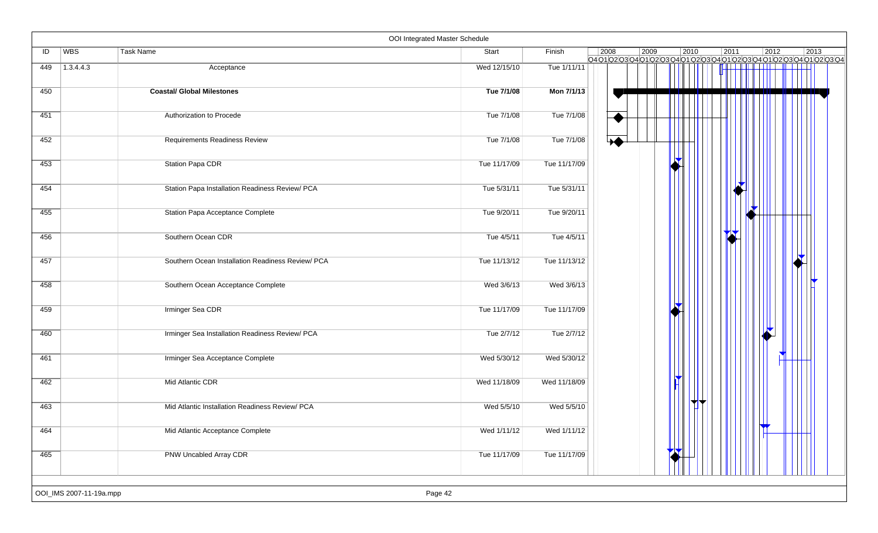# OOI Integrated Master Schedule

| ID | WBS | Task Name | Start | Finish |
|---|---|---|---|---|
| 449 | 1.3.4.4.3 | Acceptance | Wed 12/15/10 | Tue 1/11/11 |
| 450 | | **Coastal/ Global Milestones** | **Tue 7/1/08** | **Mon 7/1/13** |
| 451 | | Authorization to Procede | Tue 7/1/08 | Tue 7/1/08 |
| 452 | | Requirements Readiness Review | Tue 7/1/08 | Tue 7/1/08 |
| 453 | | Station Papa CDR | Tue 11/17/09 | Tue 11/17/09 |
| 454 | | Station Papa Installation Readiness Review/ PCA | Tue 5/31/11 | Tue 5/31/11 |
| 455 | | Station Papa Acceptance Complete | Tue 9/20/11 | Tue 9/20/11 |
| 456 | | Southern Ocean CDR | Tue 4/5/11 | Tue 4/5/11 |
| 457 | | Southern Ocean Installation Readiness Review/ PCA | Tue 11/13/12 | Tue 11/13/12 |
| 458 | | Southern Ocean Acceptance Complete | Wed 3/6/13 | Wed 3/6/13 |
| 459 | | Irminger Sea CDR | Tue 11/17/09 | Tue 11/17/09 |
| 460 | | Irminger Sea Installation Readiness Review/ PCA | Tue 2/7/12 | Tue 2/7/12 |
| 461 | | Irminger Sea Acceptance Complete | Wed 5/30/12 | Wed 5/30/12 |
| 462 | | Mid Atlantic CDR | Wed 11/18/09 | Wed 11/18/09 |
| 463 | | Mid Atlantic Installation Readiness Review/ PCA | Wed 5/5/10 | Wed 5/5/10 |
| 464 | | Mid Atlantic Acceptance Complete | Wed 1/11/12 | Wed 1/11/12 |
| 465 | | PNW Uncabled Array CDR | Tue 11/17/09 | Tue 11/17/09 |

OOI_IMS 2007-11-19a.mpp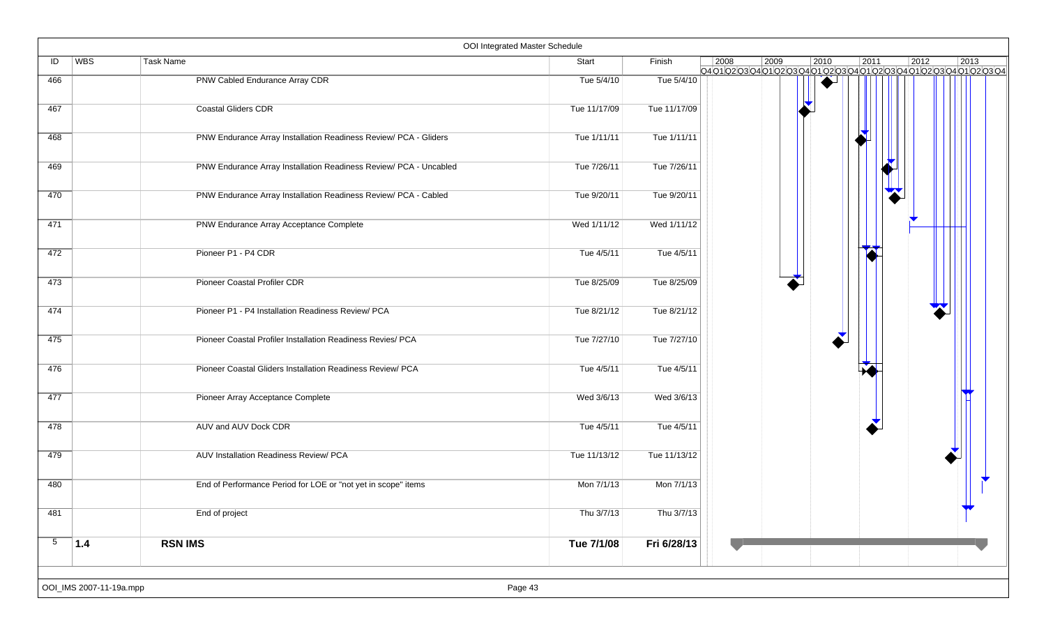# OOI Integrated Master Schedule

| ID | WBS | Task Name | Start | Finish |
|---|---|---|---|---|
| 466 | | PNW Cabled Endurance Array CDR | Tue 5/4/10 | Tue 5/4/10 |
| 467 | | Coastal Gliders CDR | Tue 11/17/09 | Tue 11/17/09 |
| 468 | | PNW Endurance Array Installation Readiness Review/ PCA - Gliders | Tue 1/11/11 | Tue 1/11/11 |
| 469 | | PNW Endurance Array Installation Readiness Review/ PCA - Uncabled | Tue 7/26/11 | Tue 7/26/11 |
| 470 | | PNW Endurance Array Installation Readiness Review/ PCA - Cabled | Tue 9/20/11 | Tue 9/20/11 |
| 471 | | PNW Endurance Array Acceptance Complete | Wed 1/11/12 | Wed 1/11/12 |
| 472 | | Pioneer P1 - P4 CDR | Tue 4/5/11 | Tue 4/5/11 |
| 473 | | Pioneer Coastal Profiler CDR | Tue 8/25/09 | Tue 8/25/09 |
| 474 | | Pioneer P1 - P4 Installation Readiness Review/ PCA | Tue 8/21/12 | Tue 8/21/12 |
| 475 | | Pioneer Coastal Profiler Installation Readiness Revies/ PCA | Tue 7/27/10 | Tue 7/27/10 |
| 476 | | Pioneer Coastal Gliders Installation Readiness Review/ PCA | Tue 4/5/11 | Tue 4/5/11 |
| 477 | | Pioneer Array Acceptance Complete | Wed 3/6/13 | Wed 3/6/13 |
| 478 | | AUV and AUV Dock CDR | Tue 4/5/11 | Tue 4/5/11 |
| 479 | | AUV Installation Readiness Review/ PCA | Tue 11/13/12 | Tue 11/13/12 |
| 480 | | End of Performance Period for LOE or "not yet in scope" items | Mon 7/1/13 | Mon 7/1/13 |
| 481 | | End of project | Thu 3/7/13 | Thu 3/7/13 |
| 5 | **1.4** | **RSN IMS** | **Tue 7/1/08** | **Fri 6/28/13** |

OOI_IMS 2007-11-19a.mpp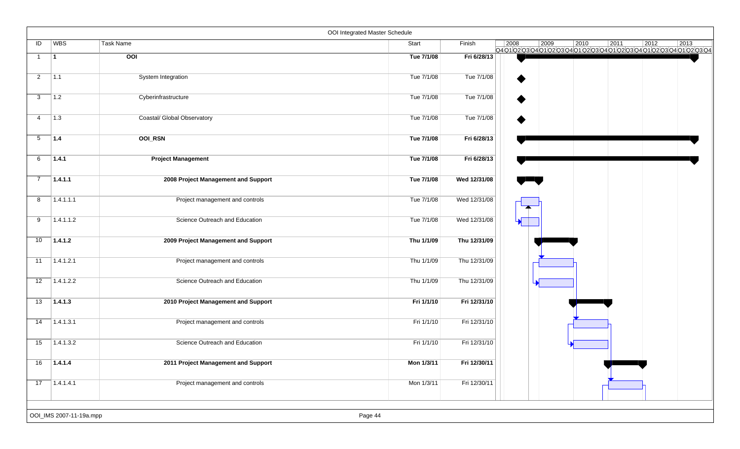# OOI Integrated Master Schedule

| ID | WBS | Task Name | Start | Finish |
|---|---|---|---|---|
| 1 | **1** | **OOI** | **Tue 7/1/08** | **Fri 6/28/13** |
| 2 | 1.1 | System Integration | Tue 7/1/08 | Tue 7/1/08 |
| 3 | 1.2 | Cyberinfrastructure | Tue 7/1/08 | Tue 7/1/08 |
| 4 | 1.3 | Coastal/ Global Observatory | Tue 7/1/08 | Tue 7/1/08 |
| 5 | **1.4** | **OOI_RSN** | **Tue 7/1/08** | **Fri 6/28/13** |
| 6 | **1.4.1** | **Project Management** | **Tue 7/1/08** | **Fri 6/28/13** |
| 7 | **1.4.1.1** | **2008 Project Management and Support** | **Tue 7/1/08** | **Wed 12/31/08** |
| 8 | 1.4.1.1.1 | Project management and controls | Tue 7/1/08 | Wed 12/31/08 |
| 9 | 1.4.1.1.2 | Science Outreach and Education | Tue 7/1/08 | Wed 12/31/08 |
| 10 | **1.4.1.2** | **2009 Project Management and Support** | **Thu 1/1/09** | **Thu 12/31/09** |
| 11 | 1.4.1.2.1 | Project management and controls | Thu 1/1/09 | Thu 12/31/09 |
| 12 | 1.4.1.2.2 | Science Outreach and Education | Thu 1/1/09 | Thu 12/31/09 |
| 13 | **1.4.1.3** | **2010 Project Management and Support** | **Fri 1/1/10** | **Fri 12/31/10** |
| 14 | 1.4.1.3.1 | Project management and controls | Fri 1/1/10 | Fri 12/31/10 |
| 15 | 1.4.1.3.2 | Science Outreach and Education | Fri 1/1/10 | Fri 12/31/10 |
| 16 | **1.4.1.4** | **2011 Project Management and Support** | **Mon 1/3/11** | **Fri 12/30/11** |
| 17 | 1.4.1.4.1 | Project management and controls | Mon 1/3/11 | Fri 12/30/11 |

OOI_IMS 2007-11-19a.mpp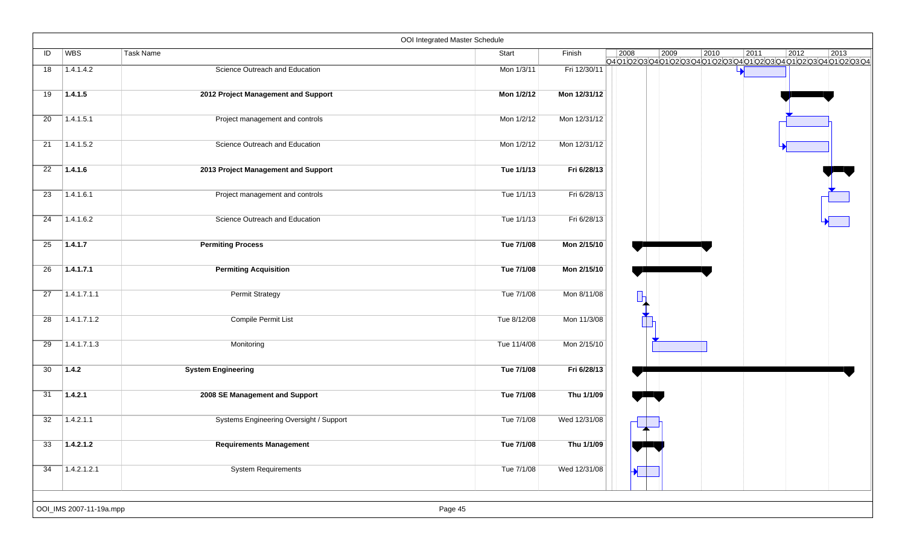# OOI Integrated Master Schedule

| ID | WBS | Task Name | Start | Finish |
|---|---|---|---|---|
| 18 | 1.4.1.4.2 | Science Outreach and Education | Mon 1/3/11 | Fri 12/30/11 |
| 19 | **1.4.1.5** | **2012 Project Management and Support** | **Mon 1/2/12** | **Mon 12/31/12** |
| 20 | 1.4.1.5.1 | Project management and controls | Mon 1/2/12 | Mon 12/31/12 |
| 21 | 1.4.1.5.2 | Science Outreach and Education | Mon 1/2/12 | Mon 12/31/12 |
| 22 | **1.4.1.6** | **2013 Project Management and Support** | **Tue 1/1/13** | **Fri 6/28/13** |
| 23 | 1.4.1.6.1 | Project management and controls | Tue 1/1/13 | Fri 6/28/13 |
| 24 | 1.4.1.6.2 | Science Outreach and Education | Tue 1/1/13 | Fri 6/28/13 |
| 25 | **1.4.1.7** | **Permiting Process** | **Tue 7/1/08** | **Mon 2/15/10** |
| 26 | **1.4.1.7.1** | **Permiting Acquisition** | **Tue 7/1/08** | **Mon 2/15/10** |
| 27 | 1.4.1.7.1.1 | Permit Strategy | Tue 7/1/08 | Mon 8/11/08 |
| 28 | 1.4.1.7.1.2 | Compile Permit List | Tue 8/12/08 | Mon 11/3/08 |
| 29 | 1.4.1.7.1.3 | Monitoring | Tue 11/4/08 | Mon 2/15/10 |
| 30 | **1.4.2** | **System Engineering** | **Tue 7/1/08** | **Fri 6/28/13** |
| 31 | **1.4.2.1** | **2008 SE Management and Support** | **Tue 7/1/08** | **Thu 1/1/09** |
| 32 | 1.4.2.1.1 | Systems Engineering Oversight / Support | Tue 7/1/08 | Wed 12/31/08 |
| 33 | **1.4.2.1.2** | **Requirements Management** | **Tue 7/1/08** | **Thu 1/1/09** |
| 34 | 1.4.2.1.2.1 | System Requirements | Tue 7/1/08 | Wed 12/31/08 |

OOI_IMS 2007-11-19a.mpp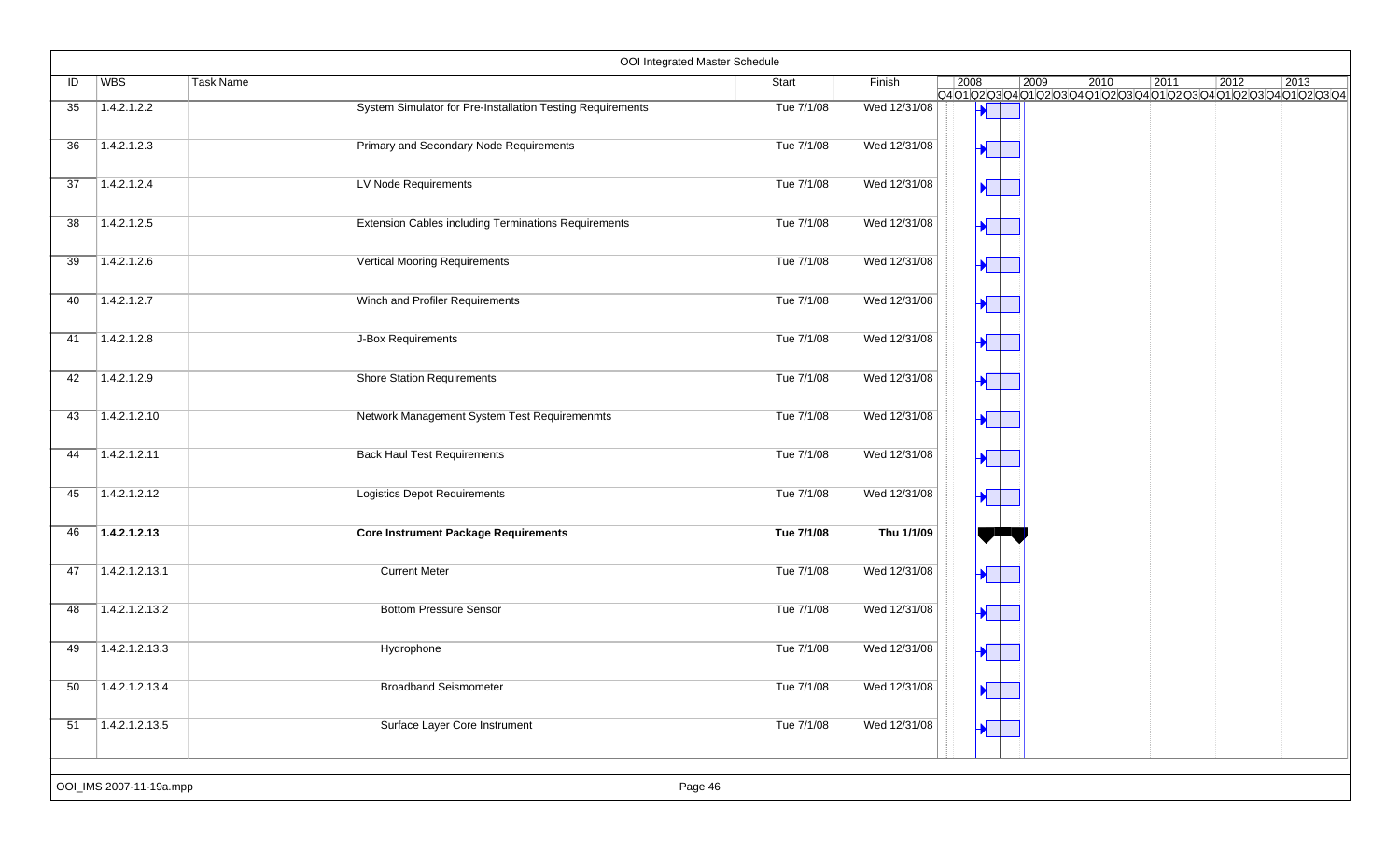## OOI Integrated Master Schedule

| ID | WBS | Task Name | Start | Finish |
|---|---|---|---|---|
| 35 | 1.4.2.1.2.2 | System Simulator for Pre-Installation Testing Requirements | Tue 7/1/08 | Wed 12/31/08 |
| 36 | 1.4.2.1.2.3 | Primary and Secondary Node Requirements | Tue 7/1/08 | Wed 12/31/08 |
| 37 | 1.4.2.1.2.4 | LV Node Requirements | Tue 7/1/08 | Wed 12/31/08 |
| 38 | 1.4.2.1.2.5 | Extension Cables including Terminations Requirements | Tue 7/1/08 | Wed 12/31/08 |
| 39 | 1.4.2.1.2.6 | Vertical Mooring Requirements | Tue 7/1/08 | Wed 12/31/08 |
| 40 | 1.4.2.1.2.7 | Winch and Profiler Requirements | Tue 7/1/08 | Wed 12/31/08 |
| 41 | 1.4.2.1.2.8 | J-Box Requirements | Tue 7/1/08 | Wed 12/31/08 |
| 42 | 1.4.2.1.2.9 | Shore Station Requirements | Tue 7/1/08 | Wed 12/31/08 |
| 43 | 1.4.2.1.2.10 | Network Management System Test Requiremenmts | Tue 7/1/08 | Wed 12/31/08 |
| 44 | 1.4.2.1.2.11 | Back Haul Test Requirements | Tue 7/1/08 | Wed 12/31/08 |
| 45 | 1.4.2.1.2.12 | Logistics Depot Requirements | Tue 7/1/08 | Wed 12/31/08 |
| 46 | **1.4.2.1.2.13** | **Core Instrument Package Requirements** | **Tue 7/1/08** | **Thu 1/1/09** |
| 47 | 1.4.2.1.2.13.1 | Current Meter | Tue 7/1/08 | Wed 12/31/08 |
| 48 | 1.4.2.1.2.13.2 | Bottom Pressure Sensor | Tue 7/1/08 | Wed 12/31/08 |
| 49 | 1.4.2.1.2.13.3 | Hydrophone | Tue 7/1/08 | Wed 12/31/08 |
| 50 | 1.4.2.1.2.13.4 | Broadband Seismometer | Tue 7/1/08 | Wed 12/31/08 |
| 51 | 1.4.2.1.2.13.5 | Surface Layer Core Instrument | Tue 7/1/08 | Wed 12/31/08 |

OOI_IMS 2007-11-19a.mpp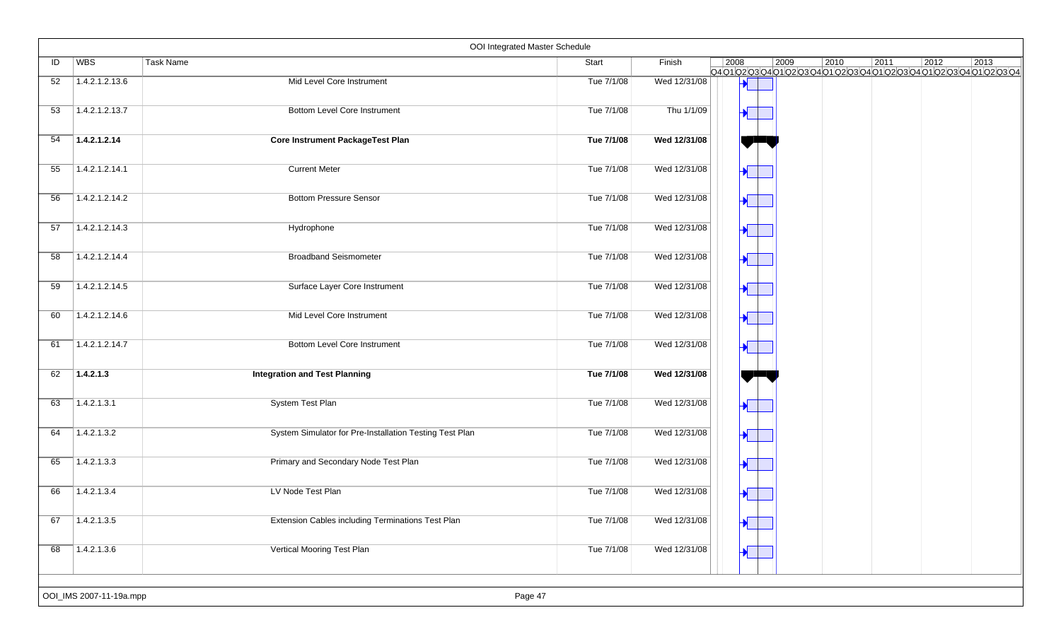OOI Integrated Master Schedule

| ID | WBS | Task Name | Start | Finish |
|---|---|---|---|---|
| 52 | 1.4.2.1.2.13.6 | Mid Level Core Instrument | Tue 7/1/08 | Wed 12/31/08 |
| 53 | 1.4.2.1.2.13.7 | Bottom Level Core Instrument | Tue 7/1/08 | Thu 1/1/09 |
| 54 | **1.4.2.1.2.14** | **Core Instrument PackageTest Plan** | **Tue 7/1/08** | **Wed 12/31/08** |
| 55 | 1.4.2.1.2.14.1 | Current Meter | Tue 7/1/08 | Wed 12/31/08 |
| 56 | 1.4.2.1.2.14.2 | Bottom Pressure Sensor | Tue 7/1/08 | Wed 12/31/08 |
| 57 | 1.4.2.1.2.14.3 | Hydrophone | Tue 7/1/08 | Wed 12/31/08 |
| 58 | 1.4.2.1.2.14.4 | Broadband Seismometer | Tue 7/1/08 | Wed 12/31/08 |
| 59 | 1.4.2.1.2.14.5 | Surface Layer Core Instrument | Tue 7/1/08 | Wed 12/31/08 |
| 60 | 1.4.2.1.2.14.6 | Mid Level Core Instrument | Tue 7/1/08 | Wed 12/31/08 |
| 61 | 1.4.2.1.2.14.7 | Bottom Level Core Instrument | Tue 7/1/08 | Wed 12/31/08 |
| 62 | **1.4.2.1.3** | **Integration and Test Planning** | **Tue 7/1/08** | **Wed 12/31/08** |
| 63 | 1.4.2.1.3.1 | System Test Plan | Tue 7/1/08 | Wed 12/31/08 |
| 64 | 1.4.2.1.3.2 | System Simulator for Pre-Installation Testing Test Plan | Tue 7/1/08 | Wed 12/31/08 |
| 65 | 1.4.2.1.3.3 | Primary and Secondary Node Test Plan | Tue 7/1/08 | Wed 12/31/08 |
| 66 | 1.4.2.1.3.4 | LV Node Test Plan | Tue 7/1/08 | Wed 12/31/08 |
| 67 | 1.4.2.1.3.5 | Extension Cables including Terminations Test Plan | Tue 7/1/08 | Wed 12/31/08 |
| 68 | 1.4.2.1.3.6 | Vertical Mooring Test Plan | Tue 7/1/08 | Wed 12/31/08 |

OOI_IMS 2007-11-19a.mpp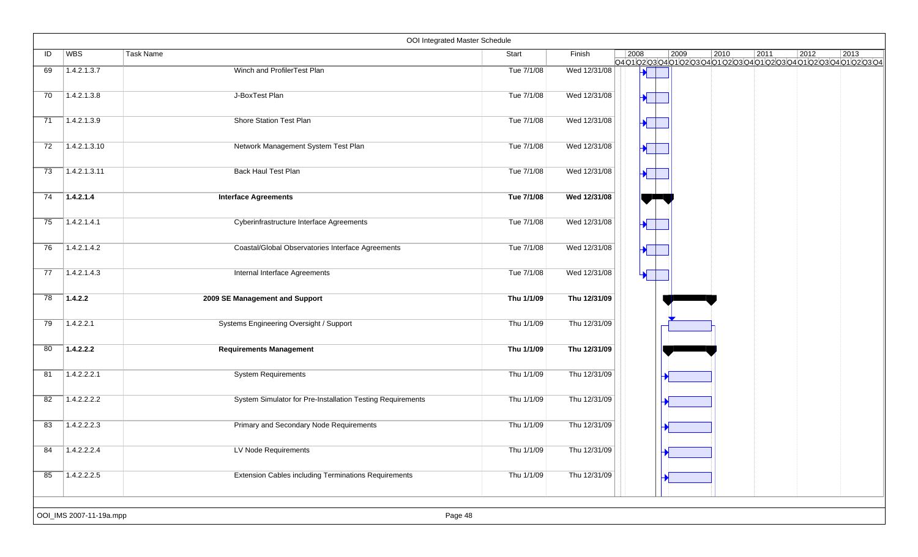# OOI Integrated Master Schedule

| ID | WBS | Task Name | Start | Finish |
|---|---|---|---|---|
| 69 | 1.4.2.1.3.7 | Winch and ProfilerTest Plan | Tue 7/1/08 | Wed 12/31/08 |
| 70 | 1.4.2.1.3.8 | J-BoxTest Plan | Tue 7/1/08 | Wed 12/31/08 |
| 71 | 1.4.2.1.3.9 | Shore Station Test Plan | Tue 7/1/08 | Wed 12/31/08 |
| 72 | 1.4.2.1.3.10 | Network Management System Test Plan | Tue 7/1/08 | Wed 12/31/08 |
| 73 | 1.4.2.1.3.11 | Back Haul Test Plan | Tue 7/1/08 | Wed 12/31/08 |
| 74 | **1.4.2.1.4** | **Interface Agreements** | **Tue 7/1/08** | **Wed 12/31/08** |
| 75 | 1.4.2.1.4.1 | Cyberinfrastructure Interface Agreements | Tue 7/1/08 | Wed 12/31/08 |
| 76 | 1.4.2.1.4.2 | Coastal/Global Observatories Interface Agreements | Tue 7/1/08 | Wed 12/31/08 |
| 77 | 1.4.2.1.4.3 | Internal Interface Agreements | Tue 7/1/08 | Wed 12/31/08 |
| 78 | **1.4.2.2** | **2009 SE Management and Support** | **Thu 1/1/09** | **Thu 12/31/09** |
| 79 | 1.4.2.2.1 | Systems Engineering Oversight / Support | Thu 1/1/09 | Thu 12/31/09 |
| 80 | **1.4.2.2.2** | **Requirements Management** | **Thu 1/1/09** | **Thu 12/31/09** |
| 81 | 1.4.2.2.2.1 | System Requirements | Thu 1/1/09 | Thu 12/31/09 |
| 82 | 1.4.2.2.2.2 | System Simulator for Pre-Installation Testing Requirements | Thu 1/1/09 | Thu 12/31/09 |
| 83 | 1.4.2.2.2.3 | Primary and Secondary Node Requirements | Thu 1/1/09 | Thu 12/31/09 |
| 84 | 1.4.2.2.2.4 | LV Node Requirements | Thu 1/1/09 | Thu 12/31/09 |
| 85 | 1.4.2.2.2.5 | Extension Cables including Terminations Requirements | Thu 1/1/09 | Thu 12/31/09 |

OOI_IMS 2007-11-19a.mpp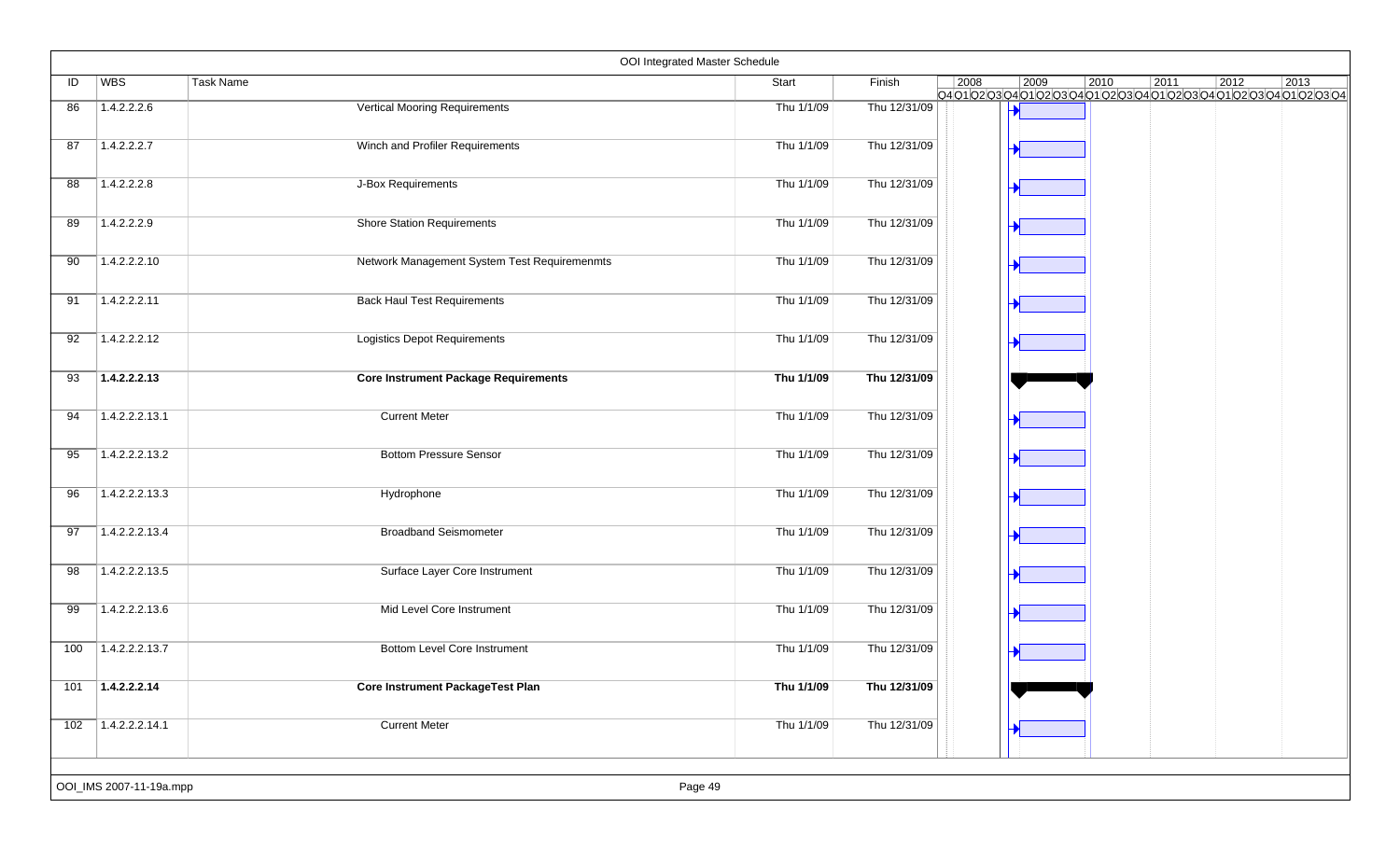# OOI Integrated Master Schedule

| ID | WBS | Task Name | Start | Finish |
|---|---|---|---|---|
| 86 | 1.4.2.2.2.6 | Vertical Mooring Requirements | Thu 1/1/09 | Thu 12/31/09 |
| 87 | 1.4.2.2.2.7 | Winch and Profiler Requirements | Thu 1/1/09 | Thu 12/31/09 |
| 88 | 1.4.2.2.2.8 | J-Box Requirements | Thu 1/1/09 | Thu 12/31/09 |
| 89 | 1.4.2.2.2.9 | Shore Station Requirements | Thu 1/1/09 | Thu 12/31/09 |
| 90 | 1.4.2.2.2.10 | Network Management System Test Requiremenmts | Thu 1/1/09 | Thu 12/31/09 |
| 91 | 1.4.2.2.2.11 | Back Haul Test Requirements | Thu 1/1/09 | Thu 12/31/09 |
| 92 | 1.4.2.2.2.12 | Logistics Depot Requirements | Thu 1/1/09 | Thu 12/31/09 |
| 93 | **1.4.2.2.2.13** | **Core Instrument Package Requirements** | **Thu 1/1/09** | **Thu 12/31/09** |
| 94 | 1.4.2.2.2.13.1 | Current Meter | Thu 1/1/09 | Thu 12/31/09 |
| 95 | 1.4.2.2.2.13.2 | Bottom Pressure Sensor | Thu 1/1/09 | Thu 12/31/09 |
| 96 | 1.4.2.2.2.13.3 | Hydrophone | Thu 1/1/09 | Thu 12/31/09 |
| 97 | 1.4.2.2.2.13.4 | Broadband Seismometer | Thu 1/1/09 | Thu 12/31/09 |
| 98 | 1.4.2.2.2.13.5 | Surface Layer Core Instrument | Thu 1/1/09 | Thu 12/31/09 |
| 99 | 1.4.2.2.2.13.6 | Mid Level Core Instrument | Thu 1/1/09 | Thu 12/31/09 |
| 100 | 1.4.2.2.2.13.7 | Bottom Level Core Instrument | Thu 1/1/09 | Thu 12/31/09 |
| 101 | **1.4.2.2.2.14** | **Core Instrument PackageTest Plan** | **Thu 1/1/09** | **Thu 12/31/09** |
| 102 | 1.4.2.2.2.14.1 | Current Meter | Thu 1/1/09 | Thu 12/31/09 |

OOI_IMS 2007-11-19a.mpp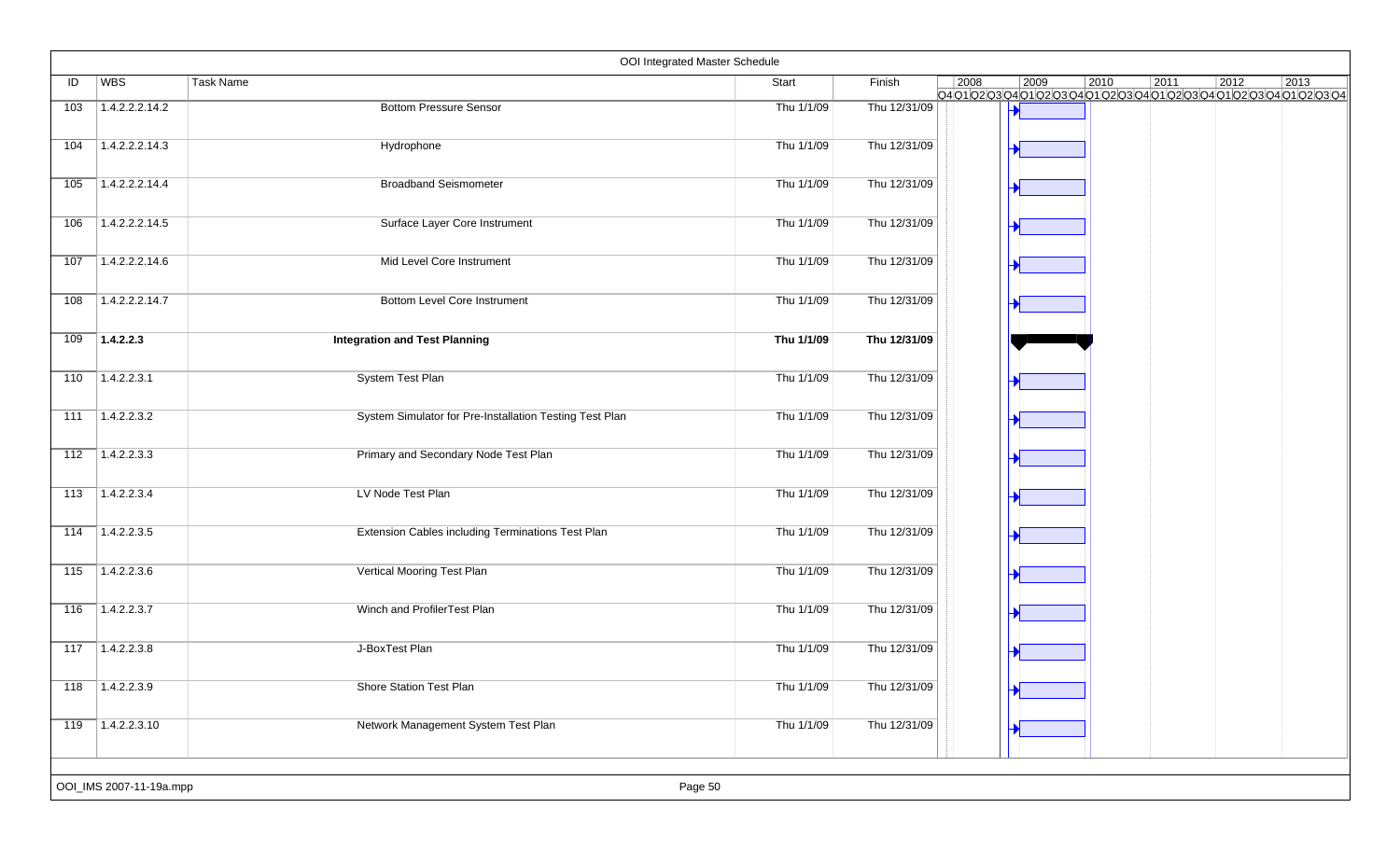# OOI Integrated Master Schedule

| ID | WBS | Task Name | Start | Finish |
|---|---|---|---|---|
| 103 | 1.4.2.2.2.14.2 | Bottom Pressure Sensor | Thu 1/1/09 | Thu 12/31/09 |
| 104 | 1.4.2.2.2.14.3 | Hydrophone | Thu 1/1/09 | Thu 12/31/09 |
| 105 | 1.4.2.2.2.14.4 | Broadband Seismometer | Thu 1/1/09 | Thu 12/31/09 |
| 106 | 1.4.2.2.2.14.5 | Surface Layer Core Instrument | Thu 1/1/09 | Thu 12/31/09 |
| 107 | 1.4.2.2.2.14.6 | Mid Level Core Instrument | Thu 1/1/09 | Thu 12/31/09 |
| 108 | 1.4.2.2.2.14.7 | Bottom Level Core Instrument | Thu 1/1/09 | Thu 12/31/09 |
| **109** | **1.4.2.2.3** | **Integration and Test Planning** | **Thu 1/1/09** | **Thu 12/31/09** |
| 110 | 1.4.2.2.3.1 | System Test Plan | Thu 1/1/09 | Thu 12/31/09 |
| 111 | 1.4.2.2.3.2 | System Simulator for Pre-Installation Testing Test Plan | Thu 1/1/09 | Thu 12/31/09 |
| 112 | 1.4.2.2.3.3 | Primary and Secondary Node Test Plan | Thu 1/1/09 | Thu 12/31/09 |
| 113 | 1.4.2.2.3.4 | LV Node Test Plan | Thu 1/1/09 | Thu 12/31/09 |
| 114 | 1.4.2.2.3.5 | Extension Cables including Terminations Test Plan | Thu 1/1/09 | Thu 12/31/09 |
| 115 | 1.4.2.2.3.6 | Vertical Mooring Test Plan | Thu 1/1/09 | Thu 12/31/09 |
| 116 | 1.4.2.2.3.7 | Winch and ProfilerTest Plan | Thu 1/1/09 | Thu 12/31/09 |
| 117 | 1.4.2.2.3.8 | J-BoxTest Plan | Thu 1/1/09 | Thu 12/31/09 |
| 118 | 1.4.2.2.3.9 | Shore Station Test Plan | Thu 1/1/09 | Thu 12/31/09 |
| 119 | 1.4.2.2.3.10 | Network Management System Test Plan | Thu 1/1/09 | Thu 12/31/09 |

OOI_IMS 2007-11-19a.mpp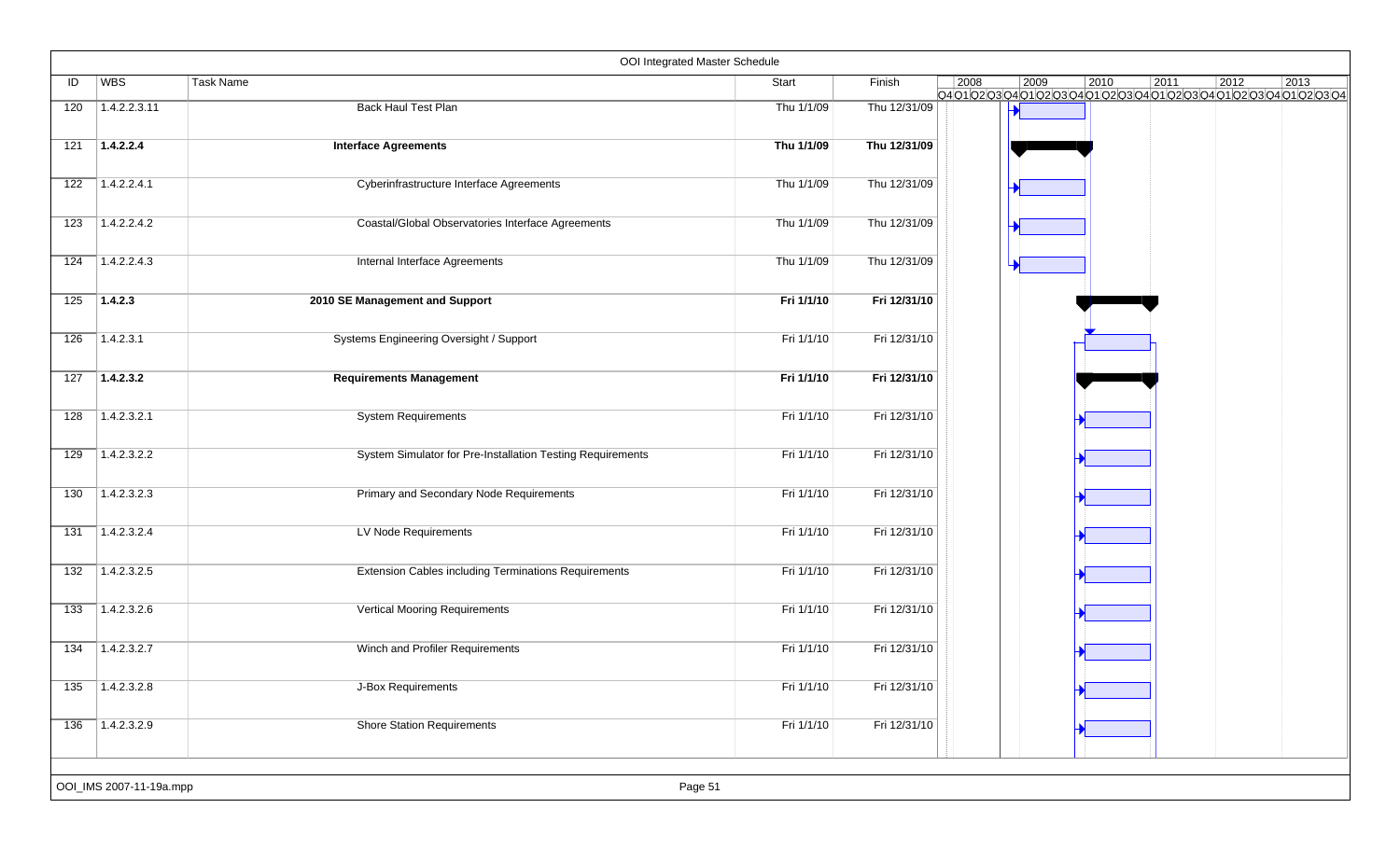# OOI Integrated Master Schedule

| ID | WBS | Task Name | Start | Finish |
|---|---|---|---|---|
| 120 | 1.4.2.2.3.11 | Back Haul Test Plan | Thu 1/1/09 | Thu 12/31/09 |
| 121 | **1.4.2.2.4** | **Interface Agreements** | **Thu 1/1/09** | **Thu 12/31/09** |
| 122 | 1.4.2.2.4.1 | Cyberinfrastructure Interface Agreements | Thu 1/1/09 | Thu 12/31/09 |
| 123 | 1.4.2.2.4.2 | Coastal/Global Observatories Interface Agreements | Thu 1/1/09 | Thu 12/31/09 |
| 124 | 1.4.2.2.4.3 | Internal Interface Agreements | Thu 1/1/09 | Thu 12/31/09 |
| 125 | **1.4.2.3** | **2010 SE Management and Support** | **Fri 1/1/10** | **Fri 12/31/10** |
| 126 | 1.4.2.3.1 | Systems Engineering Oversight / Support | Fri 1/1/10 | Fri 12/31/10 |
| 127 | **1.4.2.3.2** | **Requirements Management** | **Fri 1/1/10** | **Fri 12/31/10** |
| 128 | 1.4.2.3.2.1 | System Requirements | Fri 1/1/10 | Fri 12/31/10 |
| 129 | 1.4.2.3.2.2 | System Simulator for Pre-Installation Testing Requirements | Fri 1/1/10 | Fri 12/31/10 |
| 130 | 1.4.2.3.2.3 | Primary and Secondary Node Requirements | Fri 1/1/10 | Fri 12/31/10 |
| 131 | 1.4.2.3.2.4 | LV Node Requirements | Fri 1/1/10 | Fri 12/31/10 |
| 132 | 1.4.2.3.2.5 | Extension Cables including Terminations Requirements | Fri 1/1/10 | Fri 12/31/10 |
| 133 | 1.4.2.3.2.6 | Vertical Mooring Requirements | Fri 1/1/10 | Fri 12/31/10 |
| 134 | 1.4.2.3.2.7 | Winch and Profiler Requirements | Fri 1/1/10 | Fri 12/31/10 |
| 135 | 1.4.2.3.2.8 | J-Box Requirements | Fri 1/1/10 | Fri 12/31/10 |
| 136 | 1.4.2.3.2.9 | Shore Station Requirements | Fri 1/1/10 | Fri 12/31/10 |

OOI_IMS 2007-11-19a.mpp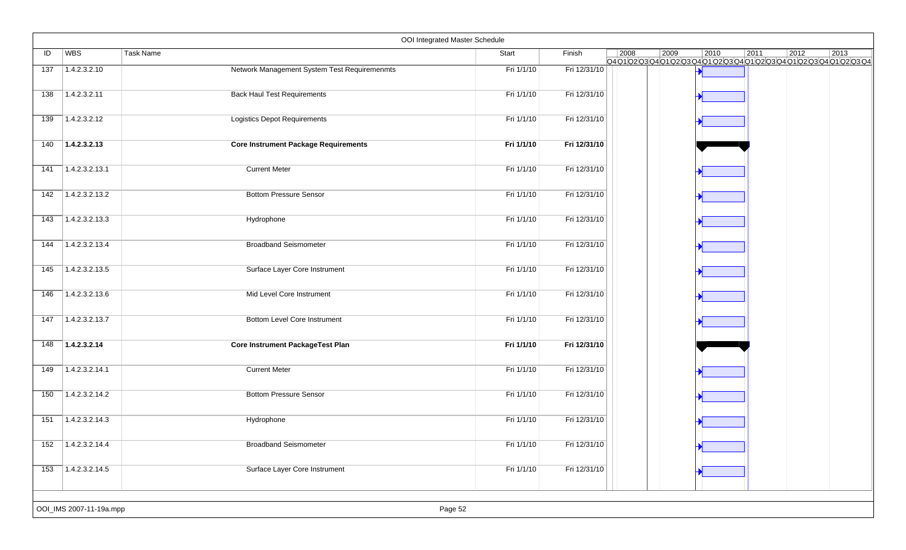# OOI Integrated Master Schedule

| ID | WBS | Task Name | Start | Finish |
|---|---|---|---|---|
| 137 | 1.4.2.3.2.10 | Network Management System Test Requiremenmts | Fri 1/1/10 | Fri 12/31/10 |
| 138 | 1.4.2.3.2.11 | Back Haul Test Requirements | Fri 1/1/10 | Fri 12/31/10 |
| 139 | 1.4.2.3.2.12 | Logistics Depot Requirements | Fri 1/1/10 | Fri 12/31/10 |
| 140 | **1.4.2.3.2.13** | **Core Instrument Package Requirements** | **Fri 1/1/10** | **Fri 12/31/10** |
| 141 | 1.4.2.3.2.13.1 | Current Meter | Fri 1/1/10 | Fri 12/31/10 |
| 142 | 1.4.2.3.2.13.2 | Bottom Pressure Sensor | Fri 1/1/10 | Fri 12/31/10 |
| 143 | 1.4.2.3.2.13.3 | Hydrophone | Fri 1/1/10 | Fri 12/31/10 |
| 144 | 1.4.2.3.2.13.4 | Broadband Seismometer | Fri 1/1/10 | Fri 12/31/10 |
| 145 | 1.4.2.3.2.13.5 | Surface Layer Core Instrument | Fri 1/1/10 | Fri 12/31/10 |
| 146 | 1.4.2.3.2.13.6 | Mid Level Core Instrument | Fri 1/1/10 | Fri 12/31/10 |
| 147 | 1.4.2.3.2.13.7 | Bottom Level Core Instrument | Fri 1/1/10 | Fri 12/31/10 |
| 148 | **1.4.2.3.2.14** | **Core Instrument PackageTest Plan** | **Fri 1/1/10** | **Fri 12/31/10** |
| 149 | 1.4.2.3.2.14.1 | Current Meter | Fri 1/1/10 | Fri 12/31/10 |
| 150 | 1.4.2.3.2.14.2 | Bottom Pressure Sensor | Fri 1/1/10 | Fri 12/31/10 |
| 151 | 1.4.2.3.2.14.3 | Hydrophone | Fri 1/1/10 | Fri 12/31/10 |
| 152 | 1.4.2.3.2.14.4 | Broadband Seismometer | Fri 1/1/10 | Fri 12/31/10 |
| 153 | 1.4.2.3.2.14.5 | Surface Layer Core Instrument | Fri 1/1/10 | Fri 12/31/10 |

OOI_IMS 2007-11-19a.mpp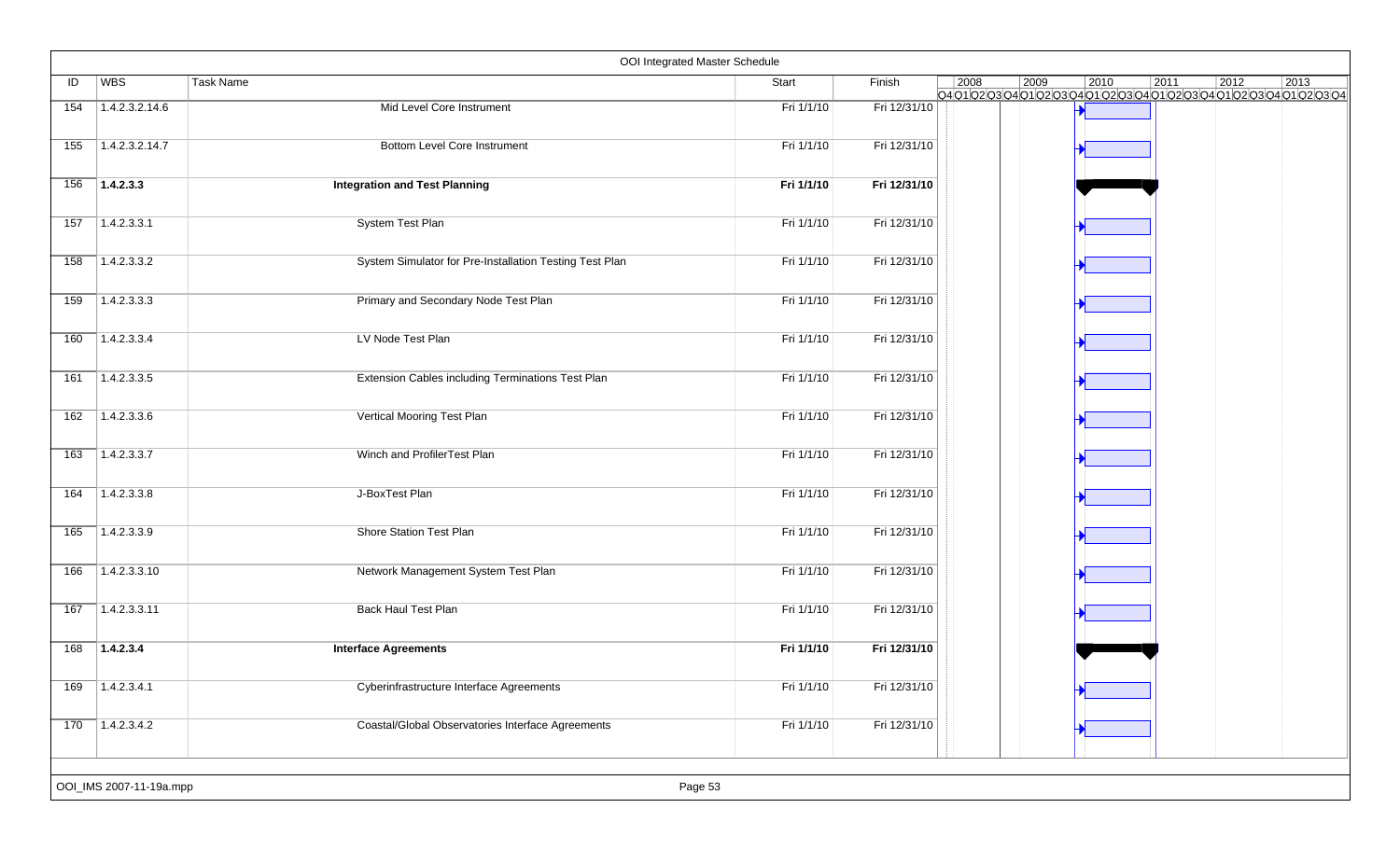# OOI Integrated Master Schedule

| ID | WBS | Task Name | Start | Finish |
|---|---|---|---|---|
| 154 | 1.4.2.3.2.14.6 | Mid Level Core Instrument | Fri 1/1/10 | Fri 12/31/10 |
| 155 | 1.4.2.3.2.14.7 | Bottom Level Core Instrument | Fri 1/1/10 | Fri 12/31/10 |
| 156 | **1.4.2.3.3** | **Integration and Test Planning** | **Fri 1/1/10** | **Fri 12/31/10** |
| 157 | 1.4.2.3.3.1 | System Test Plan | Fri 1/1/10 | Fri 12/31/10 |
| 158 | 1.4.2.3.3.2 | System Simulator for Pre-Installation Testing Test Plan | Fri 1/1/10 | Fri 12/31/10 |
| 159 | 1.4.2.3.3.3 | Primary and Secondary Node Test Plan | Fri 1/1/10 | Fri 12/31/10 |
| 160 | 1.4.2.3.3.4 | LV Node Test Plan | Fri 1/1/10 | Fri 12/31/10 |
| 161 | 1.4.2.3.3.5 | Extension Cables including Terminations Test Plan | Fri 1/1/10 | Fri 12/31/10 |
| 162 | 1.4.2.3.3.6 | Vertical Mooring Test Plan | Fri 1/1/10 | Fri 12/31/10 |
| 163 | 1.4.2.3.3.7 | Winch and ProfilerTest Plan | Fri 1/1/10 | Fri 12/31/10 |
| 164 | 1.4.2.3.3.8 | J-BoxTest Plan | Fri 1/1/10 | Fri 12/31/10 |
| 165 | 1.4.2.3.3.9 | Shore Station Test Plan | Fri 1/1/10 | Fri 12/31/10 |
| 166 | 1.4.2.3.3.10 | Network Management System Test Plan | Fri 1/1/10 | Fri 12/31/10 |
| 167 | 1.4.2.3.3.11 | Back Haul Test Plan | Fri 1/1/10 | Fri 12/31/10 |
| 168 | **1.4.2.3.4** | **Interface Agreements** | **Fri 1/1/10** | **Fri 12/31/10** |
| 169 | 1.4.2.3.4.1 | Cyberinfrastructure Interface Agreements | Fri 1/1/10 | Fri 12/31/10 |
| 170 | 1.4.2.3.4.2 | Coastal/Global Observatories Interface Agreements | Fri 1/1/10 | Fri 12/31/10 |

OOI_IMS 2007-11-19a.mpp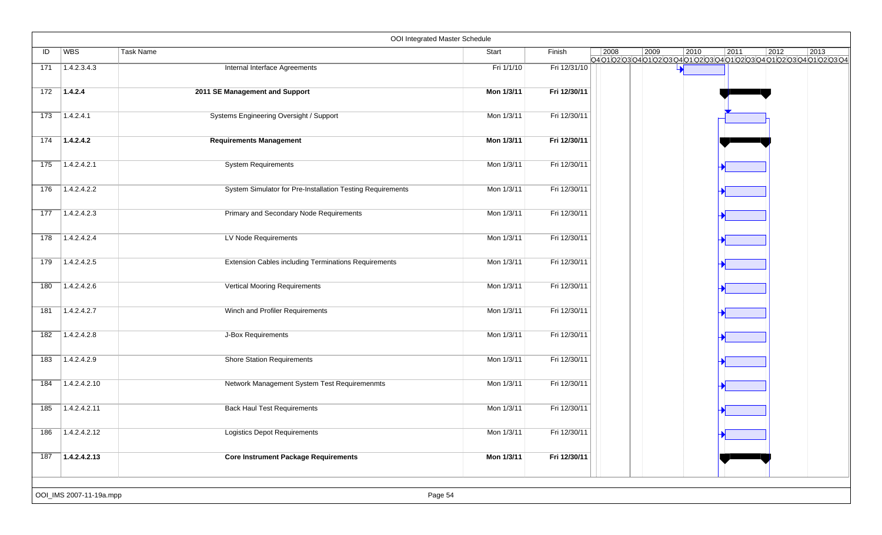# OOI Integrated Master Schedule

| ID | WBS | Task Name | Start | Finish |
|---|---|---|---|---|
| 171 | 1.4.2.3.4.3 | Internal Interface Agreements | Fri 1/1/10 | Fri 12/31/10 |
| 172 | **1.4.2.4** | **2011 SE Management and Support** | **Mon 1/3/11** | **Fri 12/30/11** |
| 173 | 1.4.2.4.1 | Systems Engineering Oversight / Support | Mon 1/3/11 | Fri 12/30/11 |
| 174 | **1.4.2.4.2** | **Requirements Management** | **Mon 1/3/11** | **Fri 12/30/11** |
| 175 | 1.4.2.4.2.1 | System Requirements | Mon 1/3/11 | Fri 12/30/11 |
| 176 | 1.4.2.4.2.2 | System Simulator for Pre-Installation Testing Requirements | Mon 1/3/11 | Fri 12/30/11 |
| 177 | 1.4.2.4.2.3 | Primary and Secondary Node Requirements | Mon 1/3/11 | Fri 12/30/11 |
| 178 | 1.4.2.4.2.4 | LV Node Requirements | Mon 1/3/11 | Fri 12/30/11 |
| 179 | 1.4.2.4.2.5 | Extension Cables including Terminations Requirements | Mon 1/3/11 | Fri 12/30/11 |
| 180 | 1.4.2.4.2.6 | Vertical Mooring Requirements | Mon 1/3/11 | Fri 12/30/11 |
| 181 | 1.4.2.4.2.7 | Winch and Profiler Requirements | Mon 1/3/11 | Fri 12/30/11 |
| 182 | 1.4.2.4.2.8 | J-Box Requirements | Mon 1/3/11 | Fri 12/30/11 |
| 183 | 1.4.2.4.2.9 | Shore Station Requirements | Mon 1/3/11 | Fri 12/30/11 |
| 184 | 1.4.2.4.2.10 | Network Management System Test Requiremenmts | Mon 1/3/11 | Fri 12/30/11 |
| 185 | 1.4.2.4.2.11 | Back Haul Test Requirements | Mon 1/3/11 | Fri 12/30/11 |
| 186 | 1.4.2.4.2.12 | Logistics Depot Requirements | Mon 1/3/11 | Fri 12/30/11 |
| 187 | **1.4.2.4.2.13** | **Core Instrument Package Requirements** | **Mon 1/3/11** | **Fri 12/30/11** |

OOI_IMS 2007-11-19a.mpp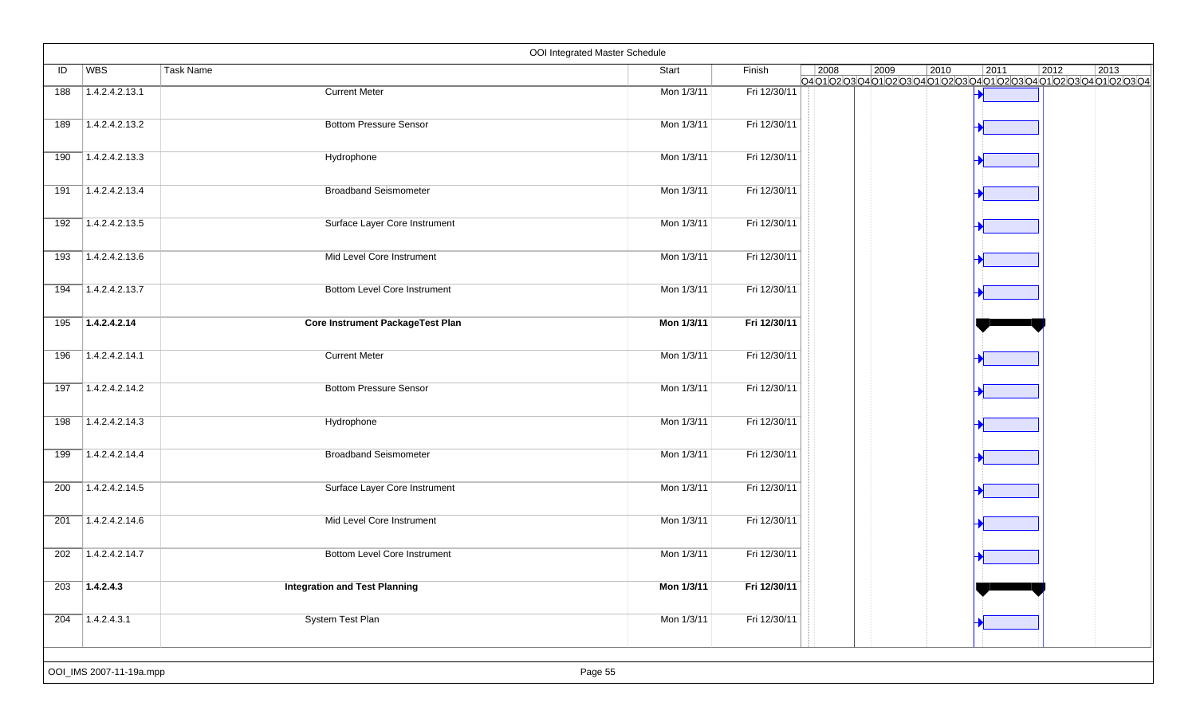# OOI Integrated Master Schedule

| ID | WBS | Task Name | Start | Finish |
|---|---|---|---|---|
| 188 | 1.4.2.4.2.13.1 | Current Meter | Mon 1/3/11 | Fri 12/30/11 |
| 189 | 1.4.2.4.2.13.2 | Bottom Pressure Sensor | Mon 1/3/11 | Fri 12/30/11 |
| 190 | 1.4.2.4.2.13.3 | Hydrophone | Mon 1/3/11 | Fri 12/30/11 |
| 191 | 1.4.2.4.2.13.4 | Broadband Seismometer | Mon 1/3/11 | Fri 12/30/11 |
| 192 | 1.4.2.4.2.13.5 | Surface Layer Core Instrument | Mon 1/3/11 | Fri 12/30/11 |
| 193 | 1.4.2.4.2.13.6 | Mid Level Core Instrument | Mon 1/3/11 | Fri 12/30/11 |
| 194 | 1.4.2.4.2.13.7 | Bottom Level Core Instrument | Mon 1/3/11 | Fri 12/30/11 |
| 195 | **1.4.2.4.2.14** | **Core Instrument PackageTest Plan** | **Mon 1/3/11** | **Fri 12/30/11** |
| 196 | 1.4.2.4.2.14.1 | Current Meter | Mon 1/3/11 | Fri 12/30/11 |
| 197 | 1.4.2.4.2.14.2 | Bottom Pressure Sensor | Mon 1/3/11 | Fri 12/30/11 |
| 198 | 1.4.2.4.2.14.3 | Hydrophone | Mon 1/3/11 | Fri 12/30/11 |
| 199 | 1.4.2.4.2.14.4 | Broadband Seismometer | Mon 1/3/11 | Fri 12/30/11 |
| 200 | 1.4.2.4.2.14.5 | Surface Layer Core Instrument | Mon 1/3/11 | Fri 12/30/11 |
| 201 | 1.4.2.4.2.14.6 | Mid Level Core Instrument | Mon 1/3/11 | Fri 12/30/11 |
| 202 | 1.4.2.4.2.14.7 | Bottom Level Core Instrument | Mon 1/3/11 | Fri 12/30/11 |
| 203 | **1.4.2.4.3** | **Integration and Test Planning** | **Mon 1/3/11** | **Fri 12/30/11** |
| 204 | 1.4.2.4.3.1 | System Test Plan | Mon 1/3/11 | Fri 12/30/11 |

OOI_IMS 2007-11-19a.mpp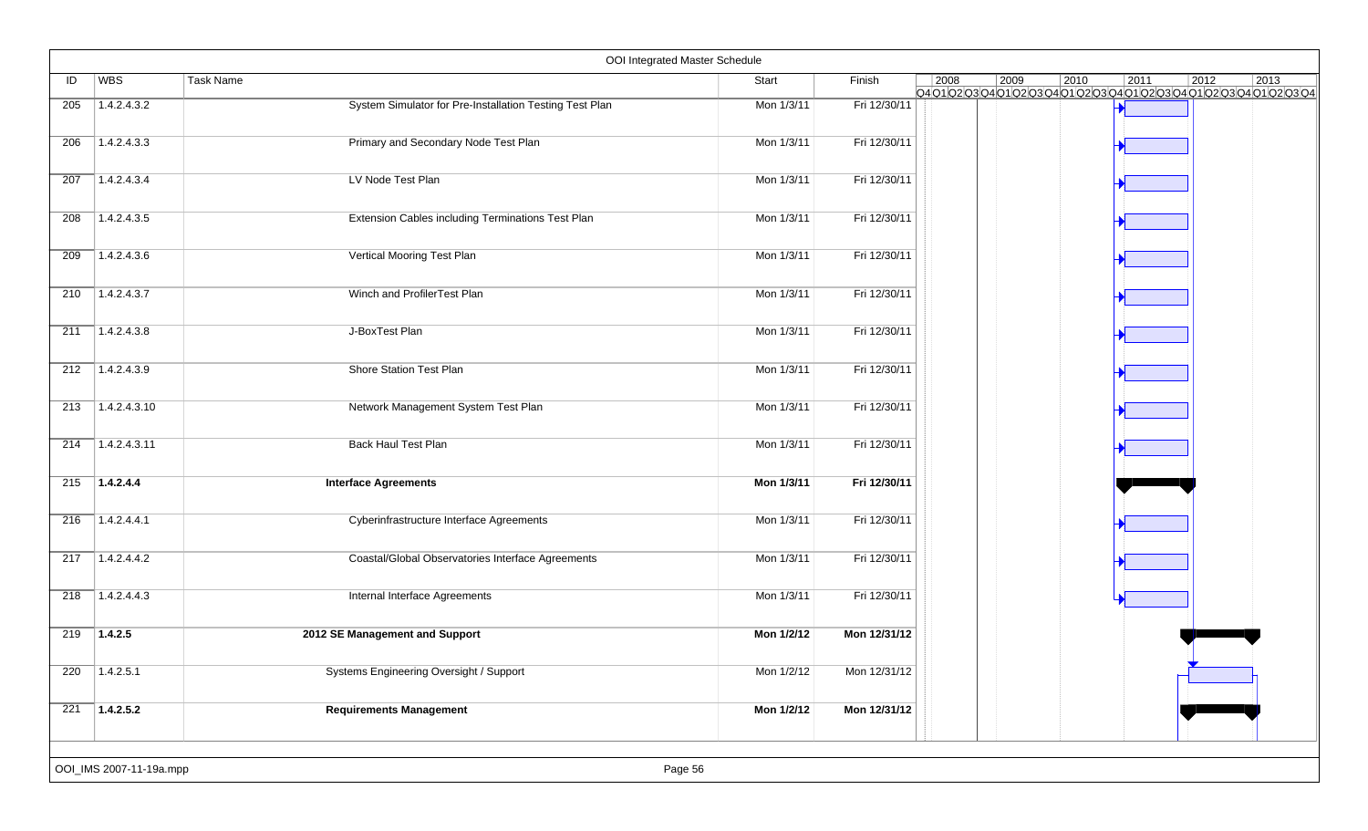# OOI Integrated Master Schedule

| ID | WBS | Task Name | Start | Finish |
|---|---|---|---|---|
| 205 | 1.4.2.4.3.2 | System Simulator for Pre-Installation Testing Test Plan | Mon 1/3/11 | Fri 12/30/11 |
| 206 | 1.4.2.4.3.3 | Primary and Secondary Node Test Plan | Mon 1/3/11 | Fri 12/30/11 |
| 207 | 1.4.2.4.3.4 | LV Node Test Plan | Mon 1/3/11 | Fri 12/30/11 |
| 208 | 1.4.2.4.3.5 | Extension Cables including Terminations Test Plan | Mon 1/3/11 | Fri 12/30/11 |
| 209 | 1.4.2.4.3.6 | Vertical Mooring Test Plan | Mon 1/3/11 | Fri 12/30/11 |
| 210 | 1.4.2.4.3.7 | Winch and ProfilerTest Plan | Mon 1/3/11 | Fri 12/30/11 |
| 211 | 1.4.2.4.3.8 | J-BoxTest Plan | Mon 1/3/11 | Fri 12/30/11 |
| 212 | 1.4.2.4.3.9 | Shore Station Test Plan | Mon 1/3/11 | Fri 12/30/11 |
| 213 | 1.4.2.4.3.10 | Network Management System Test Plan | Mon 1/3/11 | Fri 12/30/11 |
| 214 | 1.4.2.4.3.11 | Back Haul Test Plan | Mon 1/3/11 | Fri 12/30/11 |
| 215 | **1.4.2.4.4** | **Interface Agreements** | **Mon 1/3/11** | **Fri 12/30/11** |
| 216 | 1.4.2.4.4.1 | Cyberinfrastructure Interface Agreements | Mon 1/3/11 | Fri 12/30/11 |
| 217 | 1.4.2.4.4.2 | Coastal/Global Observatories Interface Agreements | Mon 1/3/11 | Fri 12/30/11 |
| 218 | 1.4.2.4.4.3 | Internal Interface Agreements | Mon 1/3/11 | Fri 12/30/11 |
| 219 | **1.4.2.5** | **2012 SE Management and Support** | **Mon 1/2/12** | **Mon 12/31/12** |
| 220 | 1.4.2.5.1 | Systems Engineering Oversight / Support | Mon 1/2/12 | Mon 12/31/12 |
| 221 | **1.4.2.5.2** | **Requirements Management** | **Mon 1/2/12** | **Mon 12/31/12** |

OOI_IMS 2007-11-19a.mpp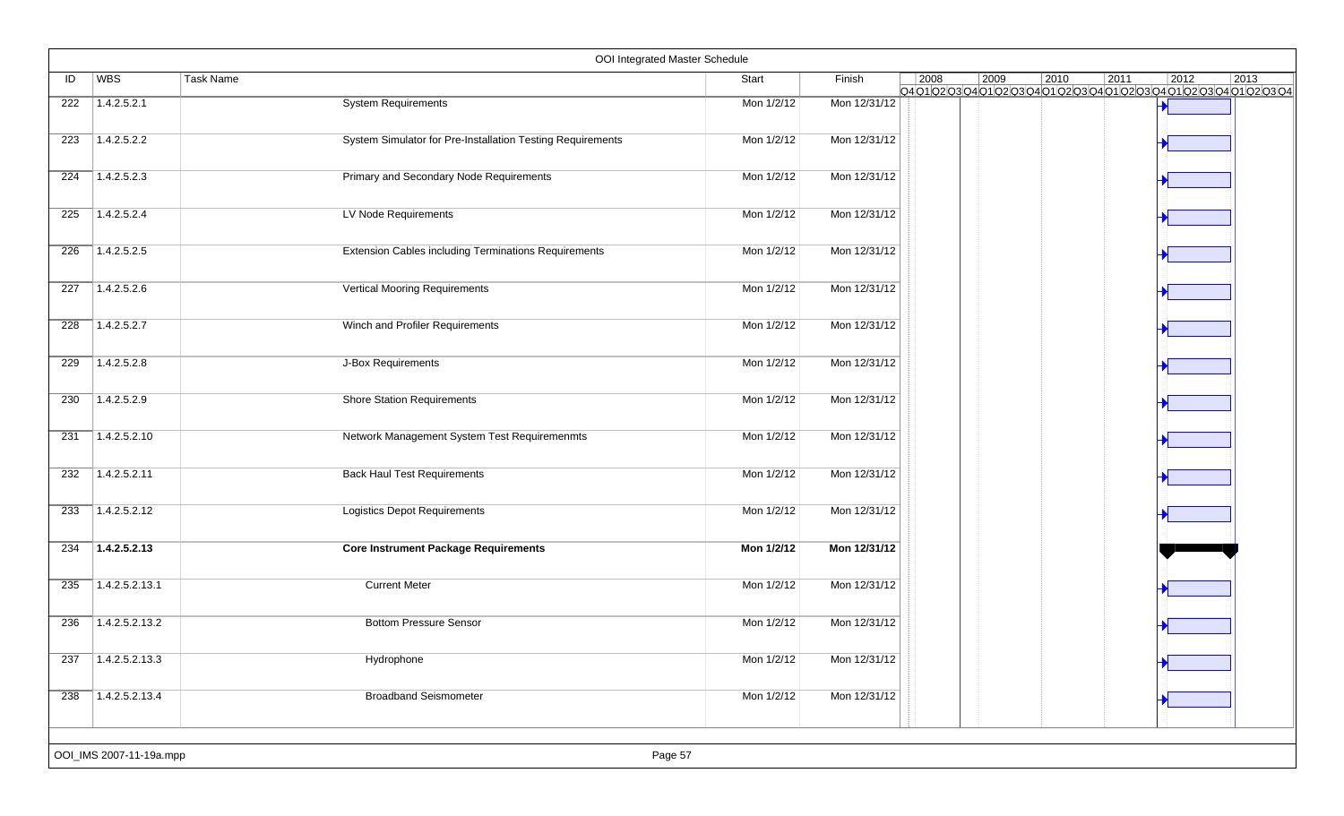# OOI Integrated Master Schedule

| ID | WBS | Task Name | Start | Finish |
|---|---|---|---|---|
| 222 | 1.4.2.5.2.1 | System Requirements | Mon 1/2/12 | Mon 12/31/12 |
| 223 | 1.4.2.5.2.2 | System Simulator for Pre-Installation Testing Requirements | Mon 1/2/12 | Mon 12/31/12 |
| 224 | 1.4.2.5.2.3 | Primary and Secondary Node Requirements | Mon 1/2/12 | Mon 12/31/12 |
| 225 | 1.4.2.5.2.4 | LV Node Requirements | Mon 1/2/12 | Mon 12/31/12 |
| 226 | 1.4.2.5.2.5 | Extension Cables including Terminations Requirements | Mon 1/2/12 | Mon 12/31/12 |
| 227 | 1.4.2.5.2.6 | Vertical Mooring Requirements | Mon 1/2/12 | Mon 12/31/12 |
| 228 | 1.4.2.5.2.7 | Winch and Profiler Requirements | Mon 1/2/12 | Mon 12/31/12 |
| 229 | 1.4.2.5.2.8 | J-Box Requirements | Mon 1/2/12 | Mon 12/31/12 |
| 230 | 1.4.2.5.2.9 | Shore Station Requirements | Mon 1/2/12 | Mon 12/31/12 |
| 231 | 1.4.2.5.2.10 | Network Management System Test Requiremenmts | Mon 1/2/12 | Mon 12/31/12 |
| 232 | 1.4.2.5.2.11 | Back Haul Test Requirements | Mon 1/2/12 | Mon 12/31/12 |
| 233 | 1.4.2.5.2.12 | Logistics Depot Requirements | Mon 1/2/12 | Mon 12/31/12 |
| **234** | **1.4.2.5.2.13** | **Core Instrument Package Requirements** | **Mon 1/2/12** | **Mon 12/31/12** |
| 235 | 1.4.2.5.2.13.1 | Current Meter | Mon 1/2/12 | Mon 12/31/12 |
| 236 | 1.4.2.5.2.13.2 | Bottom Pressure Sensor | Mon 1/2/12 | Mon 12/31/12 |
| 237 | 1.4.2.5.2.13.3 | Hydrophone | Mon 1/2/12 | Mon 12/31/12 |
| 238 | 1.4.2.5.2.13.4 | Broadband Seismometer | Mon 1/2/12 | Mon 12/31/12 |

OOI_IMS 2007-11-19a.mpp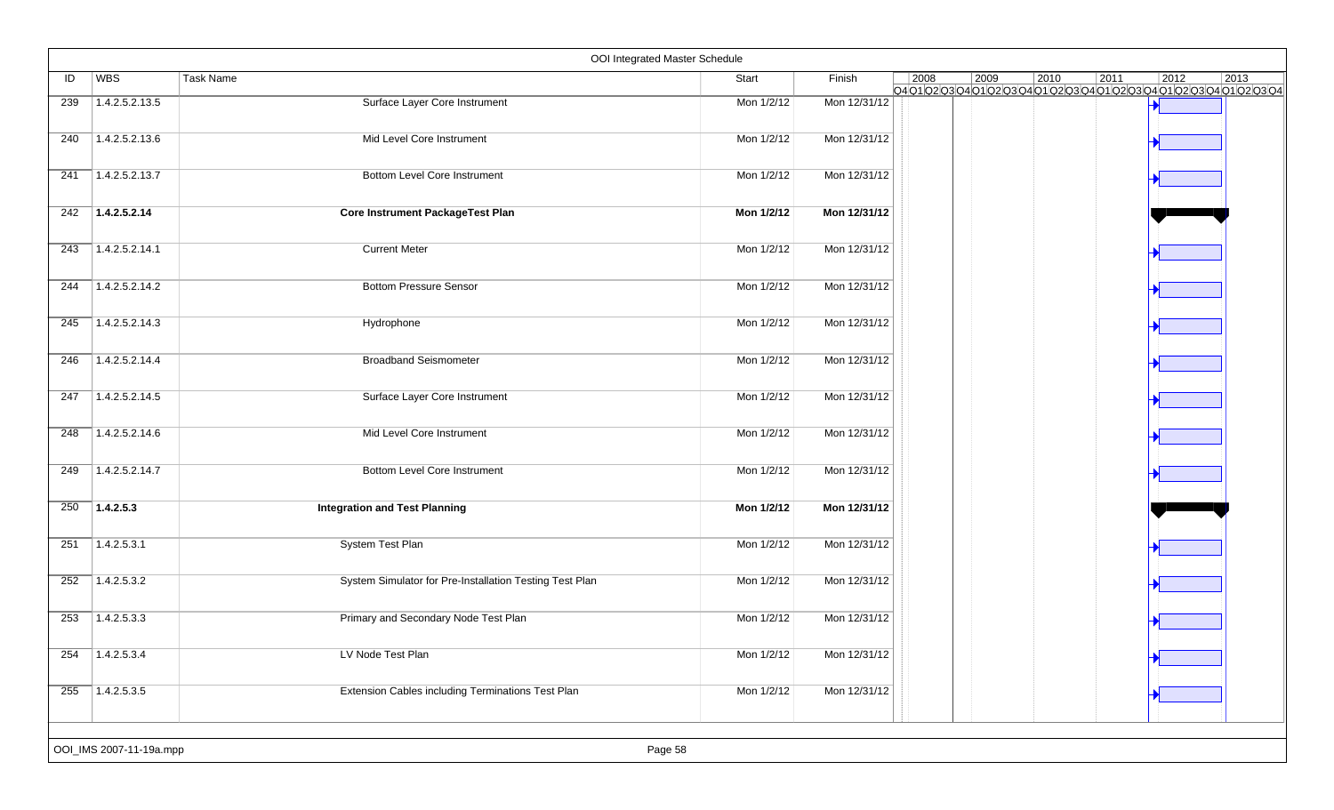# OOI Integrated Master Schedule

| ID | WBS | Task Name | Start | Finish |
|---|---|---|---|---|
| 239 | 1.4.2.5.2.13.5 | Surface Layer Core Instrument | Mon 1/2/12 | Mon 12/31/12 |
| 240 | 1.4.2.5.2.13.6 | Mid Level Core Instrument | Mon 1/2/12 | Mon 12/31/12 |
| 241 | 1.4.2.5.2.13.7 | Bottom Level Core Instrument | Mon 1/2/12 | Mon 12/31/12 |
| 242 | **1.4.2.5.2.14** | **Core Instrument PackageTest Plan** | **Mon 1/2/12** | **Mon 12/31/12** |
| 243 | 1.4.2.5.2.14.1 | Current Meter | Mon 1/2/12 | Mon 12/31/12 |
| 244 | 1.4.2.5.2.14.2 | Bottom Pressure Sensor | Mon 1/2/12 | Mon 12/31/12 |
| 245 | 1.4.2.5.2.14.3 | Hydrophone | Mon 1/2/12 | Mon 12/31/12 |
| 246 | 1.4.2.5.2.14.4 | Broadband Seismometer | Mon 1/2/12 | Mon 12/31/12 |
| 247 | 1.4.2.5.2.14.5 | Surface Layer Core Instrument | Mon 1/2/12 | Mon 12/31/12 |
| 248 | 1.4.2.5.2.14.6 | Mid Level Core Instrument | Mon 1/2/12 | Mon 12/31/12 |
| 249 | 1.4.2.5.2.14.7 | Bottom Level Core Instrument | Mon 1/2/12 | Mon 12/31/12 |
| 250 | **1.4.2.5.3** | **Integration and Test Planning** | **Mon 1/2/12** | **Mon 12/31/12** |
| 251 | 1.4.2.5.3.1 | System Test Plan | Mon 1/2/12 | Mon 12/31/12 |
| 252 | 1.4.2.5.3.2 | System Simulator for Pre-Installation Testing Test Plan | Mon 1/2/12 | Mon 12/31/12 |
| 253 | 1.4.2.5.3.3 | Primary and Secondary Node Test Plan | Mon 1/2/12 | Mon 12/31/12 |
| 254 | 1.4.2.5.3.4 | LV Node Test Plan | Mon 1/2/12 | Mon 12/31/12 |
| 255 | 1.4.2.5.3.5 | Extension Cables including Terminations Test Plan | Mon 1/2/12 | Mon 12/31/12 |

OOI_IMS 2007-11-19a.mpp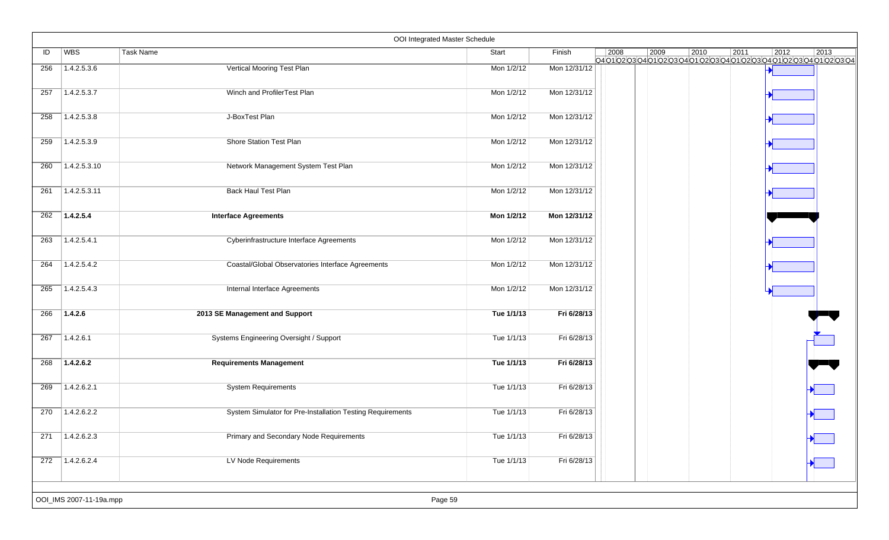## OOI Integrated Master Schedule

| ID | WBS | Task Name | Start | Finish |
|---|---|---|---|---|
| 256 | 1.4.2.5.3.6 | Vertical Mooring Test Plan | Mon 1/2/12 | Mon 12/31/12 |
| 257 | 1.4.2.5.3.7 | Winch and ProfilerTest Plan | Mon 1/2/12 | Mon 12/31/12 |
| 258 | 1.4.2.5.3.8 | J-BoxTest Plan | Mon 1/2/12 | Mon 12/31/12 |
| 259 | 1.4.2.5.3.9 | Shore Station Test Plan | Mon 1/2/12 | Mon 12/31/12 |
| 260 | 1.4.2.5.3.10 | Network Management System Test Plan | Mon 1/2/12 | Mon 12/31/12 |
| 261 | 1.4.2.5.3.11 | Back Haul Test Plan | Mon 1/2/12 | Mon 12/31/12 |
| 262 | **1.4.2.5.4** | **Interface Agreements** | **Mon 1/2/12** | **Mon 12/31/12** |
| 263 | 1.4.2.5.4.1 | Cyberinfrastructure Interface Agreements | Mon 1/2/12 | Mon 12/31/12 |
| 264 | 1.4.2.5.4.2 | Coastal/Global Observatories Interface Agreements | Mon 1/2/12 | Mon 12/31/12 |
| 265 | 1.4.2.5.4.3 | Internal Interface Agreements | Mon 1/2/12 | Mon 12/31/12 |
| 266 | **1.4.2.6** | **2013 SE Management and Support** | **Tue 1/1/13** | **Fri 6/28/13** |
| 267 | 1.4.2.6.1 | Systems Engineering Oversight / Support | Tue 1/1/13 | Fri 6/28/13 |
| 268 | **1.4.2.6.2** | **Requirements Management** | **Tue 1/1/13** | **Fri 6/28/13** |
| 269 | 1.4.2.6.2.1 | System Requirements | Tue 1/1/13 | Fri 6/28/13 |
| 270 | 1.4.2.6.2.2 | System Simulator for Pre-Installation Testing Requirements | Tue 1/1/13 | Fri 6/28/13 |
| 271 | 1.4.2.6.2.3 | Primary and Secondary Node Requirements | Tue 1/1/13 | Fri 6/28/13 |
| 272 | 1.4.2.6.2.4 | LV Node Requirements | Tue 1/1/13 | Fri 6/28/13 |

OOI_IMS 2007-11-19a.mpp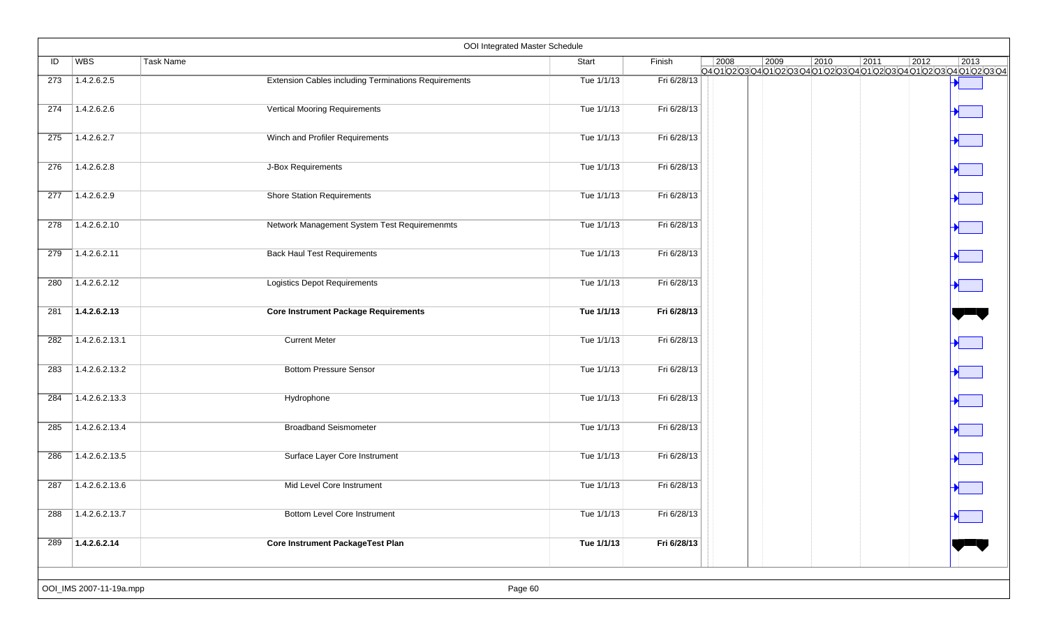# OOI Integrated Master Schedule

| ID | WBS | Task Name | Start | Finish |
|---|---|---|---|---|
| 273 | 1.4.2.6.2.5 | Extension Cables including Terminations Requirements | Tue 1/1/13 | Fri 6/28/13 |
| 274 | 1.4.2.6.2.6 | Vertical Mooring Requirements | Tue 1/1/13 | Fri 6/28/13 |
| 275 | 1.4.2.6.2.7 | Winch and Profiler Requirements | Tue 1/1/13 | Fri 6/28/13 |
| 276 | 1.4.2.6.2.8 | J-Box Requirements | Tue 1/1/13 | Fri 6/28/13 |
| 277 | 1.4.2.6.2.9 | Shore Station Requirements | Tue 1/1/13 | Fri 6/28/13 |
| 278 | 1.4.2.6.2.10 | Network Management System Test Requiremenmts | Tue 1/1/13 | Fri 6/28/13 |
| 279 | 1.4.2.6.2.11 | Back Haul Test Requirements | Tue 1/1/13 | Fri 6/28/13 |
| 280 | 1.4.2.6.2.12 | Logistics Depot Requirements | Tue 1/1/13 | Fri 6/28/13 |
| **281** | **1.4.2.6.2.13** | **Core Instrument Package Requirements** | **Tue 1/1/13** | **Fri 6/28/13** |
| 282 | 1.4.2.6.2.13.1 | Current Meter | Tue 1/1/13 | Fri 6/28/13 |
| 283 | 1.4.2.6.2.13.2 | Bottom Pressure Sensor | Tue 1/1/13 | Fri 6/28/13 |
| 284 | 1.4.2.6.2.13.3 | Hydrophone | Tue 1/1/13 | Fri 6/28/13 |
| 285 | 1.4.2.6.2.13.4 | Broadband Seismometer | Tue 1/1/13 | Fri 6/28/13 |
| 286 | 1.4.2.6.2.13.5 | Surface Layer Core Instrument | Tue 1/1/13 | Fri 6/28/13 |
| 287 | 1.4.2.6.2.13.6 | Mid Level Core Instrument | Tue 1/1/13 | Fri 6/28/13 |
| 288 | 1.4.2.6.2.13.7 | Bottom Level Core Instrument | Tue 1/1/13 | Fri 6/28/13 |
| **289** | **1.4.2.6.2.14** | **Core Instrument PackageTest Plan** | **Tue 1/1/13** | **Fri 6/28/13** |

OOI_IMS 2007-11-19a.mpp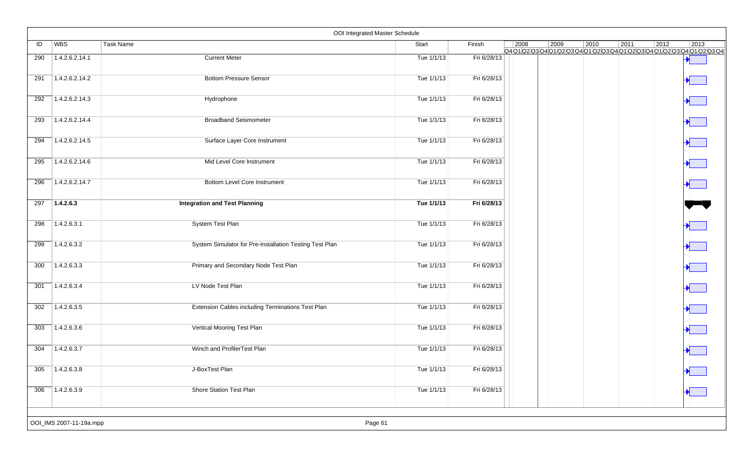OOI Integrated Master Schedule

| ID | WBS | Task Name | Start | Finish |
|---|---|---|---|---|
| 290 | 1.4.2.6.2.14.1 | Current Meter | Tue 1/1/13 | Fri 6/28/13 |
| 291 | 1.4.2.6.2.14.2 | Bottom Pressure Sensor | Tue 1/1/13 | Fri 6/28/13 |
| 292 | 1.4.2.6.2.14.3 | Hydrophone | Tue 1/1/13 | Fri 6/28/13 |
| 293 | 1.4.2.6.2.14.4 | Broadband Seismometer | Tue 1/1/13 | Fri 6/28/13 |
| 294 | 1.4.2.6.2.14.5 | Surface Layer Core Instrument | Tue 1/1/13 | Fri 6/28/13 |
| 295 | 1.4.2.6.2.14.6 | Mid Level Core Instrument | Tue 1/1/13 | Fri 6/28/13 |
| 296 | 1.4.2.6.2.14.7 | Bottom Level Core Instrument | Tue 1/1/13 | Fri 6/28/13 |
| **297** | **1.4.2.6.3** | **Integration and Test Planning** | **Tue 1/1/13** | **Fri 6/28/13** |
| 298 | 1.4.2.6.3.1 | System Test Plan | Tue 1/1/13 | Fri 6/28/13 |
| 299 | 1.4.2.6.3.2 | System Simulator for Pre-Installation Testing Test Plan | Tue 1/1/13 | Fri 6/28/13 |
| 300 | 1.4.2.6.3.3 | Primary and Secondary Node Test Plan | Tue 1/1/13 | Fri 6/28/13 |
| 301 | 1.4.2.6.3.4 | LV Node Test Plan | Tue 1/1/13 | Fri 6/28/13 |
| 302 | 1.4.2.6.3.5 | Extension Cables including Terminations Test Plan | Tue 1/1/13 | Fri 6/28/13 |
| 303 | 1.4.2.6.3.6 | Vertical Mooring Test Plan | Tue 1/1/13 | Fri 6/28/13 |
| 304 | 1.4.2.6.3.7 | Winch and ProfilerTest Plan | Tue 1/1/13 | Fri 6/28/13 |
| 305 | 1.4.2.6.3.8 | J-BoxTest Plan | Tue 1/1/13 | Fri 6/28/13 |
| 306 | 1.4.2.6.3.9 | Shore Station Test Plan | Tue 1/1/13 | Fri 6/28/13 |

OOI_IMS 2007-11-19a.mpp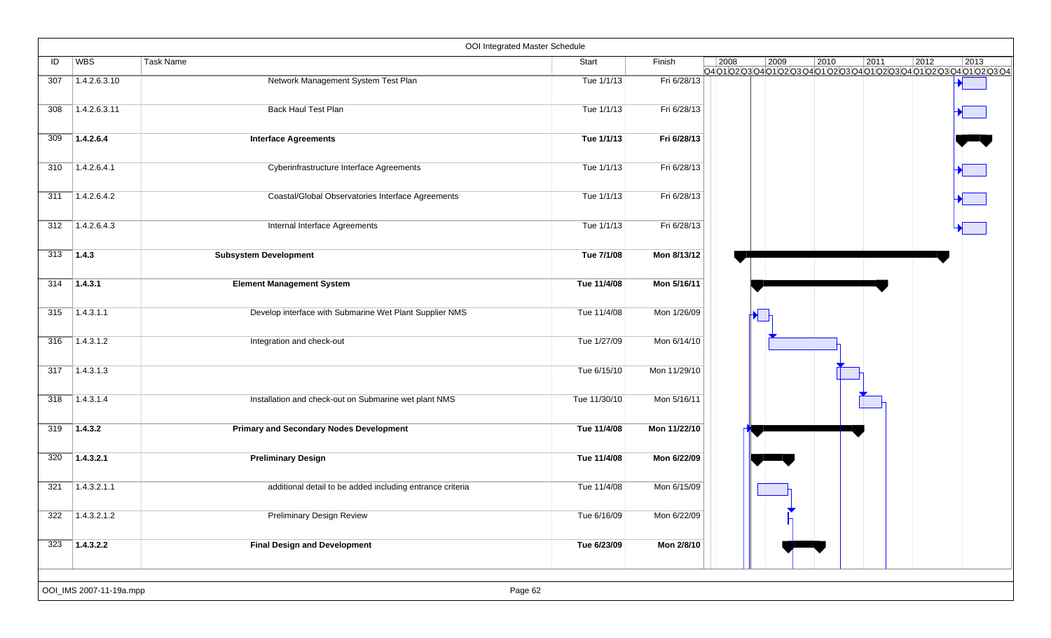# OOI Integrated Master Schedule

| ID | WBS | Task Name | Start | Finish |
|---|---|---|---|---|
| 307 | 1.4.2.6.3.10 | Network Management System Test Plan | Tue 1/1/13 | Fri 6/28/13 |
| 308 | 1.4.2.6.3.11 | Back Haul Test Plan | Tue 1/1/13 | Fri 6/28/13 |
| 309 | **1.4.2.6.4** | **Interface Agreements** | **Tue 1/1/13** | **Fri 6/28/13** |
| 310 | 1.4.2.6.4.1 | Cyberinfrastructure Interface Agreements | Tue 1/1/13 | Fri 6/28/13 |
| 311 | 1.4.2.6.4.2 | Coastal/Global Observatories Interface Agreements | Tue 1/1/13 | Fri 6/28/13 |
| 312 | 1.4.2.6.4.3 | Internal Interface Agreements | Tue 1/1/13 | Fri 6/28/13 |
| 313 | **1.4.3** | **Subsystem Development** | **Tue 7/1/08** | **Mon 8/13/12** |
| 314 | **1.4.3.1** | **Element Management System** | **Tue 11/4/08** | **Mon 5/16/11** |
| 315 | 1.4.3.1.1 | Develop interface with Submarine Wet Plant Supplier NMS | Tue 11/4/08 | Mon 1/26/09 |
| 316 | 1.4.3.1.2 | Integration and check-out | Tue 1/27/09 | Mon 6/14/10 |
| 317 | 1.4.3.1.3 | | Tue 6/15/10 | Mon 11/29/10 |
| 318 | 1.4.3.1.4 | Installation and check-out on Submarine wet plant NMS | Tue 11/30/10 | Mon 5/16/11 |
| 319 | **1.4.3.2** | **Primary and Secondary Nodes Development** | **Tue 11/4/08** | **Mon 11/22/10** |
| 320 | **1.4.3.2.1** | **Preliminary Design** | **Tue 11/4/08** | **Mon 6/22/09** |
| 321 | 1.4.3.2.1.1 | additional detail to be added including entrance criteria | Tue 11/4/08 | Mon 6/15/09 |
| 322 | 1.4.3.2.1.2 | Preliminary Design Review | Tue 6/16/09 | Mon 6/22/09 |
| 323 | **1.4.3.2.2** | **Final Design and Development** | **Tue 6/23/09** | **Mon 2/8/10** |

OOI_IMS 2007-11-19a.mpp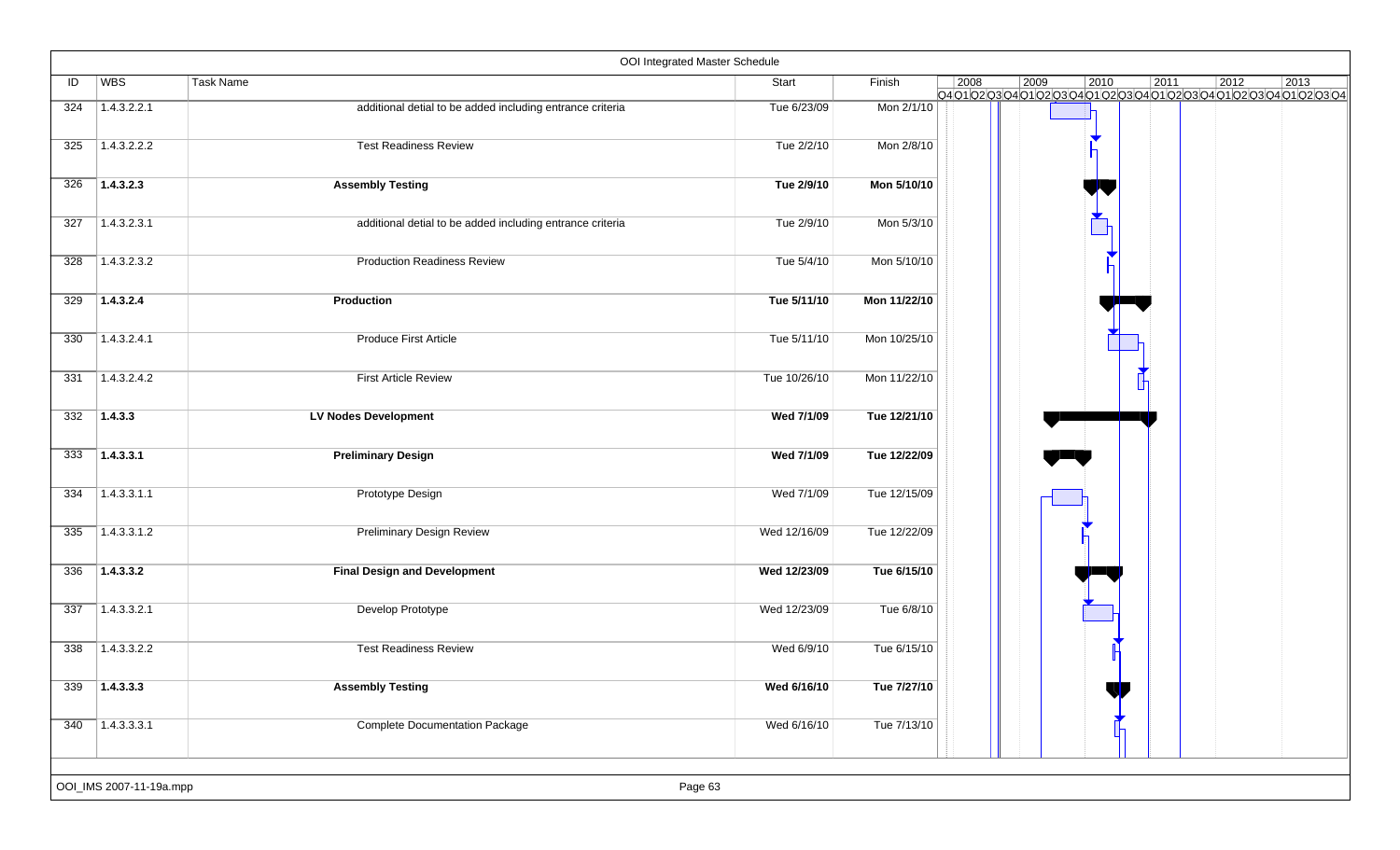# OOI Integrated Master Schedule

| ID | WBS | Task Name | Start | Finish |
|---|---|---|---|---|
| 324 | 1.4.3.2.2.1 | additional detial to be added including entrance criteria | Tue 6/23/09 | Mon 2/1/10 |
| 325 | 1.4.3.2.2.2 | Test Readiness Review | Tue 2/2/10 | Mon 2/8/10 |
| 326 | **1.4.3.2.3** | **Assembly Testing** | **Tue 2/9/10** | **Mon 5/10/10** |
| 327 | 1.4.3.2.3.1 | additional detial to be added including entrance criteria | Tue 2/9/10 | Mon 5/3/10 |
| 328 | 1.4.3.2.3.2 | Production Readiness Review | Tue 5/4/10 | Mon 5/10/10 |
| 329 | **1.4.3.2.4** | **Production** | **Tue 5/11/10** | **Mon 11/22/10** |
| 330 | 1.4.3.2.4.1 | Produce First Article | Tue 5/11/10 | Mon 10/25/10 |
| 331 | 1.4.3.2.4.2 | First Article Review | Tue 10/26/10 | Mon 11/22/10 |
| 332 | **1.4.3.3** | **LV Nodes Development** | **Wed 7/1/09** | **Tue 12/21/10** |
| 333 | **1.4.3.3.1** | **Preliminary Design** | **Wed 7/1/09** | **Tue 12/22/09** |
| 334 | 1.4.3.3.1.1 | Prototype Design | Wed 7/1/09 | Tue 12/15/09 |
| 335 | 1.4.3.3.1.2 | Preliminary Design Review | Wed 12/16/09 | Tue 12/22/09 |
| 336 | **1.4.3.3.2** | **Final Design and Development** | **Wed 12/23/09** | **Tue 6/15/10** |
| 337 | 1.4.3.3.2.1 | Develop Prototype | Wed 12/23/09 | Tue 6/8/10 |
| 338 | 1.4.3.3.2.2 | Test Readiness Review | Wed 6/9/10 | Tue 6/15/10 |
| 339 | **1.4.3.3.3** | **Assembly Testing** | **Wed 6/16/10** | **Tue 7/27/10** |
| 340 | 1.4.3.3.3.1 | Complete Documentation Package | Wed 6/16/10 | Tue 7/13/10 |

OOI_IMS 2007-11-19a.mpp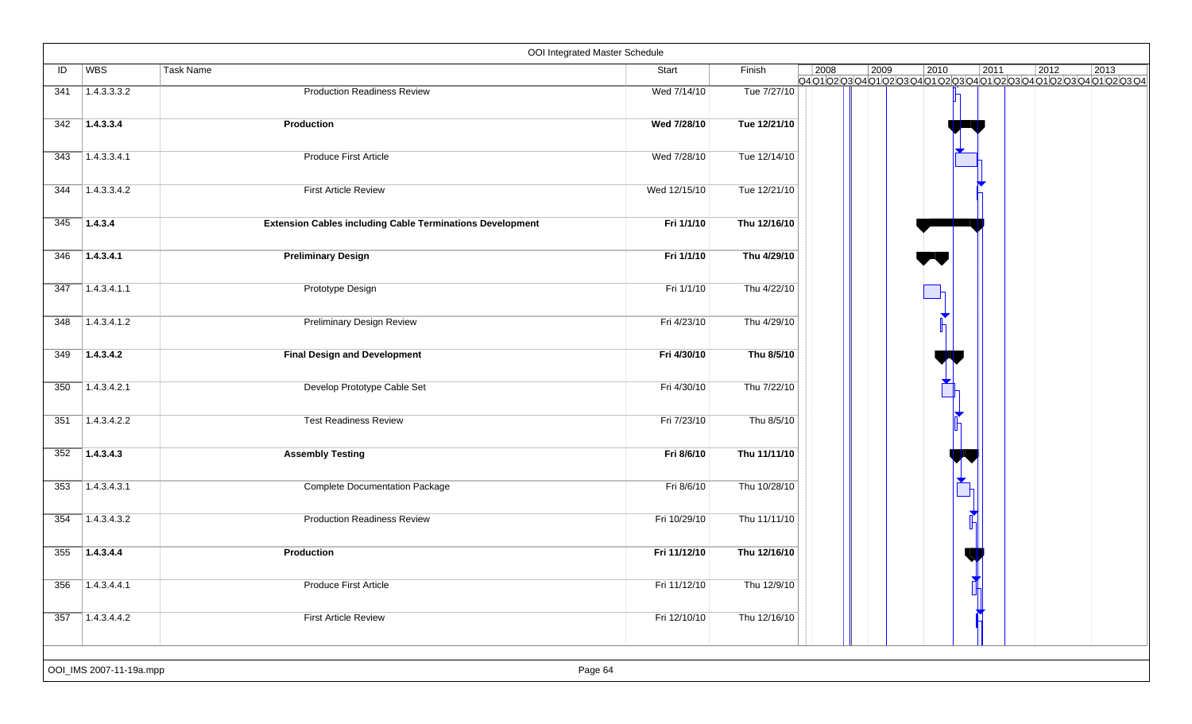# OOI Integrated Master Schedule

| ID | WBS | Task Name | Start | Finish |
|---|---|---|---|---|
| 341 | 1.4.3.3.3.2 | Production Readiness Review | Wed 7/14/10 | Tue 7/27/10 |
| 342 | **1.4.3.3.4** | **Production** | **Wed 7/28/10** | **Tue 12/21/10** |
| 343 | 1.4.3.3.4.1 | Produce First Article | Wed 7/28/10 | Tue 12/14/10 |
| 344 | 1.4.3.3.4.2 | First Article Review | Wed 12/15/10 | Tue 12/21/10 |
| 345 | **1.4.3.4** | **Extension Cables including Cable Terminations Development** | **Fri 1/1/10** | **Thu 12/16/10** |
| 346 | **1.4.3.4.1** | **Preliminary Design** | **Fri 1/1/10** | **Thu 4/29/10** |
| 347 | 1.4.3.4.1.1 | Prototype Design | Fri 1/1/10 | Thu 4/22/10 |
| 348 | 1.4.3.4.1.2 | Preliminary Design Review | Fri 4/23/10 | Thu 4/29/10 |
| 349 | **1.4.3.4.2** | **Final Design and Development** | **Fri 4/30/10** | **Thu 8/5/10** |
| 350 | 1.4.3.4.2.1 | Develop Prototype Cable Set | Fri 4/30/10 | Thu 7/22/10 |
| 351 | 1.4.3.4.2.2 | Test Readiness Review | Fri 7/23/10 | Thu 8/5/10 |
| 352 | **1.4.3.4.3** | **Assembly Testing** | **Fri 8/6/10** | **Thu 11/11/10** |
| 353 | 1.4.3.4.3.1 | Complete Documentation Package | Fri 8/6/10 | Thu 10/28/10 |
| 354 | 1.4.3.4.3.2 | Production Readiness Review | Fri 10/29/10 | Thu 11/11/10 |
| 355 | **1.4.3.4.4** | **Production** | **Fri 11/12/10** | **Thu 12/16/10** |
| 356 | 1.4.3.4.4.1 | Produce First Article | Fri 11/12/10 | Thu 12/9/10 |
| 357 | 1.4.3.4.4.2 | First Article Review | Fri 12/10/10 | Thu 12/16/10 |

OOI_IMS 2007-11-19a.mpp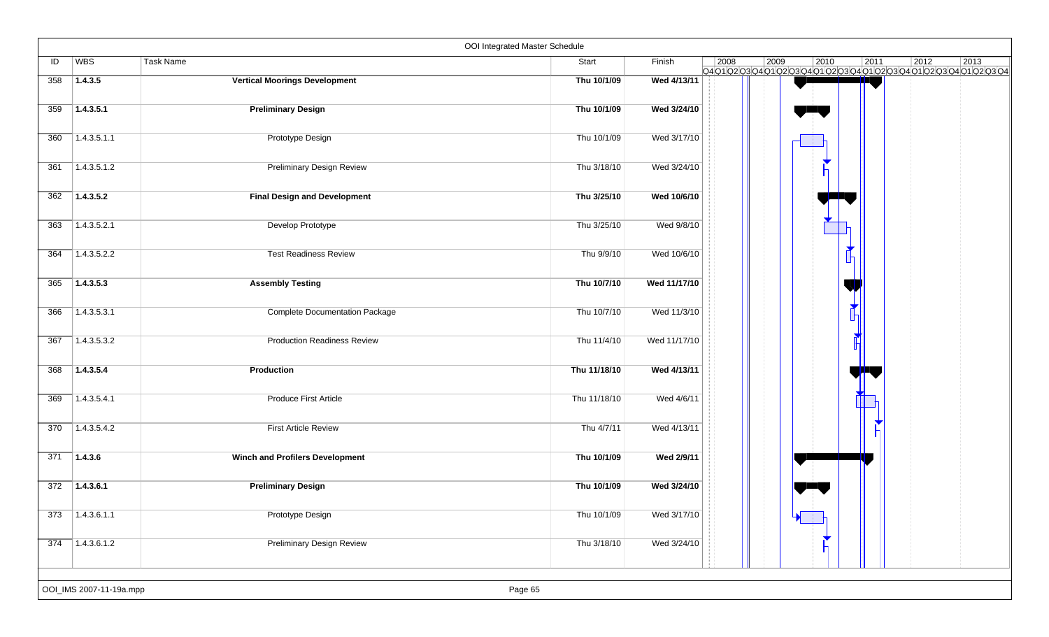## OOI Integrated Master Schedule

| ID | WBS | Task Name | Start | Finish |
|---|---|---|---|---|
| 358 | **1.4.3.5** | **Vertical Moorings Development** | **Thu 10/1/09** | **Wed 4/13/11** |
| 359 | **1.4.3.5.1** | **Preliminary Design** | **Thu 10/1/09** | **Wed 3/24/10** |
| 360 | 1.4.3.5.1.1 | Prototype Design | Thu 10/1/09 | Wed 3/17/10 |
| 361 | 1.4.3.5.1.2 | Preliminary Design Review | Thu 3/18/10 | Wed 3/24/10 |
| 362 | **1.4.3.5.2** | **Final Design and Development** | **Thu 3/25/10** | **Wed 10/6/10** |
| 363 | 1.4.3.5.2.1 | Develop Prototype | Thu 3/25/10 | Wed 9/8/10 |
| 364 | 1.4.3.5.2.2 | Test Readiness Review | Thu 9/9/10 | Wed 10/6/10 |
| 365 | **1.4.3.5.3** | **Assembly Testing** | **Thu 10/7/10** | **Wed 11/17/10** |
| 366 | 1.4.3.5.3.1 | Complete Documentation Package | Thu 10/7/10 | Wed 11/3/10 |
| 367 | 1.4.3.5.3.2 | Production Readiness Review | Thu 11/4/10 | Wed 11/17/10 |
| 368 | **1.4.3.5.4** | **Production** | **Thu 11/18/10** | **Wed 4/13/11** |
| 369 | 1.4.3.5.4.1 | Produce First Article | Thu 11/18/10 | Wed 4/6/11 |
| 370 | 1.4.3.5.4.2 | First Article Review | Thu 4/7/11 | Wed 4/13/11 |
| 371 | **1.4.3.6** | **Winch and Profilers Development** | **Thu 10/1/09** | **Wed 2/9/11** |
| 372 | **1.4.3.6.1** | **Preliminary Design** | **Thu 10/1/09** | **Wed 3/24/10** |
| 373 | 1.4.3.6.1.1 | Prototype Design | Thu 10/1/09 | Wed 3/17/10 |
| 374 | 1.4.3.6.1.2 | Preliminary Design Review | Thu 3/18/10 | Wed 3/24/10 |

OOI_IMS 2007-11-19a.mpp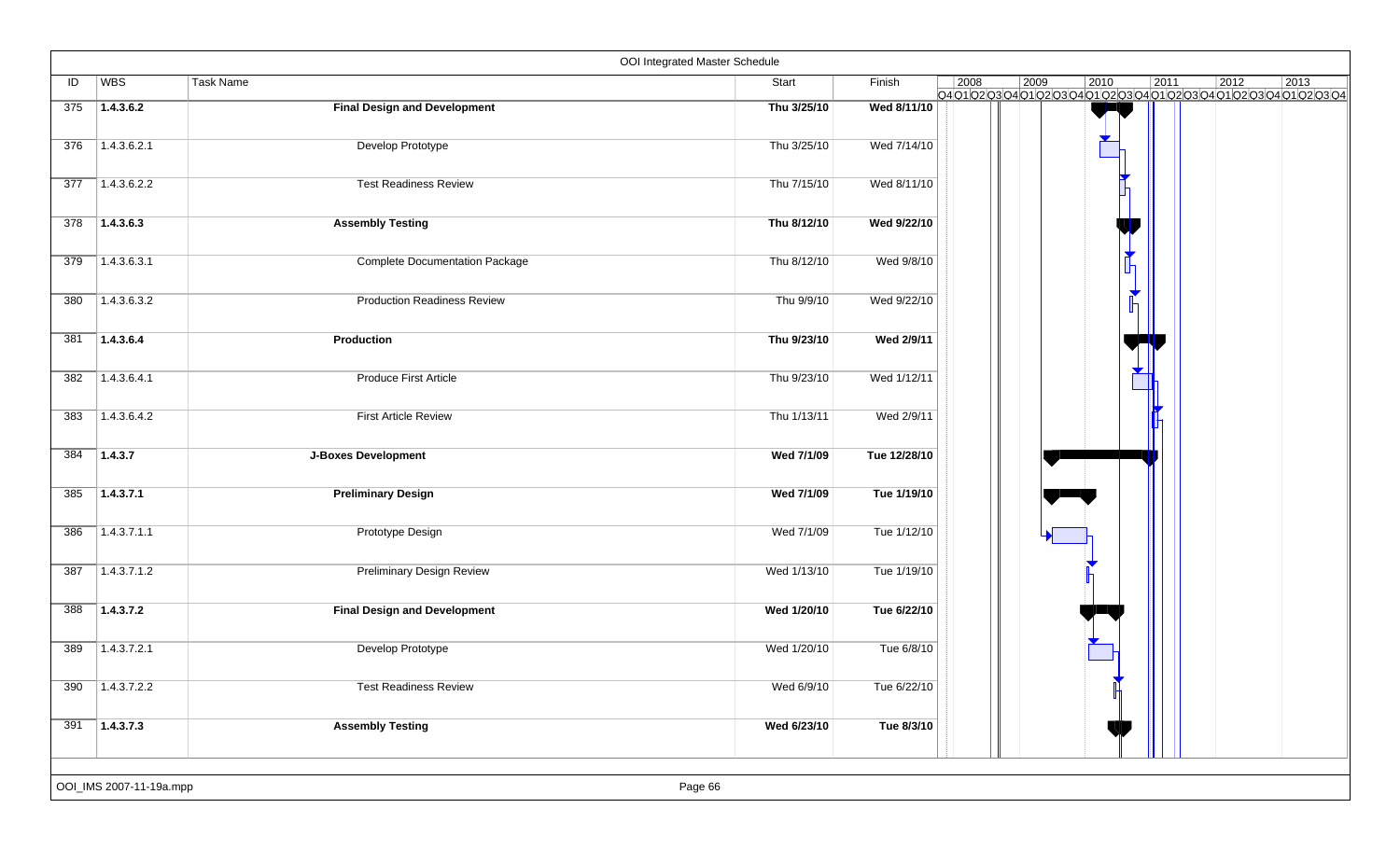# OOI Integrated Master Schedule

| ID | WBS | Task Name | Start | Finish |
|---|---|---|---|---|
| 375 | **1.4.3.6.2** | **Final Design and Development** | **Thu 3/25/10** | **Wed 8/11/10** |
| 376 | 1.4.3.6.2.1 | Develop Prototype | Thu 3/25/10 | Wed 7/14/10 |
| 377 | 1.4.3.6.2.2 | Test Readiness Review | Thu 7/15/10 | Wed 8/11/10 |
| 378 | **1.4.3.6.3** | **Assembly Testing** | **Thu 8/12/10** | **Wed 9/22/10** |
| 379 | 1.4.3.6.3.1 | Complete Documentation Package | Thu 8/12/10 | Wed 9/8/10 |
| 380 | 1.4.3.6.3.2 | Production Readiness Review | Thu 9/9/10 | Wed 9/22/10 |
| 381 | **1.4.3.6.4** | **Production** | **Thu 9/23/10** | **Wed 2/9/11** |
| 382 | 1.4.3.6.4.1 | Produce First Article | Thu 9/23/10 | Wed 1/12/11 |
| 383 | 1.4.3.6.4.2 | First Article Review | Thu 1/13/11 | Wed 2/9/11 |
| 384 | **1.4.3.7** | **J-Boxes Development** | **Wed 7/1/09** | **Tue 12/28/10** |
| 385 | **1.4.3.7.1** | **Preliminary Design** | **Wed 7/1/09** | **Tue 1/19/10** |
| 386 | 1.4.3.7.1.1 | Prototype Design | Wed 7/1/09 | Tue 1/12/10 |
| 387 | 1.4.3.7.1.2 | Preliminary Design Review | Wed 1/13/10 | Tue 1/19/10 |
| 388 | **1.4.3.7.2** | **Final Design and Development** | **Wed 1/20/10** | **Tue 6/22/10** |
| 389 | 1.4.3.7.2.1 | Develop Prototype | Wed 1/20/10 | Tue 6/8/10 |
| 390 | 1.4.3.7.2.2 | Test Readiness Review | Wed 6/9/10 | Tue 6/22/10 |
| 391 | **1.4.3.7.3** | **Assembly Testing** | **Wed 6/23/10** | **Tue 8/3/10** |

OOI_IMS 2007-11-19a.mpp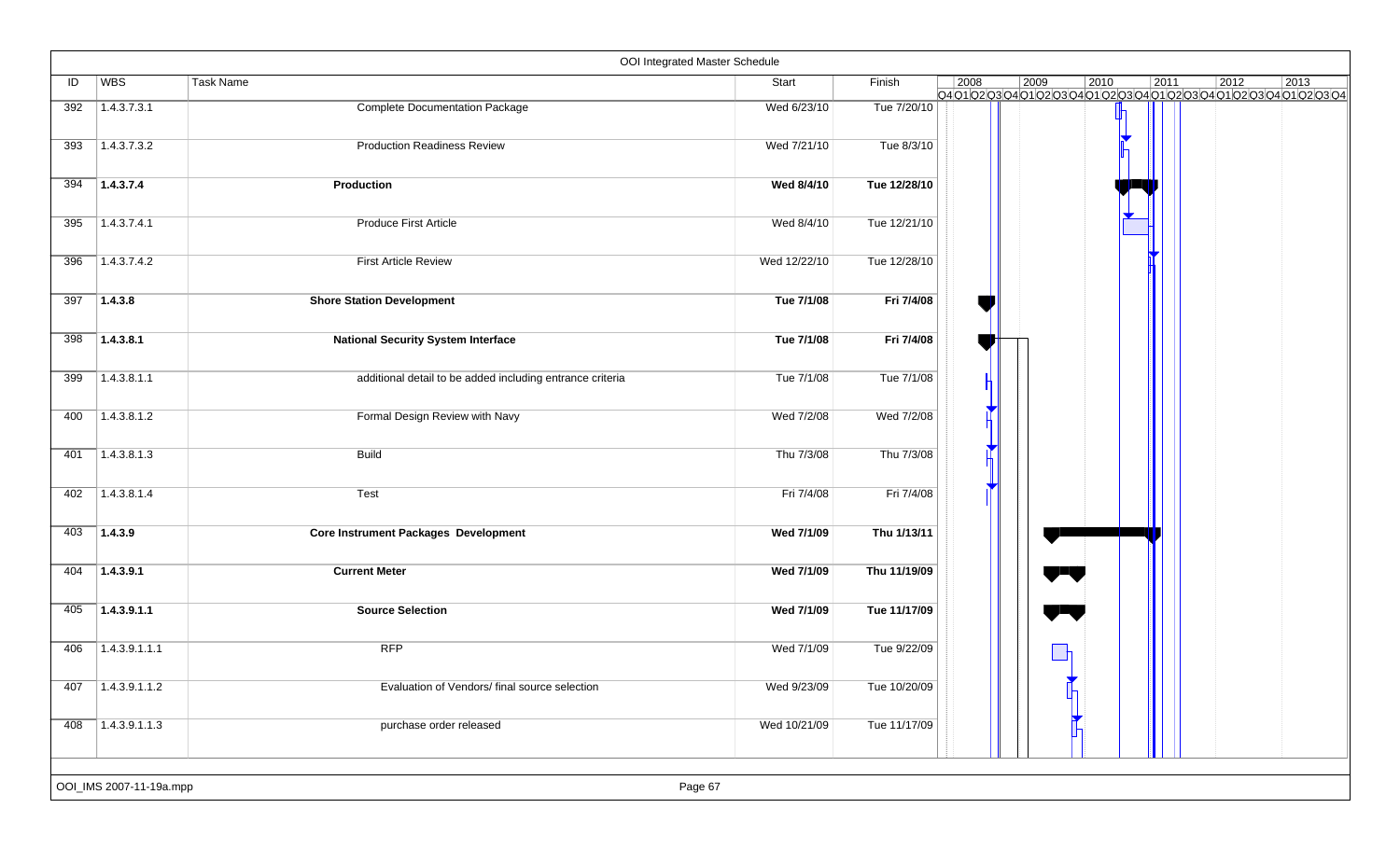# OOI Integrated Master Schedule

| ID | WBS | Task Name | Start | Finish |
|---|---|---|---|---|
| 392 | 1.4.3.7.3.1 | Complete Documentation Package | Wed 6/23/10 | Tue 7/20/10 |
| 393 | 1.4.3.7.3.2 | Production Readiness Review | Wed 7/21/10 | Tue 8/3/10 |
| 394 | **1.4.3.7.4** | **Production** | **Wed 8/4/10** | **Tue 12/28/10** |
| 395 | 1.4.3.7.4.1 | Produce First Article | Wed 8/4/10 | Tue 12/21/10 |
| 396 | 1.4.3.7.4.2 | First Article Review | Wed 12/22/10 | Tue 12/28/10 |
| 397 | **1.4.3.8** | **Shore Station Development** | **Tue 7/1/08** | **Fri 7/4/08** |
| 398 | **1.4.3.8.1** | **National Security System Interface** | **Tue 7/1/08** | **Fri 7/4/08** |
| 399 | 1.4.3.8.1.1 | additional detail to be added including entrance criteria | Tue 7/1/08 | Tue 7/1/08 |
| 400 | 1.4.3.8.1.2 | Formal Design Review with Navy | Wed 7/2/08 | Wed 7/2/08 |
| 401 | 1.4.3.8.1.3 | Build | Thu 7/3/08 | Thu 7/3/08 |
| 402 | 1.4.3.8.1.4 | Test | Fri 7/4/08 | Fri 7/4/08 |
| 403 | **1.4.3.9** | **Core Instrument Packages Development** | **Wed 7/1/09** | **Thu 1/13/11** |
| 404 | **1.4.3.9.1** | **Current Meter** | **Wed 7/1/09** | **Thu 11/19/09** |
| 405 | **1.4.3.9.1.1** | **Source Selection** | **Wed 7/1/09** | **Tue 11/17/09** |
| 406 | 1.4.3.9.1.1.1 | RFP | Wed 7/1/09 | Tue 9/22/09 |
| 407 | 1.4.3.9.1.1.2 | Evaluation of Vendors/ final source selection | Wed 9/23/09 | Tue 10/20/09 |
| 408 | 1.4.3.9.1.1.3 | purchase order released | Wed 10/21/09 | Tue 11/17/09 |

OOI_IMS 2007-11-19a.mpp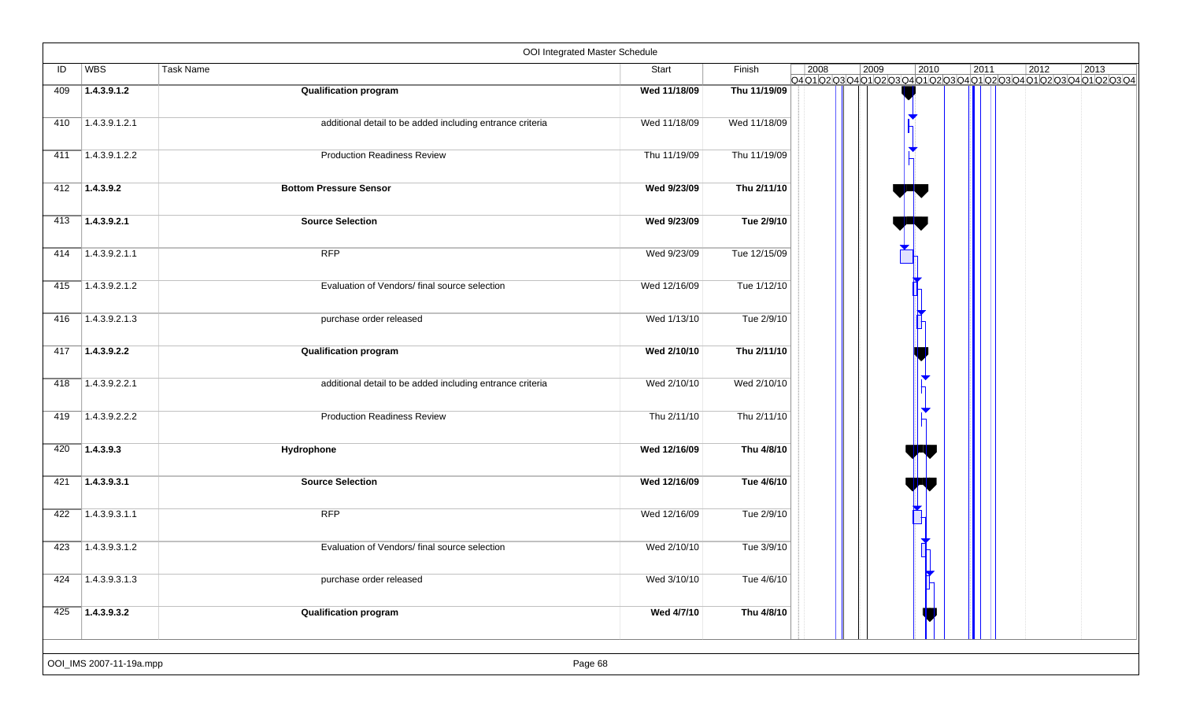# OOI Integrated Master Schedule

| ID | WBS | Task Name | Start | Finish |
|---|---|---|---|---|
| 409 | **1.4.3.9.1.2** | **Qualification program** | **Wed 11/18/09** | **Thu 11/19/09** |
| 410 | 1.4.3.9.1.2.1 | additional detail to be added including entrance criteria | Wed 11/18/09 | Wed 11/18/09 |
| 411 | 1.4.3.9.1.2.2 | Production Readiness Review | Thu 11/19/09 | Thu 11/19/09 |
| 412 | **1.4.3.9.2** | **Bottom Pressure Sensor** | **Wed 9/23/09** | **Thu 2/11/10** |
| 413 | **1.4.3.9.2.1** | **Source Selection** | **Wed 9/23/09** | **Tue 2/9/10** |
| 414 | 1.4.3.9.2.1.1 | RFP | Wed 9/23/09 | Tue 12/15/09 |
| 415 | 1.4.3.9.2.1.2 | Evaluation of Vendors/ final source selection | Wed 12/16/09 | Tue 1/12/10 |
| 416 | 1.4.3.9.2.1.3 | purchase order released | Wed 1/13/10 | Tue 2/9/10 |
| 417 | **1.4.3.9.2.2** | **Qualification program** | **Wed 2/10/10** | **Thu 2/11/10** |
| 418 | 1.4.3.9.2.2.1 | additional detail to be added including entrance criteria | Wed 2/10/10 | Wed 2/10/10 |
| 419 | 1.4.3.9.2.2.2 | Production Readiness Review | Thu 2/11/10 | Thu 2/11/10 |
| 420 | **1.4.3.9.3** | **Hydrophone** | **Wed 12/16/09** | **Thu 4/8/10** |
| 421 | **1.4.3.9.3.1** | **Source Selection** | **Wed 12/16/09** | **Tue 4/6/10** |
| 422 | 1.4.3.9.3.1.1 | RFP | Wed 12/16/09 | Tue 2/9/10 |
| 423 | 1.4.3.9.3.1.2 | Evaluation of Vendors/ final source selection | Wed 2/10/10 | Tue 3/9/10 |
| 424 | 1.4.3.9.3.1.3 | purchase order released | Wed 3/10/10 | Tue 4/6/10 |
| 425 | **1.4.3.9.3.2** | **Qualification program** | **Wed 4/7/10** | **Thu 4/8/10** |

OOI_IMS 2007-11-19a.mpp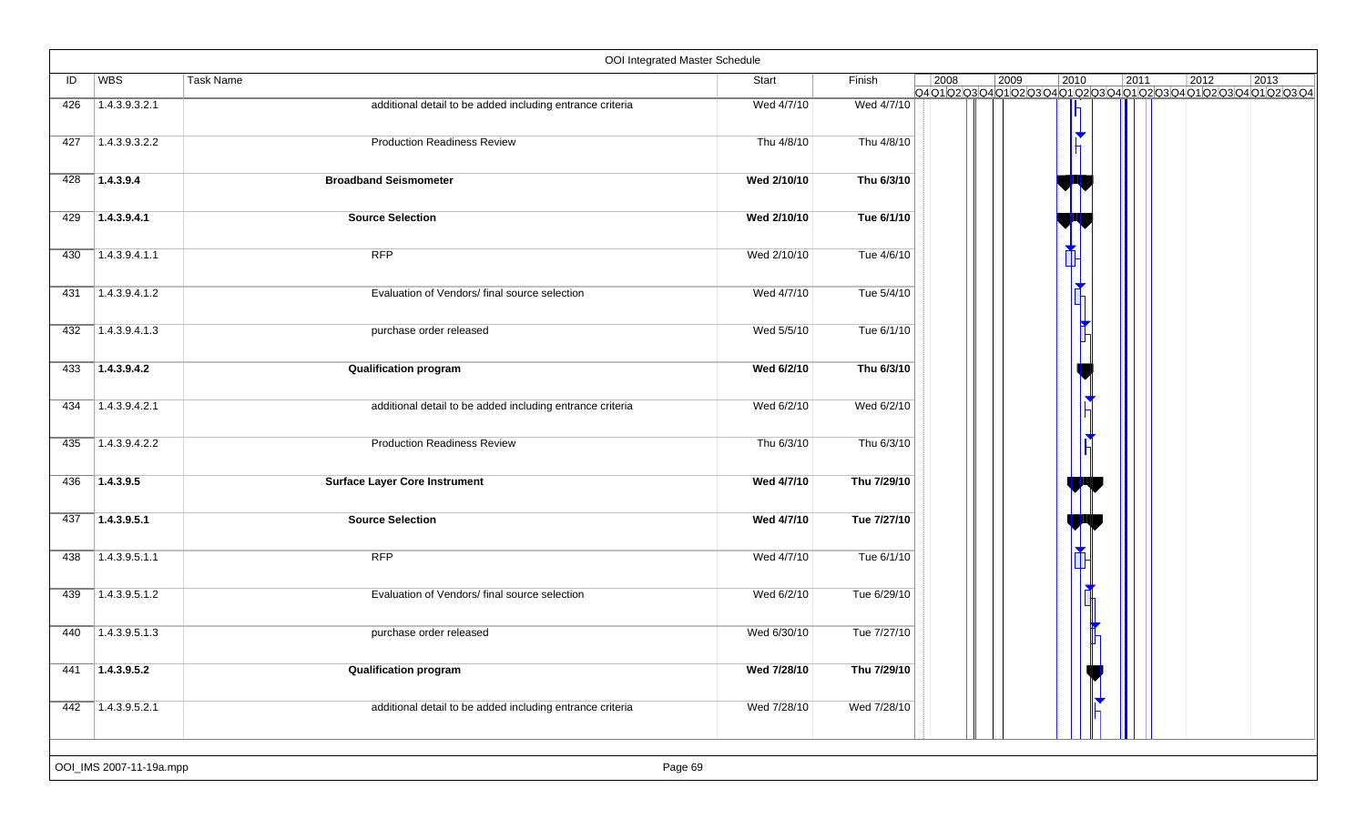# OOI Integrated Master Schedule

| ID | WBS | Task Name | Start | Finish |
|---|---|---|---|---|
| 426 | 1.4.3.9.3.2.1 | additional detail to be added including entrance criteria | Wed 4/7/10 | Wed 4/7/10 |
| 427 | 1.4.3.9.3.2.2 | Production Readiness Review | Thu 4/8/10 | Thu 4/8/10 |
| 428 | **1.4.3.9.4** | **Broadband Seismometer** | **Wed 2/10/10** | **Thu 6/3/10** |
| 429 | **1.4.3.9.4.1** | **Source Selection** | **Wed 2/10/10** | **Tue 6/1/10** |
| 430 | 1.4.3.9.4.1.1 | RFP | Wed 2/10/10 | Tue 4/6/10 |
| 431 | 1.4.3.9.4.1.2 | Evaluation of Vendors/ final source selection | Wed 4/7/10 | Tue 5/4/10 |
| 432 | 1.4.3.9.4.1.3 | purchase order released | Wed 5/5/10 | Tue 6/1/10 |
| 433 | **1.4.3.9.4.2** | **Qualification program** | **Wed 6/2/10** | **Thu 6/3/10** |
| 434 | 1.4.3.9.4.2.1 | additional detail to be added including entrance criteria | Wed 6/2/10 | Wed 6/2/10 |
| 435 | 1.4.3.9.4.2.2 | Production Readiness Review | Thu 6/3/10 | Thu 6/3/10 |
| 436 | **1.4.3.9.5** | **Surface Layer Core Instrument** | **Wed 4/7/10** | **Thu 7/29/10** |
| 437 | **1.4.3.9.5.1** | **Source Selection** | **Wed 4/7/10** | **Tue 7/27/10** |
| 438 | 1.4.3.9.5.1.1 | RFP | Wed 4/7/10 | Tue 6/1/10 |
| 439 | 1.4.3.9.5.1.2 | Evaluation of Vendors/ final source selection | Wed 6/2/10 | Tue 6/29/10 |
| 440 | 1.4.3.9.5.1.3 | purchase order released | Wed 6/30/10 | Tue 7/27/10 |
| 441 | **1.4.3.9.5.2** | **Qualification program** | **Wed 7/28/10** | **Thu 7/29/10** |
| 442 | 1.4.3.9.5.2.1 | additional detail to be added including entrance criteria | Wed 7/28/10 | Wed 7/28/10 |

OOI_IMS 2007-11-19a.mpp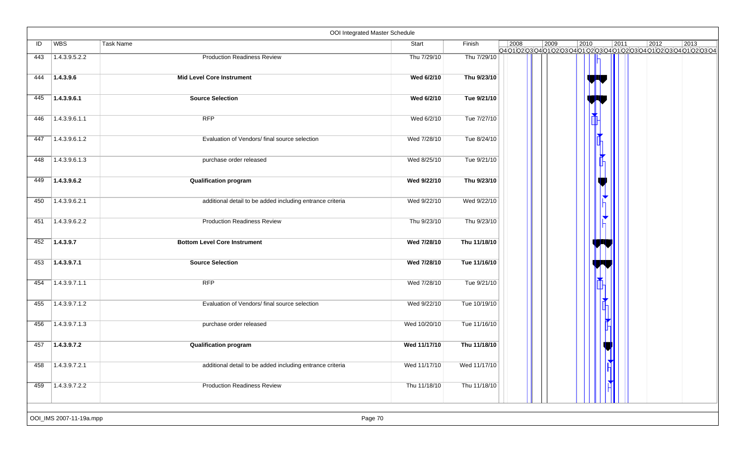# OOI Integrated Master Schedule

| ID | WBS | Task Name | Start | Finish |
|---|---|---|---|---|
| 443 | 1.4.3.9.5.2.2 | Production Readiness Review | Thu 7/29/10 | Thu 7/29/10 |
| 444 | **1.4.3.9.6** | **Mid Level Core Instrument** | **Wed 6/2/10** | **Thu 9/23/10** |
| 445 | **1.4.3.9.6.1** | **Source Selection** | **Wed 6/2/10** | **Tue 9/21/10** |
| 446 | 1.4.3.9.6.1.1 | RFP | Wed 6/2/10 | Tue 7/27/10 |
| 447 | 1.4.3.9.6.1.2 | Evaluation of Vendors/ final source selection | Wed 7/28/10 | Tue 8/24/10 |
| 448 | 1.4.3.9.6.1.3 | purchase order released | Wed 8/25/10 | Tue 9/21/10 |
| 449 | **1.4.3.9.6.2** | **Qualification program** | **Wed 9/22/10** | **Thu 9/23/10** |
| 450 | 1.4.3.9.6.2.1 | additional detail to be added including entrance criteria | Wed 9/22/10 | Wed 9/22/10 |
| 451 | 1.4.3.9.6.2.2 | Production Readiness Review | Thu 9/23/10 | Thu 9/23/10 |
| 452 | **1.4.3.9.7** | **Bottom Level Core Instrument** | **Wed 7/28/10** | **Thu 11/18/10** |
| 453 | **1.4.3.9.7.1** | **Source Selection** | **Wed 7/28/10** | **Tue 11/16/10** |
| 454 | 1.4.3.9.7.1.1 | RFP | Wed 7/28/10 | Tue 9/21/10 |
| 455 | 1.4.3.9.7.1.2 | Evaluation of Vendors/ final source selection | Wed 9/22/10 | Tue 10/19/10 |
| 456 | 1.4.3.9.7.1.3 | purchase order released | Wed 10/20/10 | Tue 11/16/10 |
| 457 | **1.4.3.9.7.2** | **Qualification program** | **Wed 11/17/10** | **Thu 11/18/10** |
| 458 | 1.4.3.9.7.2.1 | additional detail to be added including entrance criteria | Wed 11/17/10 | Wed 11/17/10 |
| 459 | 1.4.3.9.7.2.2 | Production Readiness Review | Thu 11/18/10 | Thu 11/18/10 |

OOI_IMS 2007-11-19a.mpp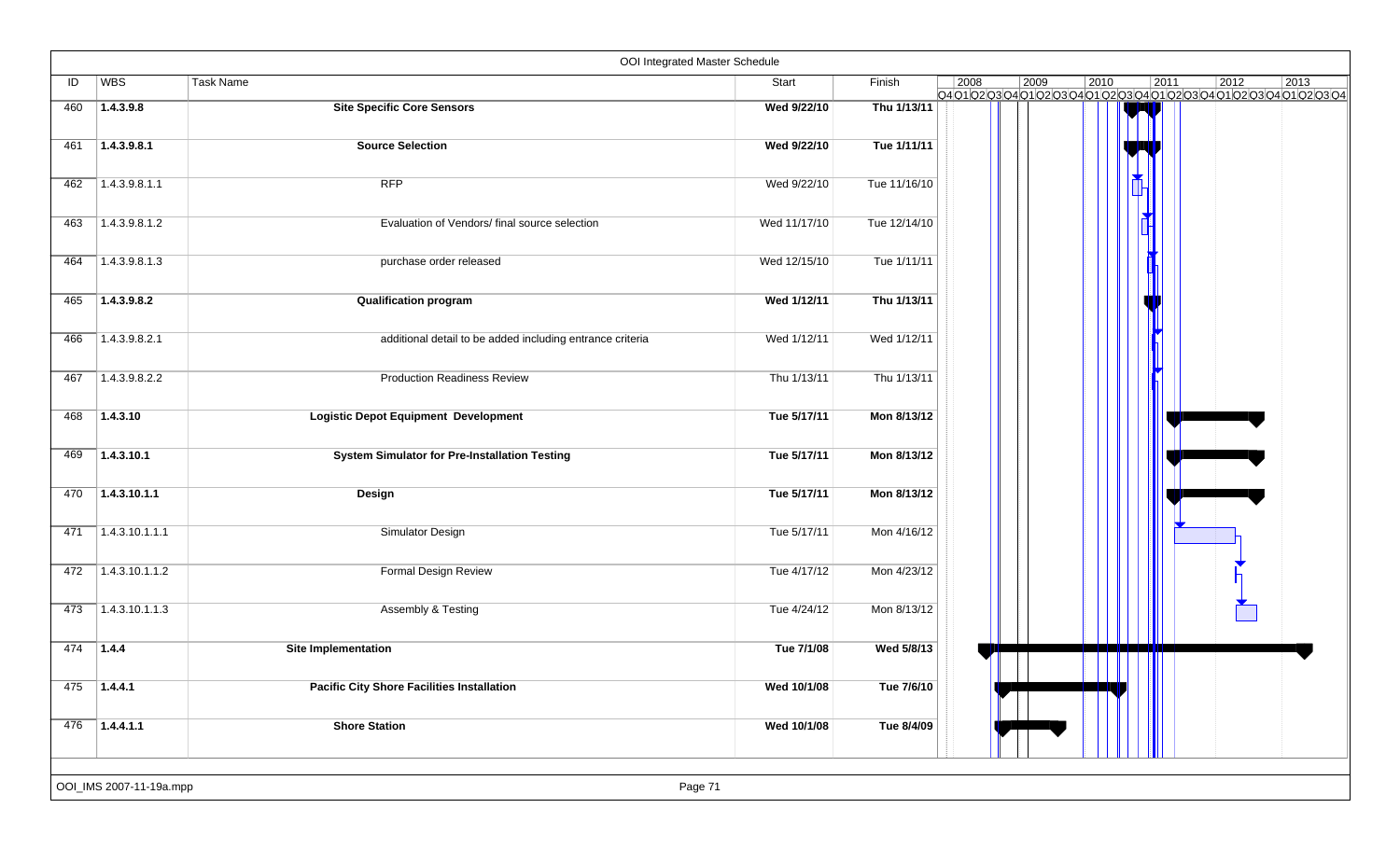## OOI Integrated Master Schedule

| ID | WBS | Task Name | Start | Finish |
|---|---|---|---|---|
| 460 | **1.4.3.9.8** | **Site Specific Core Sensors** | **Wed 9/22/10** | **Thu 1/13/11** |
| 461 | **1.4.3.9.8.1** | **Source Selection** | **Wed 9/22/10** | **Tue 1/11/11** |
| 462 | 1.4.3.9.8.1.1 | RFP | Wed 9/22/10 | Tue 11/16/10 |
| 463 | 1.4.3.9.8.1.2 | Evaluation of Vendors/ final source selection | Wed 11/17/10 | Tue 12/14/10 |
| 464 | 1.4.3.9.8.1.3 | purchase order released | Wed 12/15/10 | Tue 1/11/11 |
| 465 | **1.4.3.9.8.2** | **Qualification program** | **Wed 1/12/11** | **Thu 1/13/11** |
| 466 | 1.4.3.9.8.2.1 | additional detail to be added including entrance criteria | Wed 1/12/11 | Wed 1/12/11 |
| 467 | 1.4.3.9.8.2.2 | Production Readiness Review | Thu 1/13/11 | Thu 1/13/11 |
| 468 | **1.4.3.10** | **Logistic Depot Equipment Development** | **Tue 5/17/11** | **Mon 8/13/12** |
| 469 | **1.4.3.10.1** | **System Simulator for Pre-Installation Testing** | **Tue 5/17/11** | **Mon 8/13/12** |
| 470 | **1.4.3.10.1.1** | **Design** | **Tue 5/17/11** | **Mon 8/13/12** |
| 471 | 1.4.3.10.1.1.1 | Simulator Design | Tue 5/17/11 | Mon 4/16/12 |
| 472 | 1.4.3.10.1.1.2 | Formal Design Review | Tue 4/17/12 | Mon 4/23/12 |
| 473 | 1.4.3.10.1.1.3 | Assembly & Testing | Tue 4/24/12 | Mon 8/13/12 |
| 474 | **1.4.4** | **Site Implementation** | **Tue 7/1/08** | **Wed 5/8/13** |
| 475 | **1.4.4.1** | **Pacific City Shore Facilities Installation** | **Wed 10/1/08** | **Tue 7/6/10** |
| 476 | **1.4.4.1.1** | **Shore Station** | **Wed 10/1/08** | **Tue 8/4/09** |

OOI_IMS 2007-11-19a.mpp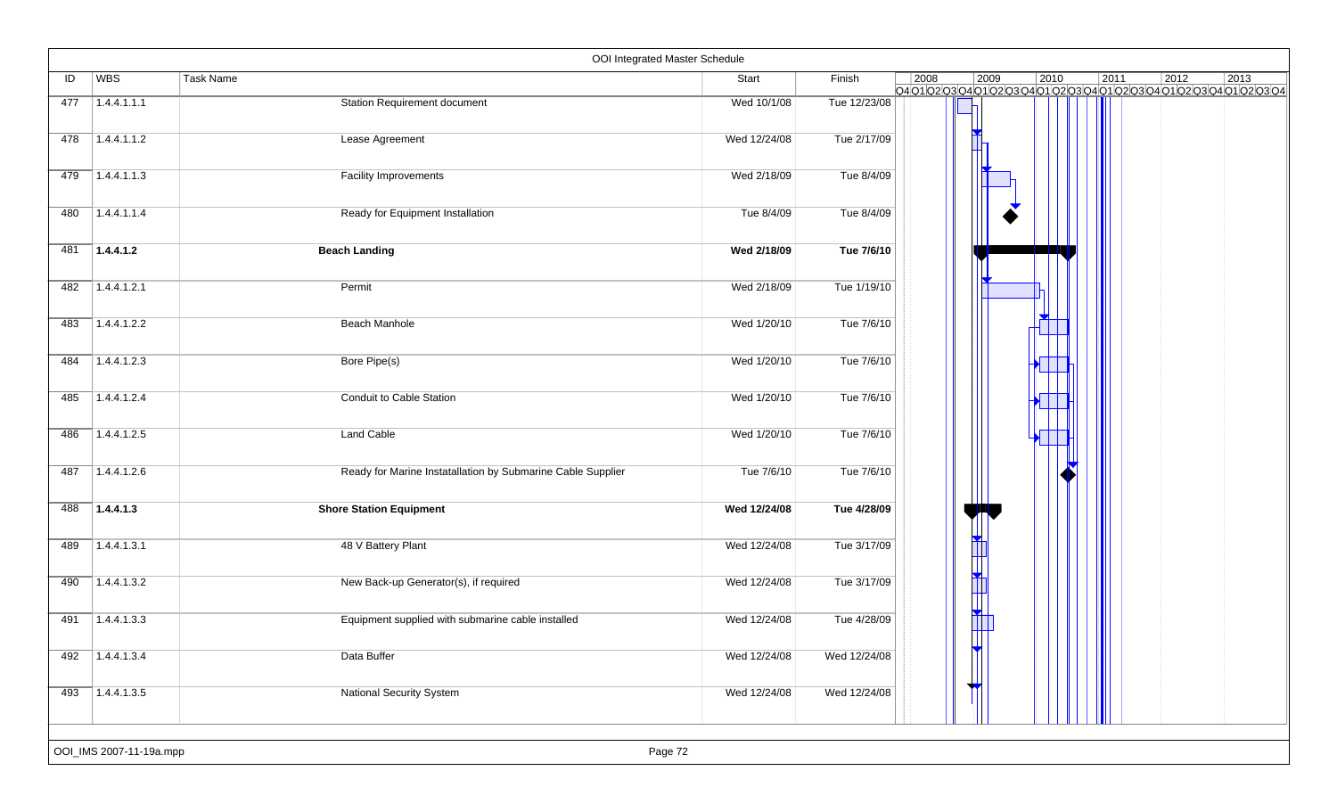# OOI Integrated Master Schedule

| ID | WBS | Task Name | Start | Finish |
|---|---|---|---|---|
| 477 | 1.4.4.1.1.1 | Station Requirement document | Wed 10/1/08 | Tue 12/23/08 |
| 478 | 1.4.4.1.1.2 | Lease Agreement | Wed 12/24/08 | Tue 2/17/09 |
| 479 | 1.4.4.1.1.3 | Facility Improvements | Wed 2/18/09 | Tue 8/4/09 |
| 480 | 1.4.4.1.1.4 | Ready for Equipment Installation | Tue 8/4/09 | Tue 8/4/09 |
| 481 | **1.4.4.1.2** | **Beach Landing** | **Wed 2/18/09** | **Tue 7/6/10** |
| 482 | 1.4.4.1.2.1 | Permit | Wed 2/18/09 | Tue 1/19/10 |
| 483 | 1.4.4.1.2.2 | Beach Manhole | Wed 1/20/10 | Tue 7/6/10 |
| 484 | 1.4.4.1.2.3 | Bore Pipe(s) | Wed 1/20/10 | Tue 7/6/10 |
| 485 | 1.4.4.1.2.4 | Conduit to Cable Station | Wed 1/20/10 | Tue 7/6/10 |
| 486 | 1.4.4.1.2.5 | Land Cable | Wed 1/20/10 | Tue 7/6/10 |
| 487 | 1.4.4.1.2.6 | Ready for Marine Instatallation by Submarine Cable Supplier | Tue 7/6/10 | Tue 7/6/10 |
| 488 | **1.4.4.1.3** | **Shore Station Equipment** | **Wed 12/24/08** | **Tue 4/28/09** |
| 489 | 1.4.4.1.3.1 | 48 V Battery Plant | Wed 12/24/08 | Tue 3/17/09 |
| 490 | 1.4.4.1.3.2 | New Back-up Generator(s), if required | Wed 12/24/08 | Tue 3/17/09 |
| 491 | 1.4.4.1.3.3 | Equipment supplied with submarine cable installed | Wed 12/24/08 | Tue 4/28/09 |
| 492 | 1.4.4.1.3.4 | Data Buffer | Wed 12/24/08 | Wed 12/24/08 |
| 493 | 1.4.4.1.3.5 | National Security System | Wed 12/24/08 | Wed 12/24/08 |

OOI_IMS 2007-11-19a.mpp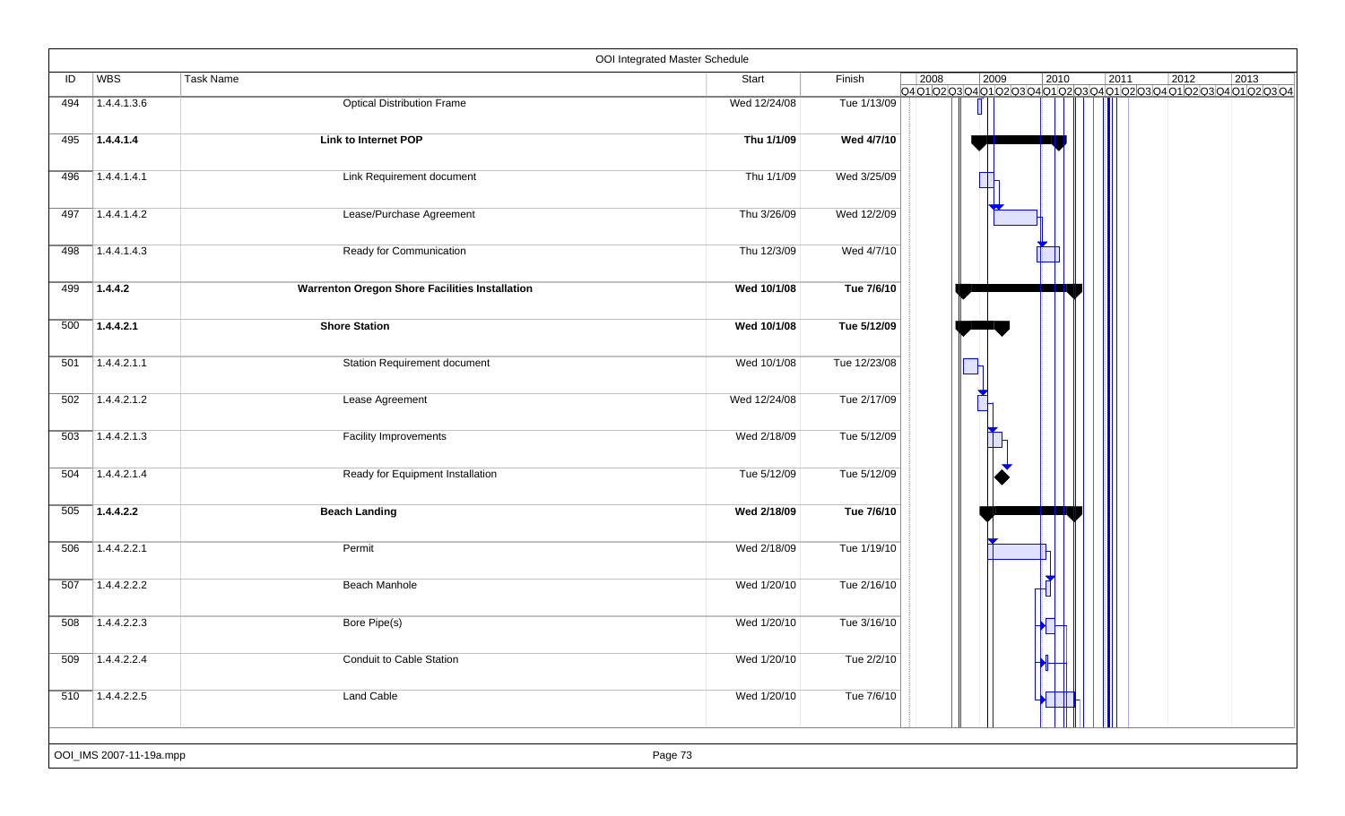OOI Integrated Master Schedule

| ID | WBS | Task Name | Start | Finish |
|---|---|---|---|---|
| 494 | 1.4.4.1.3.6 | Optical Distribution Frame | Wed 12/24/08 | Tue 1/13/09 |
| 495 | **1.4.4.1.4** | **Link to Internet POP** | **Thu 1/1/09** | **Wed 4/7/10** |
| 496 | 1.4.4.1.4.1 | Link Requirement document | Thu 1/1/09 | Wed 3/25/09 |
| 497 | 1.4.4.1.4.2 | Lease/Purchase Agreement | Thu 3/26/09 | Wed 12/2/09 |
| 498 | 1.4.4.1.4.3 | Ready for Communication | Thu 12/3/09 | Wed 4/7/10 |
| 499 | **1.4.4.2** | **Warrenton Oregon Shore Facilities Installation** | **Wed 10/1/08** | **Tue 7/6/10** |
| 500 | **1.4.4.2.1** | **Shore Station** | **Wed 10/1/08** | **Tue 5/12/09** |
| 501 | 1.4.4.2.1.1 | Station Requirement document | Wed 10/1/08 | Tue 12/23/08 |
| 502 | 1.4.4.2.1.2 | Lease Agreement | Wed 12/24/08 | Tue 2/17/09 |
| 503 | 1.4.4.2.1.3 | Facility Improvements | Wed 2/18/09 | Tue 5/12/09 |
| 504 | 1.4.4.2.1.4 | Ready for Equipment Installation | Tue 5/12/09 | Tue 5/12/09 |
| 505 | **1.4.4.2.2** | **Beach Landing** | **Wed 2/18/09** | **Tue 7/6/10** |
| 506 | 1.4.4.2.2.1 | Permit | Wed 2/18/09 | Tue 1/19/10 |
| 507 | 1.4.4.2.2.2 | Beach Manhole | Wed 1/20/10 | Tue 2/16/10 |
| 508 | 1.4.4.2.2.3 | Bore Pipe(s) | Wed 1/20/10 | Tue 3/16/10 |
| 509 | 1.4.4.2.2.4 | Conduit to Cable Station | Wed 1/20/10 | Tue 2/2/10 |
| 510 | 1.4.4.2.2.5 | Land Cable | Wed 1/20/10 | Tue 7/6/10 |

OOI_IMS 2007-11-19a.mpp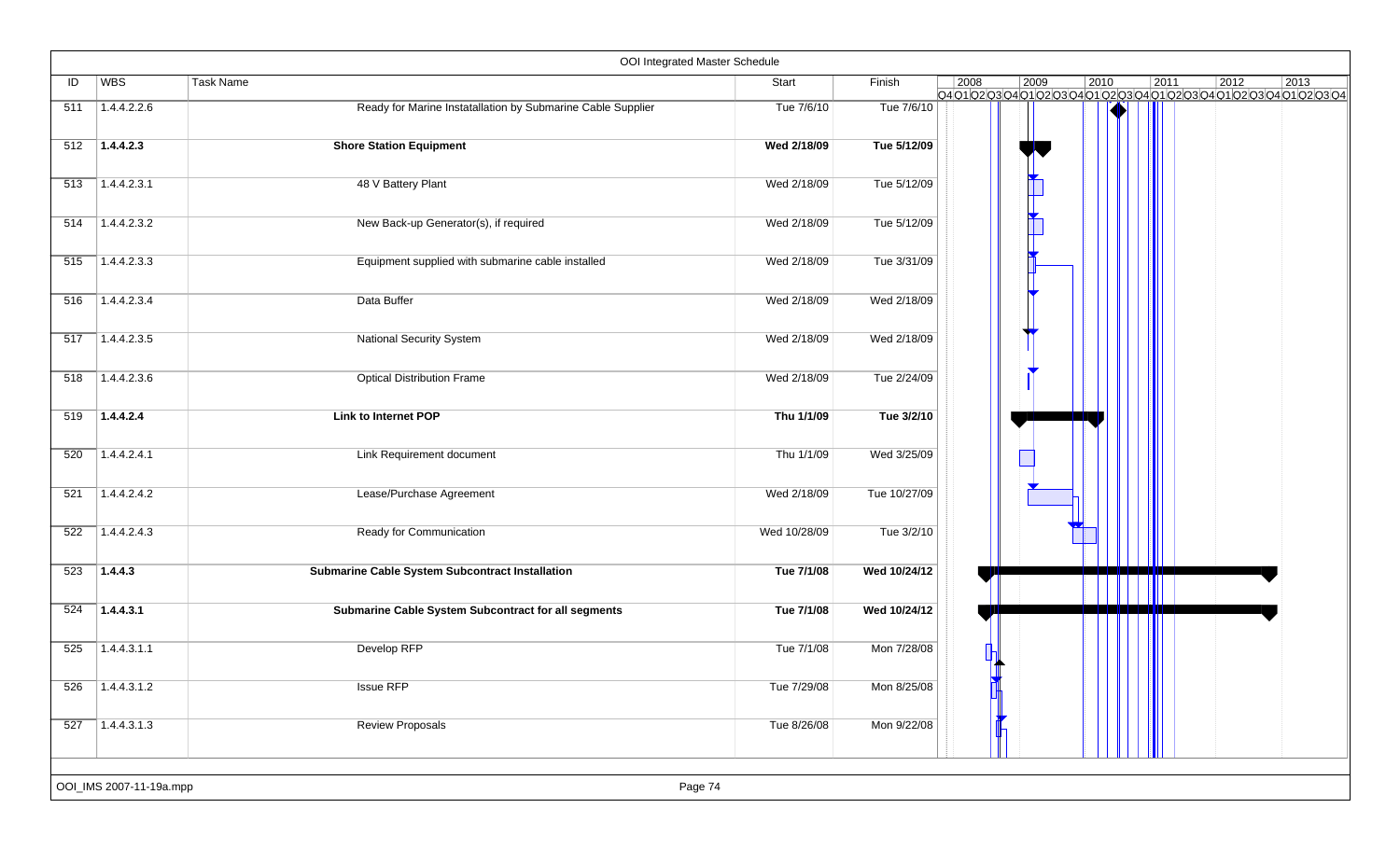OOI Integrated Master Schedule

| ID | WBS | Task Name | Start | Finish |
|---|---|---|---|---|
| 511 | 1.4.4.2.2.6 | Ready for Marine Instatallation by Submarine Cable Supplier | Tue 7/6/10 | Tue 7/6/10 |
| 512 | **1.4.4.2.3** | **Shore Station Equipment** | **Wed 2/18/09** | **Tue 5/12/09** |
| 513 | 1.4.4.2.3.1 | 48 V Battery Plant | Wed 2/18/09 | Tue 5/12/09 |
| 514 | 1.4.4.2.3.2 | New Back-up Generator(s), if required | Wed 2/18/09 | Tue 5/12/09 |
| 515 | 1.4.4.2.3.3 | Equipment supplied with submarine cable installed | Wed 2/18/09 | Tue 3/31/09 |
| 516 | 1.4.4.2.3.4 | Data Buffer | Wed 2/18/09 | Wed 2/18/09 |
| 517 | 1.4.4.2.3.5 | National Security System | Wed 2/18/09 | Wed 2/18/09 |
| 518 | 1.4.4.2.3.6 | Optical Distribution Frame | Wed 2/18/09 | Tue 2/24/09 |
| 519 | **1.4.4.2.4** | **Link to Internet POP** | **Thu 1/1/09** | **Tue 3/2/10** |
| 520 | 1.4.4.2.4.1 | Link Requirement document | Thu 1/1/09 | Wed 3/25/09 |
| 521 | 1.4.4.2.4.2 | Lease/Purchase Agreement | Wed 2/18/09 | Tue 10/27/09 |
| 522 | 1.4.4.2.4.3 | Ready for Communication | Wed 10/28/09 | Tue 3/2/10 |
| 523 | **1.4.4.3** | **Submarine Cable System Subcontract Installation** | **Tue 7/1/08** | **Wed 10/24/12** |
| 524 | **1.4.4.3.1** | **Submarine Cable System Subcontract for all segments** | **Tue 7/1/08** | **Wed 10/24/12** |
| 525 | 1.4.4.3.1.1 | Develop RFP | Tue 7/1/08 | Mon 7/28/08 |
| 526 | 1.4.4.3.1.2 | Issue RFP | Tue 7/29/08 | Mon 8/25/08 |
| 527 | 1.4.4.3.1.3 | Review Proposals | Tue 8/26/08 | Mon 9/22/08 |

OOI_IMS 2007-11-19a.mpp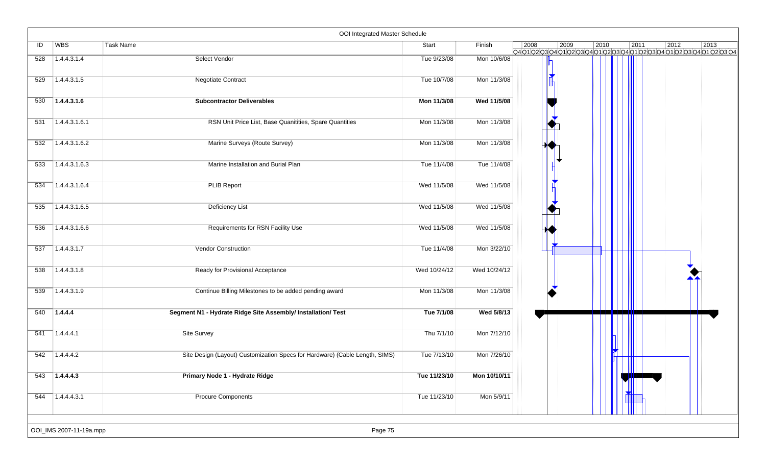## OOI Integrated Master Schedule

| ID | WBS | Task Name | Start | Finish |
|---|---|---|---|---|
| 528 | 1.4.4.3.1.4 | Select Vendor | Tue 9/23/08 | Mon 10/6/08 |
| 529 | 1.4.4.3.1.5 | Negotiate Contract | Tue 10/7/08 | Mon 11/3/08 |
| 530 | **1.4.4.3.1.6** | **Subcontractor Deliverables** | **Mon 11/3/08** | **Wed 11/5/08** |
| 531 | 1.4.4.3.1.6.1 | RSN Unit Price List, Base Quanitities, Spare Quantities | Mon 11/3/08 | Mon 11/3/08 |
| 532 | 1.4.4.3.1.6.2 | Marine Surveys (Route Survey) | Mon 11/3/08 | Mon 11/3/08 |
| 533 | 1.4.4.3.1.6.3 | Marine Installation and Burial Plan | Tue 11/4/08 | Tue 11/4/08 |
| 534 | 1.4.4.3.1.6.4 | PLIB Report | Wed 11/5/08 | Wed 11/5/08 |
| 535 | 1.4.4.3.1.6.5 | Deficiency List | Wed 11/5/08 | Wed 11/5/08 |
| 536 | 1.4.4.3.1.6.6 | Requirements for RSN Facility Use | Wed 11/5/08 | Wed 11/5/08 |
| 537 | 1.4.4.3.1.7 | Vendor Construction | Tue 11/4/08 | Mon 3/22/10 |
| 538 | 1.4.4.3.1.8 | Ready for Provisional Acceptance | Wed 10/24/12 | Wed 10/24/12 |
| 539 | 1.4.4.3.1.9 | Continue Billing Milestones to be added pending award | Mon 11/3/08 | Mon 11/3/08 |
| 540 | **1.4.4.4** | **Segment N1 - Hydrate Ridge Site Assembly/ Installation/ Test** | **Tue 7/1/08** | **Wed 5/8/13** |
| 541 | 1.4.4.4.1 | Site Survey | Thu 7/1/10 | Mon 7/12/10 |
| 542 | 1.4.4.4.2 | Site Design (Layout) Customization Specs for Hardware) (Cable Length, SIMS) | Tue 7/13/10 | Mon 7/26/10 |
| 543 | **1.4.4.4.3** | **Primary Node 1 - Hydrate Ridge** | **Tue 11/23/10** | **Mon 10/10/11** |
| 544 | 1.4.4.4.3.1 | Procure Components | Tue 11/23/10 | Mon 5/9/11 |

OOI_IMS 2007-11-19a.mpp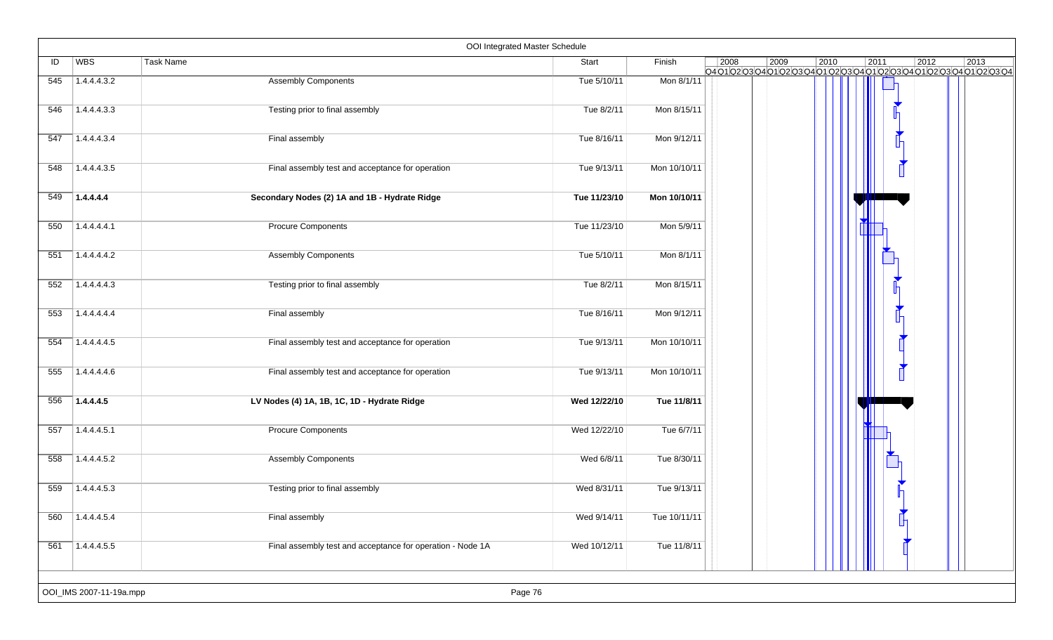OOI Integrated Master Schedule

| ID | WBS | Task Name | Start | Finish |
|---|---|---|---|---|
| 545 | 1.4.4.4.3.2 | Assembly Components | Tue 5/10/11 | Mon 8/1/11 |
| 546 | 1.4.4.4.3.3 | Testing prior to final assembly | Tue 8/2/11 | Mon 8/15/11 |
| 547 | 1.4.4.4.3.4 | Final assembly | Tue 8/16/11 | Mon 9/12/11 |
| 548 | 1.4.4.4.3.5 | Final assembly test and acceptance for operation | Tue 9/13/11 | Mon 10/10/11 |
| 549 | **1.4.4.4.4** | **Secondary Nodes (2) 1A and 1B - Hydrate Ridge** | **Tue 11/23/10** | **Mon 10/10/11** |
| 550 | 1.4.4.4.4.1 | Procure Components | Tue 11/23/10 | Mon 5/9/11 |
| 551 | 1.4.4.4.4.2 | Assembly Components | Tue 5/10/11 | Mon 8/1/11 |
| 552 | 1.4.4.4.4.3 | Testing prior to final assembly | Tue 8/2/11 | Mon 8/15/11 |
| 553 | 1.4.4.4.4.4 | Final assembly | Tue 8/16/11 | Mon 9/12/11 |
| 554 | 1.4.4.4.4.5 | Final assembly test and acceptance for operation | Tue 9/13/11 | Mon 10/10/11 |
| 555 | 1.4.4.4.4.6 | Final assembly test and acceptance for operation | Tue 9/13/11 | Mon 10/10/11 |
| 556 | **1.4.4.4.5** | **LV Nodes (4) 1A, 1B, 1C, 1D - Hydrate Ridge** | **Wed 12/22/10** | **Tue 11/8/11** |
| 557 | 1.4.4.4.5.1 | Procure Components | Wed 12/22/10 | Tue 6/7/11 |
| 558 | 1.4.4.4.5.2 | Assembly Components | Wed 6/8/11 | Tue 8/30/11 |
| 559 | 1.4.4.4.5.3 | Testing prior to final assembly | Wed 8/31/11 | Tue 9/13/11 |
| 560 | 1.4.4.4.5.4 | Final assembly | Wed 9/14/11 | Tue 10/11/11 |
| 561 | 1.4.4.4.5.5 | Final assembly test and acceptance for operation - Node 1A | Wed 10/12/11 | Tue 11/8/11 |

OOI_IMS 2007-11-19a.mpp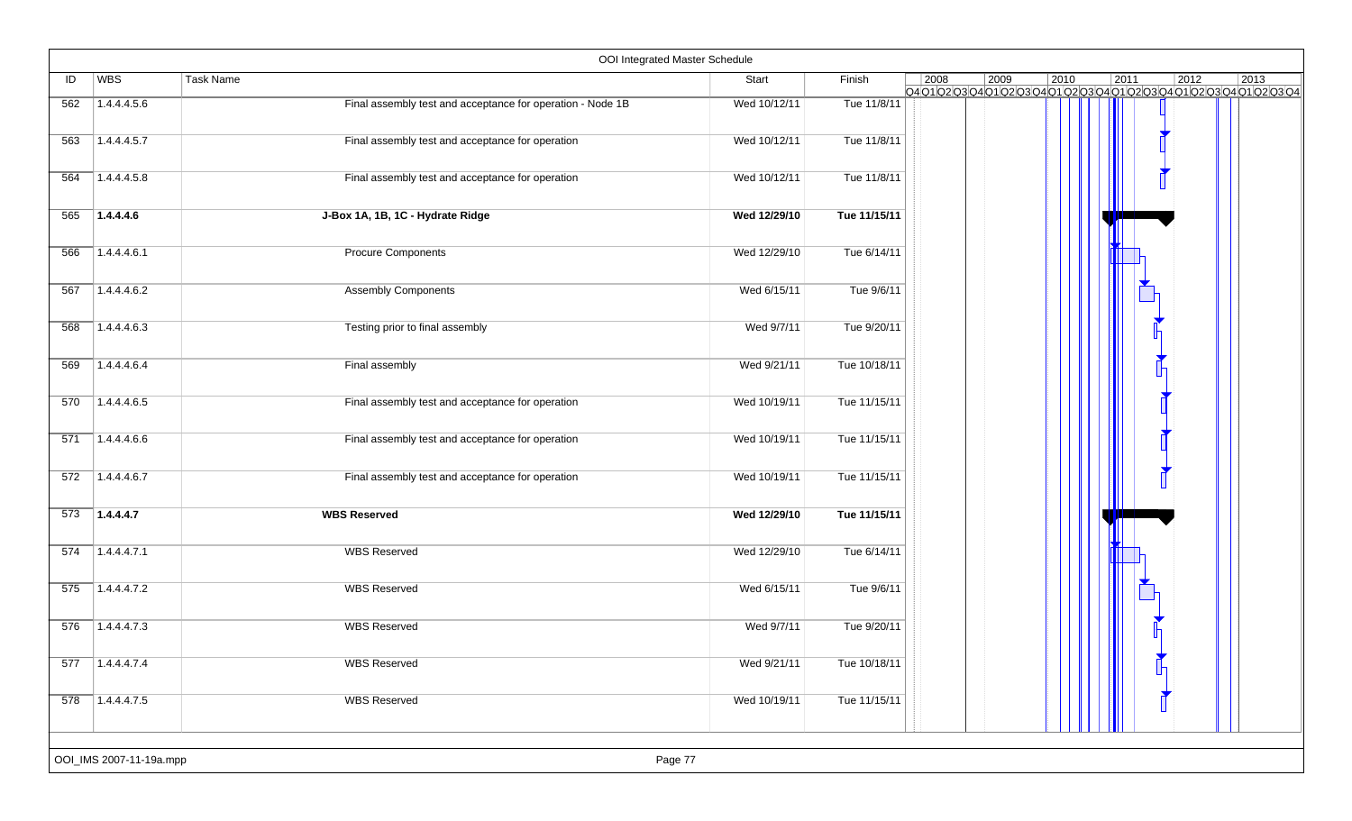OOI Integrated Master Schedule

| ID | WBS | Task Name | Start | Finish |
|---|---|---|---|---|
| 562 | 1.4.4.4.5.6 | Final assembly test and acceptance for operation - Node 1B | Wed 10/12/11 | Tue 11/8/11 |
| 563 | 1.4.4.4.5.7 | Final assembly test and acceptance for operation | Wed 10/12/11 | Tue 11/8/11 |
| 564 | 1.4.4.4.5.8 | Final assembly test and acceptance for operation | Wed 10/12/11 | Tue 11/8/11 |
| 565 | **1.4.4.4.6** | **J-Box 1A, 1B, 1C - Hydrate Ridge** | **Wed 12/29/10** | **Tue 11/15/11** |
| 566 | 1.4.4.4.6.1 | Procure Components | Wed 12/29/10 | Tue 6/14/11 |
| 567 | 1.4.4.4.6.2 | Assembly Components | Wed 6/15/11 | Tue 9/6/11 |
| 568 | 1.4.4.4.6.3 | Testing prior to final assembly | Wed 9/7/11 | Tue 9/20/11 |
| 569 | 1.4.4.4.6.4 | Final assembly | Wed 9/21/11 | Tue 10/18/11 |
| 570 | 1.4.4.4.6.5 | Final assembly test and acceptance for operation | Wed 10/19/11 | Tue 11/15/11 |
| 571 | 1.4.4.4.6.6 | Final assembly test and acceptance for operation | Wed 10/19/11 | Tue 11/15/11 |
| 572 | 1.4.4.4.6.7 | Final assembly test and acceptance for operation | Wed 10/19/11 | Tue 11/15/11 |
| 573 | **1.4.4.4.7** | **WBS Reserved** | **Wed 12/29/10** | **Tue 11/15/11** |
| 574 | 1.4.4.4.7.1 | WBS Reserved | Wed 12/29/10 | Tue 6/14/11 |
| 575 | 1.4.4.4.7.2 | WBS Reserved | Wed 6/15/11 | Tue 9/6/11 |
| 576 | 1.4.4.4.7.3 | WBS Reserved | Wed 9/7/11 | Tue 9/20/11 |
| 577 | 1.4.4.4.7.4 | WBS Reserved | Wed 9/21/11 | Tue 10/18/11 |
| 578 | 1.4.4.4.7.5 | WBS Reserved | Wed 10/19/11 | Tue 11/15/11 |

OOI_IMS 2007-11-19a.mpp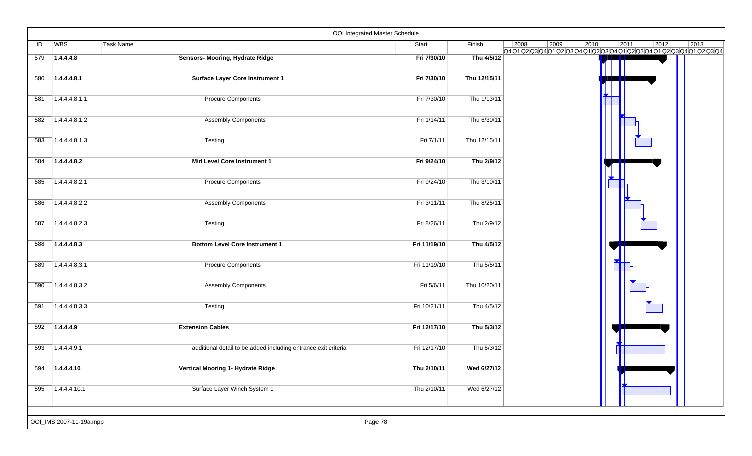OOI Integrated Master Schedule

| ID | WBS | Task Name | Start | Finish |
|---|---|---|---|---|
| 579 | **1.4.4.4.8** | **Sensors- Mooring, Hydrate Ridge** | **Fri 7/30/10** | **Thu 4/5/12** |
| 580 | **1.4.4.4.8.1** | **Surface Layer Core Instrument 1** | **Fri 7/30/10** | **Thu 12/15/11** |
| 581 | 1.4.4.4.8.1.1 | Procure Components | Fri 7/30/10 | Thu 1/13/11 |
| 582 | 1.4.4.4.8.1.2 | Assembly Components | Fri 1/14/11 | Thu 6/30/11 |
| 583 | 1.4.4.4.8.1.3 | Testing | Fri 7/1/11 | Thu 12/15/11 |
| 584 | **1.4.4.4.8.2** | **Mid Level Core Instrument 1** | **Fri 9/24/10** | **Thu 2/9/12** |
| 585 | 1.4.4.4.8.2.1 | Procure Components | Fri 9/24/10 | Thu 3/10/11 |
| 586 | 1.4.4.4.8.2.2 | Assembly Components | Fri 3/11/11 | Thu 8/25/11 |
| 587 | 1.4.4.4.8.2.3 | Testing | Fri 8/26/11 | Thu 2/9/12 |
| 588 | **1.4.4.4.8.3** | **Bottom Level Core Instrument 1** | **Fri 11/19/10** | **Thu 4/5/12** |
| 589 | 1.4.4.4.8.3.1 | Procure Components | Fri 11/19/10 | Thu 5/5/11 |
| 590 | 1.4.4.4.8.3.2 | Assembly Components | Fri 5/6/11 | Thu 10/20/11 |
| 591 | 1.4.4.4.8.3.3 | Testing | Fri 10/21/11 | Thu 4/5/12 |
| 592 | **1.4.4.4.9** | **Extension Cables** | **Fri 12/17/10** | **Thu 5/3/12** |
| 593 | 1.4.4.4.9.1 | additional detail to be added including entrance exit criteria | Fri 12/17/10 | Thu 5/3/12 |
| 594 | **1.4.4.4.10** | **Vertical Mooring 1- Hydrate Ridge** | **Thu 2/10/11** | **Wed 6/27/12** |
| 595 | 1.4.4.4.10.1 | Surface Layer Winch System 1 | Thu 2/10/11 | Wed 6/27/12 |

OOI_IMS 2007-11-19a.mpp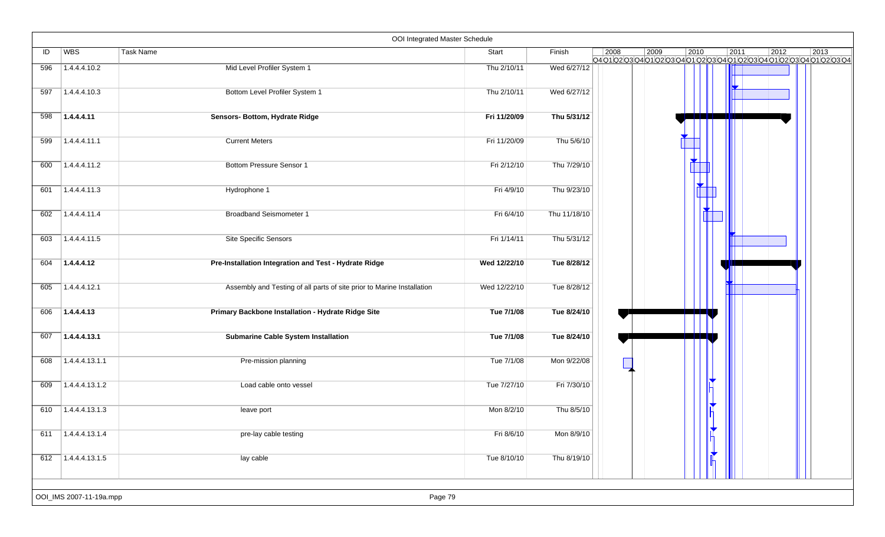# OOI Integrated Master Schedule

| ID | WBS | Task Name | Start | Finish |
|---|---|---|---|---|
| 596 | 1.4.4.4.10.2 | Mid Level Profiler System 1 | Thu 2/10/11 | Wed 6/27/12 |
| 597 | 1.4.4.4.10.3 | Bottom Level Profiler System 1 | Thu 2/10/11 | Wed 6/27/12 |
| 598 | **1.4.4.4.11** | **Sensors- Bottom, Hydrate Ridge** | **Fri 11/20/09** | **Thu 5/31/12** |
| 599 | 1.4.4.4.11.1 | Current Meters | Fri 11/20/09 | Thu 5/6/10 |
| 600 | 1.4.4.4.11.2 | Bottom Pressure Sensor 1 | Fri 2/12/10 | Thu 7/29/10 |
| 601 | 1.4.4.4.11.3 | Hydrophone 1 | Fri 4/9/10 | Thu 9/23/10 |
| 602 | 1.4.4.4.11.4 | Broadband Seismometer 1 | Fri 6/4/10 | Thu 11/18/10 |
| 603 | 1.4.4.4.11.5 | Site Specific Sensors | Fri 1/14/11 | Thu 5/31/12 |
| 604 | **1.4.4.4.12** | **Pre-Installation Integration and Test - Hydrate Ridge** | **Wed 12/22/10** | **Tue 8/28/12** |
| 605 | 1.4.4.4.12.1 | Assembly and Testing of all parts of site prior to Marine Installation | Wed 12/22/10 | Tue 8/28/12 |
| 606 | **1.4.4.4.13** | **Primary Backbone Installation - Hydrate Ridge Site** | **Tue 7/1/08** | **Tue 8/24/10** |
| 607 | **1.4.4.4.13.1** | **Submarine Cable System Installation** | **Tue 7/1/08** | **Tue 8/24/10** |
| 608 | 1.4.4.4.13.1.1 | Pre-mission planning | Tue 7/1/08 | Mon 9/22/08 |
| 609 | 1.4.4.4.13.1.2 | Load cable onto vessel | Tue 7/27/10 | Fri 7/30/10 |
| 610 | 1.4.4.4.13.1.3 | leave port | Mon 8/2/10 | Thu 8/5/10 |
| 611 | 1.4.4.4.13.1.4 | pre-lay cable testing | Fri 8/6/10 | Mon 8/9/10 |
| 612 | 1.4.4.4.13.1.5 | lay cable | Tue 8/10/10 | Thu 8/19/10 |

OOI_IMS 2007-11-19a.mpp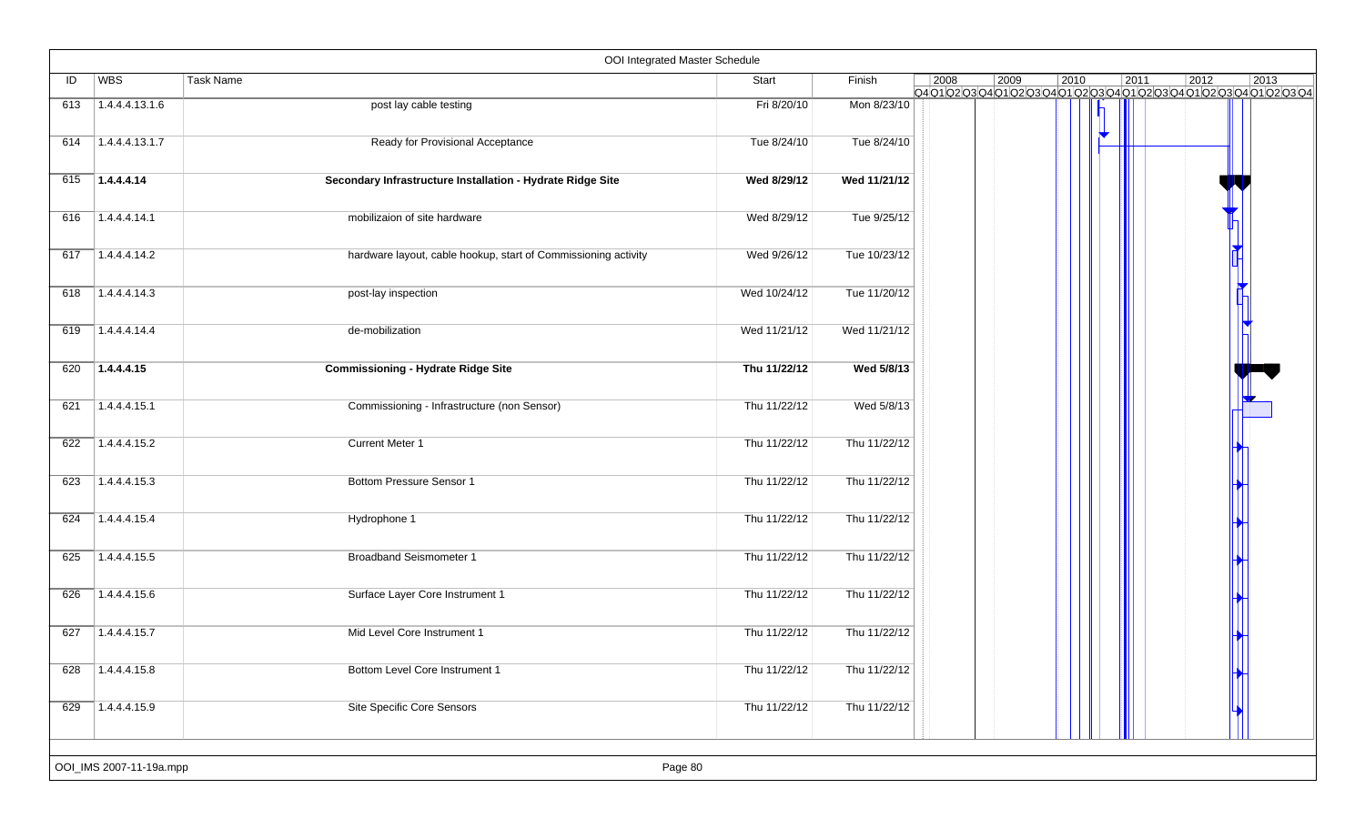| ID | WBS | Task Name | Start | Finish |
|---|---|---|---|---|
| 613 | 1.4.4.4.13.1.6 | post lay cable testing | Fri 8/20/10 | Mon 8/23/10 |
| 614 | 1.4.4.4.13.1.7 | Ready for Provisional Acceptance | Tue 8/24/10 | Tue 8/24/10 |
| 615 | **1.4.4.4.14** | **Secondary Infrastructure Installation - Hydrate Ridge Site** | **Wed 8/29/12** | **Wed 11/21/12** |
| 616 | 1.4.4.4.14.1 | mobilizaion of site hardware | Wed 8/29/12 | Tue 9/25/12 |
| 617 | 1.4.4.4.14.2 | hardware layout, cable hookup, start of Commissioning activity | Wed 9/26/12 | Tue 10/23/12 |
| 618 | 1.4.4.4.14.3 | post-lay inspection | Wed 10/24/12 | Tue 11/20/12 |
| 619 | 1.4.4.4.14.4 | de-mobilization | Wed 11/21/12 | Wed 11/21/12 |
| 620 | **1.4.4.4.15** | **Commissioning - Hydrate Ridge Site** | **Thu 11/22/12** | **Wed 5/8/13** |
| 621 | 1.4.4.4.15.1 | Commissioning - Infrastructure (non Sensor) | Thu 11/22/12 | Wed 5/8/13 |
| 622 | 1.4.4.4.15.2 | Current Meter 1 | Thu 11/22/12 | Thu 11/22/12 |
| 623 | 1.4.4.4.15.3 | Bottom Pressure Sensor 1 | Thu 11/22/12 | Thu 11/22/12 |
| 624 | 1.4.4.4.15.4 | Hydrophone 1 | Thu 11/22/12 | Thu 11/22/12 |
| 625 | 1.4.4.4.15.5 | Broadband Seismometer 1 | Thu 11/22/12 | Thu 11/22/12 |
| 626 | 1.4.4.4.15.6 | Surface Layer Core Instrument 1 | Thu 11/22/12 | Thu 11/22/12 |
| 627 | 1.4.4.4.15.7 | Mid Level Core Instrument 1 | Thu 11/22/12 | Thu 11/22/12 |
| 628 | 1.4.4.4.15.8 | Bottom Level Core Instrument 1 | Thu 11/22/12 | Thu 11/22/12 |
| 629 | 1.4.4.4.15.9 | Site Specific Core Sensors | Thu 11/22/12 | Thu 11/22/12 |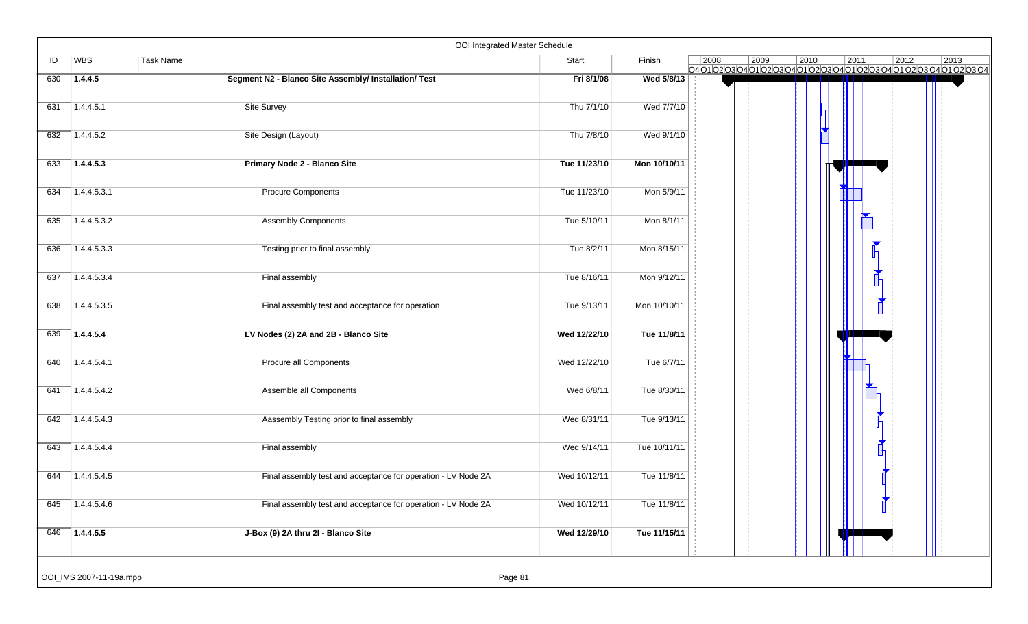## OOI Integrated Master Schedule

| ID | WBS | Task Name | Start | Finish |
|---|---|---|---|---|
| 630 | **1.4.4.5** | **Segment N2 - Blanco Site Assembly/ Installation/ Test** | **Fri 8/1/08** | **Wed 5/8/13** |
| 631 | 1.4.4.5.1 | Site Survey | Thu 7/1/10 | Wed 7/7/10 |
| 632 | 1.4.4.5.2 | Site Design (Layout) | Thu 7/8/10 | Wed 9/1/10 |
| 633 | **1.4.4.5.3** | **Primary Node 2 - Blanco Site** | **Tue 11/23/10** | **Mon 10/10/11** |
| 634 | 1.4.4.5.3.1 | Procure Components | Tue 11/23/10 | Mon 5/9/11 |
| 635 | 1.4.4.5.3.2 | Assembly Components | Tue 5/10/11 | Mon 8/1/11 |
| 636 | 1.4.4.5.3.3 | Testing prior to final assembly | Tue 8/2/11 | Mon 8/15/11 |
| 637 | 1.4.4.5.3.4 | Final assembly | Tue 8/16/11 | Mon 9/12/11 |
| 638 | 1.4.4.5.3.5 | Final assembly test and acceptance for operation | Tue 9/13/11 | Mon 10/10/11 |
| 639 | **1.4.4.5.4** | **LV Nodes (2) 2A and 2B - Blanco Site** | **Wed 12/22/10** | **Tue 11/8/11** |
| 640 | 1.4.4.5.4.1 | Procure all Components | Wed 12/22/10 | Tue 6/7/11 |
| 641 | 1.4.4.5.4.2 | Assemble all Components | Wed 6/8/11 | Tue 8/30/11 |
| 642 | 1.4.4.5.4.3 | Aassembly Testing prior to final assembly | Wed 8/31/11 | Tue 9/13/11 |
| 643 | 1.4.4.5.4.4 | Final assembly | Wed 9/14/11 | Tue 10/11/11 |
| 644 | 1.4.4.5.4.5 | Final assembly test and acceptance for operation - LV Node 2A | Wed 10/12/11 | Tue 11/8/11 |
| 645 | 1.4.4.5.4.6 | Final assembly test and acceptance for operation - LV Node 2A | Wed 10/12/11 | Tue 11/8/11 |
| 646 | **1.4.4.5.5** | **J-Box (9) 2A thru 2I - Blanco Site** | **Wed 12/29/10** | **Tue 11/15/11** |

OOI_IMS 2007-11-19a.mpp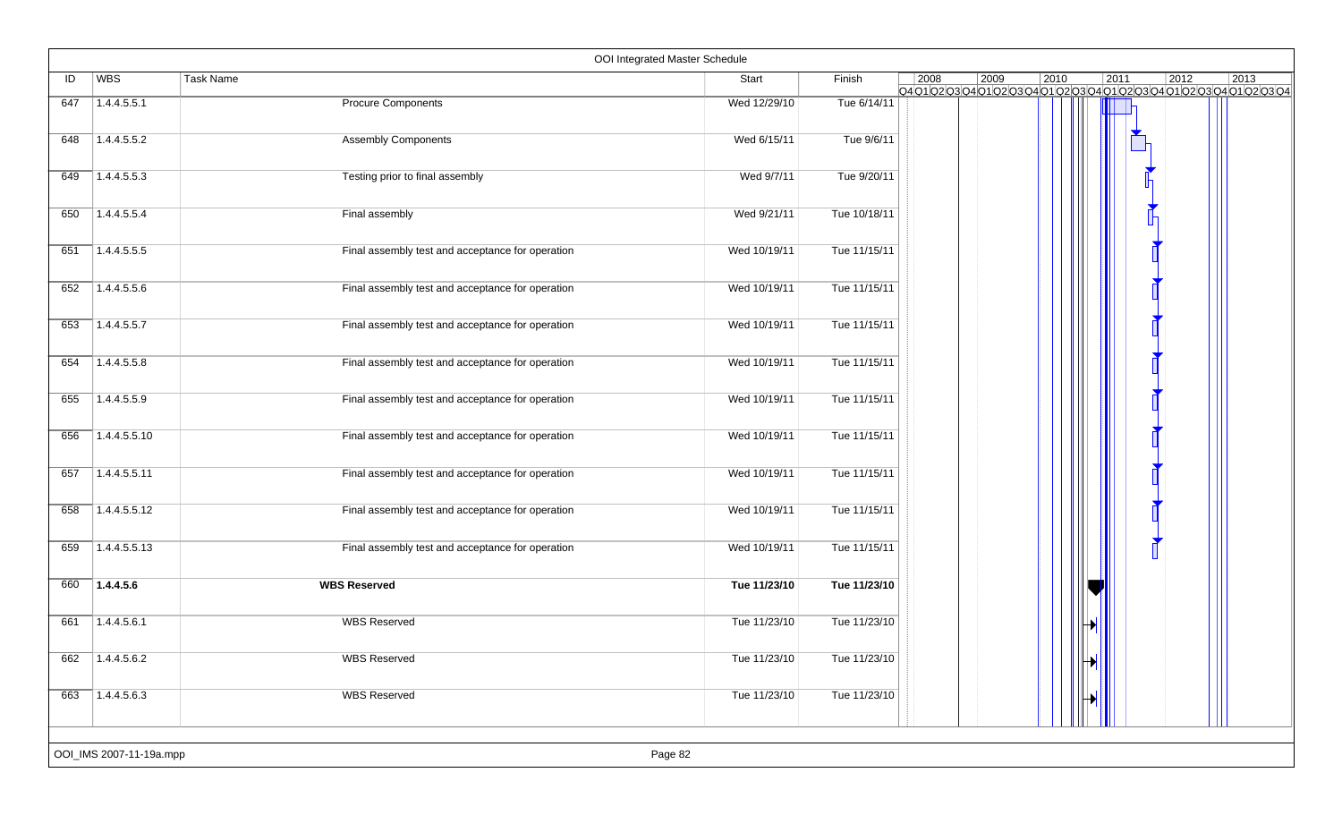| ID | WBS | Task Name | Start | Finish |
|---|---|---|---|---|
| 647 | 1.4.4.5.5.1 | Procure Components | Wed 12/29/10 | Tue 6/14/11 |
| 648 | 1.4.4.5.5.2 | Assembly Components | Wed 6/15/11 | Tue 9/6/11 |
| 649 | 1.4.4.5.5.3 | Testing prior to final assembly | Wed 9/7/11 | Tue 9/20/11 |
| 650 | 1.4.4.5.5.4 | Final assembly | Wed 9/21/11 | Tue 10/18/11 |
| 651 | 1.4.4.5.5.5 | Final assembly test and acceptance for operation | Wed 10/19/11 | Tue 11/15/11 |
| 652 | 1.4.4.5.5.6 | Final assembly test and acceptance for operation | Wed 10/19/11 | Tue 11/15/11 |
| 653 | 1.4.4.5.5.7 | Final assembly test and acceptance for operation | Wed 10/19/11 | Tue 11/15/11 |
| 654 | 1.4.4.5.5.8 | Final assembly test and acceptance for operation | Wed 10/19/11 | Tue 11/15/11 |
| 655 | 1.4.4.5.5.9 | Final assembly test and acceptance for operation | Wed 10/19/11 | Tue 11/15/11 |
| 656 | 1.4.4.5.5.10 | Final assembly test and acceptance for operation | Wed 10/19/11 | Tue 11/15/11 |
| 657 | 1.4.4.5.5.11 | Final assembly test and acceptance for operation | Wed 10/19/11 | Tue 11/15/11 |
| 658 | 1.4.4.5.5.12 | Final assembly test and acceptance for operation | Wed 10/19/11 | Tue 11/15/11 |
| 659 | 1.4.4.5.5.13 | Final assembly test and acceptance for operation | Wed 10/19/11 | Tue 11/15/11 |
| **660** | **1.4.4.5.6** | **WBS Reserved** | **Tue 11/23/10** | **Tue 11/23/10** |
| 661 | 1.4.4.5.6.1 | WBS Reserved | Tue 11/23/10 | Tue 11/23/10 |
| 662 | 1.4.4.5.6.2 | WBS Reserved | Tue 11/23/10 | Tue 11/23/10 |
| 663 | 1.4.4.5.6.3 | WBS Reserved | Tue 11/23/10 | Tue 11/23/10 |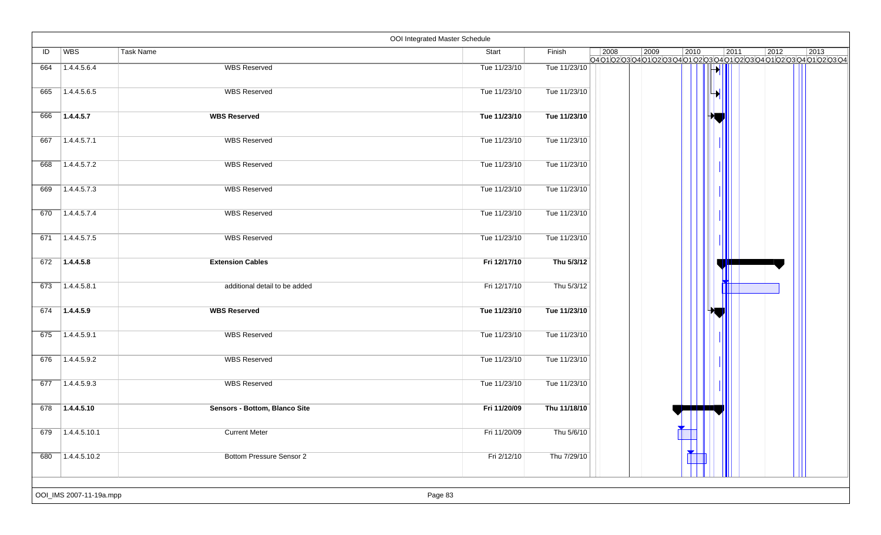# OOI Integrated Master Schedule

| ID | WBS | Task Name | Start | Finish |
|---|---|---|---|---|
| 664 | 1.4.4.5.6.4 | WBS Reserved | Tue 11/23/10 | Tue 11/23/10 |
| 665 | 1.4.4.5.6.5 | WBS Reserved | Tue 11/23/10 | Tue 11/23/10 |
| 666 | **1.4.4.5.7** | **WBS Reserved** | **Tue 11/23/10** | **Tue 11/23/10** |
| 667 | 1.4.4.5.7.1 | WBS Reserved | Tue 11/23/10 | Tue 11/23/10 |
| 668 | 1.4.4.5.7.2 | WBS Reserved | Tue 11/23/10 | Tue 11/23/10 |
| 669 | 1.4.4.5.7.3 | WBS Reserved | Tue 11/23/10 | Tue 11/23/10 |
| 670 | 1.4.4.5.7.4 | WBS Reserved | Tue 11/23/10 | Tue 11/23/10 |
| 671 | 1.4.4.5.7.5 | WBS Reserved | Tue 11/23/10 | Tue 11/23/10 |
| 672 | **1.4.4.5.8** | **Extension Cables** | **Fri 12/17/10** | **Thu 5/3/12** |
| 673 | 1.4.4.5.8.1 | additional detail to be added | Fri 12/17/10 | Thu 5/3/12 |
| 674 | **1.4.4.5.9** | **WBS Reserved** | **Tue 11/23/10** | **Tue 11/23/10** |
| 675 | 1.4.4.5.9.1 | WBS Reserved | Tue 11/23/10 | Tue 11/23/10 |
| 676 | 1.4.4.5.9.2 | WBS Reserved | Tue 11/23/10 | Tue 11/23/10 |
| 677 | 1.4.4.5.9.3 | WBS Reserved | Tue 11/23/10 | Tue 11/23/10 |
| 678 | **1.4.4.5.10** | **Sensors - Bottom, Blanco Site** | **Fri 11/20/09** | **Thu 11/18/10** |
| 679 | 1.4.4.5.10.1 | Current Meter | Fri 11/20/09 | Thu 5/6/10 |
| 680 | 1.4.4.5.10.2 | Bottom Pressure Sensor 2 | Fri 2/12/10 | Thu 7/29/10 |

OOI_IMS 2007-11-19a.mpp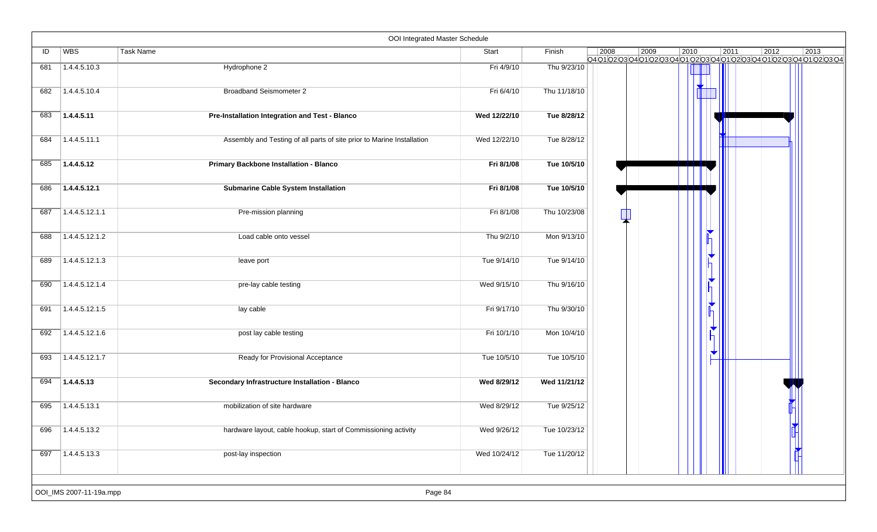# OOI Integrated Master Schedule

| ID | WBS | Task Name | Start | Finish |
|---|---|---|---|---|
| 681 | 1.4.4.5.10.3 | Hydrophone 2 | Fri 4/9/10 | Thu 9/23/10 |
| 682 | 1.4.4.5.10.4 | Broadband Seismometer 2 | Fri 6/4/10 | Thu 11/18/10 |
| 683 | **1.4.4.5.11** | **Pre-Installation Integration and Test - Blanco** | **Wed 12/22/10** | **Tue 8/28/12** |
| 684 | 1.4.4.5.11.1 | Assembly and Testing of all parts of site prior to Marine Installation | Wed 12/22/10 | Tue 8/28/12 |
| 685 | **1.4.4.5.12** | **Primary Backbone Installation - Blanco** | **Fri 8/1/08** | **Tue 10/5/10** |
| 686 | **1.4.4.5.12.1** | **Submarine Cable System Installation** | **Fri 8/1/08** | **Tue 10/5/10** |
| 687 | 1.4.4.5.12.1.1 | Pre-mission planning | Fri 8/1/08 | Thu 10/23/08 |
| 688 | 1.4.4.5.12.1.2 | Load cable onto vessel | Thu 9/2/10 | Mon 9/13/10 |
| 689 | 1.4.4.5.12.1.3 | leave port | Tue 9/14/10 | Tue 9/14/10 |
| 690 | 1.4.4.5.12.1.4 | pre-lay cable testing | Wed 9/15/10 | Thu 9/16/10 |
| 691 | 1.4.4.5.12.1.5 | lay cable | Fri 9/17/10 | Thu 9/30/10 |
| 692 | 1.4.4.5.12.1.6 | post lay cable testing | Fri 10/1/10 | Mon 10/4/10 |
| 693 | 1.4.4.5.12.1.7 | Ready for Provisional Acceptance | Tue 10/5/10 | Tue 10/5/10 |
| 694 | **1.4.4.5.13** | **Secondary Infrastructure Installation - Blanco** | **Wed 8/29/12** | **Wed 11/21/12** |
| 695 | 1.4.4.5.13.1 | mobilization of site hardware | Wed 8/29/12 | Tue 9/25/12 |
| 696 | 1.4.4.5.13.2 | hardware layout, cable hookup, start of Commissioning activity | Wed 9/26/12 | Tue 10/23/12 |
| 697 | 1.4.4.5.13.3 | post-lay inspection | Wed 10/24/12 | Tue 11/20/12 |

OOI_IMS 2007-11-19a.mpp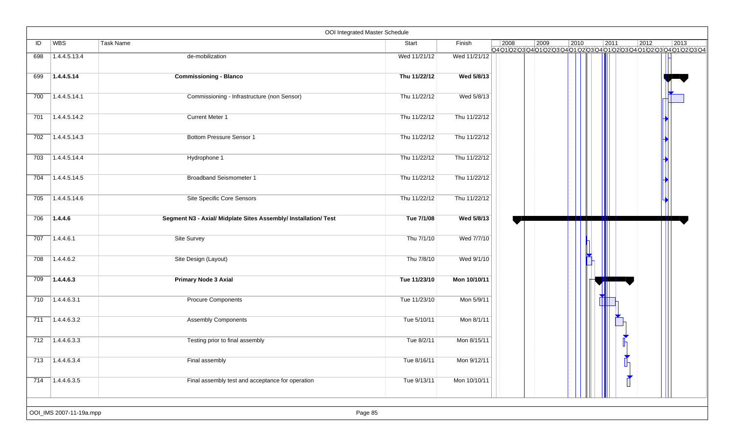## OOI Integrated Master Schedule

| ID | WBS | Task Name | Start | Finish |
|---|---|---|---|---|
| 698 | 1.4.4.5.13.4 | de-mobilization | Wed 11/21/12 | Wed 11/21/12 |
| 699 | **1.4.4.5.14** | **Commissioning - Blanco** | **Thu 11/22/12** | **Wed 5/8/13** |
| 700 | 1.4.4.5.14.1 | Commissioning - Infrastructure (non Sensor) | Thu 11/22/12 | Wed 5/8/13 |
| 701 | 1.4.4.5.14.2 | Current Meter 1 | Thu 11/22/12 | Thu 11/22/12 |
| 702 | 1.4.4.5.14.3 | Bottom Pressure Sensor 1 | Thu 11/22/12 | Thu 11/22/12 |
| 703 | 1.4.4.5.14.4 | Hydrophone 1 | Thu 11/22/12 | Thu 11/22/12 |
| 704 | 1.4.4.5.14.5 | Broadband Seismometer 1 | Thu 11/22/12 | Thu 11/22/12 |
| 705 | 1.4.4.5.14.6 | Site Specific Core Sensors | Thu 11/22/12 | Thu 11/22/12 |
| 706 | **1.4.4.6** | **Segment N3 - Axial/ Midplate Sites Assembly/ Installation/ Test** | **Tue 7/1/08** | **Wed 5/8/13** |
| 707 | 1.4.4.6.1 | Site Survey | Thu 7/1/10 | Wed 7/7/10 |
| 708 | 1.4.4.6.2 | Site Design (Layout) | Thu 7/8/10 | Wed 9/1/10 |
| 709 | **1.4.4.6.3** | **Primary Node 3 Axial** | **Tue 11/23/10** | **Mon 10/10/11** |
| 710 | 1.4.4.6.3.1 | Procure Components | Tue 11/23/10 | Mon 5/9/11 |
| 711 | 1.4.4.6.3.2 | Assembly Components | Tue 5/10/11 | Mon 8/1/11 |
| 712 | 1.4.4.6.3.3 | Testing prior to final assembly | Tue 8/2/11 | Mon 8/15/11 |
| 713 | 1.4.4.6.3.4 | Final assembly | Tue 8/16/11 | Mon 9/12/11 |
| 714 | 1.4.4.6.3.5 | Final assembly test and acceptance for operation | Tue 9/13/11 | Mon 10/10/11 |

OOI_IMS 2007-11-19a.mpp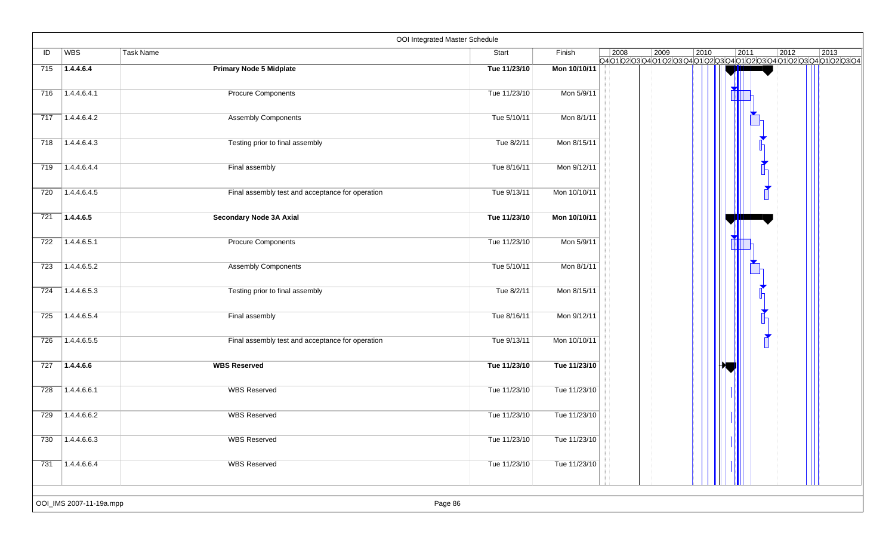# OOI Integrated Master Schedule

| ID | WBS | Task Name | Start | Finish |
|---|---|---|---|---|
| 715 | **1.4.4.6.4** | **Primary Node 5 Midplate** | **Tue 11/23/10** | **Mon 10/10/11** |
| 716 | 1.4.4.6.4.1 | Procure Components | Tue 11/23/10 | Mon 5/9/11 |
| 717 | 1.4.4.6.4.2 | Assembly Components | Tue 5/10/11 | Mon 8/1/11 |
| 718 | 1.4.4.6.4.3 | Testing prior to final assembly | Tue 8/2/11 | Mon 8/15/11 |
| 719 | 1.4.4.6.4.4 | Final assembly | Tue 8/16/11 | Mon 9/12/11 |
| 720 | 1.4.4.6.4.5 | Final assembly test and acceptance for operation | Tue 9/13/11 | Mon 10/10/11 |
| 721 | **1.4.4.6.5** | **Secondary Node 3A Axial** | **Tue 11/23/10** | **Mon 10/10/11** |
| 722 | 1.4.4.6.5.1 | Procure Components | Tue 11/23/10 | Mon 5/9/11 |
| 723 | 1.4.4.6.5.2 | Assembly Components | Tue 5/10/11 | Mon 8/1/11 |
| 724 | 1.4.4.6.5.3 | Testing prior to final assembly | Tue 8/2/11 | Mon 8/15/11 |
| 725 | 1.4.4.6.5.4 | Final assembly | Tue 8/16/11 | Mon 9/12/11 |
| 726 | 1.4.4.6.5.5 | Final assembly test and acceptance for operation | Tue 9/13/11 | Mon 10/10/11 |
| 727 | **1.4.4.6.6** | **WBS Reserved** | **Tue 11/23/10** | **Tue 11/23/10** |
| 728 | 1.4.4.6.6.1 | WBS Reserved | Tue 11/23/10 | Tue 11/23/10 |
| 729 | 1.4.4.6.6.2 | WBS Reserved | Tue 11/23/10 | Tue 11/23/10 |
| 730 | 1.4.4.6.6.3 | WBS Reserved | Tue 11/23/10 | Tue 11/23/10 |
| 731 | 1.4.4.6.6.4 | WBS Reserved | Tue 11/23/10 | Tue 11/23/10 |

OOI_IMS 2007-11-19a.mpp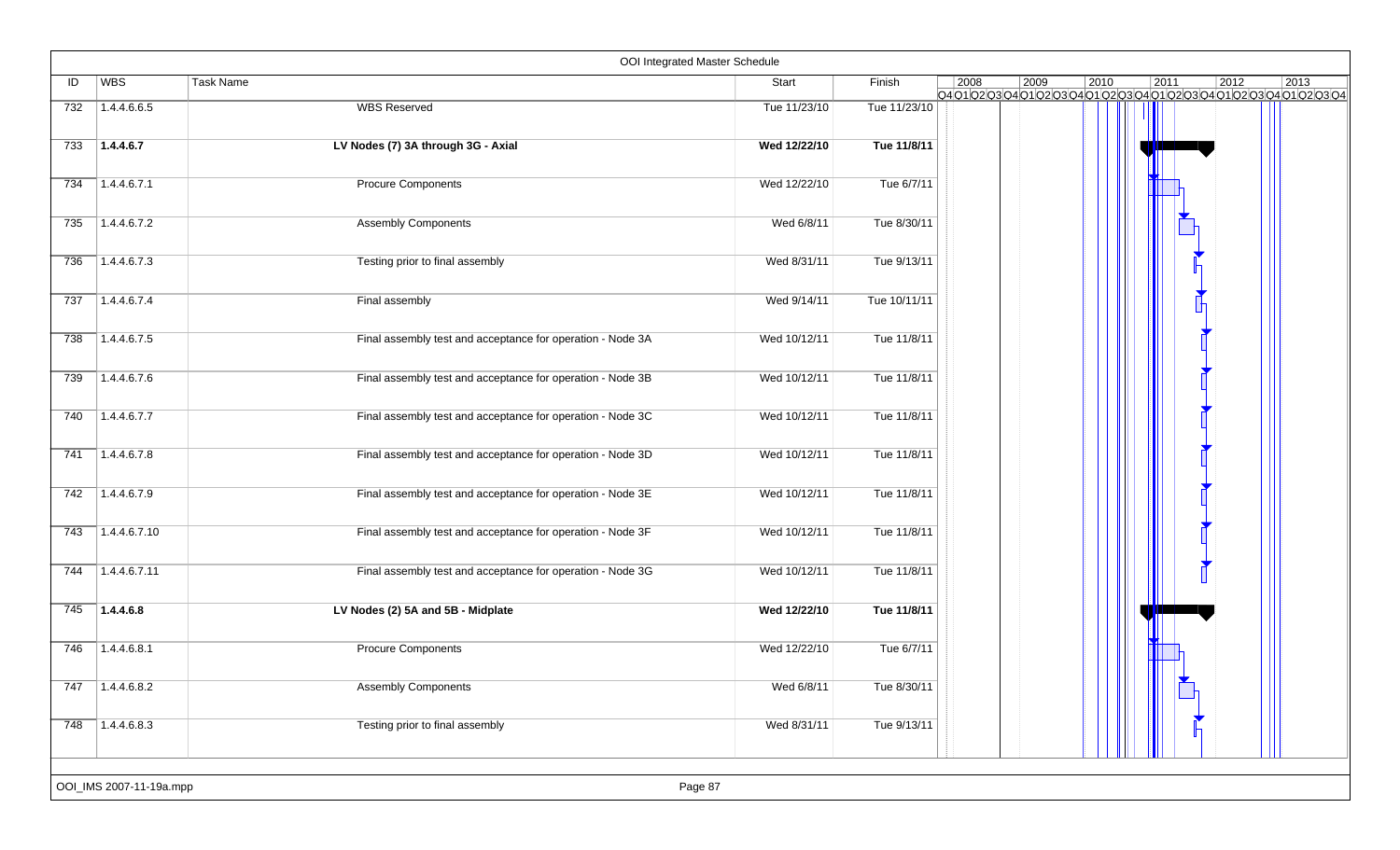# OOI Integrated Master Schedule

| ID | WBS | Task Name | Start | Finish |
|---|---|---|---|---|
| 732 | 1.4.4.6.6.5 | WBS Reserved | Tue 11/23/10 | Tue 11/23/10 |
| 733 | **1.4.4.6.7** | **LV Nodes (7) 3A through 3G - Axial** | **Wed 12/22/10** | **Tue 11/8/11** |
| 734 | 1.4.4.6.7.1 | Procure Components | Wed 12/22/10 | Tue 6/7/11 |
| 735 | 1.4.4.6.7.2 | Assembly Components | Wed 6/8/11 | Tue 8/30/11 |
| 736 | 1.4.4.6.7.3 | Testing prior to final assembly | Wed 8/31/11 | Tue 9/13/11 |
| 737 | 1.4.4.6.7.4 | Final assembly | Wed 9/14/11 | Tue 10/11/11 |
| 738 | 1.4.4.6.7.5 | Final assembly test and acceptance for operation - Node 3A | Wed 10/12/11 | Tue 11/8/11 |
| 739 | 1.4.4.6.7.6 | Final assembly test and acceptance for operation - Node 3B | Wed 10/12/11 | Tue 11/8/11 |
| 740 | 1.4.4.6.7.7 | Final assembly test and acceptance for operation - Node 3C | Wed 10/12/11 | Tue 11/8/11 |
| 741 | 1.4.4.6.7.8 | Final assembly test and acceptance for operation - Node 3D | Wed 10/12/11 | Tue 11/8/11 |
| 742 | 1.4.4.6.7.9 | Final assembly test and acceptance for operation - Node 3E | Wed 10/12/11 | Tue 11/8/11 |
| 743 | 1.4.4.6.7.10 | Final assembly test and acceptance for operation - Node 3F | Wed 10/12/11 | Tue 11/8/11 |
| 744 | 1.4.4.6.7.11 | Final assembly test and acceptance for operation - Node 3G | Wed 10/12/11 | Tue 11/8/11 |
| 745 | **1.4.4.6.8** | **LV Nodes (2) 5A and 5B - Midplate** | **Wed 12/22/10** | **Tue 11/8/11** |
| 746 | 1.4.4.6.8.1 | Procure Components | Wed 12/22/10 | Tue 6/7/11 |
| 747 | 1.4.4.6.8.2 | Assembly Components | Wed 6/8/11 | Tue 8/30/11 |
| 748 | 1.4.4.6.8.3 | Testing prior to final assembly | Wed 8/31/11 | Tue 9/13/11 |

OOI_IMS 2007-11-19a.mpp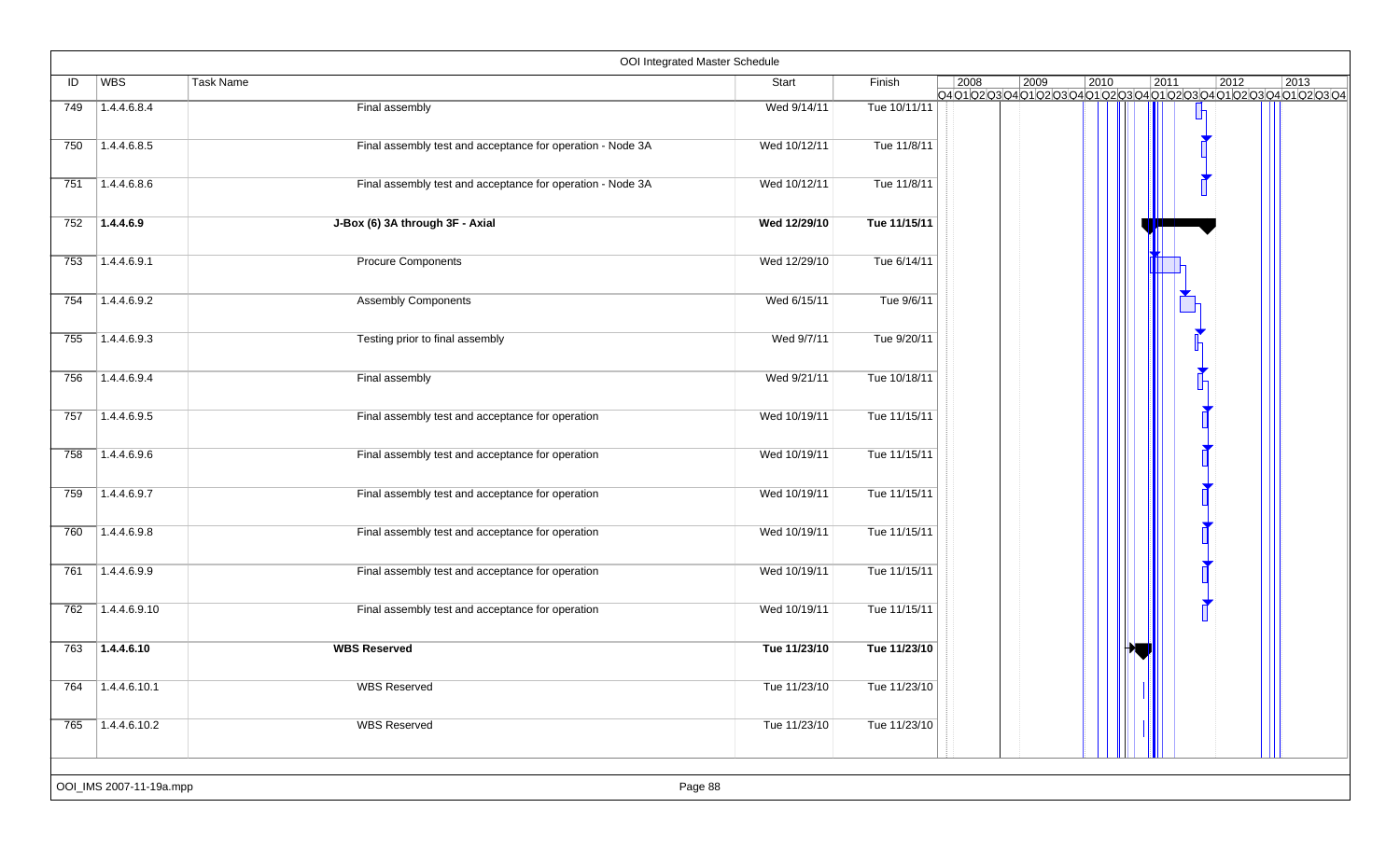# OOI Integrated Master Schedule

| ID | WBS | Task Name | Start | Finish |
|---|---|---|---|---|
| 749 | 1.4.4.6.8.4 | Final assembly | Wed 9/14/11 | Tue 10/11/11 |
| 750 | 1.4.4.6.8.5 | Final assembly test and acceptance for operation - Node 3A | Wed 10/12/11 | Tue 11/8/11 |
| 751 | 1.4.4.6.8.6 | Final assembly test and acceptance for operation - Node 3A | Wed 10/12/11 | Tue 11/8/11 |
| 752 | **1.4.4.6.9** | **J-Box (6) 3A through 3F - Axial** | **Wed 12/29/10** | **Tue 11/15/11** |
| 753 | 1.4.4.6.9.1 | Procure Components | Wed 12/29/10 | Tue 6/14/11 |
| 754 | 1.4.4.6.9.2 | Assembly Components | Wed 6/15/11 | Tue 9/6/11 |
| 755 | 1.4.4.6.9.3 | Testing prior to final assembly | Wed 9/7/11 | Tue 9/20/11 |
| 756 | 1.4.4.6.9.4 | Final assembly | Wed 9/21/11 | Tue 10/18/11 |
| 757 | 1.4.4.6.9.5 | Final assembly test and acceptance for operation | Wed 10/19/11 | Tue 11/15/11 |
| 758 | 1.4.4.6.9.6 | Final assembly test and acceptance for operation | Wed 10/19/11 | Tue 11/15/11 |
| 759 | 1.4.4.6.9.7 | Final assembly test and acceptance for operation | Wed 10/19/11 | Tue 11/15/11 |
| 760 | 1.4.4.6.9.8 | Final assembly test and acceptance for operation | Wed 10/19/11 | Tue 11/15/11 |
| 761 | 1.4.4.6.9.9 | Final assembly test and acceptance for operation | Wed 10/19/11 | Tue 11/15/11 |
| 762 | 1.4.4.6.9.10 | Final assembly test and acceptance for operation | Wed 10/19/11 | Tue 11/15/11 |
| 763 | **1.4.4.6.10** | **WBS Reserved** | **Tue 11/23/10** | **Tue 11/23/10** |
| 764 | 1.4.4.6.10.1 | WBS Reserved | Tue 11/23/10 | Tue 11/23/10 |
| 765 | 1.4.4.6.10.2 | WBS Reserved | Tue 11/23/10 | Tue 11/23/10 |

OOI_IMS 2007-11-19a.mpp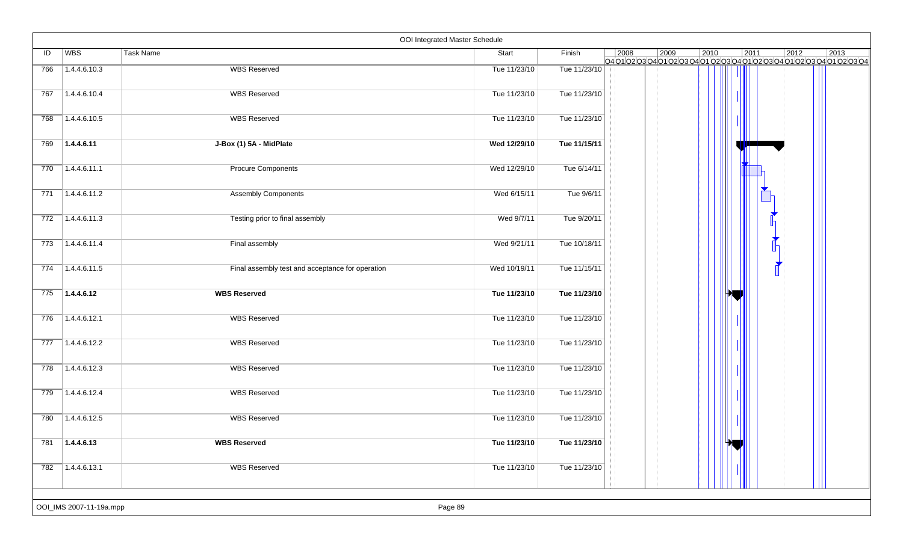## OOI Integrated Master Schedule

| ID | WBS | Task Name | Start | Finish |
|---|---|---|---|---|
| 766 | 1.4.4.6.10.3 | WBS Reserved | Tue 11/23/10 | Tue 11/23/10 |
| 767 | 1.4.4.6.10.4 | WBS Reserved | Tue 11/23/10 | Tue 11/23/10 |
| 768 | 1.4.4.6.10.5 | WBS Reserved | Tue 11/23/10 | Tue 11/23/10 |
| 769 | **1.4.4.6.11** | **J-Box (1) 5A - MidPlate** | **Wed 12/29/10** | **Tue 11/15/11** |
| 770 | 1.4.4.6.11.1 | Procure Components | Wed 12/29/10 | Tue 6/14/11 |
| 771 | 1.4.4.6.11.2 | Assembly Components | Wed 6/15/11 | Tue 9/6/11 |
| 772 | 1.4.4.6.11.3 | Testing prior to final assembly | Wed 9/7/11 | Tue 9/20/11 |
| 773 | 1.4.4.6.11.4 | Final assembly | Wed 9/21/11 | Tue 10/18/11 |
| 774 | 1.4.4.6.11.5 | Final assembly test and acceptance for operation | Wed 10/19/11 | Tue 11/15/11 |
| 775 | **1.4.4.6.12** | **WBS Reserved** | **Tue 11/23/10** | **Tue 11/23/10** |
| 776 | 1.4.4.6.12.1 | WBS Reserved | Tue 11/23/10 | Tue 11/23/10 |
| 777 | 1.4.4.6.12.2 | WBS Reserved | Tue 11/23/10 | Tue 11/23/10 |
| 778 | 1.4.4.6.12.3 | WBS Reserved | Tue 11/23/10 | Tue 11/23/10 |
| 779 | 1.4.4.6.12.4 | WBS Reserved | Tue 11/23/10 | Tue 11/23/10 |
| 780 | 1.4.4.6.12.5 | WBS Reserved | Tue 11/23/10 | Tue 11/23/10 |
| 781 | **1.4.4.6.13** | **WBS Reserved** | **Tue 11/23/10** | **Tue 11/23/10** |
| 782 | 1.4.4.6.13.1 | WBS Reserved | Tue 11/23/10 | Tue 11/23/10 |

OOI_IMS 2007-11-19a.mpp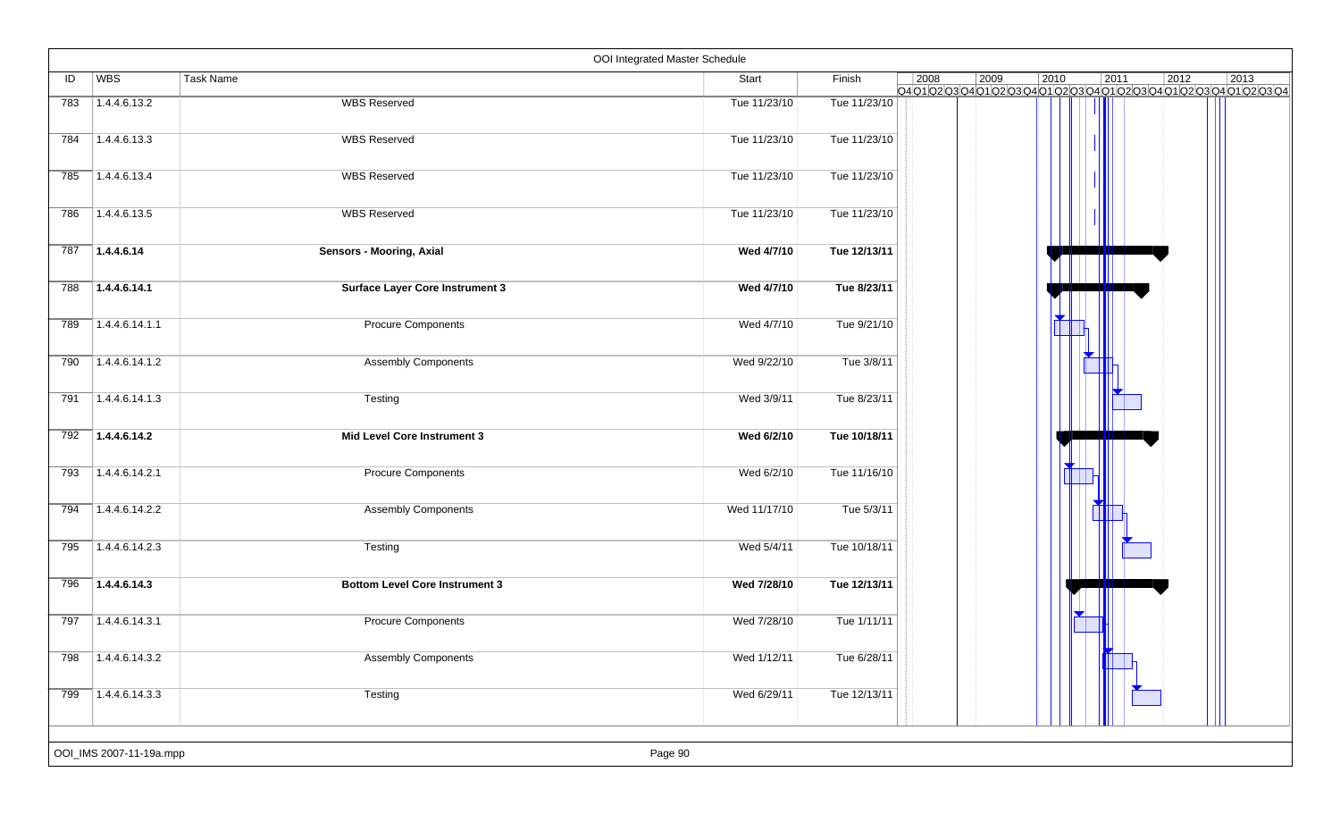## OOI Integrated Master Schedule

| ID | WBS | Task Name | Start | Finish |
|---|---|---|---|---|
| 783 | 1.4.4.6.13.2 | WBS Reserved | Tue 11/23/10 | Tue 11/23/10 |
| 784 | 1.4.4.6.13.3 | WBS Reserved | Tue 11/23/10 | Tue 11/23/10 |
| 785 | 1.4.4.6.13.4 | WBS Reserved | Tue 11/23/10 | Tue 11/23/10 |
| 786 | 1.4.4.6.13.5 | WBS Reserved | Tue 11/23/10 | Tue 11/23/10 |
| 787 | **1.4.4.6.14** | **Sensors - Mooring, Axial** | **Wed 4/7/10** | **Tue 12/13/11** |
| 788 | **1.4.4.6.14.1** | **Surface Layer Core Instrument 3** | **Wed 4/7/10** | **Tue 8/23/11** |
| 789 | 1.4.4.6.14.1.1 | Procure Components | Wed 4/7/10 | Tue 9/21/10 |
| 790 | 1.4.4.6.14.1.2 | Assembly Components | Wed 9/22/10 | Tue 3/8/11 |
| 791 | 1.4.4.6.14.1.3 | Testing | Wed 3/9/11 | Tue 8/23/11 |
| 792 | **1.4.4.6.14.2** | **Mid Level Core Instrument 3** | **Wed 6/2/10** | **Tue 10/18/11** |
| 793 | 1.4.4.6.14.2.1 | Procure Components | Wed 6/2/10 | Tue 11/16/10 |
| 794 | 1.4.4.6.14.2.2 | Assembly Components | Wed 11/17/10 | Tue 5/3/11 |
| 795 | 1.4.4.6.14.2.3 | Testing | Wed 5/4/11 | Tue 10/18/11 |
| 796 | **1.4.4.6.14.3** | **Bottom Level Core Instrument 3** | **Wed 7/28/10** | **Tue 12/13/11** |
| 797 | 1.4.4.6.14.3.1 | Procure Components | Wed 7/28/10 | Tue 1/11/11 |
| 798 | 1.4.4.6.14.3.2 | Assembly Components | Wed 1/12/11 | Tue 6/28/11 |
| 799 | 1.4.4.6.14.3.3 | Testing | Wed 6/29/11 | Tue 12/13/11 |

OOI_IMS 2007-11-19a.mpp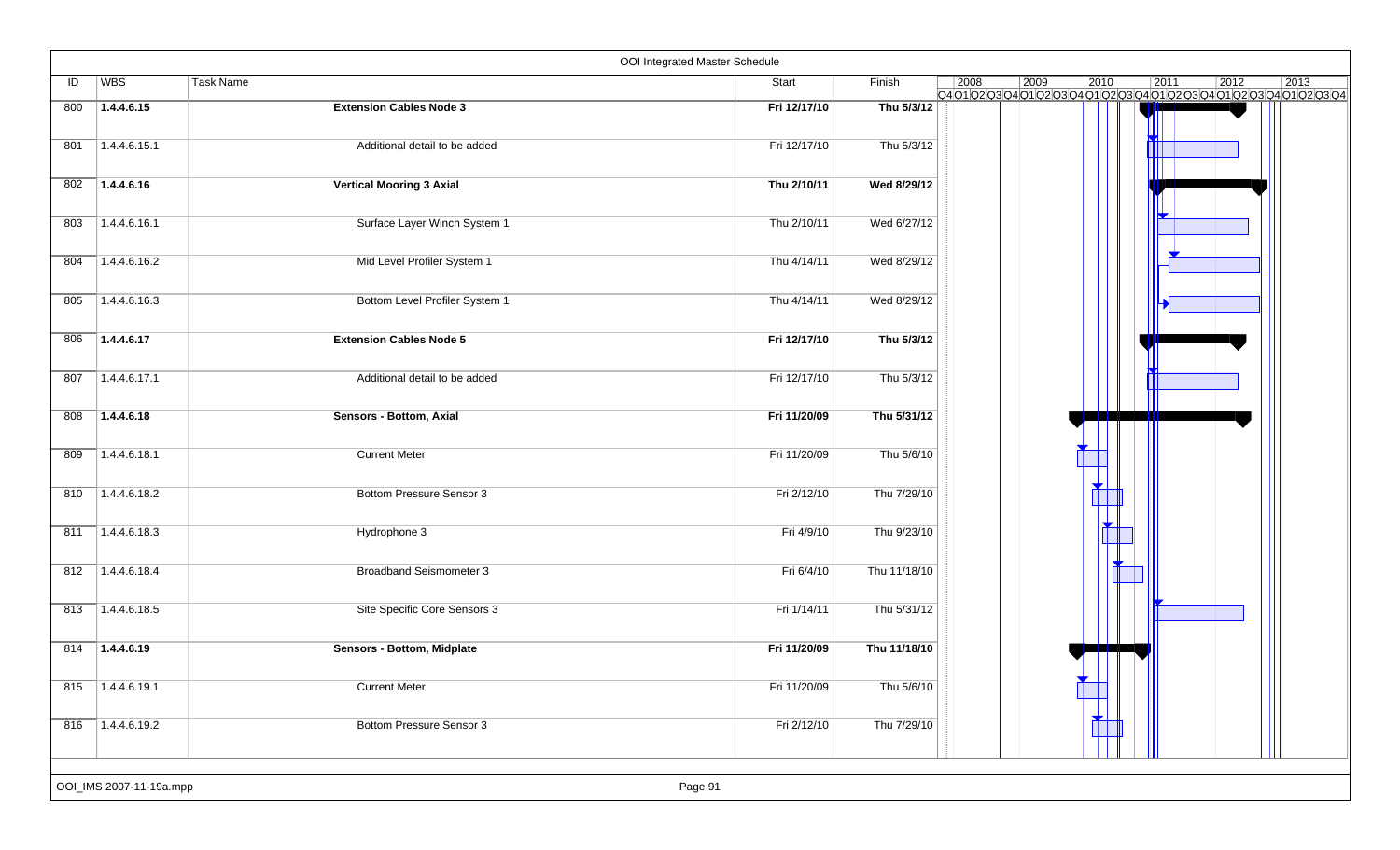# OOI Integrated Master Schedule

| ID | WBS | Task Name | Start | Finish |
|---|---|---|---|---|
| 800 | **1.4.4.6.15** | **Extension Cables Node 3** | **Fri 12/17/10** | **Thu 5/3/12** |
| 801 | 1.4.4.6.15.1 | Additional detail to be added | Fri 12/17/10 | Thu 5/3/12 |
| 802 | **1.4.4.6.16** | **Vertical Mooring 3 Axial** | **Thu 2/10/11** | **Wed 8/29/12** |
| 803 | 1.4.4.6.16.1 | Surface Layer Winch System 1 | Thu 2/10/11 | Wed 6/27/12 |
| 804 | 1.4.4.6.16.2 | Mid Level Profiler System 1 | Thu 4/14/11 | Wed 8/29/12 |
| 805 | 1.4.4.6.16.3 | Bottom Level Profiler System 1 | Thu 4/14/11 | Wed 8/29/12 |
| 806 | **1.4.4.6.17** | **Extension Cables Node 5** | **Fri 12/17/10** | **Thu 5/3/12** |
| 807 | 1.4.4.6.17.1 | Additional detail to be added | Fri 12/17/10 | Thu 5/3/12 |
| 808 | **1.4.4.6.18** | **Sensors - Bottom, Axial** | **Fri 11/20/09** | **Thu 5/31/12** |
| 809 | 1.4.4.6.18.1 | Current Meter | Fri 11/20/09 | Thu 5/6/10 |
| 810 | 1.4.4.6.18.2 | Bottom Pressure Sensor 3 | Fri 2/12/10 | Thu 7/29/10 |
| 811 | 1.4.4.6.18.3 | Hydrophone 3 | Fri 4/9/10 | Thu 9/23/10 |
| 812 | 1.4.4.6.18.4 | Broadband Seismometer 3 | Fri 6/4/10 | Thu 11/18/10 |
| 813 | 1.4.4.6.18.5 | Site Specific Core Sensors 3 | Fri 1/14/11 | Thu 5/31/12 |
| 814 | **1.4.4.6.19** | **Sensors - Bottom, Midplate** | **Fri 11/20/09** | **Thu 11/18/10** |
| 815 | 1.4.4.6.19.1 | Current Meter | Fri 11/20/09 | Thu 5/6/10 |
| 816 | 1.4.4.6.19.2 | Bottom Pressure Sensor 3 | Fri 2/12/10 | Thu 7/29/10 |

OOI_IMS 2007-11-19a.mpp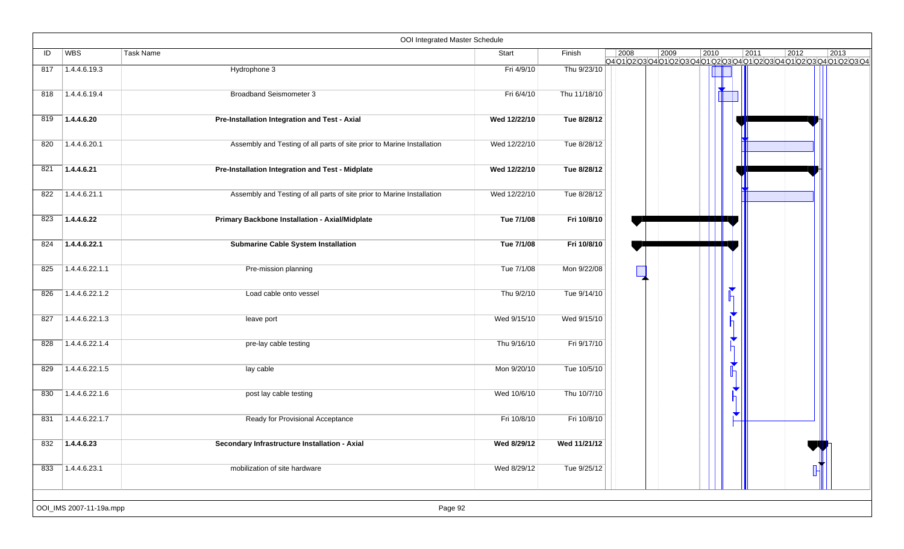# OOI Integrated Master Schedule

| ID | WBS | Task Name | Start | Finish |
|---|---|---|---|---|
| 817 | 1.4.4.6.19.3 | Hydrophone 3 | Fri 4/9/10 | Thu 9/23/10 |
| 818 | 1.4.4.6.19.4 | Broadband Seismometer 3 | Fri 6/4/10 | Thu 11/18/10 |
| 819 | **1.4.4.6.20** | **Pre-Installation Integration and Test - Axial** | **Wed 12/22/10** | **Tue 8/28/12** |
| 820 | 1.4.4.6.20.1 | Assembly and Testing of all parts of site prior to Marine Installation | Wed 12/22/10 | Tue 8/28/12 |
| 821 | **1.4.4.6.21** | **Pre-Installation Integration and Test - Midplate** | **Wed 12/22/10** | **Tue 8/28/12** |
| 822 | 1.4.4.6.21.1 | Assembly and Testing of all parts of site prior to Marine Installation | Wed 12/22/10 | Tue 8/28/12 |
| 823 | **1.4.4.6.22** | **Primary Backbone Installation - Axial/Midplate** | **Tue 7/1/08** | **Fri 10/8/10** |
| 824 | **1.4.4.6.22.1** | **Submarine Cable System Installation** | **Tue 7/1/08** | **Fri 10/8/10** |
| 825 | 1.4.4.6.22.1.1 | Pre-mission planning | Tue 7/1/08 | Mon 9/22/08 |
| 826 | 1.4.4.6.22.1.2 | Load cable onto vessel | Thu 9/2/10 | Tue 9/14/10 |
| 827 | 1.4.4.6.22.1.3 | leave port | Wed 9/15/10 | Wed 9/15/10 |
| 828 | 1.4.4.6.22.1.4 | pre-lay cable testing | Thu 9/16/10 | Fri 9/17/10 |
| 829 | 1.4.4.6.22.1.5 | lay cable | Mon 9/20/10 | Tue 10/5/10 |
| 830 | 1.4.4.6.22.1.6 | post lay cable testing | Wed 10/6/10 | Thu 10/7/10 |
| 831 | 1.4.4.6.22.1.7 | Ready for Provisional Acceptance | Fri 10/8/10 | Fri 10/8/10 |
| 832 | **1.4.4.6.23** | **Secondary Infrastructure Installation - Axial** | **Wed 8/29/12** | **Wed 11/21/12** |
| 833 | 1.4.4.6.23.1 | mobilization of site hardware | Wed 8/29/12 | Tue 9/25/12 |

OOI_IMS 2007-11-19a.mpp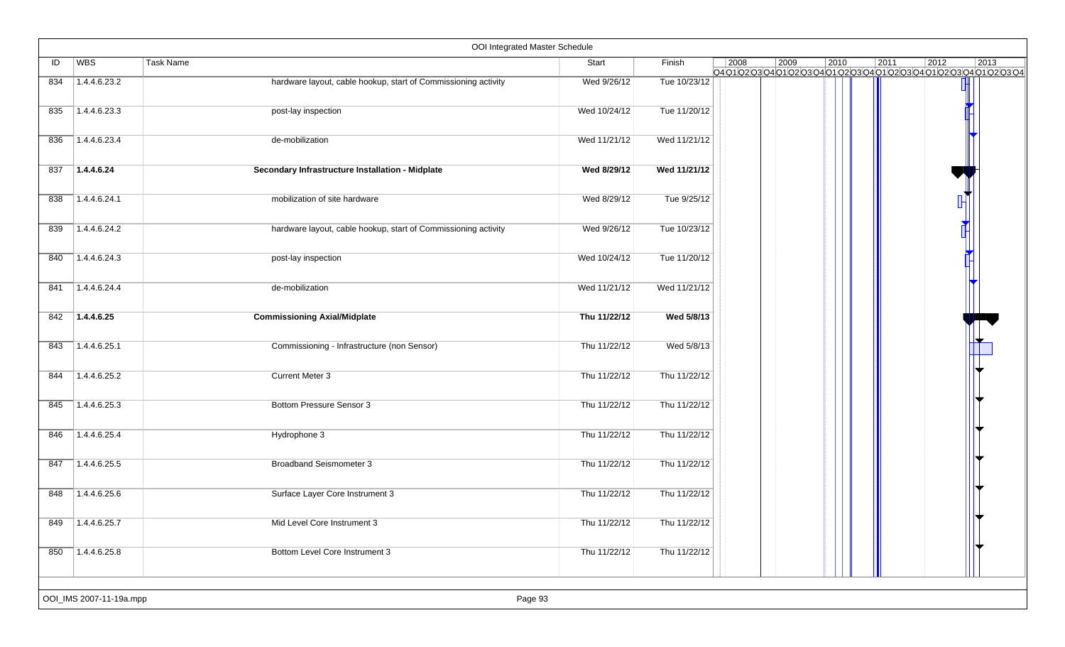## OOI Integrated Master Schedule

| ID | WBS | Task Name | Start | Finish |
|---|---|---|---|---|
| 834 | 1.4.4.6.23.2 | hardware layout, cable hookup, start of Commissioning activity | Wed 9/26/12 | Tue 10/23/12 |
| 835 | 1.4.4.6.23.3 | post-lay inspection | Wed 10/24/12 | Tue 11/20/12 |
| 836 | 1.4.4.6.23.4 | de-mobilization | Wed 11/21/12 | Wed 11/21/12 |
| 837 | **1.4.4.6.24** | **Secondary Infrastructure Installation - Midplate** | **Wed 8/29/12** | **Wed 11/21/12** |
| 838 | 1.4.4.6.24.1 | mobilization of site hardware | Wed 8/29/12 | Tue 9/25/12 |
| 839 | 1.4.4.6.24.2 | hardware layout, cable hookup, start of Commissioning activity | Wed 9/26/12 | Tue 10/23/12 |
| 840 | 1.4.4.6.24.3 | post-lay inspection | Wed 10/24/12 | Tue 11/20/12 |
| 841 | 1.4.4.6.24.4 | de-mobilization | Wed 11/21/12 | Wed 11/21/12 |
| 842 | **1.4.4.6.25** | **Commissioning Axial/Midplate** | **Thu 11/22/12** | **Wed 5/8/13** |
| 843 | 1.4.4.6.25.1 | Commissioning - Infrastructure (non Sensor) | Thu 11/22/12 | Wed 5/8/13 |
| 844 | 1.4.4.6.25.2 | Current Meter 3 | Thu 11/22/12 | Thu 11/22/12 |
| 845 | 1.4.4.6.25.3 | Bottom Pressure Sensor 3 | Thu 11/22/12 | Thu 11/22/12 |
| 846 | 1.4.4.6.25.4 | Hydrophone 3 | Thu 11/22/12 | Thu 11/22/12 |
| 847 | 1.4.4.6.25.5 | Broadband Seismometer 3 | Thu 11/22/12 | Thu 11/22/12 |
| 848 | 1.4.4.6.25.6 | Surface Layer Core Instrument 3 | Thu 11/22/12 | Thu 11/22/12 |
| 849 | 1.4.4.6.25.7 | Mid Level Core Instrument 3 | Thu 11/22/12 | Thu 11/22/12 |
| 850 | 1.4.4.6.25.8 | Bottom Level Core Instrument 3 | Thu 11/22/12 | Thu 11/22/12 |

OOI_IMS 2007-11-19a.mpp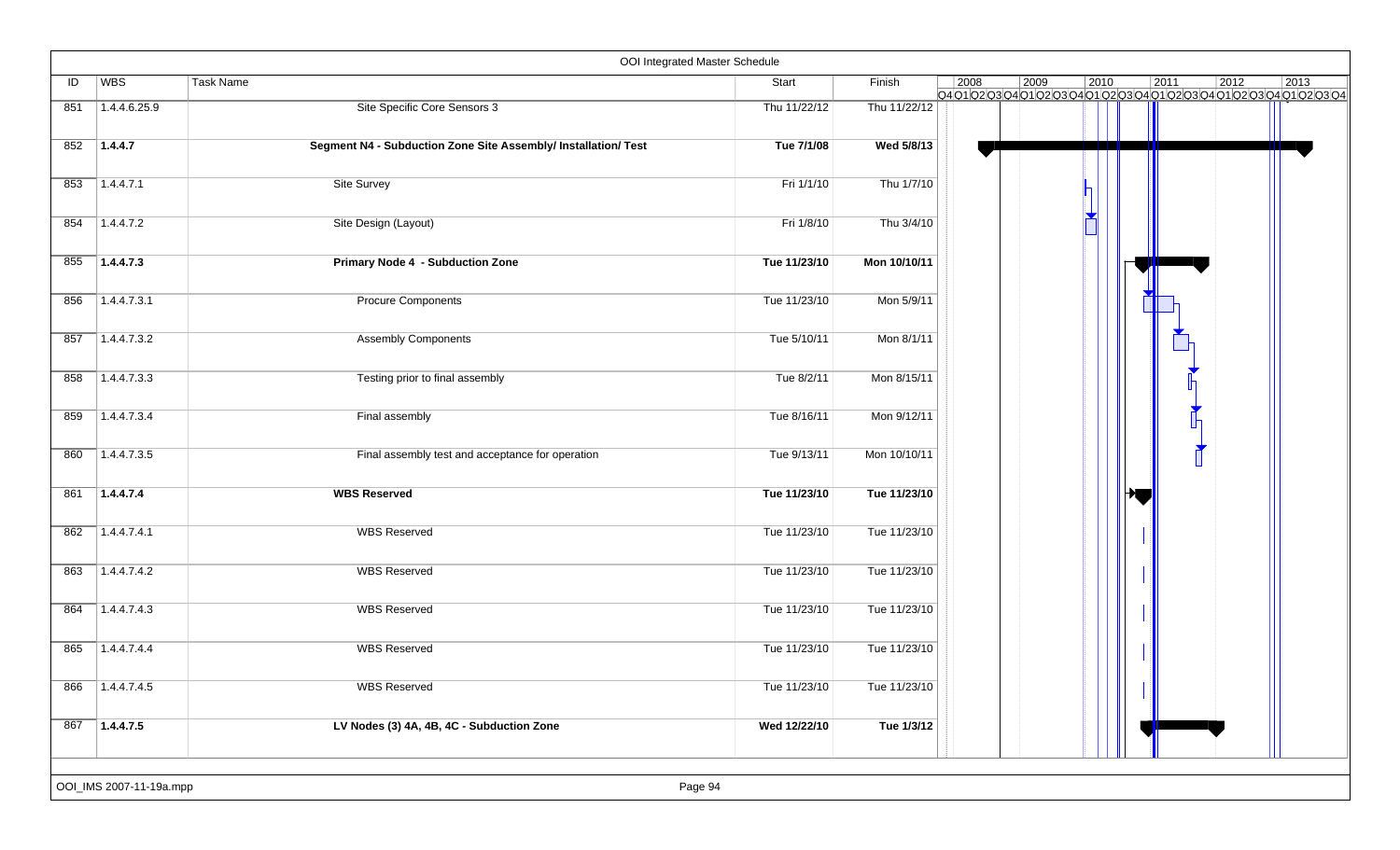# OOI Integrated Master Schedule

| ID | WBS | Task Name | Start | Finish |
|---|---|---|---|---|
| 851 | 1.4.4.6.25.9 | Site Specific Core Sensors 3 | Thu 11/22/12 | Thu 11/22/12 |
| 852 | **1.4.4.7** | **Segment N4 - Subduction Zone Site Assembly/ Installation/ Test** | **Tue 7/1/08** | **Wed 5/8/13** |
| 853 | 1.4.4.7.1 | Site Survey | Fri 1/1/10 | Thu 1/7/10 |
| 854 | 1.4.4.7.2 | Site Design (Layout) | Fri 1/8/10 | Thu 3/4/10 |
| 855 | **1.4.4.7.3** | **Primary Node 4 - Subduction Zone** | **Tue 11/23/10** | **Mon 10/10/11** |
| 856 | 1.4.4.7.3.1 | Procure Components | Tue 11/23/10 | Mon 5/9/11 |
| 857 | 1.4.4.7.3.2 | Assembly Components | Tue 5/10/11 | Mon 8/1/11 |
| 858 | 1.4.4.7.3.3 | Testing prior to final assembly | Tue 8/2/11 | Mon 8/15/11 |
| 859 | 1.4.4.7.3.4 | Final assembly | Tue 8/16/11 | Mon 9/12/11 |
| 860 | 1.4.4.7.3.5 | Final assembly test and acceptance for operation | Tue 9/13/11 | Mon 10/10/11 |
| 861 | **1.4.4.7.4** | **WBS Reserved** | **Tue 11/23/10** | **Tue 11/23/10** |
| 862 | 1.4.4.7.4.1 | WBS Reserved | Tue 11/23/10 | Tue 11/23/10 |
| 863 | 1.4.4.7.4.2 | WBS Reserved | Tue 11/23/10 | Tue 11/23/10 |
| 864 | 1.4.4.7.4.3 | WBS Reserved | Tue 11/23/10 | Tue 11/23/10 |
| 865 | 1.4.4.7.4.4 | WBS Reserved | Tue 11/23/10 | Tue 11/23/10 |
| 866 | 1.4.4.7.4.5 | WBS Reserved | Tue 11/23/10 | Tue 11/23/10 |
| 867 | **1.4.4.7.5** | **LV Nodes (3) 4A, 4B, 4C - Subduction Zone** | **Wed 12/22/10** | **Tue 1/3/12** |

OOI_IMS 2007-11-19a.mpp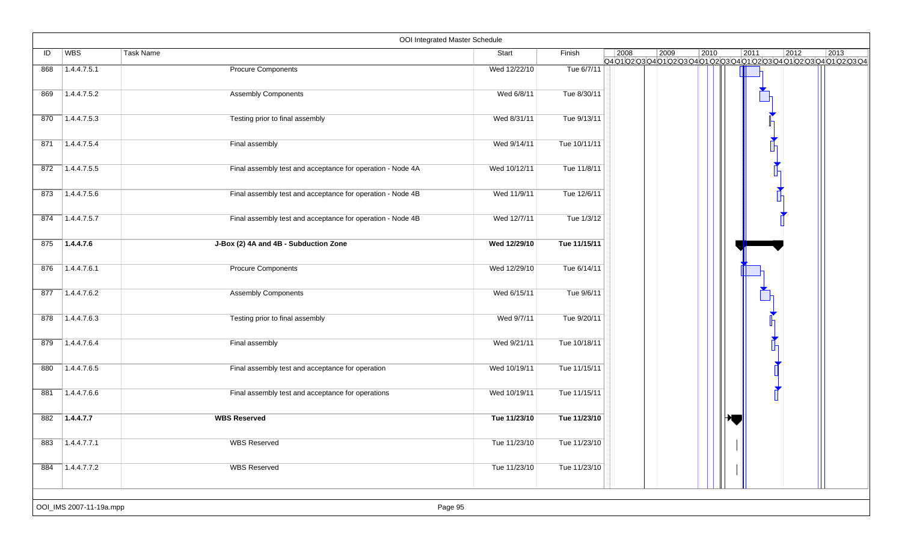# OOI Integrated Master Schedule

| ID | WBS | Task Name | Start | Finish |
|---|---|---|---|---|
| 868 | 1.4.4.7.5.1 | Procure Components | Wed 12/22/10 | Tue 6/7/11 |
| 869 | 1.4.4.7.5.2 | Assembly Components | Wed 6/8/11 | Tue 8/30/11 |
| 870 | 1.4.4.7.5.3 | Testing prior to final assembly | Wed 8/31/11 | Tue 9/13/11 |
| 871 | 1.4.4.7.5.4 | Final assembly | Wed 9/14/11 | Tue 10/11/11 |
| 872 | 1.4.4.7.5.5 | Final assembly test and acceptance for operation - Node 4A | Wed 10/12/11 | Tue 11/8/11 |
| 873 | 1.4.4.7.5.6 | Final assembly test and acceptance for operation - Node 4B | Wed 11/9/11 | Tue 12/6/11 |
| 874 | 1.4.4.7.5.7 | Final assembly test and acceptance for operation - Node 4B | Wed 12/7/11 | Tue 1/3/12 |
| **875** | **1.4.4.7.6** | **J-Box (2) 4A and 4B - Subduction Zone** | **Wed 12/29/10** | **Tue 11/15/11** |
| 876 | 1.4.4.7.6.1 | Procure Components | Wed 12/29/10 | Tue 6/14/11 |
| 877 | 1.4.4.7.6.2 | Assembly Components | Wed 6/15/11 | Tue 9/6/11 |
| 878 | 1.4.4.7.6.3 | Testing prior to final assembly | Wed 9/7/11 | Tue 9/20/11 |
| 879 | 1.4.4.7.6.4 | Final assembly | Wed 9/21/11 | Tue 10/18/11 |
| 880 | 1.4.4.7.6.5 | Final assembly test and acceptance for operation | Wed 10/19/11 | Tue 11/15/11 |
| 881 | 1.4.4.7.6.6 | Final assembly test and acceptance for operations | Wed 10/19/11 | Tue 11/15/11 |
| **882** | **1.4.4.7.7** | **WBS Reserved** | **Tue 11/23/10** | **Tue 11/23/10** |
| 883 | 1.4.4.7.7.1 | WBS Reserved | Tue 11/23/10 | Tue 11/23/10 |
| 884 | 1.4.4.7.7.2 | WBS Reserved | Tue 11/23/10 | Tue 11/23/10 |

OOI_IMS 2007-11-19a.mpp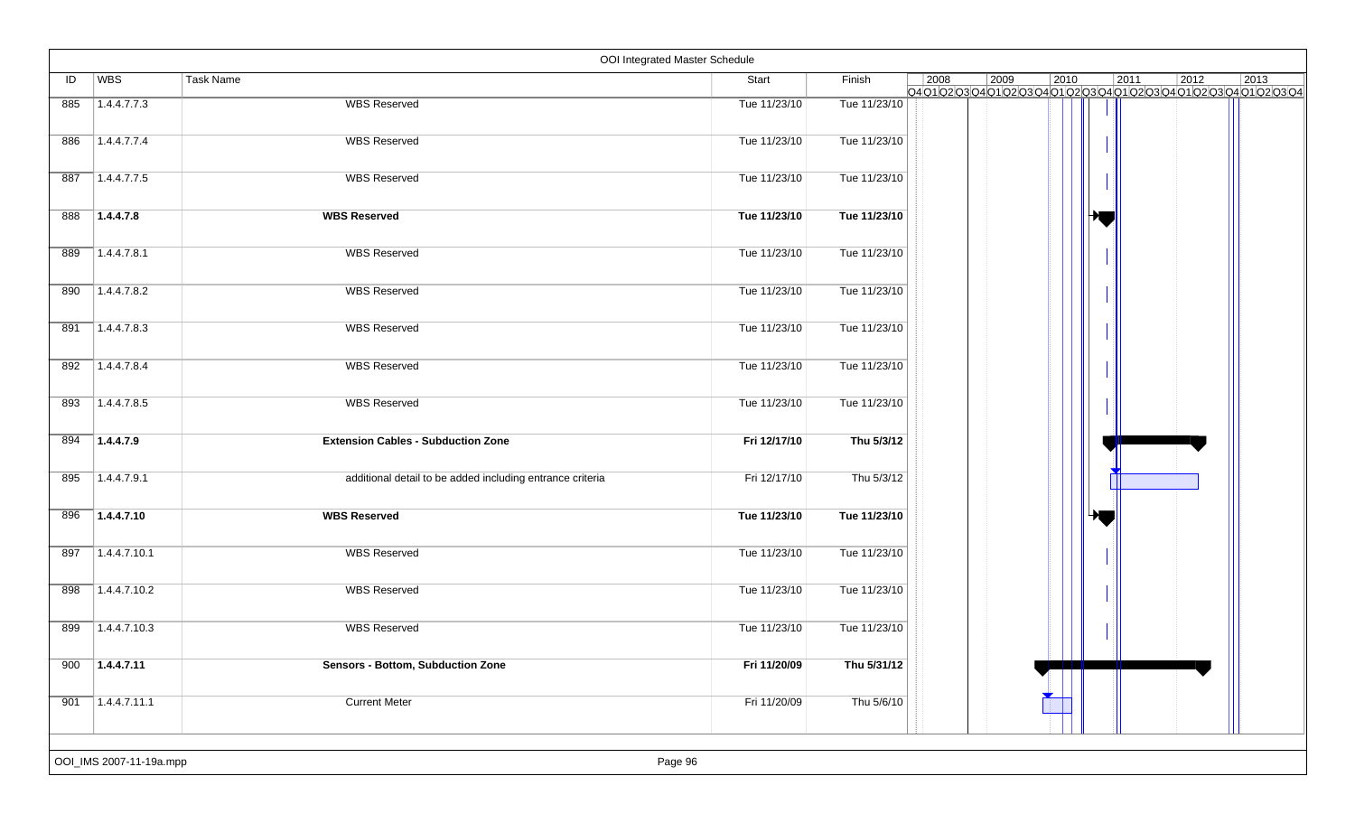## OOI Integrated Master Schedule

| ID | WBS | Task Name | Start | Finish |
|---|---|---|---|---|
| 885 | 1.4.4.7.7.3 | WBS Reserved | Tue 11/23/10 | Tue 11/23/10 |
| 886 | 1.4.4.7.7.4 | WBS Reserved | Tue 11/23/10 | Tue 11/23/10 |
| 887 | 1.4.4.7.7.5 | WBS Reserved | Tue 11/23/10 | Tue 11/23/10 |
| 888 | **1.4.4.7.8** | **WBS Reserved** | **Tue 11/23/10** | **Tue 11/23/10** |
| 889 | 1.4.4.7.8.1 | WBS Reserved | Tue 11/23/10 | Tue 11/23/10 |
| 890 | 1.4.4.7.8.2 | WBS Reserved | Tue 11/23/10 | Tue 11/23/10 |
| 891 | 1.4.4.7.8.3 | WBS Reserved | Tue 11/23/10 | Tue 11/23/10 |
| 892 | 1.4.4.7.8.4 | WBS Reserved | Tue 11/23/10 | Tue 11/23/10 |
| 893 | 1.4.4.7.8.5 | WBS Reserved | Tue 11/23/10 | Tue 11/23/10 |
| 894 | **1.4.4.7.9** | **Extension Cables - Subduction Zone** | **Fri 12/17/10** | **Thu 5/3/12** |
| 895 | 1.4.4.7.9.1 | additional detail to be added including entrance criteria | Fri 12/17/10 | Thu 5/3/12 |
| 896 | **1.4.4.7.10** | **WBS Reserved** | **Tue 11/23/10** | **Tue 11/23/10** |
| 897 | 1.4.4.7.10.1 | WBS Reserved | Tue 11/23/10 | Tue 11/23/10 |
| 898 | 1.4.4.7.10.2 | WBS Reserved | Tue 11/23/10 | Tue 11/23/10 |
| 899 | 1.4.4.7.10.3 | WBS Reserved | Tue 11/23/10 | Tue 11/23/10 |
| 900 | **1.4.4.7.11** | **Sensors - Bottom, Subduction Zone** | **Fri 11/20/09** | **Thu 5/31/12** |
| 901 | 1.4.4.7.11.1 | Current Meter | Fri 11/20/09 | Thu 5/6/10 |

OOI_IMS 2007-11-19a.mpp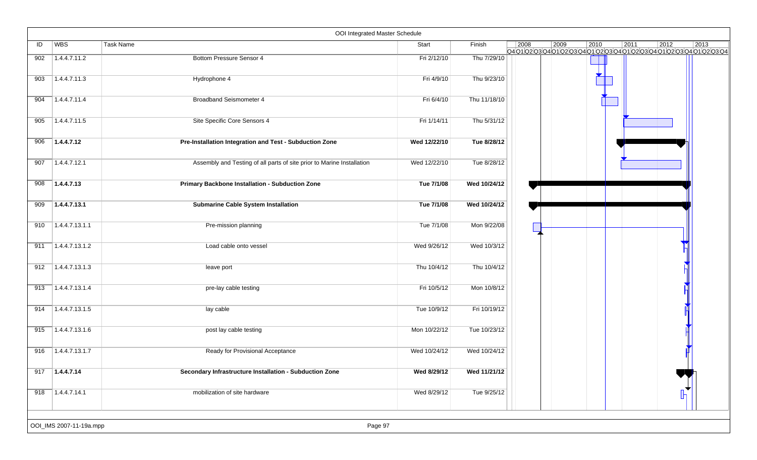## OOI Integrated Master Schedule

| ID | WBS | Task Name | Start | Finish |
|---|---|---|---|---|
| 902 | 1.4.4.7.11.2 | Bottom Pressure Sensor 4 | Fri 2/12/10 | Thu 7/29/10 |
| 903 | 1.4.4.7.11.3 | Hydrophone 4 | Fri 4/9/10 | Thu 9/23/10 |
| 904 | 1.4.4.7.11.4 | Broadband Seismometer 4 | Fri 6/4/10 | Thu 11/18/10 |
| 905 | 1.4.4.7.11.5 | Site Specific Core Sensors 4 | Fri 1/14/11 | Thu 5/31/12 |
| 906 | **1.4.4.7.12** | **Pre-Installation Integration and Test - Subduction Zone** | **Wed 12/22/10** | **Tue 8/28/12** |
| 907 | 1.4.4.7.12.1 | Assembly and Testing of all parts of site prior to Marine Installation | Wed 12/22/10 | Tue 8/28/12 |
| 908 | **1.4.4.7.13** | **Primary Backbone Installation - Subduction Zone** | **Tue 7/1/08** | **Wed 10/24/12** |
| 909 | **1.4.4.7.13.1** | **Submarine Cable System Installation** | **Tue 7/1/08** | **Wed 10/24/12** |
| 910 | 1.4.4.7.13.1.1 | Pre-mission planning | Tue 7/1/08 | Mon 9/22/08 |
| 911 | 1.4.4.7.13.1.2 | Load cable onto vessel | Wed 9/26/12 | Wed 10/3/12 |
| 912 | 1.4.4.7.13.1.3 | leave port | Thu 10/4/12 | Thu 10/4/12 |
| 913 | 1.4.4.7.13.1.4 | pre-lay cable testing | Fri 10/5/12 | Mon 10/8/12 |
| 914 | 1.4.4.7.13.1.5 | lay cable | Tue 10/9/12 | Fri 10/19/12 |
| 915 | 1.4.4.7.13.1.6 | post lay cable testing | Mon 10/22/12 | Tue 10/23/12 |
| 916 | 1.4.4.7.13.1.7 | Ready for Provisional Acceptance | Wed 10/24/12 | Wed 10/24/12 |
| 917 | **1.4.4.7.14** | **Secondary Infrastructure Installation - Subduction Zone** | **Wed 8/29/12** | **Wed 11/21/12** |
| 918 | 1.4.4.7.14.1 | mobilization of site hardware | Wed 8/29/12 | Tue 9/25/12 |

OOI_IMS 2007-11-19a.mpp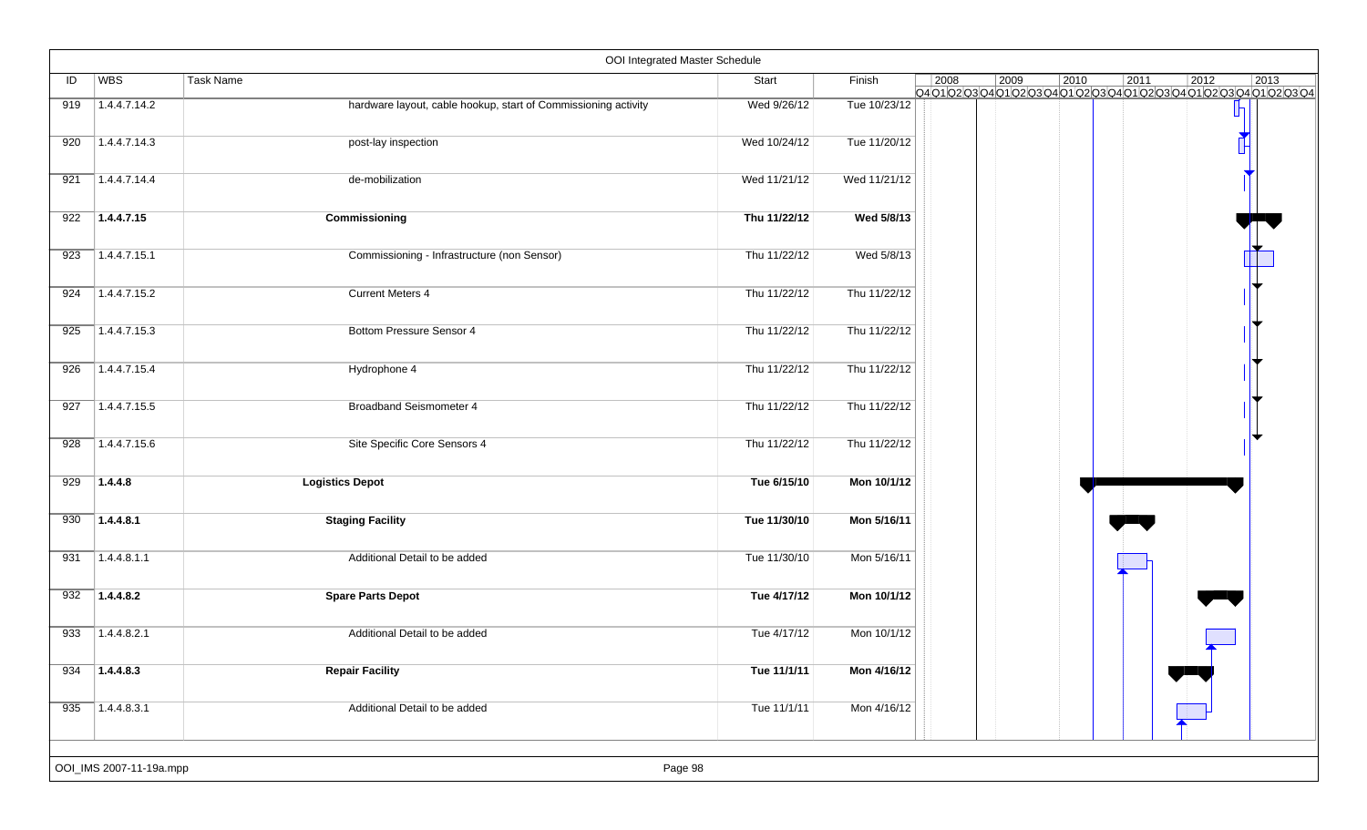# OOI Integrated Master Schedule

| ID | WBS | Task Name | Start | Finish |
|---|---|---|---|---|
| 919 | 1.4.4.7.14.2 | hardware layout, cable hookup, start of Commissioning activity | Wed 9/26/12 | Tue 10/23/12 |
| 920 | 1.4.4.7.14.3 | post-lay inspection | Wed 10/24/12 | Tue 11/20/12 |
| 921 | 1.4.4.7.14.4 | de-mobilization | Wed 11/21/12 | Wed 11/21/12 |
| 922 | **1.4.4.7.15** | **Commissioning** | **Thu 11/22/12** | **Wed 5/8/13** |
| 923 | 1.4.4.7.15.1 | Commissioning - Infrastructure (non Sensor) | Thu 11/22/12 | Wed 5/8/13 |
| 924 | 1.4.4.7.15.2 | Current Meters 4 | Thu 11/22/12 | Thu 11/22/12 |
| 925 | 1.4.4.7.15.3 | Bottom Pressure Sensor 4 | Thu 11/22/12 | Thu 11/22/12 |
| 926 | 1.4.4.7.15.4 | Hydrophone 4 | Thu 11/22/12 | Thu 11/22/12 |
| 927 | 1.4.4.7.15.5 | Broadband Seismometer 4 | Thu 11/22/12 | Thu 11/22/12 |
| 928 | 1.4.4.7.15.6 | Site Specific Core Sensors 4 | Thu 11/22/12 | Thu 11/22/12 |
| 929 | **1.4.4.8** | **Logistics Depot** | **Tue 6/15/10** | **Mon 10/1/12** |
| 930 | **1.4.4.8.1** | **Staging Facility** | **Tue 11/30/10** | **Mon 5/16/11** |
| 931 | 1.4.4.8.1.1 | Additional Detail to be added | Tue 11/30/10 | Mon 5/16/11 |
| 932 | **1.4.4.8.2** | **Spare Parts Depot** | **Tue 4/17/12** | **Mon 10/1/12** |
| 933 | 1.4.4.8.2.1 | Additional Detail to be added | Tue 4/17/12 | Mon 10/1/12 |
| 934 | **1.4.4.8.3** | **Repair Facility** | **Tue 11/1/11** | **Mon 4/16/12** |
| 935 | 1.4.4.8.3.1 | Additional Detail to be added | Tue 11/1/11 | Mon 4/16/12 |

OOI_IMS 2007-11-19a.mpp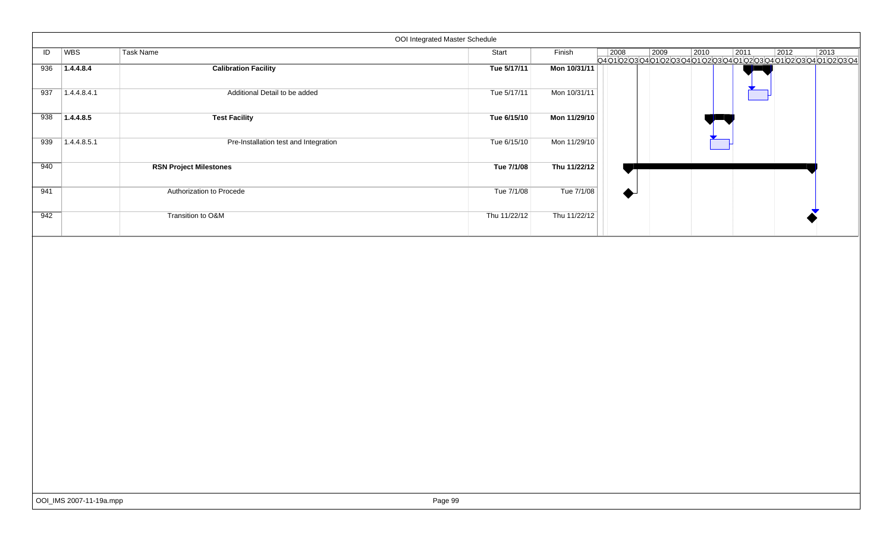OOI Integrated Master Schedule

| ID | WBS | Task Name | Start | Finish |
|---|---|---|---|---|
| 936 | **1.4.4.8.4** | **Calibration Facility** | **Tue 5/17/11** | **Mon 10/31/11** |
| 937 | 1.4.4.8.4.1 | Additional Detail to be added | Tue 5/17/11 | Mon 10/31/11 |
| 938 | **1.4.4.8.5** | **Test Facility** | **Tue 6/15/10** | **Mon 11/29/10** |
| 939 | 1.4.4.8.5.1 | Pre-Installation test and Integration | Tue 6/15/10 | Mon 11/29/10 |
| 940 | | **RSN Project Milestones** | **Tue 7/1/08** | **Thu 11/22/12** |
| 941 | | Authorization to Procede | Tue 7/1/08 | Tue 7/1/08 |
| 942 | | Transition to O&M | Thu 11/22/12 | Thu 11/22/12 |

2008 2009 2010 2011 2012 2013

Q4 Q1 Q2 Q3 Q4 Q1 Q2 Q3 Q4 Q1 Q2 Q3 Q4 Q1 Q2 Q3 Q4 Q1 Q2 Q3 Q4 Q1 Q2 Q3 Q4

OOI_IMS 2007-11-19a.mpp